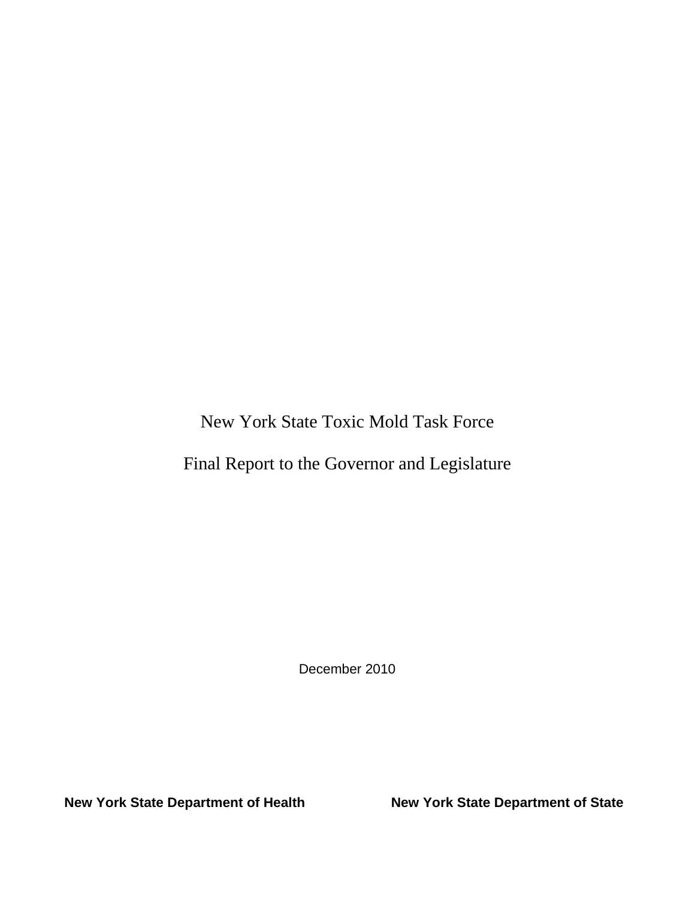# New York State Toxic Mold Task Force

## Final Report to the Governor and Legislature

December 2010

**New York State Department of Health** **New York State Department of State**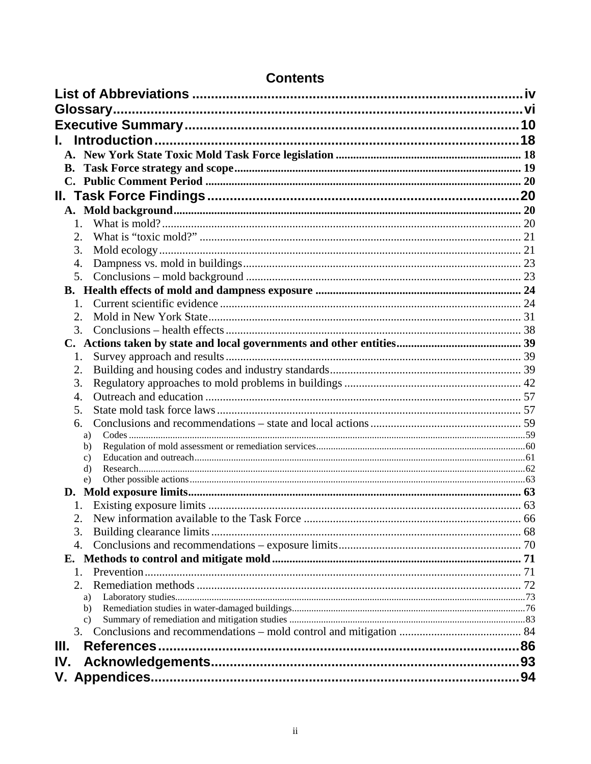# Contents

**List of Abbreviations** .......... iv

**Glossary** .......... vi

**Executive Summary** .......... 10

**I. Introduction** .......... 18

- **A. New York State Toxic Mold Task Force legislation** .......... 18
- **B. Task Force strategy and scope** .......... 19
- **C. Public Comment Period** .......... 20

**II. Task Force Findings** .......... 20

- **A. Mold background** .......... 20
  1. What is mold? .......... 20
  2. What is "toxic mold?" .......... 21
  3. Mold ecology .......... 21
  4. Dampness vs. mold in buildings .......... 23
  5. Conclusions – mold background .......... 23
- **B. Health effects of mold and dampness exposure** .......... 24
  1. Current scientific evidence .......... 24
  2. Mold in New York State .......... 31
  3. Conclusions – health effects .......... 38
- **C. Actions taken by state and local governments and other entities** .......... 39
  1. Survey approach and results .......... 39
  2. Building and housing codes and industry standards .......... 39
  3. Regulatory approaches to mold problems in buildings .......... 42
  4. Outreach and education .......... 57
  5. State mold task force laws .......... 57
  6. Conclusions and recommendations – state and local actions .......... 59
     - a) Codes .......... 59
     - b) Regulation of mold assessment or remediation services .......... 60
     - c) Education and outreach .......... 61
     - d) Research .......... 62
     - e) Other possible actions .......... 63
- **D. Mold exposure limits** .......... 63
  1. Existing exposure limits .......... 63
  2. New information available to the Task Force .......... 66
  3. Building clearance limits .......... 68
  4. Conclusions and recommendations – exposure limits .......... 70
- **E. Methods to control and mitigate mold** .......... 71
  1. Prevention .......... 71
  2. Remediation methods .......... 72
     - a) Laboratory studies .......... 73
     - b) Remediation studies in water-damaged buildings .......... 76
     - c) Summary of remediation and mitigation studies .......... 83
  3. Conclusions and recommendations – mold control and mitigation .......... 84

**III. References** .......... 86

**IV. Acknowledgements** .......... 93

**V. Appendices** .......... 94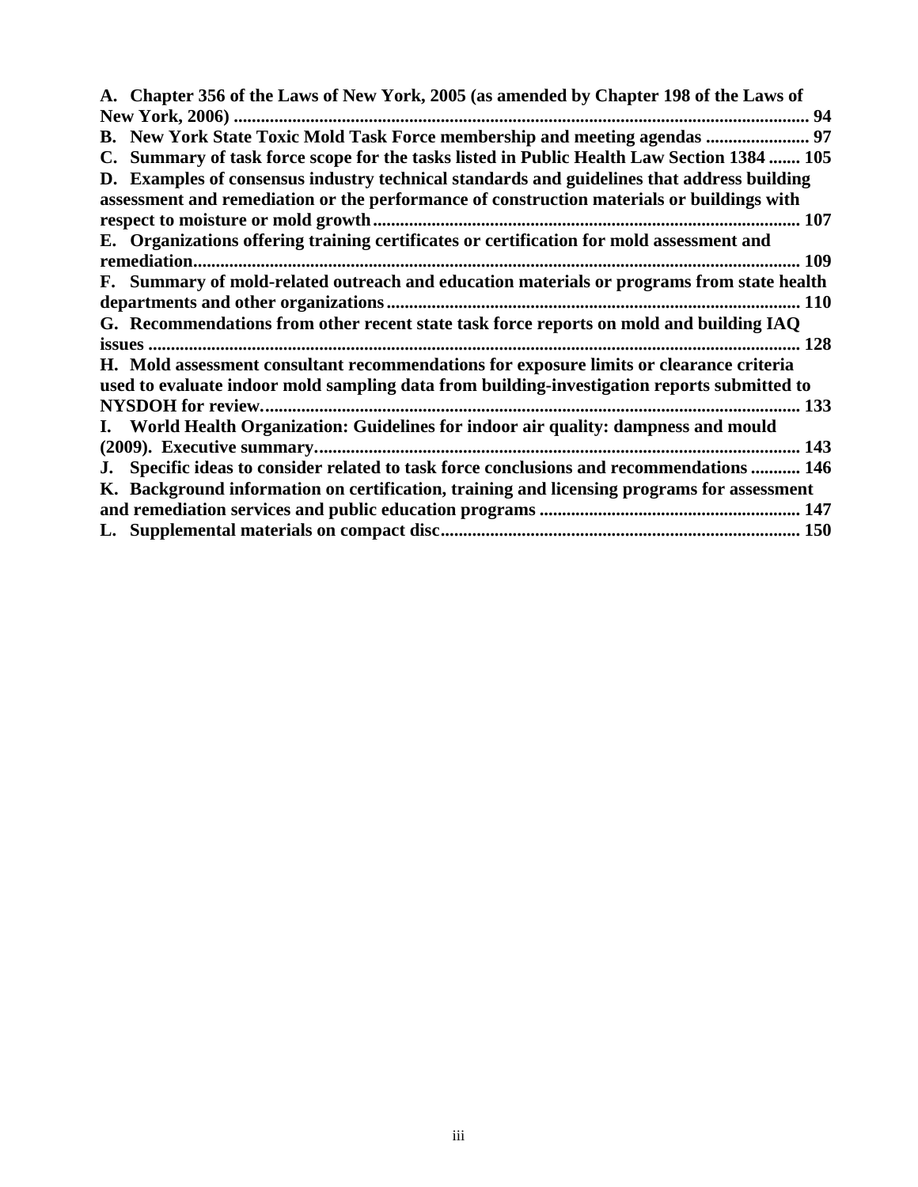**A. Chapter 356 of the Laws of New York, 2005 (as amended by Chapter 198 of the Laws of New York, 2006) ................................................................................................................ 94**

**B. New York State Toxic Mold Task Force membership and meeting agendas ....................... 97**

**C. Summary of task force scope for the tasks listed in Public Health Law Section 1384 ....... 105**

**D. Examples of consensus industry technical standards and guidelines that address building assessment and remediation or the performance of construction materials or buildings with respect to moisture or mold growth.............................................................................................. 107**

**E. Organizations offering training certificates or certification for mold assessment and remediation....................................................................................................................................... 109**

**F. Summary of mold-related outreach and education materials or programs from state health departments and other organizations........................................................................................... 110**

**G. Recommendations from other recent state task force reports on mold and building IAQ issues ................................................................................................................................................ 128**

**H. Mold assessment consultant recommendations for exposure limits or clearance criteria used to evaluate indoor mold sampling data from building-investigation reports submitted to NYSDOH for review....................................................................................................................... 133**

**I. World Health Organization: Guidelines for indoor air quality: dampness and mould (2009). Executive summary............................................................................................................ 143**

**J. Specific ideas to consider related to task force conclusions and recommendations ........... 146**

**K. Background information on certification, training and licensing programs for assessment and remediation services and public education programs .......................................................... 147**

**L. Supplemental materials on compact disc................................................................................ 150**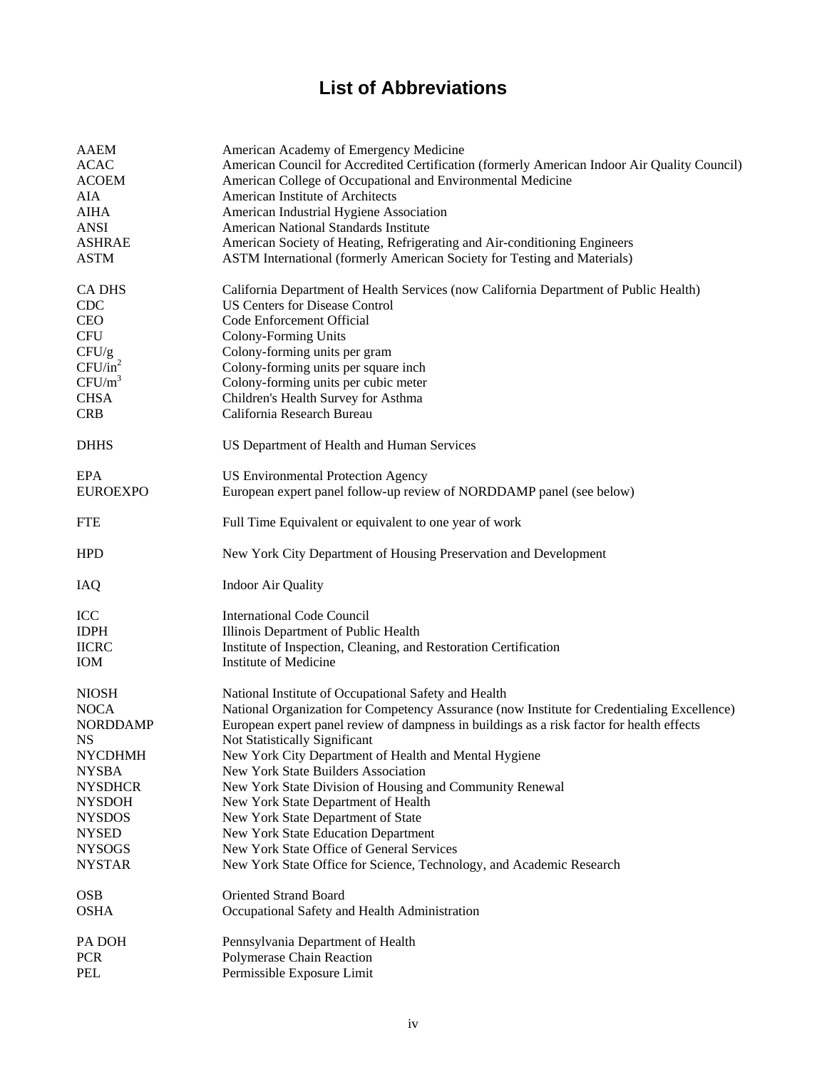# List of Abbreviations

| | |
|---|---|
| AAEM | American Academy of Emergency Medicine |
| ACAC | American Council for Accredited Certification (formerly American Indoor Air Quality Council) |
| ACOEM | American College of Occupational and Environmental Medicine |
| AIA | American Institute of Architects |
| AIHA | American Industrial Hygiene Association |
| ANSI | American National Standards Institute |
| ASHRAE | American Society of Heating, Refrigerating and Air-conditioning Engineers |
| ASTM | ASTM International (formerly American Society for Testing and Materials) |
| CA DHS | California Department of Health Services (now California Department of Public Health) |
| CDC | US Centers for Disease Control |
| CEO | Code Enforcement Official |
| CFU | Colony-Forming Units |
| CFU/g | Colony-forming units per gram |
| CFU/in$^2$ | Colony-forming units per square inch |
| CFU/m$^3$ | Colony-forming units per cubic meter |
| CHSA | Children's Health Survey for Asthma |
| CRB | California Research Bureau |
| DHHS | US Department of Health and Human Services |
| EPA | US Environmental Protection Agency |
| EUROEXPO | European expert panel follow-up review of NORDDAMP panel (see below) |
| FTE | Full Time Equivalent or equivalent to one year of work |
| HPD | New York City Department of Housing Preservation and Development |
| IAQ | Indoor Air Quality |
| ICC | International Code Council |
| IDPH | Illinois Department of Public Health |
| IICRC | Institute of Inspection, Cleaning, and Restoration Certification |
| IOM | Institute of Medicine |
| NIOSH | National Institute of Occupational Safety and Health |
| NOCA | National Organization for Competency Assurance (now Institute for Credentialing Excellence) |
| NORDDAMP | European expert panel review of dampness in buildings as a risk factor for health effects |
| NS | Not Statistically Significant |
| NYCDHMH | New York City Department of Health and Mental Hygiene |
| NYSBA | New York State Builders Association |
| NYSDHCR | New York State Division of Housing and Community Renewal |
| NYSDOH | New York State Department of Health |
| NYSDOS | New York State Department of State |
| NYSED | New York State Education Department |
| NYSOGS | New York State Office of General Services |
| NYSTAR | New York State Office for Science, Technology, and Academic Research |
| OSB | Oriented Strand Board |
| OSHA | Occupational Safety and Health Administration |
| PA DOH | Pennsylvania Department of Health |
| PCR | Polymerase Chain Reaction |
| PEL | Permissible Exposure Limit |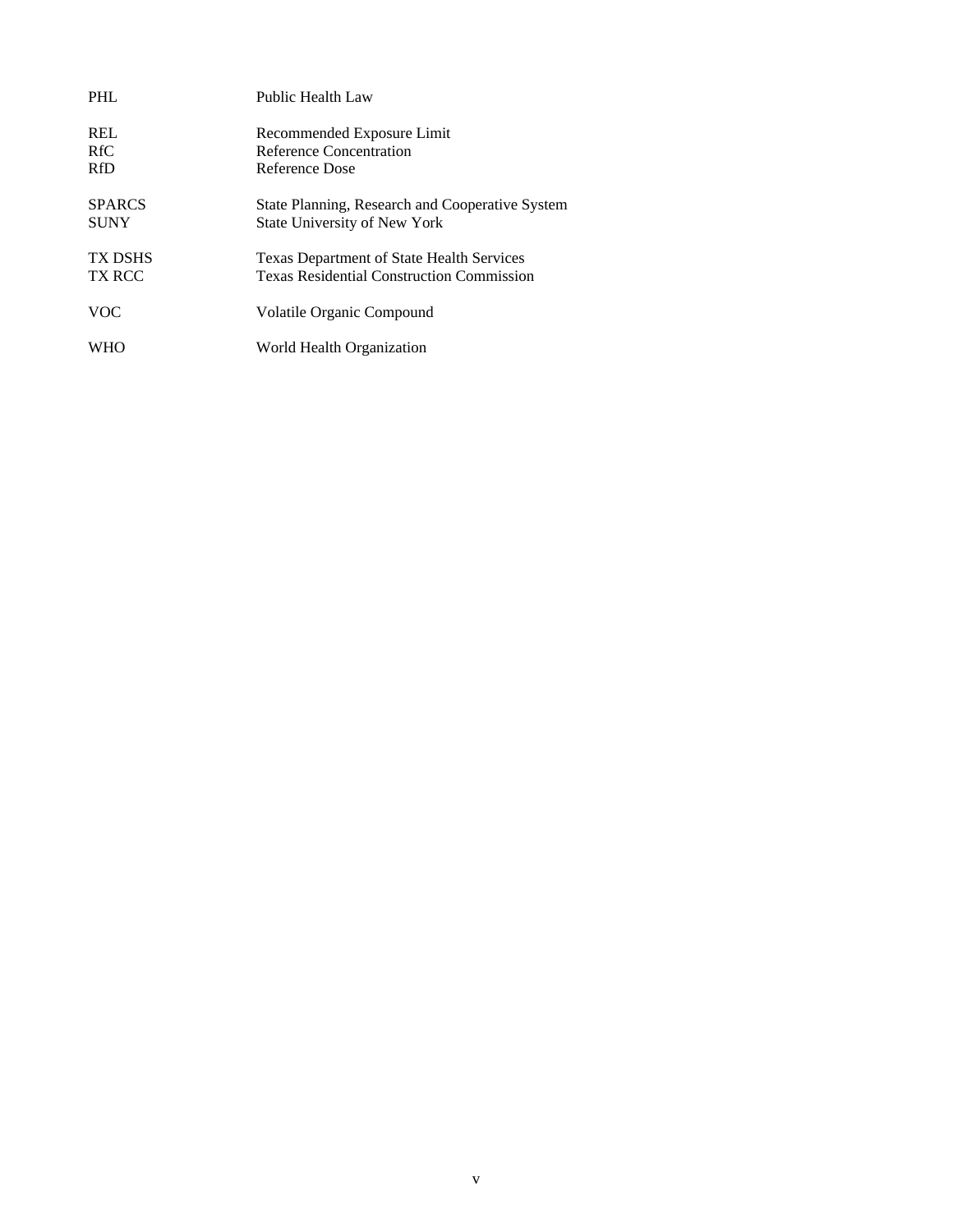| | |
|---|---|
| PHL | Public Health Law |
| REL | Recommended Exposure Limit |
| RfC | Reference Concentration |
| RfD | Reference Dose |
| SPARCS | State Planning, Research and Cooperative System |
| SUNY | State University of New York |
| TX DSHS | Texas Department of State Health Services |
| TX RCC | Texas Residential Construction Commission |
| VOC | Volatile Organic Compound |
| WHO | World Health Organization |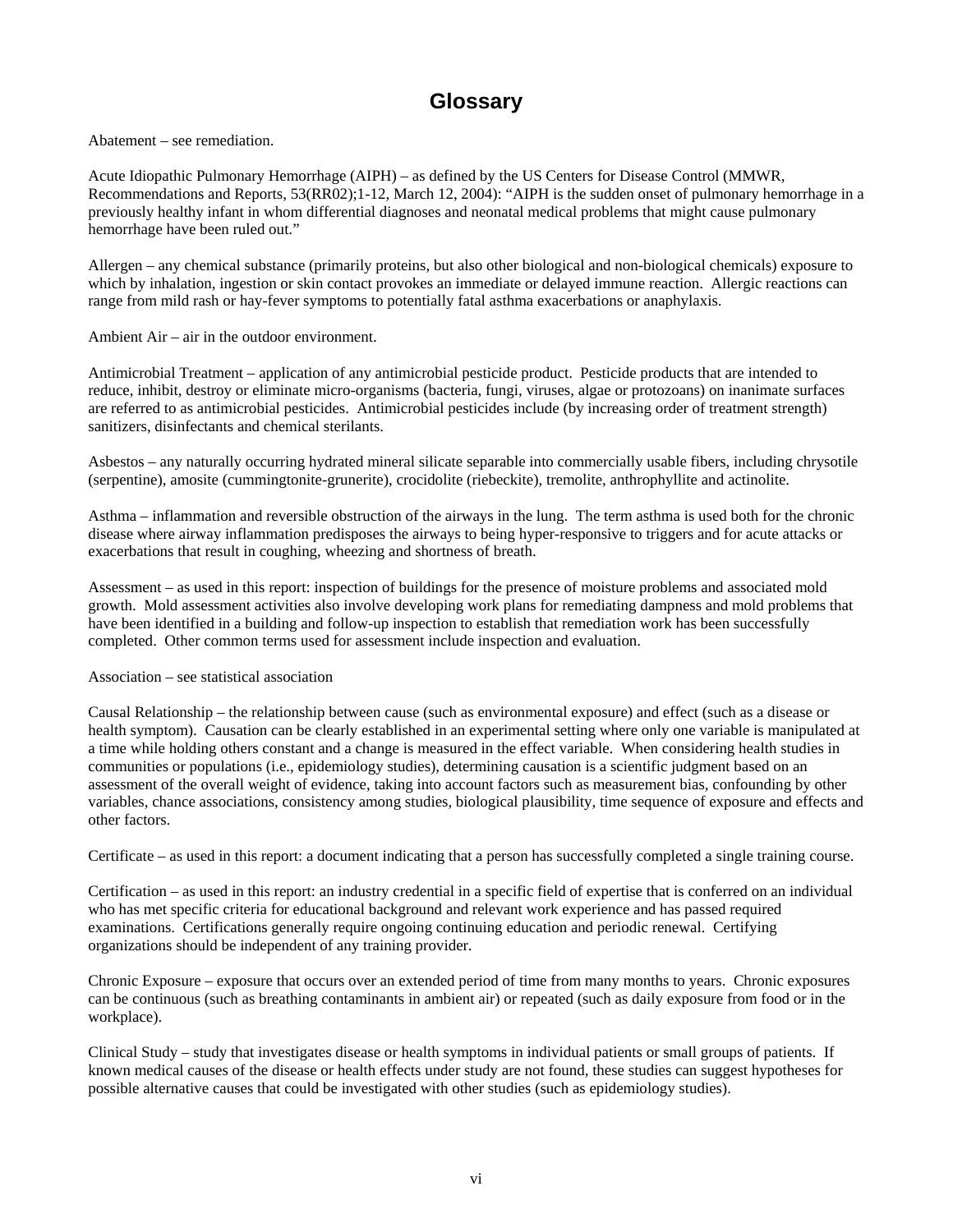# Glossary

Abatement – see remediation.

Acute Idiopathic Pulmonary Hemorrhage (AIPH) – as defined by the US Centers for Disease Control (MMWR, Recommendations and Reports, 53(RR02);1-12, March 12, 2004): "AIPH is the sudden onset of pulmonary hemorrhage in a previously healthy infant in whom differential diagnoses and neonatal medical problems that might cause pulmonary hemorrhage have been ruled out."

Allergen – any chemical substance (primarily proteins, but also other biological and non-biological chemicals) exposure to which by inhalation, ingestion or skin contact provokes an immediate or delayed immune reaction. Allergic reactions can range from mild rash or hay-fever symptoms to potentially fatal asthma exacerbations or anaphylaxis.

Ambient Air – air in the outdoor environment.

Antimicrobial Treatment – application of any antimicrobial pesticide product. Pesticide products that are intended to reduce, inhibit, destroy or eliminate micro-organisms (bacteria, fungi, viruses, algae or protozoans) on inanimate surfaces are referred to as antimicrobial pesticides. Antimicrobial pesticides include (by increasing order of treatment strength) sanitizers, disinfectants and chemical sterilants.

Asbestos – any naturally occurring hydrated mineral silicate separable into commercially usable fibers, including chrysotile (serpentine), amosite (cummingtonite-grunerite), crocidolite (riebeckite), tremolite, anthrophyllite and actinolite.

Asthma – inflammation and reversible obstruction of the airways in the lung. The term asthma is used both for the chronic disease where airway inflammation predisposes the airways to being hyper-responsive to triggers and for acute attacks or exacerbations that result in coughing, wheezing and shortness of breath.

Assessment – as used in this report: inspection of buildings for the presence of moisture problems and associated mold growth. Mold assessment activities also involve developing work plans for remediating dampness and mold problems that have been identified in a building and follow-up inspection to establish that remediation work has been successfully completed. Other common terms used for assessment include inspection and evaluation.

Association – see statistical association

Causal Relationship – the relationship between cause (such as environmental exposure) and effect (such as a disease or health symptom). Causation can be clearly established in an experimental setting where only one variable is manipulated at a time while holding others constant and a change is measured in the effect variable. When considering health studies in communities or populations (i.e., epidemiology studies), determining causation is a scientific judgment based on an assessment of the overall weight of evidence, taking into account factors such as measurement bias, confounding by other variables, chance associations, consistency among studies, biological plausibility, time sequence of exposure and effects and other factors.

Certificate – as used in this report: a document indicating that a person has successfully completed a single training course.

Certification – as used in this report: an industry credential in a specific field of expertise that is conferred on an individual who has met specific criteria for educational background and relevant work experience and has passed required examinations. Certifications generally require ongoing continuing education and periodic renewal. Certifying organizations should be independent of any training provider.

Chronic Exposure – exposure that occurs over an extended period of time from many months to years. Chronic exposures can be continuous (such as breathing contaminants in ambient air) or repeated (such as daily exposure from food or in the workplace).

Clinical Study – study that investigates disease or health symptoms in individual patients or small groups of patients. If known medical causes of the disease or health effects under study are not found, these studies can suggest hypotheses for possible alternative causes that could be investigated with other studies (such as epidemiology studies).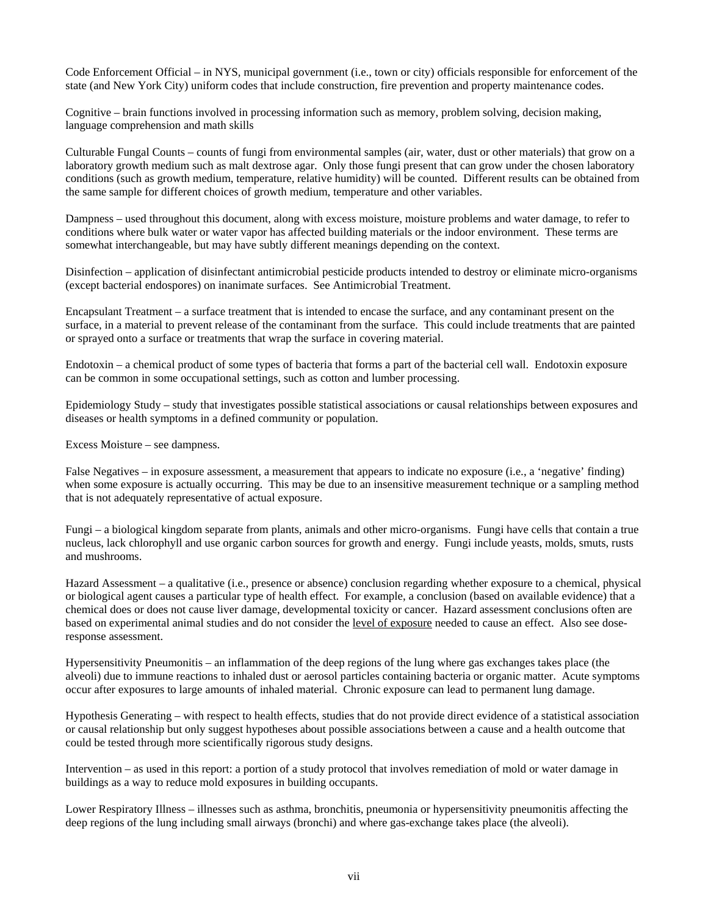Code Enforcement Official – in NYS, municipal government (i.e., town or city) officials responsible for enforcement of the state (and New York City) uniform codes that include construction, fire prevention and property maintenance codes.

Cognitive – brain functions involved in processing information such as memory, problem solving, decision making, language comprehension and math skills

Culturable Fungal Counts – counts of fungi from environmental samples (air, water, dust or other materials) that grow on a laboratory growth medium such as malt dextrose agar. Only those fungi present that can grow under the chosen laboratory conditions (such as growth medium, temperature, relative humidity) will be counted. Different results can be obtained from the same sample for different choices of growth medium, temperature and other variables.

Dampness – used throughout this document, along with excess moisture, moisture problems and water damage, to refer to conditions where bulk water or water vapor has affected building materials or the indoor environment. These terms are somewhat interchangeable, but may have subtly different meanings depending on the context.

Disinfection – application of disinfectant antimicrobial pesticide products intended to destroy or eliminate micro-organisms (except bacterial endospores) on inanimate surfaces. See Antimicrobial Treatment.

Encapsulant Treatment – a surface treatment that is intended to encase the surface, and any contaminant present on the surface, in a material to prevent release of the contaminant from the surface. This could include treatments that are painted or sprayed onto a surface or treatments that wrap the surface in covering material.

Endotoxin – a chemical product of some types of bacteria that forms a part of the bacterial cell wall. Endotoxin exposure can be common in some occupational settings, such as cotton and lumber processing.

Epidemiology Study – study that investigates possible statistical associations or causal relationships between exposures and diseases or health symptoms in a defined community or population.

Excess Moisture – see dampness.

False Negatives – in exposure assessment, a measurement that appears to indicate no exposure (i.e., a 'negative' finding) when some exposure is actually occurring. This may be due to an insensitive measurement technique or a sampling method that is not adequately representative of actual exposure.

Fungi – a biological kingdom separate from plants, animals and other micro-organisms. Fungi have cells that contain a true nucleus, lack chlorophyll and use organic carbon sources for growth and energy. Fungi include yeasts, molds, smuts, rusts and mushrooms.

Hazard Assessment – a qualitative (i.e., presence or absence) conclusion regarding whether exposure to a chemical, physical or biological agent causes a particular type of health effect. For example, a conclusion (based on available evidence) that a chemical does or does not cause liver damage, developmental toxicity or cancer. Hazard assessment conclusions often are based on experimental animal studies and do not consider the level of exposure needed to cause an effect. Also see dose-response assessment.

Hypersensitivity Pneumonitis – an inflammation of the deep regions of the lung where gas exchanges takes place (the alveoli) due to immune reactions to inhaled dust or aerosol particles containing bacteria or organic matter. Acute symptoms occur after exposures to large amounts of inhaled material. Chronic exposure can lead to permanent lung damage.

Hypothesis Generating – with respect to health effects, studies that do not provide direct evidence of a statistical association or causal relationship but only suggest hypotheses about possible associations between a cause and a health outcome that could be tested through more scientifically rigorous study designs.

Intervention – as used in this report: a portion of a study protocol that involves remediation of mold or water damage in buildings as a way to reduce mold exposures in building occupants.

Lower Respiratory Illness – illnesses such as asthma, bronchitis, pneumonia or hypersensitivity pneumonitis affecting the deep regions of the lung including small airways (bronchi) and where gas-exchange takes place (the alveoli).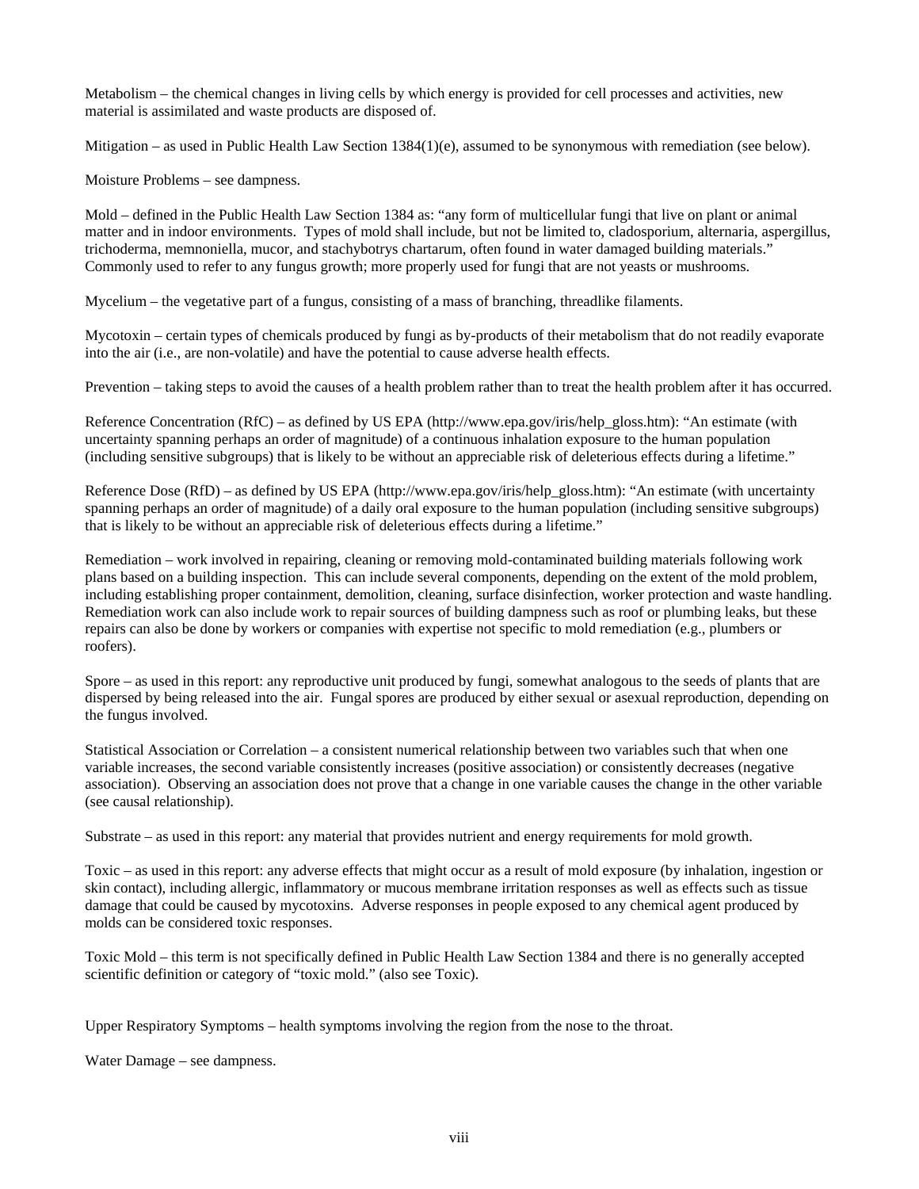Metabolism – the chemical changes in living cells by which energy is provided for cell processes and activities, new material is assimilated and waste products are disposed of.

Mitigation – as used in Public Health Law Section 1384(1)(e), assumed to be synonymous with remediation (see below).

Moisture Problems – see dampness.

Mold – defined in the Public Health Law Section 1384 as: "any form of multicellular fungi that live on plant or animal matter and in indoor environments. Types of mold shall include, but not be limited to, cladosporium, alternaria, aspergillus, trichoderma, memnoniella, mucor, and stachybotrys chartarum, often found in water damaged building materials." Commonly used to refer to any fungus growth; more properly used for fungi that are not yeasts or mushrooms.

Mycelium – the vegetative part of a fungus, consisting of a mass of branching, threadlike filaments.

Mycotoxin – certain types of chemicals produced by fungi as by-products of their metabolism that do not readily evaporate into the air (i.e., are non-volatile) and have the potential to cause adverse health effects.

Prevention – taking steps to avoid the causes of a health problem rather than to treat the health problem after it has occurred.

Reference Concentration (RfC) – as defined by US EPA (http://www.epa.gov/iris/help_gloss.htm): "An estimate (with uncertainty spanning perhaps an order of magnitude) of a continuous inhalation exposure to the human population (including sensitive subgroups) that is likely to be without an appreciable risk of deleterious effects during a lifetime."

Reference Dose (RfD) – as defined by US EPA (http://www.epa.gov/iris/help_gloss.htm): "An estimate (with uncertainty spanning perhaps an order of magnitude) of a daily oral exposure to the human population (including sensitive subgroups) that is likely to be without an appreciable risk of deleterious effects during a lifetime."

Remediation – work involved in repairing, cleaning or removing mold-contaminated building materials following work plans based on a building inspection. This can include several components, depending on the extent of the mold problem, including establishing proper containment, demolition, cleaning, surface disinfection, worker protection and waste handling. Remediation work can also include work to repair sources of building dampness such as roof or plumbing leaks, but these repairs can also be done by workers or companies with expertise not specific to mold remediation (e.g., plumbers or roofers).

Spore – as used in this report: any reproductive unit produced by fungi, somewhat analogous to the seeds of plants that are dispersed by being released into the air. Fungal spores are produced by either sexual or asexual reproduction, depending on the fungus involved.

Statistical Association or Correlation – a consistent numerical relationship between two variables such that when one variable increases, the second variable consistently increases (positive association) or consistently decreases (negative association). Observing an association does not prove that a change in one variable causes the change in the other variable (see causal relationship).

Substrate – as used in this report: any material that provides nutrient and energy requirements for mold growth.

Toxic – as used in this report: any adverse effects that might occur as a result of mold exposure (by inhalation, ingestion or skin contact), including allergic, inflammatory or mucous membrane irritation responses as well as effects such as tissue damage that could be caused by mycotoxins. Adverse responses in people exposed to any chemical agent produced by molds can be considered toxic responses.

Toxic Mold – this term is not specifically defined in Public Health Law Section 1384 and there is no generally accepted scientific definition or category of "toxic mold." (also see Toxic).

Upper Respiratory Symptoms – health symptoms involving the region from the nose to the throat.

Water Damage – see dampness.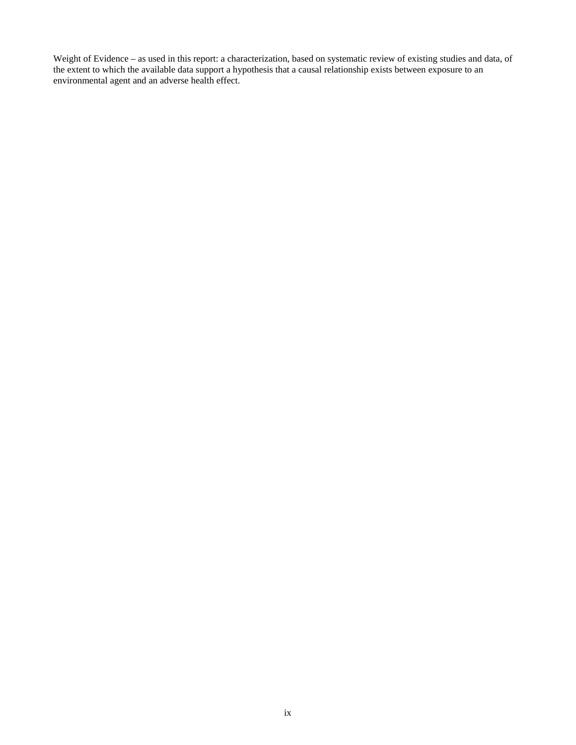Weight of Evidence – as used in this report: a characterization, based on systematic review of existing studies and data, of the extent to which the available data support a hypothesis that a causal relationship exists between exposure to an environmental agent and an adverse health effect.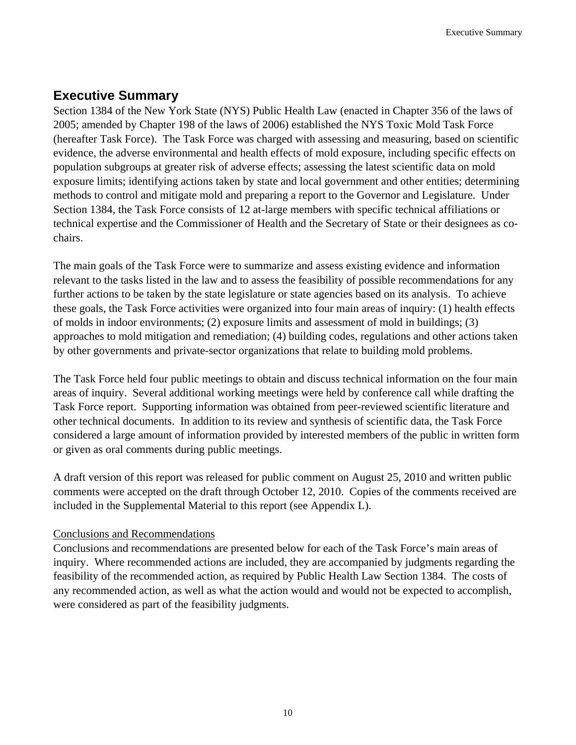## Executive Summary

Section 1384 of the New York State (NYS) Public Health Law (enacted in Chapter 356 of the laws of 2005; amended by Chapter 198 of the laws of 2006) established the NYS Toxic Mold Task Force (hereafter Task Force). The Task Force was charged with assessing and measuring, based on scientific evidence, the adverse environmental and health effects of mold exposure, including specific effects on population subgroups at greater risk of adverse effects; assessing the latest scientific data on mold exposure limits; identifying actions taken by state and local government and other entities; determining methods to control and mitigate mold and preparing a report to the Governor and Legislature. Under Section 1384, the Task Force consists of 12 at-large members with specific technical affiliations or technical expertise and the Commissioner of Health and the Secretary of State or their designees as co-chairs.

The main goals of the Task Force were to summarize and assess existing evidence and information relevant to the tasks listed in the law and to assess the feasibility of possible recommendations for any further actions to be taken by the state legislature or state agencies based on its analysis. To achieve these goals, the Task Force activities were organized into four main areas of inquiry: (1) health effects of molds in indoor environments; (2) exposure limits and assessment of mold in buildings; (3) approaches to mold mitigation and remediation; (4) building codes, regulations and other actions taken by other governments and private-sector organizations that relate to building mold problems.

The Task Force held four public meetings to obtain and discuss technical information on the four main areas of inquiry. Several additional working meetings were held by conference call while drafting the Task Force report. Supporting information was obtained from peer-reviewed scientific literature and other technical documents. In addition to its review and synthesis of scientific data, the Task Force considered a large amount of information provided by interested members of the public in written form or given as oral comments during public meetings.

A draft version of this report was released for public comment on August 25, 2010 and written public comments were accepted on the draft through October 12, 2010. Copies of the comments received are included in the Supplemental Material to this report (see Appendix L).

### Conclusions and Recommendations

Conclusions and recommendations are presented below for each of the Task Force's main areas of inquiry. Where recommended actions are included, they are accompanied by judgments regarding the feasibility of the recommended action, as required by Public Health Law Section 1384. The costs of any recommended action, as well as what the action would and would not be expected to accomplish, were considered as part of the feasibility judgments.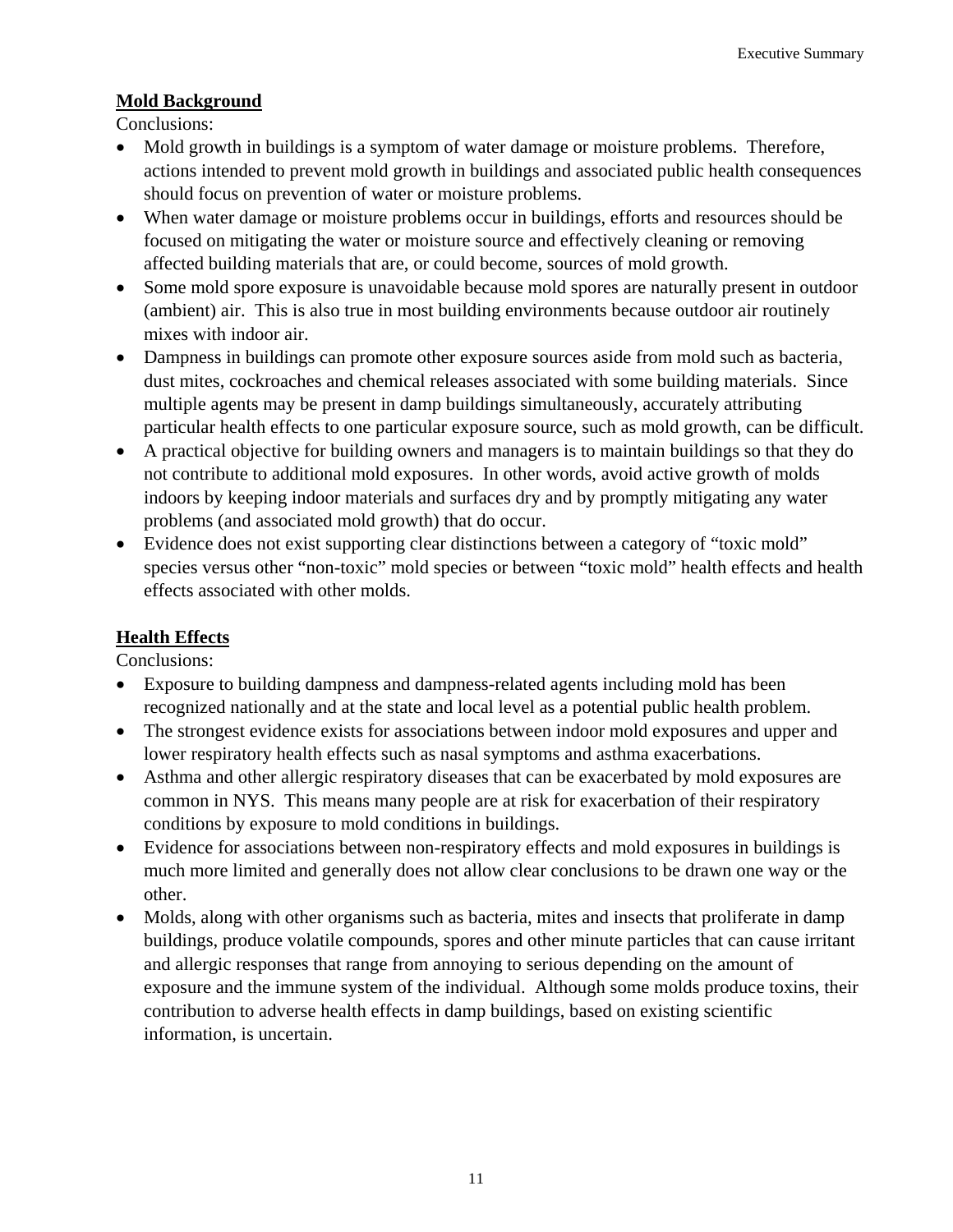## Mold Background

Conclusions:

- Mold growth in buildings is a symptom of water damage or moisture problems. Therefore, actions intended to prevent mold growth in buildings and associated public health consequences should focus on prevention of water or moisture problems.
- When water damage or moisture problems occur in buildings, efforts and resources should be focused on mitigating the water or moisture source and effectively cleaning or removing affected building materials that are, or could become, sources of mold growth.
- Some mold spore exposure is unavoidable because mold spores are naturally present in outdoor (ambient) air. This is also true in most building environments because outdoor air routinely mixes with indoor air.
- Dampness in buildings can promote other exposure sources aside from mold such as bacteria, dust mites, cockroaches and chemical releases associated with some building materials. Since multiple agents may be present in damp buildings simultaneously, accurately attributing particular health effects to one particular exposure source, such as mold growth, can be difficult.
- A practical objective for building owners and managers is to maintain buildings so that they do not contribute to additional mold exposures. In other words, avoid active growth of molds indoors by keeping indoor materials and surfaces dry and by promptly mitigating any water problems (and associated mold growth) that do occur.
- Evidence does not exist supporting clear distinctions between a category of "toxic mold" species versus other "non-toxic" mold species or between "toxic mold" health effects and health effects associated with other molds.

## Health Effects

Conclusions:

- Exposure to building dampness and dampness-related agents including mold has been recognized nationally and at the state and local level as a potential public health problem.
- The strongest evidence exists for associations between indoor mold exposures and upper and lower respiratory health effects such as nasal symptoms and asthma exacerbations.
- Asthma and other allergic respiratory diseases that can be exacerbated by mold exposures are common in NYS. This means many people are at risk for exacerbation of their respiratory conditions by exposure to mold conditions in buildings.
- Evidence for associations between non-respiratory effects and mold exposures in buildings is much more limited and generally does not allow clear conclusions to be drawn one way or the other.
- Molds, along with other organisms such as bacteria, mites and insects that proliferate in damp buildings, produce volatile compounds, spores and other minute particles that can cause irritant and allergic responses that range from annoying to serious depending on the amount of exposure and the immune system of the individual. Although some molds produce toxins, their contribution to adverse health effects in damp buildings, based on existing scientific information, is uncertain.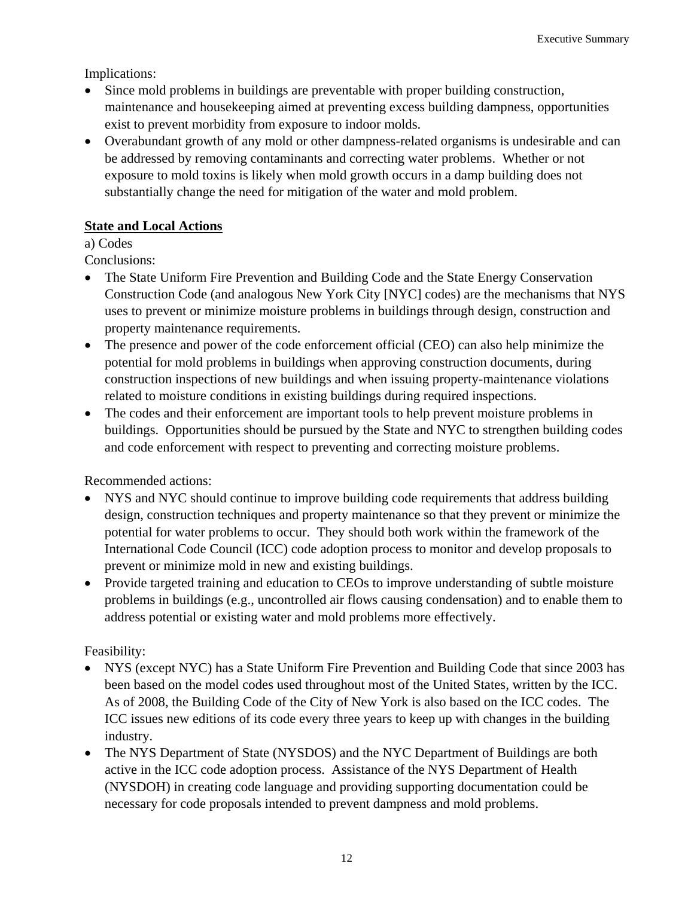Implications:

- Since mold problems in buildings are preventable with proper building construction, maintenance and housekeeping aimed at preventing excess building dampness, opportunities exist to prevent morbidity from exposure to indoor molds.
- Overabundant growth of any mold or other dampness-related organisms is undesirable and can be addressed by removing contaminants and correcting water problems. Whether or not exposure to mold toxins is likely when mold growth occurs in a damp building does not substantially change the need for mitigation of the water and mold problem.

## State and Local Actions

a) Codes

Conclusions:

- The State Uniform Fire Prevention and Building Code and the State Energy Conservation Construction Code (and analogous New York City [NYC] codes) are the mechanisms that NYS uses to prevent or minimize moisture problems in buildings through design, construction and property maintenance requirements.
- The presence and power of the code enforcement official (CEO) can also help minimize the potential for mold problems in buildings when approving construction documents, during construction inspections of new buildings and when issuing property-maintenance violations related to moisture conditions in existing buildings during required inspections.
- The codes and their enforcement are important tools to help prevent moisture problems in buildings. Opportunities should be pursued by the State and NYC to strengthen building codes and code enforcement with respect to preventing and correcting moisture problems.

Recommended actions:

- NYS and NYC should continue to improve building code requirements that address building design, construction techniques and property maintenance so that they prevent or minimize the potential for water problems to occur. They should both work within the framework of the International Code Council (ICC) code adoption process to monitor and develop proposals to prevent or minimize mold in new and existing buildings.
- Provide targeted training and education to CEOs to improve understanding of subtle moisture problems in buildings (e.g., uncontrolled air flows causing condensation) and to enable them to address potential or existing water and mold problems more effectively.

Feasibility:

- NYS (except NYC) has a State Uniform Fire Prevention and Building Code that since 2003 has been based on the model codes used throughout most of the United States, written by the ICC. As of 2008, the Building Code of the City of New York is also based on the ICC codes. The ICC issues new editions of its code every three years to keep up with changes in the building industry.
- The NYS Department of State (NYSDOS) and the NYC Department of Buildings are both active in the ICC code adoption process. Assistance of the NYS Department of Health (NYSDOH) in creating code language and providing supporting documentation could be necessary for code proposals intended to prevent dampness and mold problems.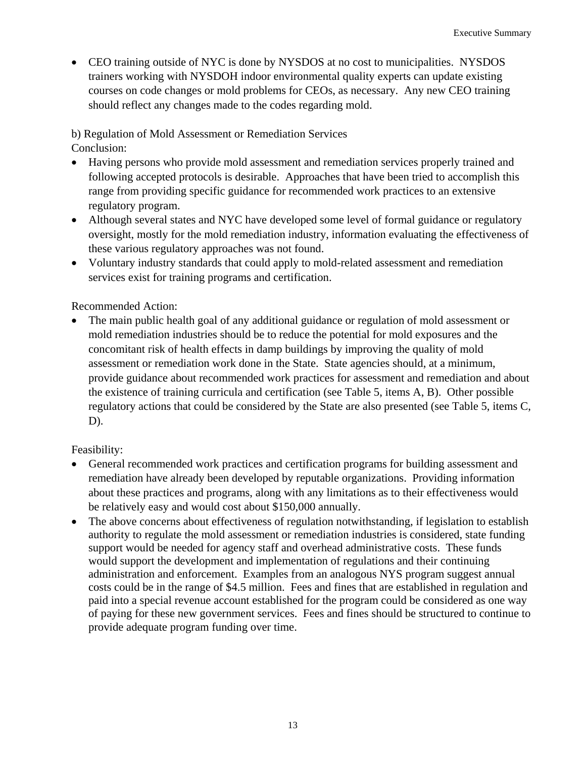- CEO training outside of NYC is done by NYSDOS at no cost to municipalities. NYSDOS trainers working with NYSDOH indoor environmental quality experts can update existing courses on code changes or mold problems for CEOs, as necessary. Any new CEO training should reflect any changes made to the codes regarding mold.

b) Regulation of Mold Assessment or Remediation Services

Conclusion:

- Having persons who provide mold assessment and remediation services properly trained and following accepted protocols is desirable. Approaches that have been tried to accomplish this range from providing specific guidance for recommended work practices to an extensive regulatory program.
- Although several states and NYC have developed some level of formal guidance or regulatory oversight, mostly for the mold remediation industry, information evaluating the effectiveness of these various regulatory approaches was not found.
- Voluntary industry standards that could apply to mold-related assessment and remediation services exist for training programs and certification.

Recommended Action:

- The main public health goal of any additional guidance or regulation of mold assessment or mold remediation industries should be to reduce the potential for mold exposures and the concomitant risk of health effects in damp buildings by improving the quality of mold assessment or remediation work done in the State. State agencies should, at a minimum, provide guidance about recommended work practices for assessment and remediation and about the existence of training curricula and certification (see Table 5, items A, B). Other possible regulatory actions that could be considered by the State are also presented (see Table 5, items C, D).

Feasibility:

- General recommended work practices and certification programs for building assessment and remediation have already been developed by reputable organizations. Providing information about these practices and programs, along with any limitations as to their effectiveness would be relatively easy and would cost about $150,000 annually.
- The above concerns about effectiveness of regulation notwithstanding, if legislation to establish authority to regulate the mold assessment or remediation industries is considered, state funding support would be needed for agency staff and overhead administrative costs. These funds would support the development and implementation of regulations and their continuing administration and enforcement. Examples from an analogous NYS program suggest annual costs could be in the range of $4.5 million. Fees and fines that are established in regulation and paid into a special revenue account established for the program could be considered as one way of paying for these new government services. Fees and fines should be structured to continue to provide adequate program funding over time.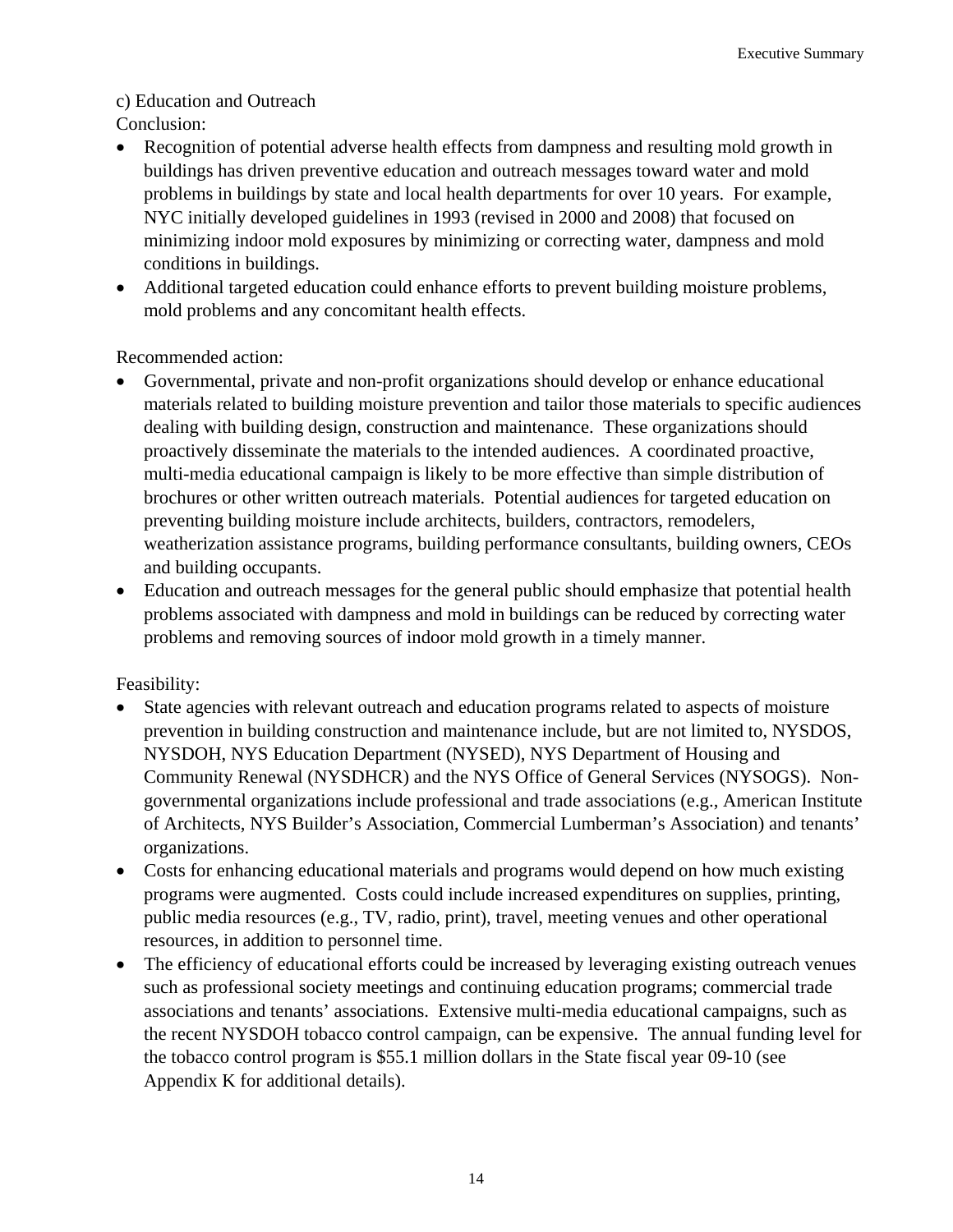c) Education and Outreach

Conclusion:

- Recognition of potential adverse health effects from dampness and resulting mold growth in buildings has driven preventive education and outreach messages toward water and mold problems in buildings by state and local health departments for over 10 years. For example, NYC initially developed guidelines in 1993 (revised in 2000 and 2008) that focused on minimizing indoor mold exposures by minimizing or correcting water, dampness and mold conditions in buildings.
- Additional targeted education could enhance efforts to prevent building moisture problems, mold problems and any concomitant health effects.

Recommended action:

- Governmental, private and non-profit organizations should develop or enhance educational materials related to building moisture prevention and tailor those materials to specific audiences dealing with building design, construction and maintenance. These organizations should proactively disseminate the materials to the intended audiences. A coordinated proactive, multi-media educational campaign is likely to be more effective than simple distribution of brochures or other written outreach materials. Potential audiences for targeted education on preventing building moisture include architects, builders, contractors, remodelers, weatherization assistance programs, building performance consultants, building owners, CEOs and building occupants.
- Education and outreach messages for the general public should emphasize that potential health problems associated with dampness and mold in buildings can be reduced by correcting water problems and removing sources of indoor mold growth in a timely manner.

Feasibility:

- State agencies with relevant outreach and education programs related to aspects of moisture prevention in building construction and maintenance include, but are not limited to, NYSDOS, NYSDOH, NYS Education Department (NYSED), NYS Department of Housing and Community Renewal (NYSDHCR) and the NYS Office of General Services (NYSOGS). Non-governmental organizations include professional and trade associations (e.g., American Institute of Architects, NYS Builder's Association, Commercial Lumberman's Association) and tenants' organizations.
- Costs for enhancing educational materials and programs would depend on how much existing programs were augmented. Costs could include increased expenditures on supplies, printing, public media resources (e.g., TV, radio, print), travel, meeting venues and other operational resources, in addition to personnel time.
- The efficiency of educational efforts could be increased by leveraging existing outreach venues such as professional society meetings and continuing education programs; commercial trade associations and tenants' associations. Extensive multi-media educational campaigns, such as the recent NYSDOH tobacco control campaign, can be expensive. The annual funding level for the tobacco control program is $55.1 million dollars in the State fiscal year 09-10 (see Appendix K for additional details).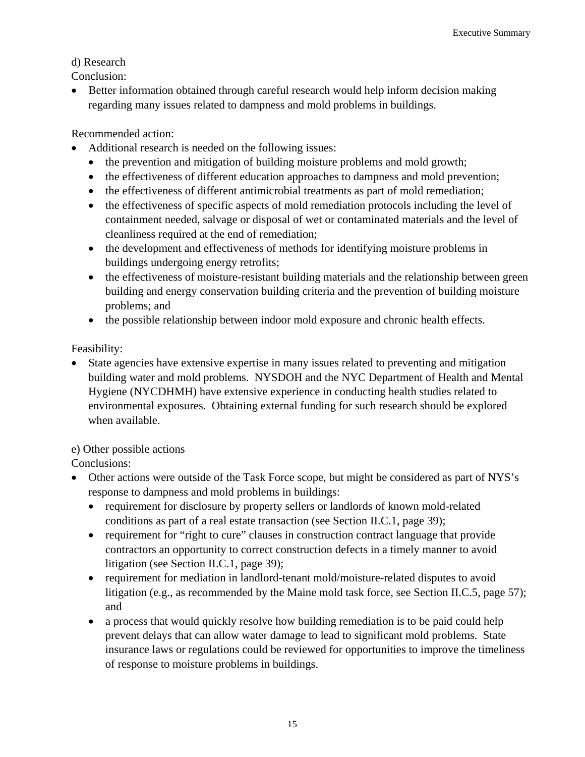d) Research

Conclusion:

- Better information obtained through careful research would help inform decision making regarding many issues related to dampness and mold problems in buildings.

Recommended action:

- Additional research is needed on the following issues:
  - the prevention and mitigation of building moisture problems and mold growth;
  - the effectiveness of different education approaches to dampness and mold prevention;
  - the effectiveness of different antimicrobial treatments as part of mold remediation;
  - the effectiveness of specific aspects of mold remediation protocols including the level of containment needed, salvage or disposal of wet or contaminated materials and the level of cleanliness required at the end of remediation;
  - the development and effectiveness of methods for identifying moisture problems in buildings undergoing energy retrofits;
  - the effectiveness of moisture-resistant building materials and the relationship between green building and energy conservation building criteria and the prevention of building moisture problems; and
  - the possible relationship between indoor mold exposure and chronic health effects.

Feasibility:

- State agencies have extensive expertise in many issues related to preventing and mitigation building water and mold problems. NYSDOH and the NYC Department of Health and Mental Hygiene (NYCDHMH) have extensive experience in conducting health studies related to environmental exposures. Obtaining external funding for such research should be explored when available.

e) Other possible actions

Conclusions:

- Other actions were outside of the Task Force scope, but might be considered as part of NYS's response to dampness and mold problems in buildings:
  - requirement for disclosure by property sellers or landlords of known mold-related conditions as part of a real estate transaction (see Section II.C.1, page 39);
  - requirement for "right to cure" clauses in construction contract language that provide contractors an opportunity to correct construction defects in a timely manner to avoid litigation (see Section II.C.1, page 39);
  - requirement for mediation in landlord-tenant mold/moisture-related disputes to avoid litigation (e.g., as recommended by the Maine mold task force, see Section II.C.5, page 57); and
  - a process that would quickly resolve how building remediation is to be paid could help prevent delays that can allow water damage to lead to significant mold problems. State insurance laws or regulations could be reviewed for opportunities to improve the timeliness of response to moisture problems in buildings.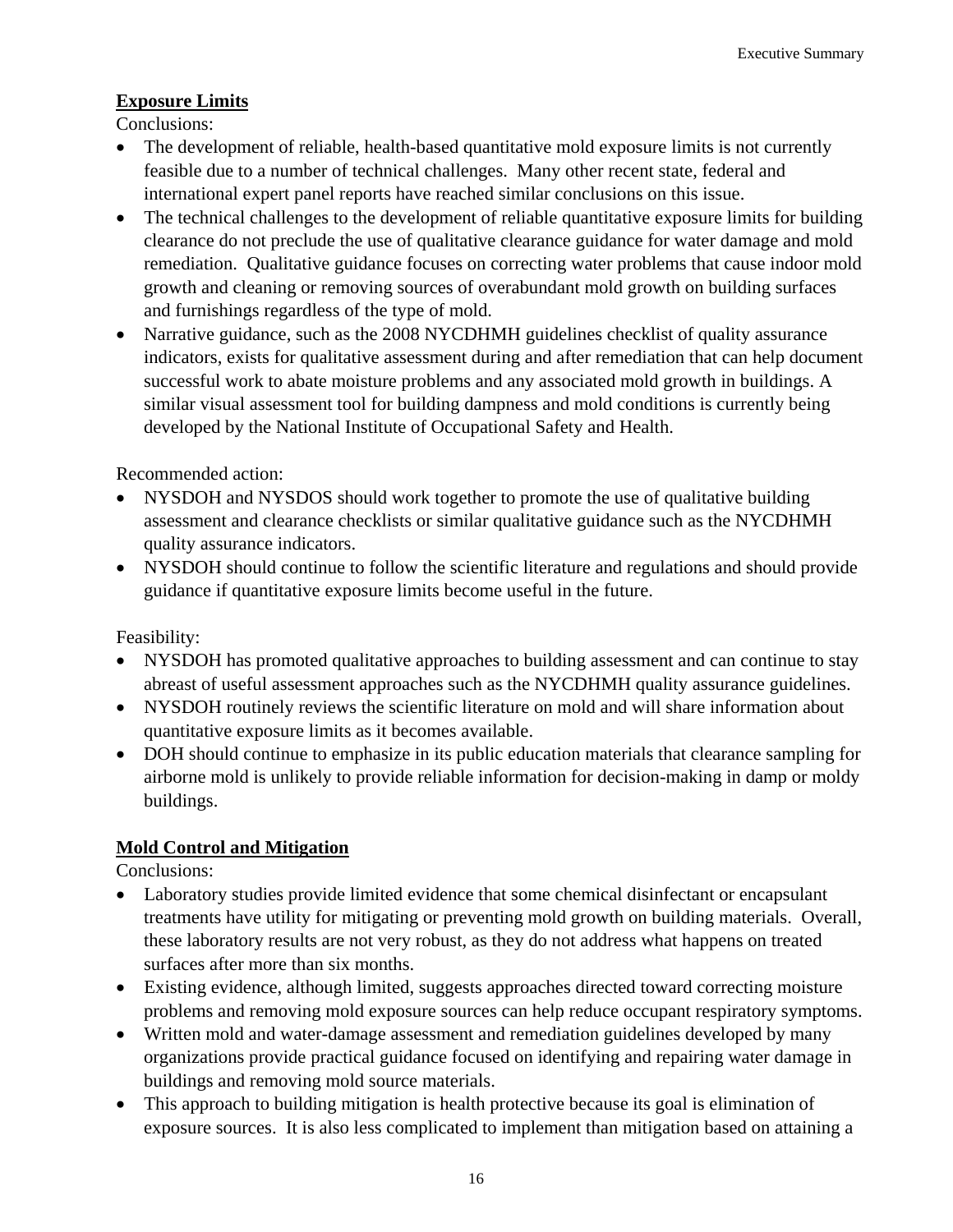**Exposure Limits**

Conclusions:

- The development of reliable, health-based quantitative mold exposure limits is not currently feasible due to a number of technical challenges. Many other recent state, federal and international expert panel reports have reached similar conclusions on this issue.
- The technical challenges to the development of reliable quantitative exposure limits for building clearance do not preclude the use of qualitative clearance guidance for water damage and mold remediation. Qualitative guidance focuses on correcting water problems that cause indoor mold growth and cleaning or removing sources of overabundant mold growth on building surfaces and furnishings regardless of the type of mold.
- Narrative guidance, such as the 2008 NYCDHMH guidelines checklist of quality assurance indicators, exists for qualitative assessment during and after remediation that can help document successful work to abate moisture problems and any associated mold growth in buildings. A similar visual assessment tool for building dampness and mold conditions is currently being developed by the National Institute of Occupational Safety and Health.

Recommended action:

- NYSDOH and NYSDOS should work together to promote the use of qualitative building assessment and clearance checklists or similar qualitative guidance such as the NYCDHMH quality assurance indicators.
- NYSDOH should continue to follow the scientific literature and regulations and should provide guidance if quantitative exposure limits become useful in the future.

Feasibility:

- NYSDOH has promoted qualitative approaches to building assessment and can continue to stay abreast of useful assessment approaches such as the NYCDHMH quality assurance guidelines.
- NYSDOH routinely reviews the scientific literature on mold and will share information about quantitative exposure limits as it becomes available.
- DOH should continue to emphasize in its public education materials that clearance sampling for airborne mold is unlikely to provide reliable information for decision-making in damp or moldy buildings.

**Mold Control and Mitigation**

Conclusions:

- Laboratory studies provide limited evidence that some chemical disinfectant or encapsulant treatments have utility for mitigating or preventing mold growth on building materials. Overall, these laboratory results are not very robust, as they do not address what happens on treated surfaces after more than six months.
- Existing evidence, although limited, suggests approaches directed toward correcting moisture problems and removing mold exposure sources can help reduce occupant respiratory symptoms.
- Written mold and water-damage assessment and remediation guidelines developed by many organizations provide practical guidance focused on identifying and repairing water damage in buildings and removing mold source materials.
- This approach to building mitigation is health protective because its goal is elimination of exposure sources. It is also less complicated to implement than mitigation based on attaining a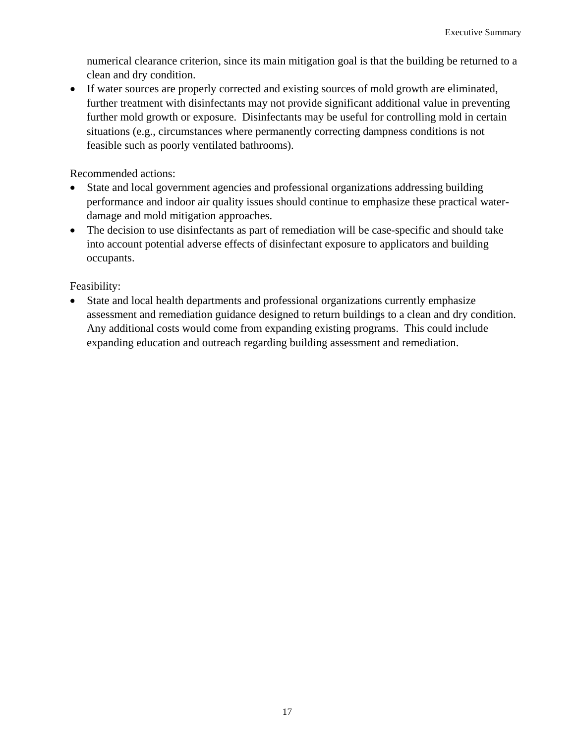numerical clearance criterion, since its main mitigation goal is that the building be returned to a clean and dry condition.

- If water sources are properly corrected and existing sources of mold growth are eliminated, further treatment with disinfectants may not provide significant additional value in preventing further mold growth or exposure. Disinfectants may be useful for controlling mold in certain situations (e.g., circumstances where permanently correcting dampness conditions is not feasible such as poorly ventilated bathrooms).

Recommended actions:

- State and local government agencies and professional organizations addressing building performance and indoor air quality issues should continue to emphasize these practical water-damage and mold mitigation approaches.
- The decision to use disinfectants as part of remediation will be case-specific and should take into account potential adverse effects of disinfectant exposure to applicators and building occupants.

Feasibility:

- State and local health departments and professional organizations currently emphasize assessment and remediation guidance designed to return buildings to a clean and dry condition. Any additional costs would come from expanding existing programs. This could include expanding education and outreach regarding building assessment and remediation.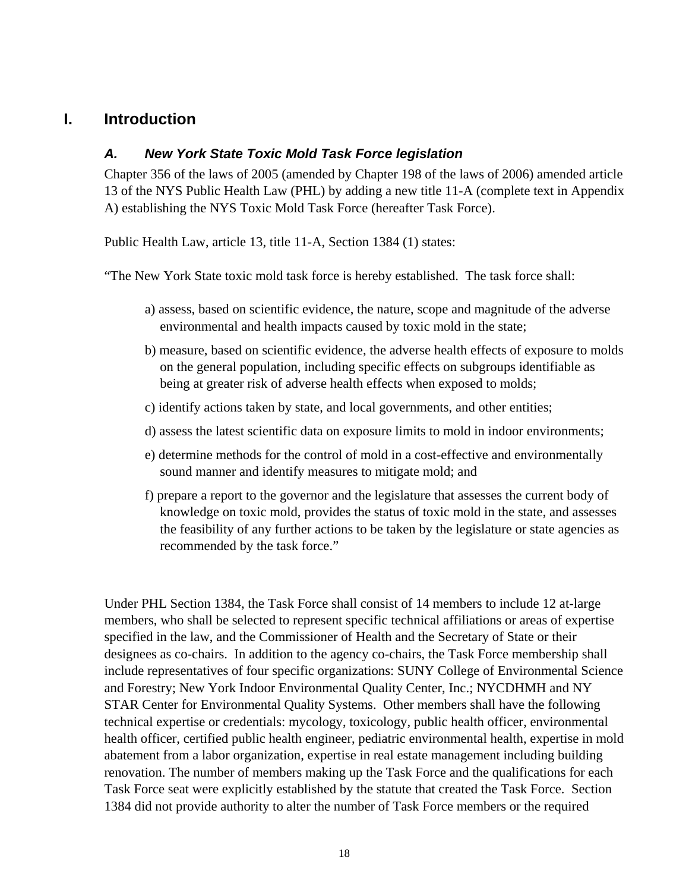# I. Introduction

### *A. New York State Toxic Mold Task Force legislation*

Chapter 356 of the laws of 2005 (amended by Chapter 198 of the laws of 2006) amended article 13 of the NYS Public Health Law (PHL) by adding a new title 11-A (complete text in Appendix A) establishing the NYS Toxic Mold Task Force (hereafter Task Force).

Public Health Law, article 13, title 11-A, Section 1384 (1) states:

"The New York State toxic mold task force is hereby established. The task force shall:

a) assess, based on scientific evidence, the nature, scope and magnitude of the adverse environmental and health impacts caused by toxic mold in the state;

b) measure, based on scientific evidence, the adverse health effects of exposure to molds on the general population, including specific effects on subgroups identifiable as being at greater risk of adverse health effects when exposed to molds;

c) identify actions taken by state, and local governments, and other entities;

d) assess the latest scientific data on exposure limits to mold in indoor environments;

e) determine methods for the control of mold in a cost-effective and environmentally sound manner and identify measures to mitigate mold; and

f) prepare a report to the governor and the legislature that assesses the current body of knowledge on toxic mold, provides the status of toxic mold in the state, and assesses the feasibility of any further actions to be taken by the legislature or state agencies as recommended by the task force."

Under PHL Section 1384, the Task Force shall consist of 14 members to include 12 at-large members, who shall be selected to represent specific technical affiliations or areas of expertise specified in the law, and the Commissioner of Health and the Secretary of State or their designees as co-chairs. In addition to the agency co-chairs, the Task Force membership shall include representatives of four specific organizations: SUNY College of Environmental Science and Forestry; New York Indoor Environmental Quality Center, Inc.; NYCDHMH and NY STAR Center for Environmental Quality Systems. Other members shall have the following technical expertise or credentials: mycology, toxicology, public health officer, environmental health officer, certified public health engineer, pediatric environmental health, expertise in mold abatement from a labor organization, expertise in real estate management including building renovation. The number of members making up the Task Force and the qualifications for each Task Force seat were explicitly established by the statute that created the Task Force. Section 1384 did not provide authority to alter the number of Task Force members or the required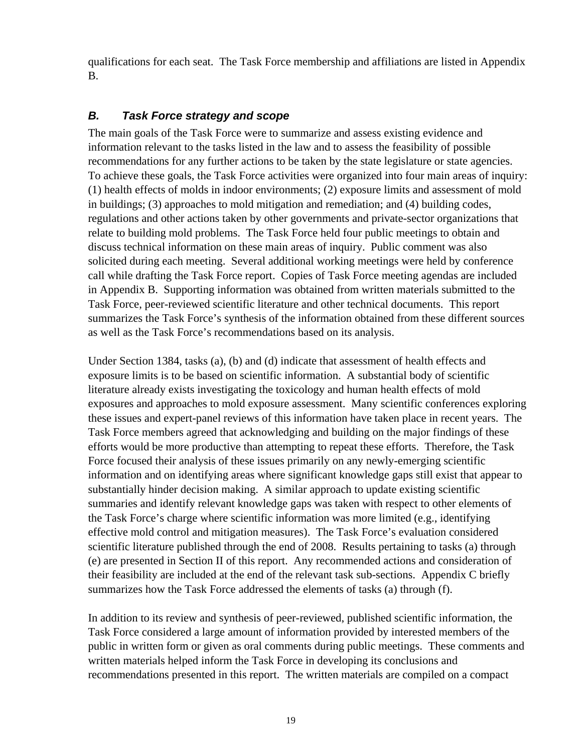qualifications for each seat. The Task Force membership and affiliations are listed in Appendix B.

### *B. Task Force strategy and scope*

The main goals of the Task Force were to summarize and assess existing evidence and information relevant to the tasks listed in the law and to assess the feasibility of possible recommendations for any further actions to be taken by the state legislature or state agencies. To achieve these goals, the Task Force activities were organized into four main areas of inquiry: (1) health effects of molds in indoor environments; (2) exposure limits and assessment of mold in buildings; (3) approaches to mold mitigation and remediation; and (4) building codes, regulations and other actions taken by other governments and private-sector organizations that relate to building mold problems. The Task Force held four public meetings to obtain and discuss technical information on these main areas of inquiry. Public comment was also solicited during each meeting. Several additional working meetings were held by conference call while drafting the Task Force report. Copies of Task Force meeting agendas are included in Appendix B. Supporting information was obtained from written materials submitted to the Task Force, peer-reviewed scientific literature and other technical documents. This report summarizes the Task Force's synthesis of the information obtained from these different sources as well as the Task Force's recommendations based on its analysis.

Under Section 1384, tasks (a), (b) and (d) indicate that assessment of health effects and exposure limits is to be based on scientific information. A substantial body of scientific literature already exists investigating the toxicology and human health effects of mold exposures and approaches to mold exposure assessment. Many scientific conferences exploring these issues and expert-panel reviews of this information have taken place in recent years. The Task Force members agreed that acknowledging and building on the major findings of these efforts would be more productive than attempting to repeat these efforts. Therefore, the Task Force focused their analysis of these issues primarily on any newly-emerging scientific information and on identifying areas where significant knowledge gaps still exist that appear to substantially hinder decision making. A similar approach to update existing scientific summaries and identify relevant knowledge gaps was taken with respect to other elements of the Task Force's charge where scientific information was more limited (e.g., identifying effective mold control and mitigation measures). The Task Force's evaluation considered scientific literature published through the end of 2008. Results pertaining to tasks (a) through (e) are presented in Section II of this report. Any recommended actions and consideration of their feasibility are included at the end of the relevant task sub-sections. Appendix C briefly summarizes how the Task Force addressed the elements of tasks (a) through (f).

In addition to its review and synthesis of peer-reviewed, published scientific information, the Task Force considered a large amount of information provided by interested members of the public in written form or given as oral comments during public meetings. These comments and written materials helped inform the Task Force in developing its conclusions and recommendations presented in this report. The written materials are compiled on a compact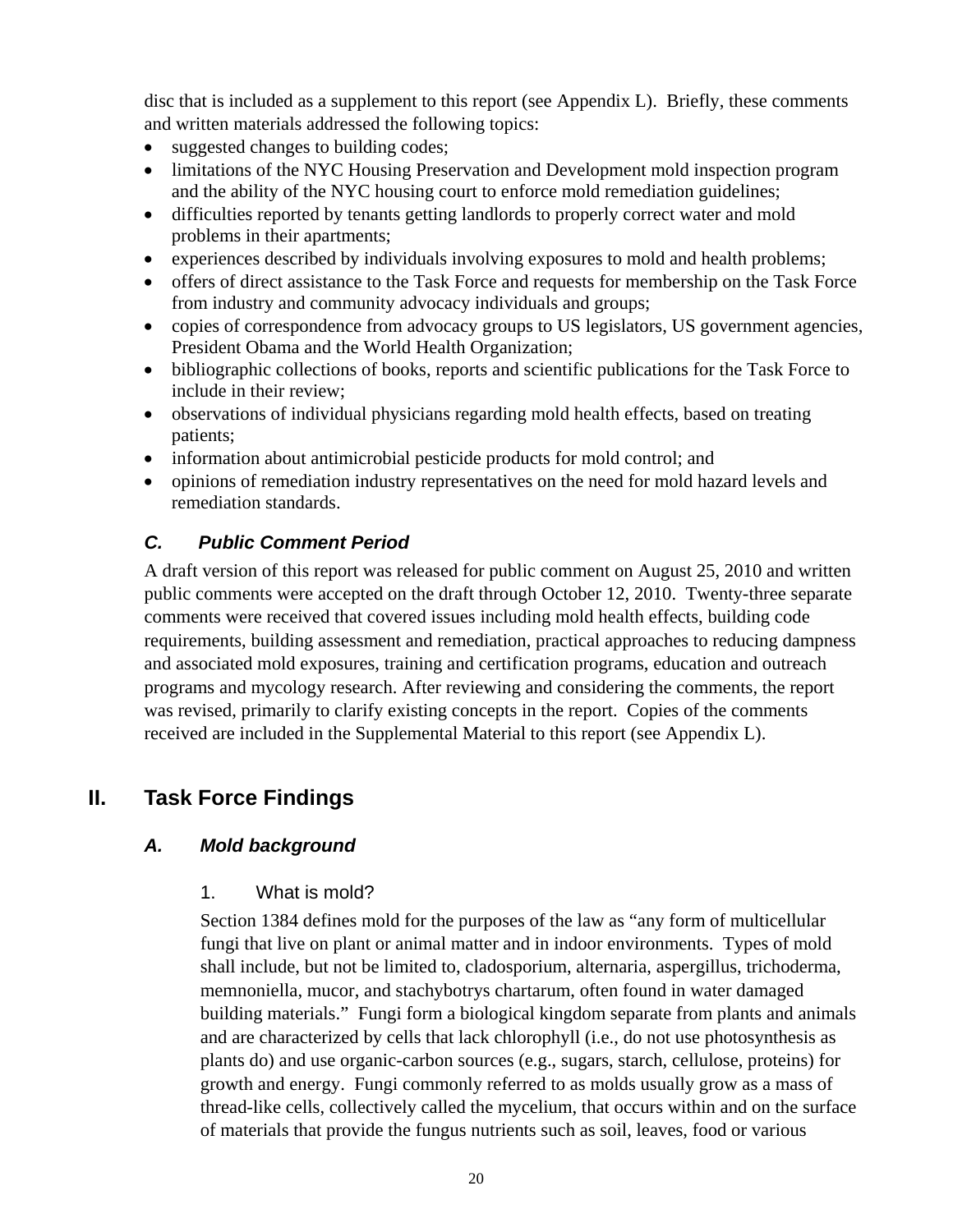disc that is included as a supplement to this report (see Appendix L). Briefly, these comments and written materials addressed the following topics:

- suggested changes to building codes;
- limitations of the NYC Housing Preservation and Development mold inspection program and the ability of the NYC housing court to enforce mold remediation guidelines;
- difficulties reported by tenants getting landlords to properly correct water and mold problems in their apartments;
- experiences described by individuals involving exposures to mold and health problems;
- offers of direct assistance to the Task Force and requests for membership on the Task Force from industry and community advocacy individuals and groups;
- copies of correspondence from advocacy groups to US legislators, US government agencies, President Obama and the World Health Organization;
- bibliographic collections of books, reports and scientific publications for the Task Force to include in their review;
- observations of individual physicians regarding mold health effects, based on treating patients;
- information about antimicrobial pesticide products for mold control; and
- opinions of remediation industry representatives on the need for mold hazard levels and remediation standards.

### *C. Public Comment Period*

A draft version of this report was released for public comment on August 25, 2010 and written public comments were accepted on the draft through October 12, 2010. Twenty-three separate comments were received that covered issues including mold health effects, building code requirements, building assessment and remediation, practical approaches to reducing dampness and associated mold exposures, training and certification programs, education and outreach programs and mycology research. After reviewing and considering the comments, the report was revised, primarily to clarify existing concepts in the report. Copies of the comments received are included in the Supplemental Material to this report (see Appendix L).

## II. Task Force Findings

### *A. Mold background*

#### 1. What is mold?

Section 1384 defines mold for the purposes of the law as "any form of multicellular fungi that live on plant or animal matter and in indoor environments. Types of mold shall include, but not be limited to, cladosporium, alternaria, aspergillus, trichoderma, memnoniella, mucor, and stachybotrys chartarum, often found in water damaged building materials." Fungi form a biological kingdom separate from plants and animals and are characterized by cells that lack chlorophyll (i.e., do not use photosynthesis as plants do) and use organic-carbon sources (e.g., sugars, starch, cellulose, proteins) for growth and energy. Fungi commonly referred to as molds usually grow as a mass of thread-like cells, collectively called the mycelium, that occurs within and on the surface of materials that provide the fungus nutrients such as soil, leaves, food or various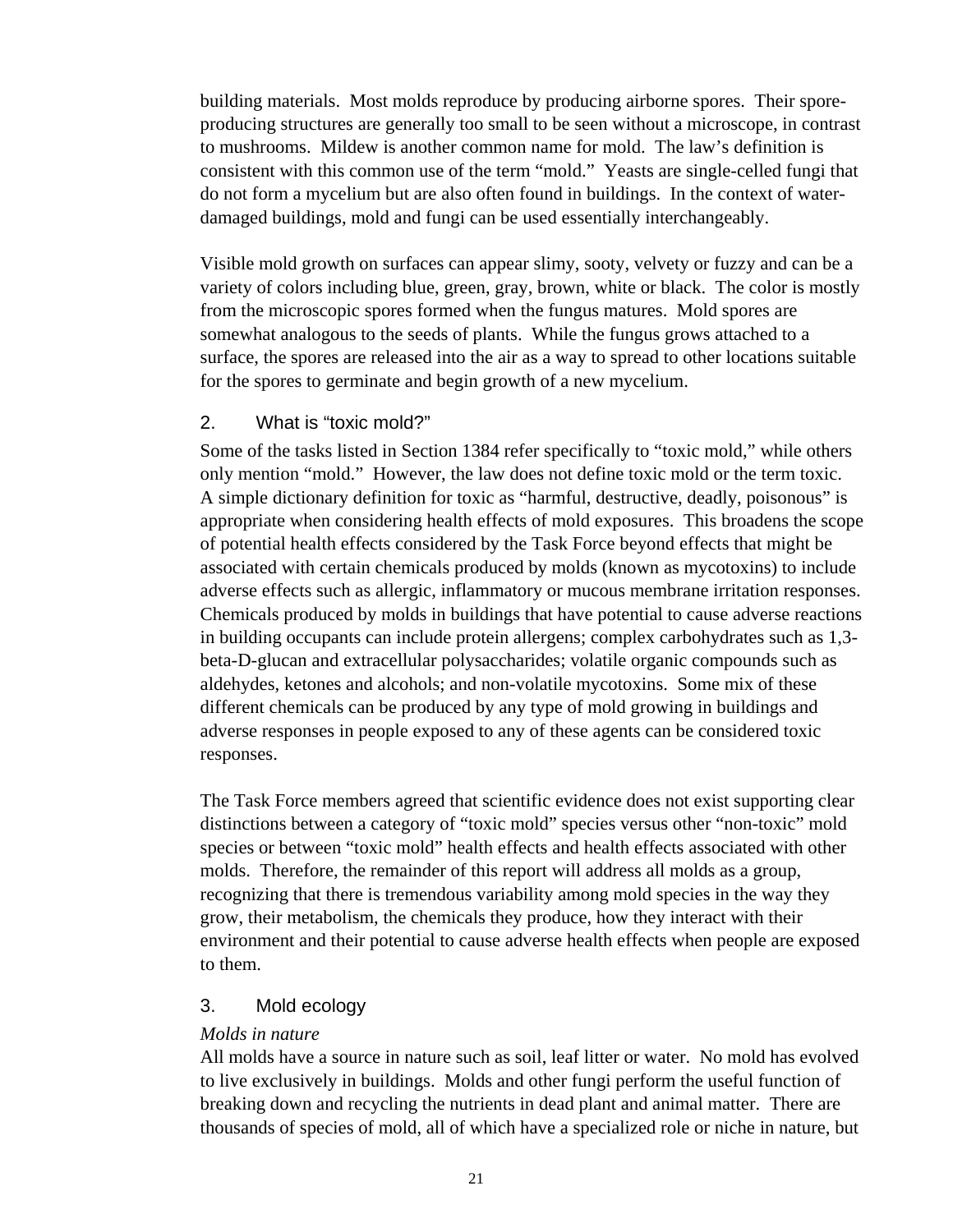building materials. Most molds reproduce by producing airborne spores. Their spore-producing structures are generally too small to be seen without a microscope, in contrast to mushrooms. Mildew is another common name for mold. The law's definition is consistent with this common use of the term "mold." Yeasts are single-celled fungi that do not form a mycelium but are also often found in buildings. In the context of water-damaged buildings, mold and fungi can be used essentially interchangeably.

Visible mold growth on surfaces can appear slimy, sooty, velvety or fuzzy and can be a variety of colors including blue, green, gray, brown, white or black. The color is mostly from the microscopic spores formed when the fungus matures. Mold spores are somewhat analogous to the seeds of plants. While the fungus grows attached to a surface, the spores are released into the air as a way to spread to other locations suitable for the spores to germinate and begin growth of a new mycelium.

## 2. What is "toxic mold?"

Some of the tasks listed in Section 1384 refer specifically to "toxic mold," while others only mention "mold." However, the law does not define toxic mold or the term toxic. A simple dictionary definition for toxic as "harmful, destructive, deadly, poisonous" is appropriate when considering health effects of mold exposures. This broadens the scope of potential health effects considered by the Task Force beyond effects that might be associated with certain chemicals produced by molds (known as mycotoxins) to include adverse effects such as allergic, inflammatory or mucous membrane irritation responses. Chemicals produced by molds in buildings that have potential to cause adverse reactions in building occupants can include protein allergens; complex carbohydrates such as 1,3-beta-D-glucan and extracellular polysaccharides; volatile organic compounds such as aldehydes, ketones and alcohols; and non-volatile mycotoxins. Some mix of these different chemicals can be produced by any type of mold growing in buildings and adverse responses in people exposed to any of these agents can be considered toxic responses.

The Task Force members agreed that scientific evidence does not exist supporting clear distinctions between a category of "toxic mold" species versus other "non-toxic" mold species or between "toxic mold" health effects and health effects associated with other molds. Therefore, the remainder of this report will address all molds as a group, recognizing that there is tremendous variability among mold species in the way they grow, their metabolism, the chemicals they produce, how they interact with their environment and their potential to cause adverse health effects when people are exposed to them.

## 3. Mold ecology

*Molds in nature*

All molds have a source in nature such as soil, leaf litter or water. No mold has evolved to live exclusively in buildings. Molds and other fungi perform the useful function of breaking down and recycling the nutrients in dead plant and animal matter. There are thousands of species of mold, all of which have a specialized role or niche in nature, but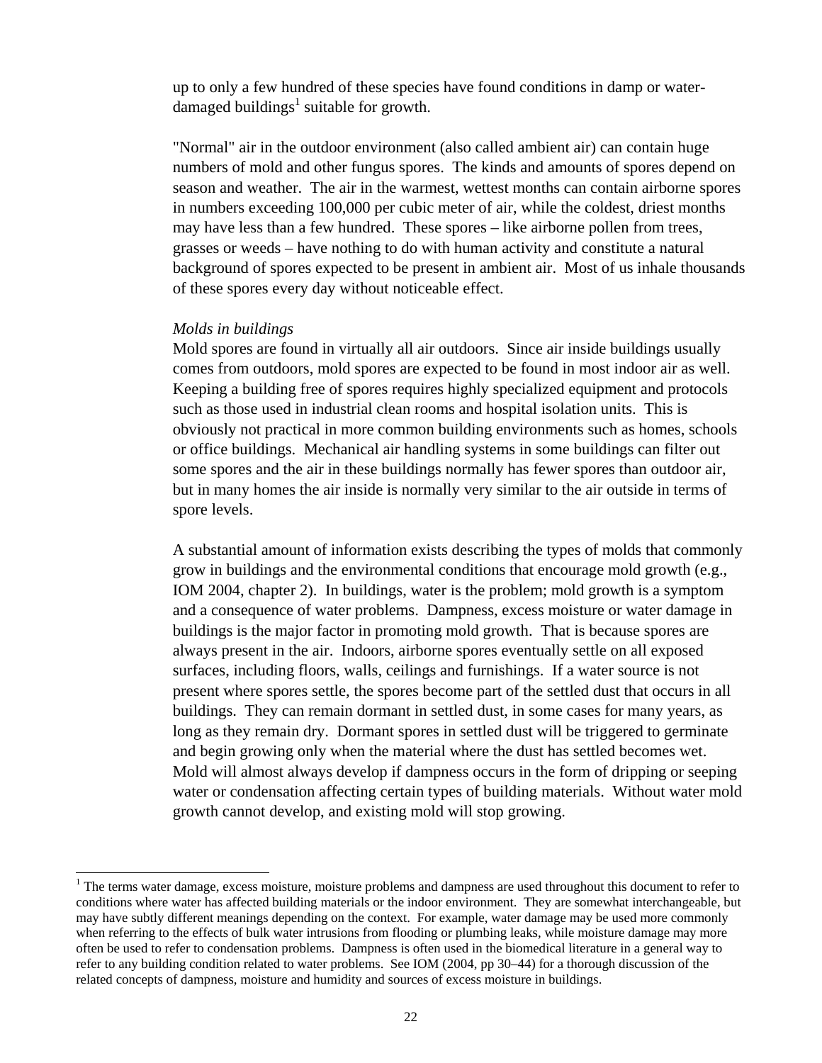up to only a few hundred of these species have found conditions in damp or water-damaged buildings[1] suitable for growth.

"Normal" air in the outdoor environment (also called ambient air) can contain huge numbers of mold and other fungus spores. The kinds and amounts of spores depend on season and weather. The air in the warmest, wettest months can contain airborne spores in numbers exceeding 100,000 per cubic meter of air, while the coldest, driest months may have less than a few hundred. These spores – like airborne pollen from trees, grasses or weeds – have nothing to do with human activity and constitute a natural background of spores expected to be present in ambient air. Most of us inhale thousands of these spores every day without noticeable effect.

*Molds in buildings*

Mold spores are found in virtually all air outdoors. Since air inside buildings usually comes from outdoors, mold spores are expected to be found in most indoor air as well. Keeping a building free of spores requires highly specialized equipment and protocols such as those used in industrial clean rooms and hospital isolation units. This is obviously not practical in more common building environments such as homes, schools or office buildings. Mechanical air handling systems in some buildings can filter out some spores and the air in these buildings normally has fewer spores than outdoor air, but in many homes the air inside is normally very similar to the air outside in terms of spore levels.

A substantial amount of information exists describing the types of molds that commonly grow in buildings and the environmental conditions that encourage mold growth (e.g., IOM 2004, chapter 2). In buildings, water is the problem; mold growth is a symptom and a consequence of water problems. Dampness, excess moisture or water damage in buildings is the major factor in promoting mold growth. That is because spores are always present in the air. Indoors, airborne spores eventually settle on all exposed surfaces, including floors, walls, ceilings and furnishings. If a water source is not present where spores settle, the spores become part of the settled dust that occurs in all buildings. They can remain dormant in settled dust, in some cases for many years, as long as they remain dry. Dormant spores in settled dust will be triggered to germinate and begin growing only when the material where the dust has settled becomes wet. Mold will almost always develop if dampness occurs in the form of dripping or seeping water or condensation affecting certain types of building materials. Without water mold growth cannot develop, and existing mold will stop growing.

---

[1] The terms water damage, excess moisture, moisture problems and dampness are used throughout this document to refer to conditions where water has affected building materials or the indoor environment. They are somewhat interchangeable, but may have subtly different meanings depending on the context. For example, water damage may be used more commonly when referring to the effects of bulk water intrusions from flooding or plumbing leaks, while moisture damage may more often be used to refer to condensation problems. Dampness is often used in the biomedical literature in a general way to refer to any building condition related to water problems. See IOM (2004, pp 30–44) for a thorough discussion of the related concepts of dampness, moisture and humidity and sources of excess moisture in buildings.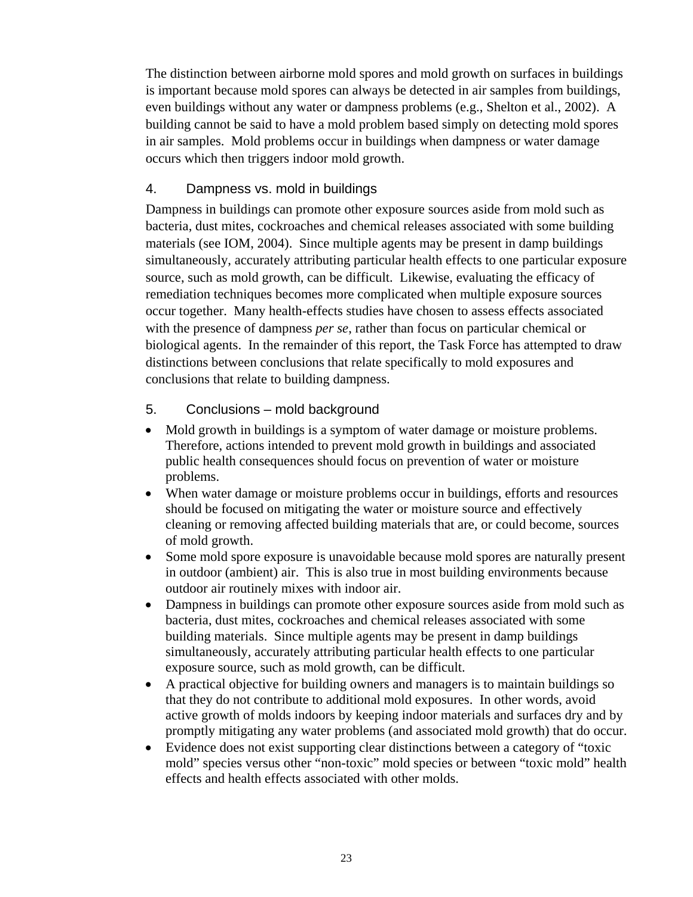The distinction between airborne mold spores and mold growth on surfaces in buildings is important because mold spores can always be detected in air samples from buildings, even buildings without any water or dampness problems (e.g., Shelton et al., 2002). A building cannot be said to have a mold problem based simply on detecting mold spores in air samples. Mold problems occur in buildings when dampness or water damage occurs which then triggers indoor mold growth.

### 4. Dampness vs. mold in buildings

Dampness in buildings can promote other exposure sources aside from mold such as bacteria, dust mites, cockroaches and chemical releases associated with some building materials (see IOM, 2004). Since multiple agents may be present in damp buildings simultaneously, accurately attributing particular health effects to one particular exposure source, such as mold growth, can be difficult. Likewise, evaluating the efficacy of remediation techniques becomes more complicated when multiple exposure sources occur together. Many health-effects studies have chosen to assess effects associated with the presence of dampness *per se*, rather than focus on particular chemical or biological agents. In the remainder of this report, the Task Force has attempted to draw distinctions between conclusions that relate specifically to mold exposures and conclusions that relate to building dampness.

### 5. Conclusions – mold background

- Mold growth in buildings is a symptom of water damage or moisture problems. Therefore, actions intended to prevent mold growth in buildings and associated public health consequences should focus on prevention of water or moisture problems.
- When water damage or moisture problems occur in buildings, efforts and resources should be focused on mitigating the water or moisture source and effectively cleaning or removing affected building materials that are, or could become, sources of mold growth.
- Some mold spore exposure is unavoidable because mold spores are naturally present in outdoor (ambient) air. This is also true in most building environments because outdoor air routinely mixes with indoor air.
- Dampness in buildings can promote other exposure sources aside from mold such as bacteria, dust mites, cockroaches and chemical releases associated with some building materials. Since multiple agents may be present in damp buildings simultaneously, accurately attributing particular health effects to one particular exposure source, such as mold growth, can be difficult.
- A practical objective for building owners and managers is to maintain buildings so that they do not contribute to additional mold exposures. In other words, avoid active growth of molds indoors by keeping indoor materials and surfaces dry and by promptly mitigating any water problems (and associated mold growth) that do occur.
- Evidence does not exist supporting clear distinctions between a category of "toxic mold" species versus other "non-toxic" mold species or between "toxic mold" health effects and health effects associated with other molds.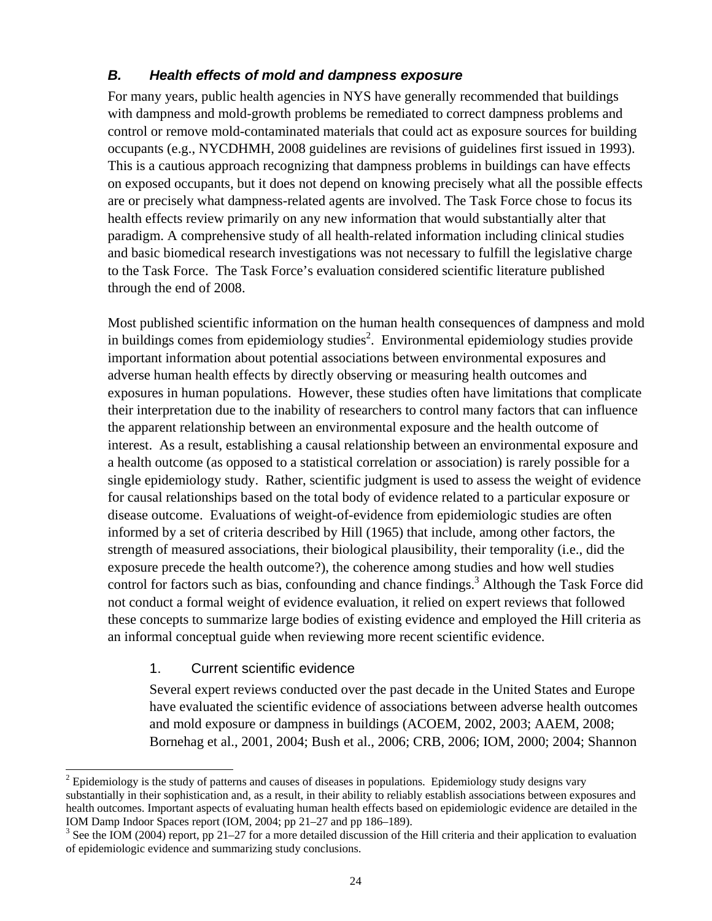### *B. Health effects of mold and dampness exposure*

For many years, public health agencies in NYS have generally recommended that buildings with dampness and mold-growth problems be remediated to correct dampness problems and control or remove mold-contaminated materials that could act as exposure sources for building occupants (e.g., NYCDHMH, 2008 guidelines are revisions of guidelines first issued in 1993). This is a cautious approach recognizing that dampness problems in buildings can have effects on exposed occupants, but it does not depend on knowing precisely what all the possible effects are or precisely what dampness-related agents are involved. The Task Force chose to focus its health effects review primarily on any new information that would substantially alter that paradigm. A comprehensive study of all health-related information including clinical studies and basic biomedical research investigations was not necessary to fulfill the legislative charge to the Task Force. The Task Force's evaluation considered scientific literature published through the end of 2008.

Most published scientific information on the human health consequences of dampness and mold in buildings comes from epidemiology studies[2]. Environmental epidemiology studies provide important information about potential associations between environmental exposures and adverse human health effects by directly observing or measuring health outcomes and exposures in human populations. However, these studies often have limitations that complicate their interpretation due to the inability of researchers to control many factors that can influence the apparent relationship between an environmental exposure and the health outcome of interest. As a result, establishing a causal relationship between an environmental exposure and a health outcome (as opposed to a statistical correlation or association) is rarely possible for a single epidemiology study. Rather, scientific judgment is used to assess the weight of evidence for causal relationships based on the total body of evidence related to a particular exposure or disease outcome. Evaluations of weight-of-evidence from epidemiologic studies are often informed by a set of criteria described by Hill (1965) that include, among other factors, the strength of measured associations, their biological plausibility, their temporality (i.e., did the exposure precede the health outcome?), the coherence among studies and how well studies control for factors such as bias, confounding and chance findings.[3] Although the Task Force did not conduct a formal weight of evidence evaluation, it relied on expert reviews that followed these concepts to summarize large bodies of existing evidence and employed the Hill criteria as an informal conceptual guide when reviewing more recent scientific evidence.

#### 1. Current scientific evidence

Several expert reviews conducted over the past decade in the United States and Europe have evaluated the scientific evidence of associations between adverse health outcomes and mold exposure or dampness in buildings (ACOEM, 2002, 2003; AAEM, 2008; Bornehag et al., 2001, 2004; Bush et al., 2006; CRB, 2006; IOM, 2000; 2004; Shannon

---

[2] Epidemiology is the study of patterns and causes of diseases in populations. Epidemiology study designs vary substantially in their sophistication and, as a result, in their ability to reliably establish associations between exposures and health outcomes. Important aspects of evaluating human health effects based on epidemiologic evidence are detailed in the IOM Damp Indoor Spaces report (IOM, 2004; pp 21–27 and pp 186–189).

[3] See the IOM (2004) report, pp 21–27 for a more detailed discussion of the Hill criteria and their application to evaluation of epidemiologic evidence and summarizing study conclusions.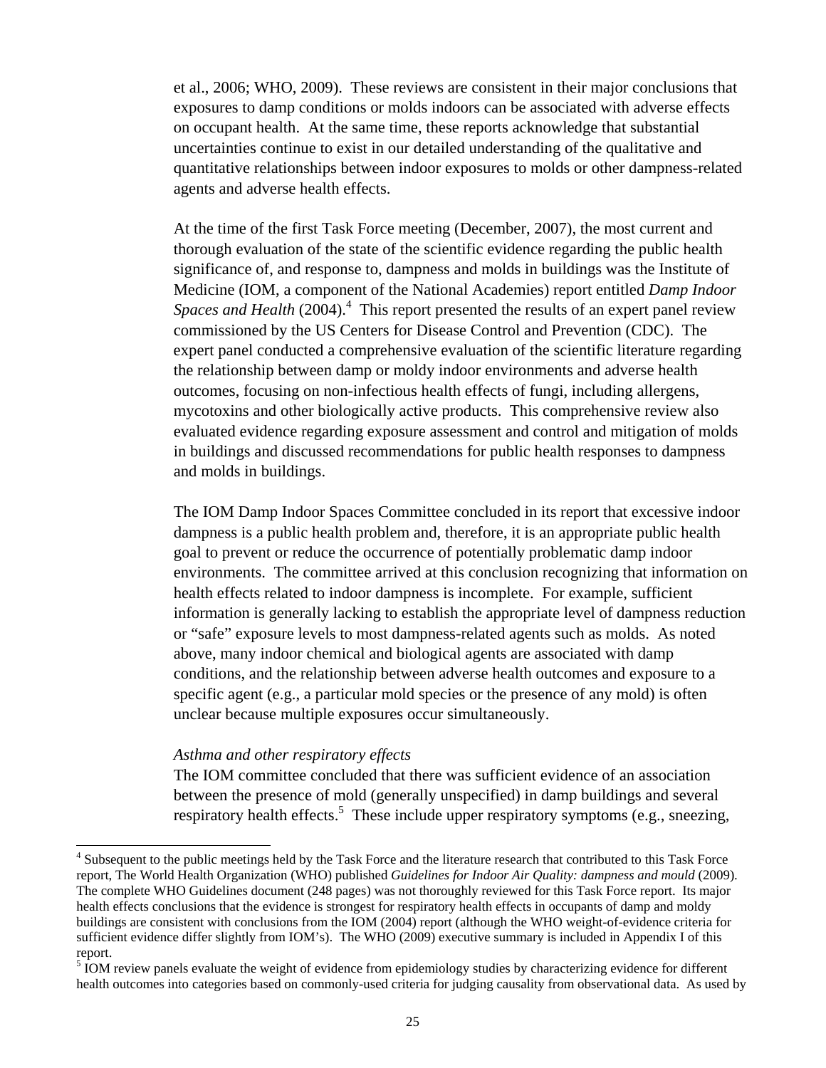et al., 2006; WHO, 2009). These reviews are consistent in their major conclusions that exposures to damp conditions or molds indoors can be associated with adverse effects on occupant health. At the same time, these reports acknowledge that substantial uncertainties continue to exist in our detailed understanding of the qualitative and quantitative relationships between indoor exposures to molds or other dampness-related agents and adverse health effects.

At the time of the first Task Force meeting (December, 2007), the most current and thorough evaluation of the state of the scientific evidence regarding the public health significance of, and response to, dampness and molds in buildings was the Institute of Medicine (IOM, a component of the National Academies) report entitled *Damp Indoor Spaces and Health* (2004).[4] This report presented the results of an expert panel review commissioned by the US Centers for Disease Control and Prevention (CDC). The expert panel conducted a comprehensive evaluation of the scientific literature regarding the relationship between damp or moldy indoor environments and adverse health outcomes, focusing on non-infectious health effects of fungi, including allergens, mycotoxins and other biologically active products. This comprehensive review also evaluated evidence regarding exposure assessment and control and mitigation of molds in buildings and discussed recommendations for public health responses to dampness and molds in buildings.

The IOM Damp Indoor Spaces Committee concluded in its report that excessive indoor dampness is a public health problem and, therefore, it is an appropriate public health goal to prevent or reduce the occurrence of potentially problematic damp indoor environments. The committee arrived at this conclusion recognizing that information on health effects related to indoor dampness is incomplete. For example, sufficient information is generally lacking to establish the appropriate level of dampness reduction or "safe" exposure levels to most dampness-related agents such as molds. As noted above, many indoor chemical and biological agents are associated with damp conditions, and the relationship between adverse health outcomes and exposure to a specific agent (e.g., a particular mold species or the presence of any mold) is often unclear because multiple exposures occur simultaneously.

*Asthma and other respiratory effects*

The IOM committee concluded that there was sufficient evidence of an association between the presence of mold (generally unspecified) in damp buildings and several respiratory health effects.[5] These include upper respiratory symptoms (e.g., sneezing,

---

[4] Subsequent to the public meetings held by the Task Force and the literature research that contributed to this Task Force report, The World Health Organization (WHO) published *Guidelines for Indoor Air Quality: dampness and mould* (2009). The complete WHO Guidelines document (248 pages) was not thoroughly reviewed for this Task Force report. Its major health effects conclusions that the evidence is strongest for respiratory health effects in occupants of damp and moldy buildings are consistent with conclusions from the IOM (2004) report (although the WHO weight-of-evidence criteria for sufficient evidence differ slightly from IOM's). The WHO (2009) executive summary is included in Appendix I of this report.

[5] IOM review panels evaluate the weight of evidence from epidemiology studies by characterizing evidence for different health outcomes into categories based on commonly-used criteria for judging causality from observational data. As used by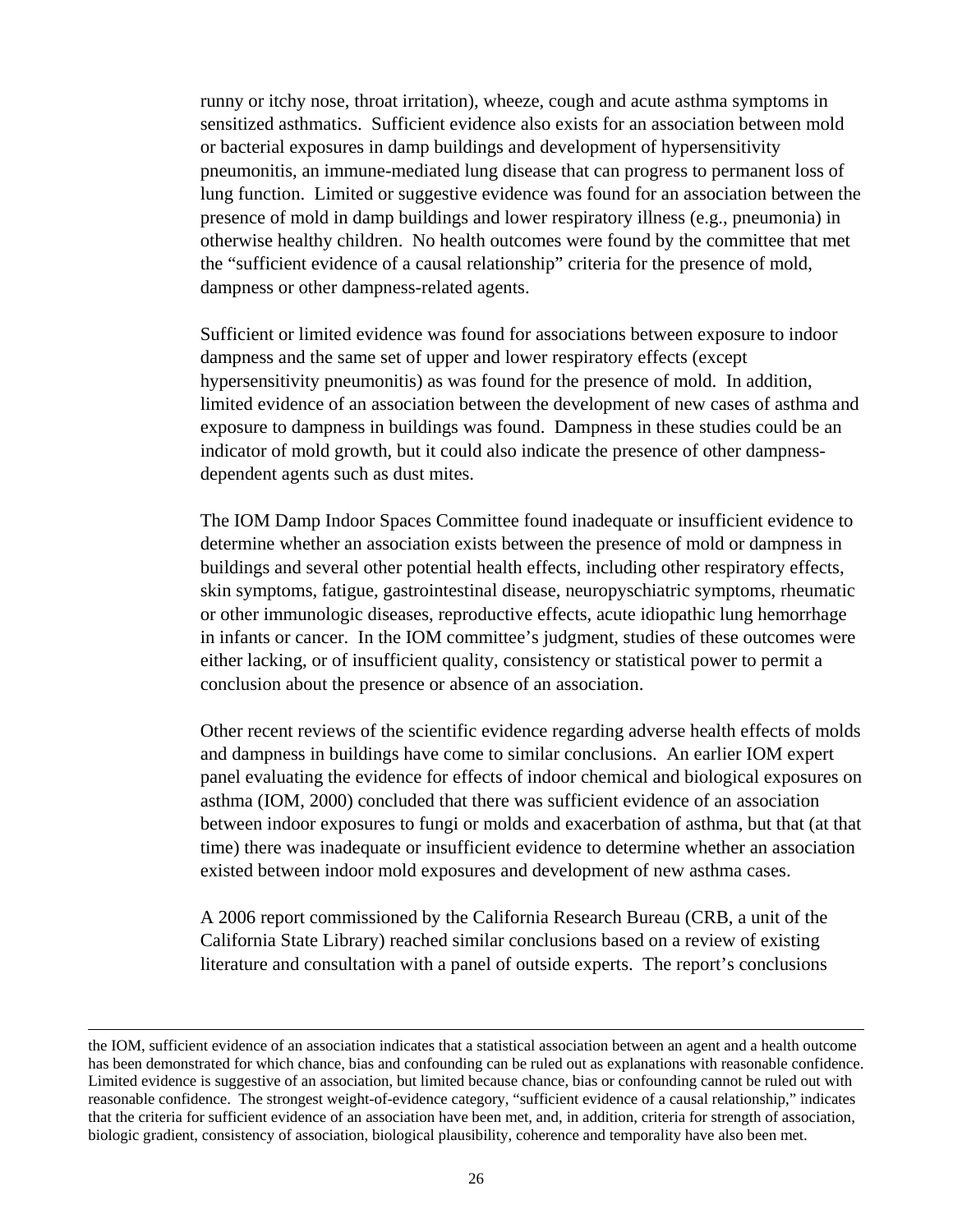runny or itchy nose, throat irritation), wheeze, cough and acute asthma symptoms in sensitized asthmatics. Sufficient evidence also exists for an association between mold or bacterial exposures in damp buildings and development of hypersensitivity pneumonitis, an immune-mediated lung disease that can progress to permanent loss of lung function. Limited or suggestive evidence was found for an association between the presence of mold in damp buildings and lower respiratory illness (e.g., pneumonia) in otherwise healthy children. No health outcomes were found by the committee that met the "sufficient evidence of a causal relationship" criteria for the presence of mold, dampness or other dampness-related agents.

Sufficient or limited evidence was found for associations between exposure to indoor dampness and the same set of upper and lower respiratory effects (except hypersensitivity pneumonitis) as was found for the presence of mold. In addition, limited evidence of an association between the development of new cases of asthma and exposure to dampness in buildings was found. Dampness in these studies could be an indicator of mold growth, but it could also indicate the presence of other dampness-dependent agents such as dust mites.

The IOM Damp Indoor Spaces Committee found inadequate or insufficient evidence to determine whether an association exists between the presence of mold or dampness in buildings and several other potential health effects, including other respiratory effects, skin symptoms, fatigue, gastrointestinal disease, neuropyschiatric symptoms, rheumatic or other immunologic diseases, reproductive effects, acute idiopathic lung hemorrhage in infants or cancer. In the IOM committee's judgment, studies of these outcomes were either lacking, or of insufficient quality, consistency or statistical power to permit a conclusion about the presence or absence of an association.

Other recent reviews of the scientific evidence regarding adverse health effects of molds and dampness in buildings have come to similar conclusions. An earlier IOM expert panel evaluating the evidence for effects of indoor chemical and biological exposures on asthma (IOM, 2000) concluded that there was sufficient evidence of an association between indoor exposures to fungi or molds and exacerbation of asthma, but that (at that time) there was inadequate or insufficient evidence to determine whether an association existed between indoor mold exposures and development of new asthma cases.

A 2006 report commissioned by the California Research Bureau (CRB, a unit of the California State Library) reached similar conclusions based on a review of existing literature and consultation with a panel of outside experts. The report's conclusions

---

the IOM, sufficient evidence of an association indicates that a statistical association between an agent and a health outcome has been demonstrated for which chance, bias and confounding can be ruled out as explanations with reasonable confidence. Limited evidence is suggestive of an association, but limited because chance, bias or confounding cannot be ruled out with reasonable confidence. The strongest weight-of-evidence category, "sufficient evidence of a causal relationship," indicates that the criteria for sufficient evidence of an association have been met, and, in addition, criteria for strength of association, biologic gradient, consistency of association, biological plausibility, coherence and temporality have also been met.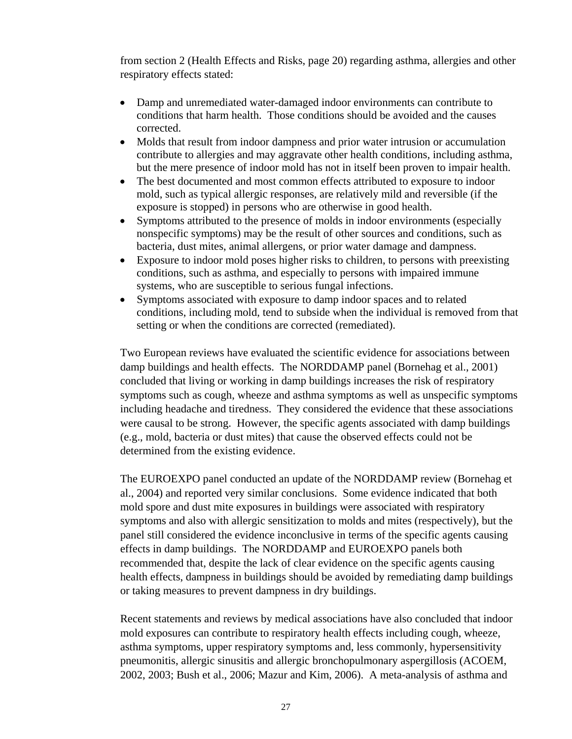from section 2 (Health Effects and Risks, page 20) regarding asthma, allergies and other respiratory effects stated:

- Damp and unremediated water-damaged indoor environments can contribute to conditions that harm health. Those conditions should be avoided and the causes corrected.
- Molds that result from indoor dampness and prior water intrusion or accumulation contribute to allergies and may aggravate other health conditions, including asthma, but the mere presence of indoor mold has not in itself been proven to impair health.
- The best documented and most common effects attributed to exposure to indoor mold, such as typical allergic responses, are relatively mild and reversible (if the exposure is stopped) in persons who are otherwise in good health.
- Symptoms attributed to the presence of molds in indoor environments (especially nonspecific symptoms) may be the result of other sources and conditions, such as bacteria, dust mites, animal allergens, or prior water damage and dampness.
- Exposure to indoor mold poses higher risks to children, to persons with preexisting conditions, such as asthma, and especially to persons with impaired immune systems, who are susceptible to serious fungal infections.
- Symptoms associated with exposure to damp indoor spaces and to related conditions, including mold, tend to subside when the individual is removed from that setting or when the conditions are corrected (remediated).

Two European reviews have evaluated the scientific evidence for associations between damp buildings and health effects. The NORDDAMP panel (Bornehag et al., 2001) concluded that living or working in damp buildings increases the risk of respiratory symptoms such as cough, wheeze and asthma symptoms as well as unspecific symptoms including headache and tiredness. They considered the evidence that these associations were causal to be strong. However, the specific agents associated with damp buildings (e.g., mold, bacteria or dust mites) that cause the observed effects could not be determined from the existing evidence.

The EUROEXPO panel conducted an update of the NORDDAMP review (Bornehag et al., 2004) and reported very similar conclusions. Some evidence indicated that both mold spore and dust mite exposures in buildings were associated with respiratory symptoms and also with allergic sensitization to molds and mites (respectively), but the panel still considered the evidence inconclusive in terms of the specific agents causing effects in damp buildings. The NORDDAMP and EUROEXPO panels both recommended that, despite the lack of clear evidence on the specific agents causing health effects, dampness in buildings should be avoided by remediating damp buildings or taking measures to prevent dampness in dry buildings.

Recent statements and reviews by medical associations have also concluded that indoor mold exposures can contribute to respiratory health effects including cough, wheeze, asthma symptoms, upper respiratory symptoms and, less commonly, hypersensitivity pneumonitis, allergic sinusitis and allergic bronchopulmonary aspergillosis (ACOEM, 2002, 2003; Bush et al., 2006; Mazur and Kim, 2006). A meta-analysis of asthma and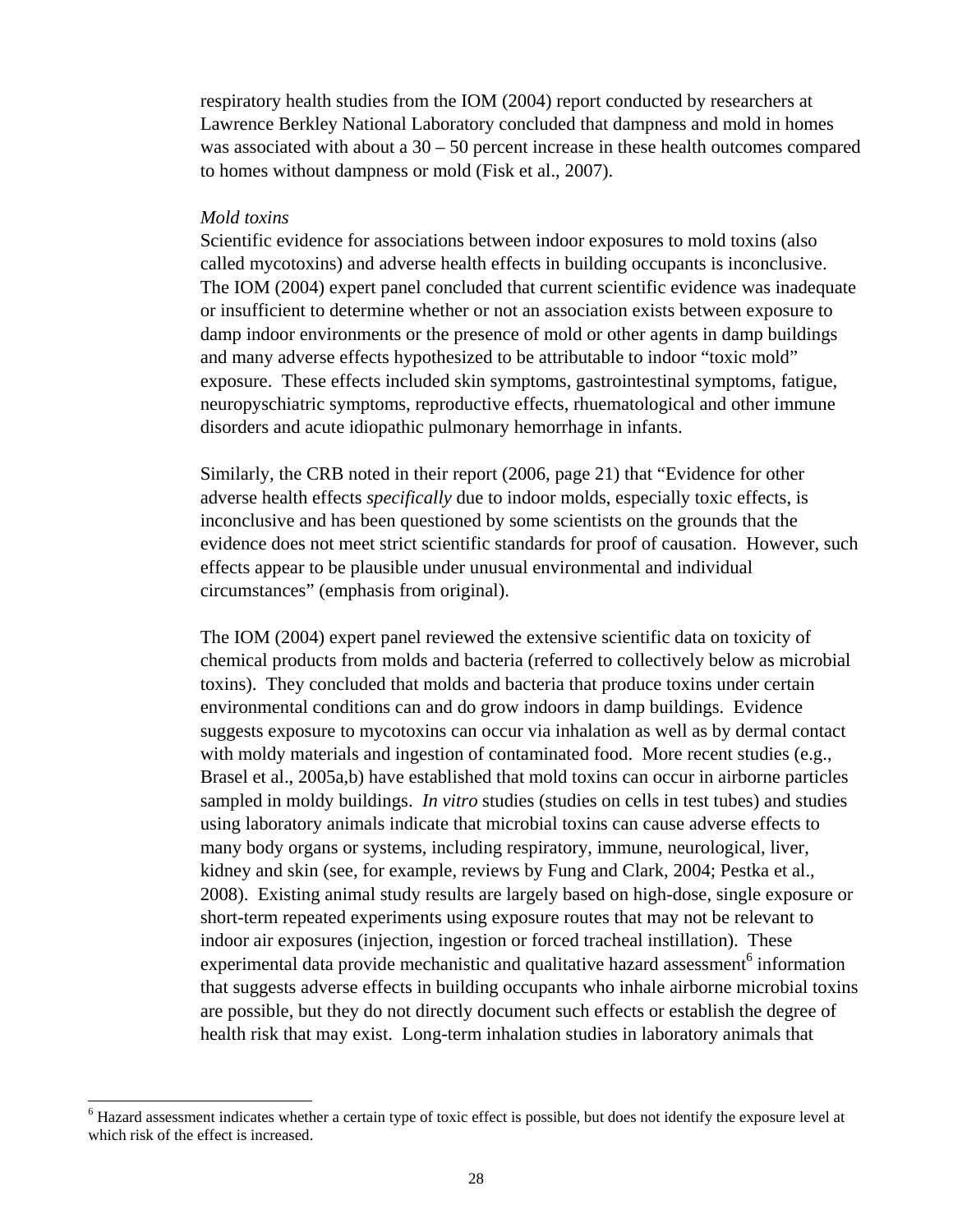respiratory health studies from the IOM (2004) report conducted by researchers at Lawrence Berkley National Laboratory concluded that dampness and mold in homes was associated with about a 30 – 50 percent increase in these health outcomes compared to homes without dampness or mold (Fisk et al., 2007).

*Mold toxins*

Scientific evidence for associations between indoor exposures to mold toxins (also called mycotoxins) and adverse health effects in building occupants is inconclusive. The IOM (2004) expert panel concluded that current scientific evidence was inadequate or insufficient to determine whether or not an association exists between exposure to damp indoor environments or the presence of mold or other agents in damp buildings and many adverse effects hypothesized to be attributable to indoor "toxic mold" exposure. These effects included skin symptoms, gastrointestinal symptoms, fatigue, neuropyschiatric symptoms, reproductive effects, rhuematological and other immune disorders and acute idiopathic pulmonary hemorrhage in infants.

Similarly, the CRB noted in their report (2006, page 21) that "Evidence for other adverse health effects *specifically* due to indoor molds, especially toxic effects, is inconclusive and has been questioned by some scientists on the grounds that the evidence does not meet strict scientific standards for proof of causation. However, such effects appear to be plausible under unusual environmental and individual circumstances" (emphasis from original).

The IOM (2004) expert panel reviewed the extensive scientific data on toxicity of chemical products from molds and bacteria (referred to collectively below as microbial toxins). They concluded that molds and bacteria that produce toxins under certain environmental conditions can and do grow indoors in damp buildings. Evidence suggests exposure to mycotoxins can occur via inhalation as well as by dermal contact with moldy materials and ingestion of contaminated food. More recent studies (e.g., Brasel et al., 2005a,b) have established that mold toxins can occur in airborne particles sampled in moldy buildings. *In vitro* studies (studies on cells in test tubes) and studies using laboratory animals indicate that microbial toxins can cause adverse effects to many body organs or systems, including respiratory, immune, neurological, liver, kidney and skin (see, for example, reviews by Fung and Clark, 2004; Pestka et al., 2008). Existing animal study results are largely based on high-dose, single exposure or short-term repeated experiments using exposure routes that may not be relevant to indoor air exposures (injection, ingestion or forced tracheal instillation). These experimental data provide mechanistic and qualitative hazard assessment[6] information that suggests adverse effects in building occupants who inhale airborne microbial toxins are possible, but they do not directly document such effects or establish the degree of health risk that may exist. Long-term inhalation studies in laboratory animals that

[6] Hazard assessment indicates whether a certain type of toxic effect is possible, but does not identify the exposure level at which risk of the effect is increased.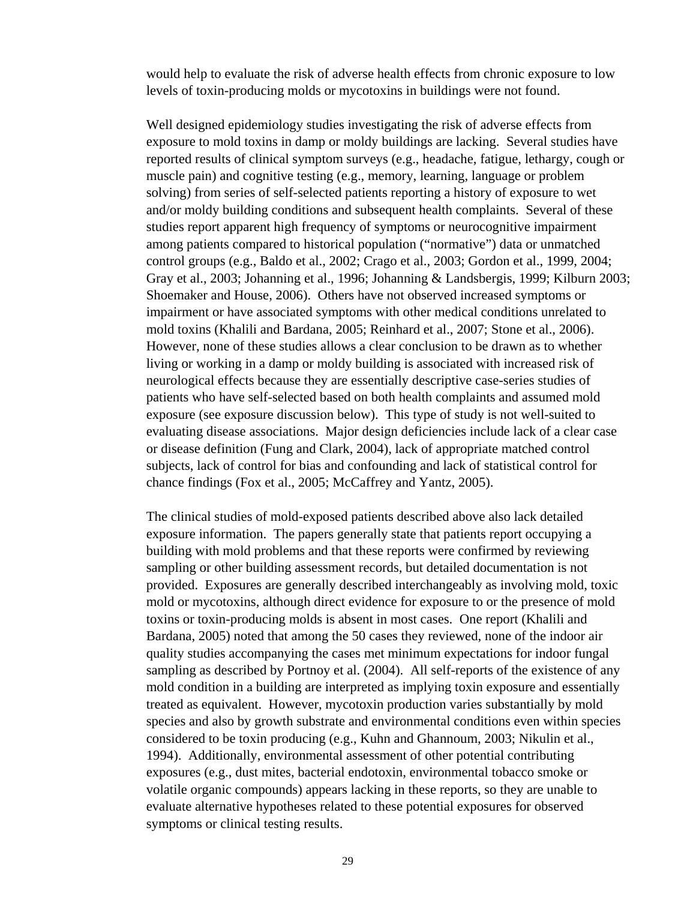would help to evaluate the risk of adverse health effects from chronic exposure to low levels of toxin-producing molds or mycotoxins in buildings were not found.

Well designed epidemiology studies investigating the risk of adverse effects from exposure to mold toxins in damp or moldy buildings are lacking. Several studies have reported results of clinical symptom surveys (e.g., headache, fatigue, lethargy, cough or muscle pain) and cognitive testing (e.g., memory, learning, language or problem solving) from series of self-selected patients reporting a history of exposure to wet and/or moldy building conditions and subsequent health complaints. Several of these studies report apparent high frequency of symptoms or neurocognitive impairment among patients compared to historical population ("normative") data or unmatched control groups (e.g., Baldo et al., 2002; Crago et al., 2003; Gordon et al., 1999, 2004; Gray et al., 2003; Johanning et al., 1996; Johanning & Landsbergis, 1999; Kilburn 2003; Shoemaker and House, 2006). Others have not observed increased symptoms or impairment or have associated symptoms with other medical conditions unrelated to mold toxins (Khalili and Bardana, 2005; Reinhard et al., 2007; Stone et al., 2006). However, none of these studies allows a clear conclusion to be drawn as to whether living or working in a damp or moldy building is associated with increased risk of neurological effects because they are essentially descriptive case-series studies of patients who have self-selected based on both health complaints and assumed mold exposure (see exposure discussion below). This type of study is not well-suited to evaluating disease associations. Major design deficiencies include lack of a clear case or disease definition (Fung and Clark, 2004), lack of appropriate matched control subjects, lack of control for bias and confounding and lack of statistical control for chance findings (Fox et al., 2005; McCaffrey and Yantz, 2005).

The clinical studies of mold-exposed patients described above also lack detailed exposure information. The papers generally state that patients report occupying a building with mold problems and that these reports were confirmed by reviewing sampling or other building assessment records, but detailed documentation is not provided. Exposures are generally described interchangeably as involving mold, toxic mold or mycotoxins, although direct evidence for exposure to or the presence of mold toxins or toxin-producing molds is absent in most cases. One report (Khalili and Bardana, 2005) noted that among the 50 cases they reviewed, none of the indoor air quality studies accompanying the cases met minimum expectations for indoor fungal sampling as described by Portnoy et al. (2004). All self-reports of the existence of any mold condition in a building are interpreted as implying toxin exposure and essentially treated as equivalent. However, mycotoxin production varies substantially by mold species and also by growth substrate and environmental conditions even within species considered to be toxin producing (e.g., Kuhn and Ghannoum, 2003; Nikulin et al., 1994). Additionally, environmental assessment of other potential contributing exposures (e.g., dust mites, bacterial endotoxin, environmental tobacco smoke or volatile organic compounds) appears lacking in these reports, so they are unable to evaluate alternative hypotheses related to these potential exposures for observed symptoms or clinical testing results.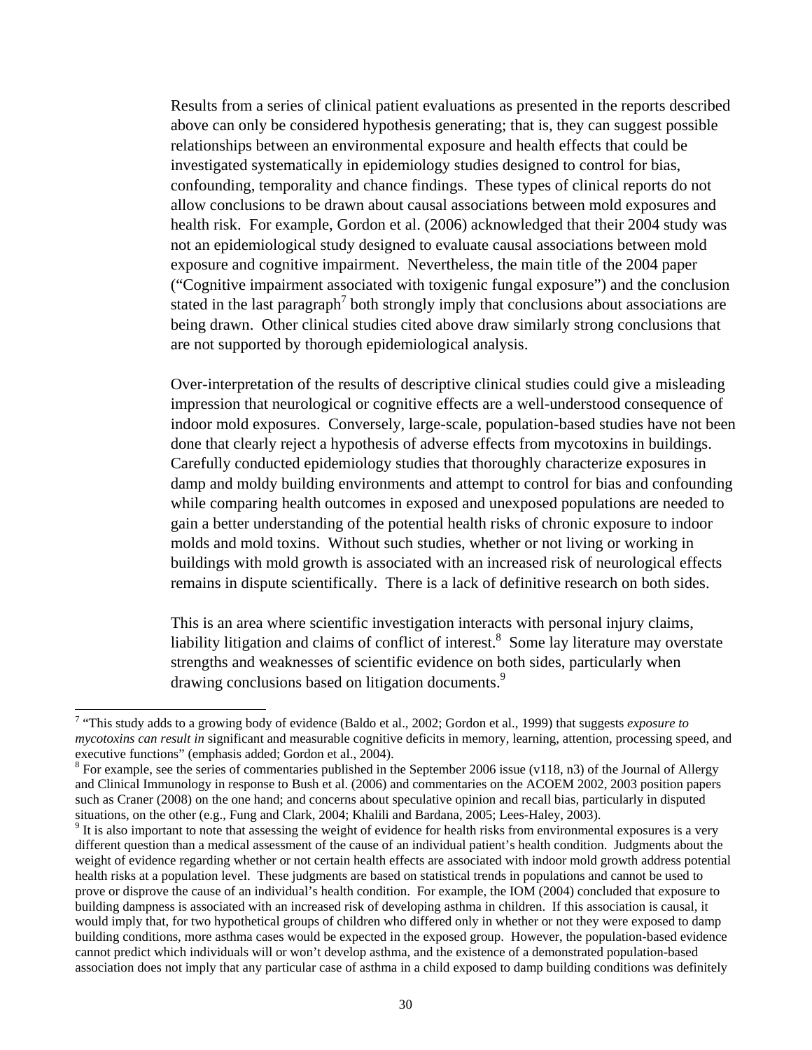Results from a series of clinical patient evaluations as presented in the reports described above can only be considered hypothesis generating; that is, they can suggest possible relationships between an environmental exposure and health effects that could be investigated systematically in epidemiology studies designed to control for bias, confounding, temporality and chance findings. These types of clinical reports do not allow conclusions to be drawn about causal associations between mold exposures and health risk. For example, Gordon et al. (2006) acknowledged that their 2004 study was not an epidemiological study designed to evaluate causal associations between mold exposure and cognitive impairment. Nevertheless, the main title of the 2004 paper ("Cognitive impairment associated with toxigenic fungal exposure") and the conclusion stated in the last paragraph[7] both strongly imply that conclusions about associations are being drawn. Other clinical studies cited above draw similarly strong conclusions that are not supported by thorough epidemiological analysis.

Over-interpretation of the results of descriptive clinical studies could give a misleading impression that neurological or cognitive effects are a well-understood consequence of indoor mold exposures. Conversely, large-scale, population-based studies have not been done that clearly reject a hypothesis of adverse effects from mycotoxins in buildings. Carefully conducted epidemiology studies that thoroughly characterize exposures in damp and moldy building environments and attempt to control for bias and confounding while comparing health outcomes in exposed and unexposed populations are needed to gain a better understanding of the potential health risks of chronic exposure to indoor molds and mold toxins. Without such studies, whether or not living or working in buildings with mold growth is associated with an increased risk of neurological effects remains in dispute scientifically. There is a lack of definitive research on both sides.

This is an area where scientific investigation interacts with personal injury claims, liability litigation and claims of conflict of interest.[8] Some lay literature may overstate strengths and weaknesses of scientific evidence on both sides, particularly when drawing conclusions based on litigation documents.[9]

---

[7] "This study adds to a growing body of evidence (Baldo et al., 2002; Gordon et al., 1999) that suggests *exposure to mycotoxins can result in* significant and measurable cognitive deficits in memory, learning, attention, processing speed, and executive functions" (emphasis added; Gordon et al., 2004).

[8] For example, see the series of commentaries published in the September 2006 issue (v118, n3) of the Journal of Allergy and Clinical Immunology in response to Bush et al. (2006) and commentaries on the ACOEM 2002, 2003 position papers such as Craner (2008) on the one hand; and concerns about speculative opinion and recall bias, particularly in disputed situations, on the other (e.g., Fung and Clark, 2004; Khalili and Bardana, 2005; Lees-Haley, 2003).

[9] It is also important to note that assessing the weight of evidence for health risks from environmental exposures is a very different question than a medical assessment of the cause of an individual patient's health condition. Judgments about the weight of evidence regarding whether or not certain health effects are associated with indoor mold growth address potential health risks at a population level. These judgments are based on statistical trends in populations and cannot be used to prove or disprove the cause of an individual's health condition. For example, the IOM (2004) concluded that exposure to building dampness is associated with an increased risk of developing asthma in children. If this association is causal, it would imply that, for two hypothetical groups of children who differed only in whether or not they were exposed to damp building conditions, more asthma cases would be expected in the exposed group. However, the population-based evidence cannot predict which individuals will or won't develop asthma, and the existence of a demonstrated population-based association does not imply that any particular case of asthma in a child exposed to damp building conditions was definitely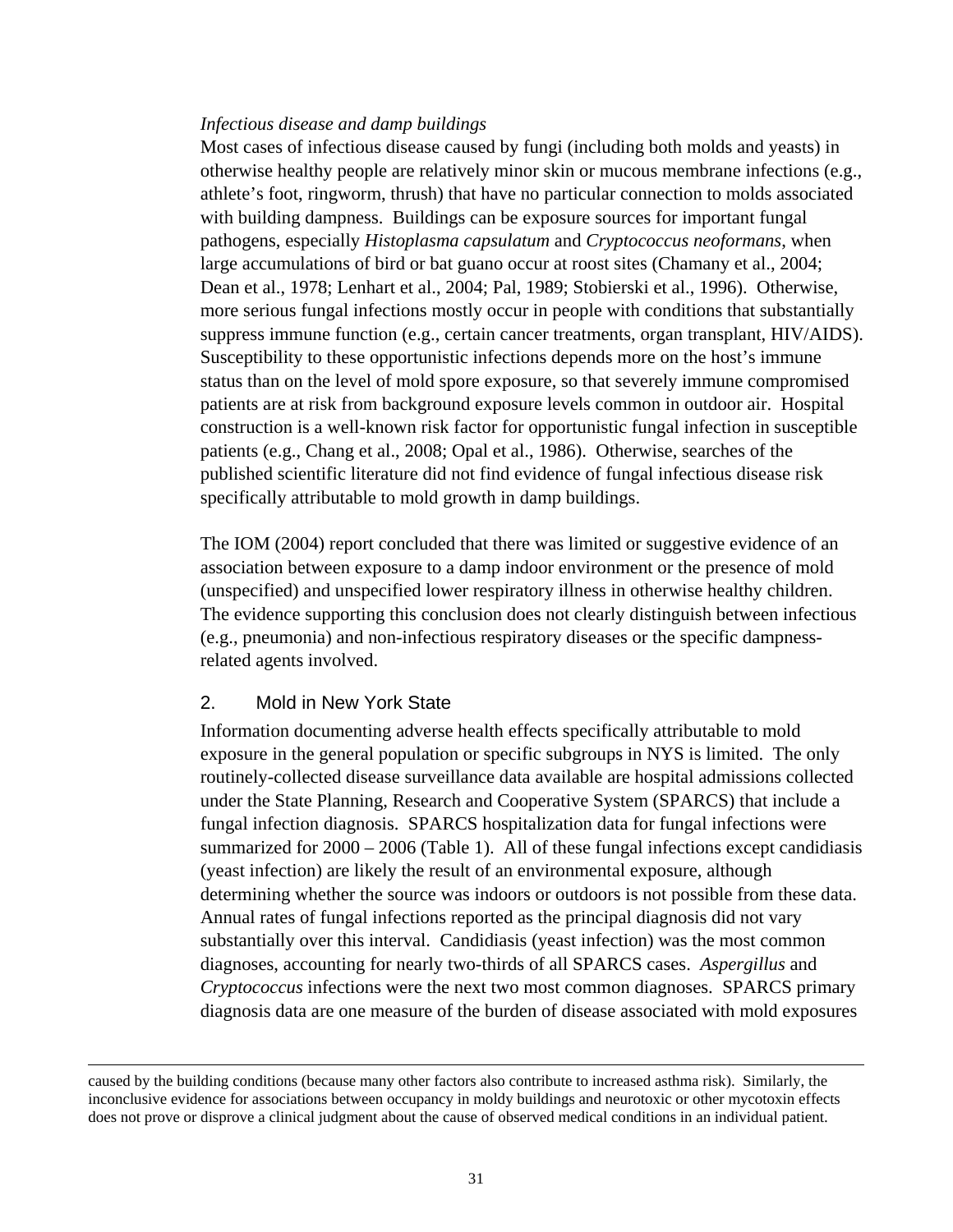*Infectious disease and damp buildings*

Most cases of infectious disease caused by fungi (including both molds and yeasts) in otherwise healthy people are relatively minor skin or mucous membrane infections (e.g., athlete's foot, ringworm, thrush) that have no particular connection to molds associated with building dampness. Buildings can be exposure sources for important fungal pathogens, especially *Histoplasma capsulatum* and *Cryptococcus neoformans*, when large accumulations of bird or bat guano occur at roost sites (Chamany et al., 2004; Dean et al., 1978; Lenhart et al., 2004; Pal, 1989; Stobierski et al., 1996). Otherwise, more serious fungal infections mostly occur in people with conditions that substantially suppress immune function (e.g., certain cancer treatments, organ transplant, HIV/AIDS). Susceptibility to these opportunistic infections depends more on the host's immune status than on the level of mold spore exposure, so that severely immune compromised patients are at risk from background exposure levels common in outdoor air. Hospital construction is a well-known risk factor for opportunistic fungal infection in susceptible patients (e.g., Chang et al., 2008; Opal et al., 1986). Otherwise, searches of the published scientific literature did not find evidence of fungal infectious disease risk specifically attributable to mold growth in damp buildings.

The IOM (2004) report concluded that there was limited or suggestive evidence of an association between exposure to a damp indoor environment or the presence of mold (unspecified) and unspecified lower respiratory illness in otherwise healthy children. The evidence supporting this conclusion does not clearly distinguish between infectious (e.g., pneumonia) and non-infectious respiratory diseases or the specific dampness-related agents involved.

## 2. Mold in New York State

Information documenting adverse health effects specifically attributable to mold exposure in the general population or specific subgroups in NYS is limited. The only routinely-collected disease surveillance data available are hospital admissions collected under the State Planning, Research and Cooperative System (SPARCS) that include a fungal infection diagnosis. SPARCS hospitalization data for fungal infections were summarized for 2000 – 2006 (Table 1). All of these fungal infections except candidiasis (yeast infection) are likely the result of an environmental exposure, although determining whether the source was indoors or outdoors is not possible from these data. Annual rates of fungal infections reported as the principal diagnosis did not vary substantially over this interval. Candidiasis (yeast infection) was the most common diagnoses, accounting for nearly two-thirds of all SPARCS cases. *Aspergillus* and *Cryptococcus* infections were the next two most common diagnoses. SPARCS primary diagnosis data are one measure of the burden of disease associated with mold exposures

---

caused by the building conditions (because many other factors also contribute to increased asthma risk). Similarly, the inconclusive evidence for associations between occupancy in moldy buildings and neurotoxic or other mycotoxin effects does not prove or disprove a clinical judgment about the cause of observed medical conditions in an individual patient.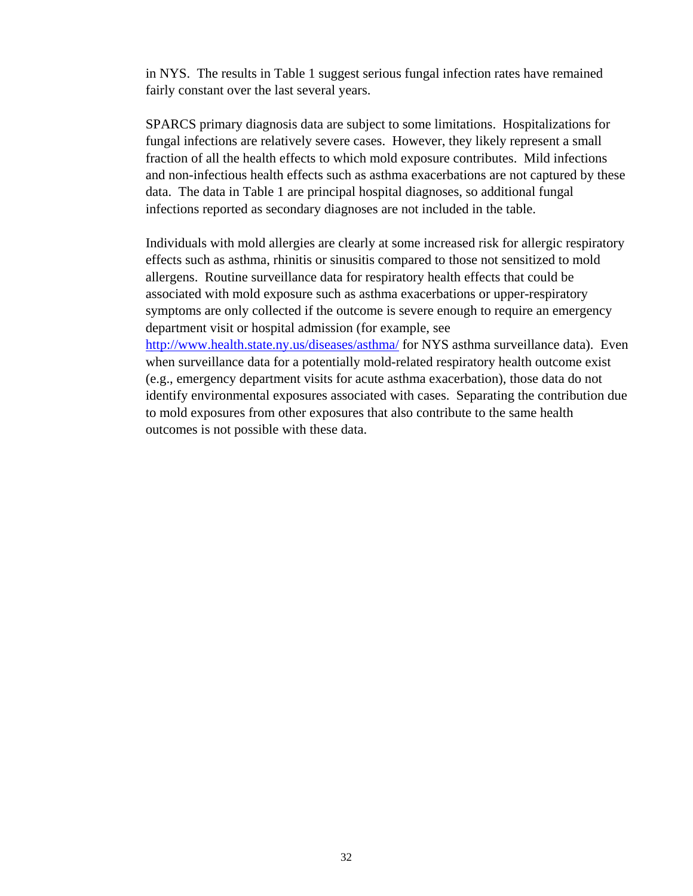in NYS. The results in Table 1 suggest serious fungal infection rates have remained fairly constant over the last several years.

SPARCS primary diagnosis data are subject to some limitations. Hospitalizations for fungal infections are relatively severe cases. However, they likely represent a small fraction of all the health effects to which mold exposure contributes. Mild infections and non-infectious health effects such as asthma exacerbations are not captured by these data. The data in Table 1 are principal hospital diagnoses, so additional fungal infections reported as secondary diagnoses are not included in the table.

Individuals with mold allergies are clearly at some increased risk for allergic respiratory effects such as asthma, rhinitis or sinusitis compared to those not sensitized to mold allergens. Routine surveillance data for respiratory health effects that could be associated with mold exposure such as asthma exacerbations or upper-respiratory symptoms are only collected if the outcome is severe enough to require an emergency department visit or hospital admission (for example, see [http://www.health.state.ny.us/diseases/asthma/](http://www.health.state.ny.us/diseases/asthma/) for NYS asthma surveillance data). Even when surveillance data for a potentially mold-related respiratory health outcome exist (e.g., emergency department visits for acute asthma exacerbation), those data do not identify environmental exposures associated with cases. Separating the contribution due to mold exposures from other exposures that also contribute to the same health outcomes is not possible with these data.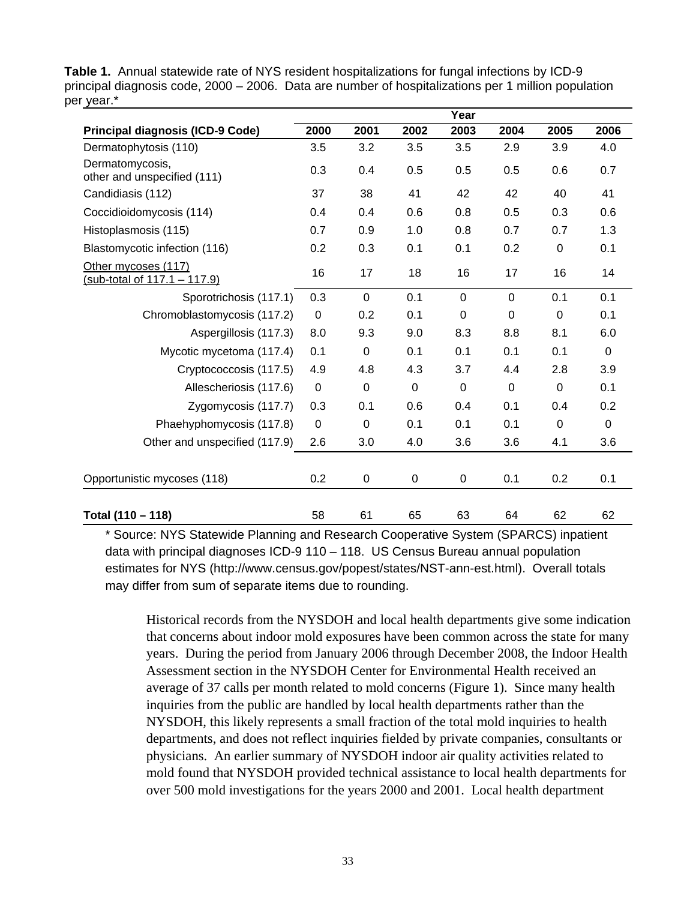**Table 1.** Annual statewide rate of NYS resident hospitalizations for fungal infections by ICD-9 principal diagnosis code, 2000 – 2006. Data are number of hospitalizations per 1 million population per year.*

| | Year | | | | | | |
|---|---|---|---|---|---|---|---|
| **Principal diagnosis (ICD-9 Code)** | **2000** | **2001** | **2002** | **2003** | **2004** | **2005** | **2006** |
| Dermatophytosis (110) | 3.5 | 3.2 | 3.5 | 3.5 | 2.9 | 3.9 | 4.0 |
| Dermatomycosis, other and unspecified (111) | 0.3 | 0.4 | 0.5 | 0.5 | 0.5 | 0.6 | 0.7 |
| Candidiasis (112) | 37 | 38 | 41 | 42 | 42 | 40 | 41 |
| Coccidioidomycosis (114) | 0.4 | 0.4 | 0.6 | 0.8 | 0.5 | 0.3 | 0.6 |
| Histoplasmosis (115) | 0.7 | 0.9 | 1.0 | 0.8 | 0.7 | 0.7 | 1.3 |
| Blastomycotic infection (116) | 0.2 | 0.3 | 0.1 | 0.1 | 0.2 | 0 | 0.1 |
| Other mycoses (117) (sub-total of 117.1 – 117.9) | 16 | 17 | 18 | 16 | 17 | 16 | 14 |
| Sporotrichosis (117.1) | 0.3 | 0 | 0.1 | 0 | 0 | 0.1 | 0.1 |
| Chromoblastomycosis (117.2) | 0 | 0.2 | 0.1 | 0 | 0 | 0 | 0.1 |
| Aspergillosis (117.3) | 8.0 | 9.3 | 9.0 | 8.3 | 8.8 | 8.1 | 6.0 |
| Mycotic mycetoma (117.4) | 0.1 | 0 | 0.1 | 0.1 | 0.1 | 0.1 | 0 |
| Cryptococcosis (117.5) | 4.9 | 4.8 | 4.3 | 3.7 | 4.4 | 2.8 | 3.9 |
| Allescheriosis (117.6) | 0 | 0 | 0 | 0 | 0 | 0 | 0.1 |
| Zygomycosis (117.7) | 0.3 | 0.1 | 0.6 | 0.4 | 0.1 | 0.4 | 0.2 |
| Phaehyphomycosis (117.8) | 0 | 0 | 0.1 | 0.1 | 0.1 | 0 | 0 |
| Other and unspecified (117.9) | 2.6 | 3.0 | 4.0 | 3.6 | 3.6 | 4.1 | 3.6 |
| Opportunistic mycoses (118) | 0.2 | 0 | 0 | 0 | 0.1 | 0.2 | 0.1 |
| **Total (110 – 118)** | 58 | 61 | 65 | 63 | 64 | 62 | 62 |

* Source: NYS Statewide Planning and Research Cooperative System (SPARCS) inpatient data with principal diagnoses ICD-9 110 – 118. US Census Bureau annual population estimates for NYS (http://www.census.gov/popest/states/NST-ann-est.html). Overall totals may differ from sum of separate items due to rounding.

Historical records from the NYSDOH and local health departments give some indication that concerns about indoor mold exposures have been common across the state for many years. During the period from January 2006 through December 2008, the Indoor Health Assessment section in the NYSDOH Center for Environmental Health received an average of 37 calls per month related to mold concerns (Figure 1). Since many health inquiries from the public are handled by local health departments rather than the NYSDOH, this likely represents a small fraction of the total mold inquiries to health departments, and does not reflect inquiries fielded by private companies, consultants or physicians. An earlier summary of NYSDOH indoor air quality activities related to mold found that NYSDOH provided technical assistance to local health departments for over 500 mold investigations for the years 2000 and 2001. Local health department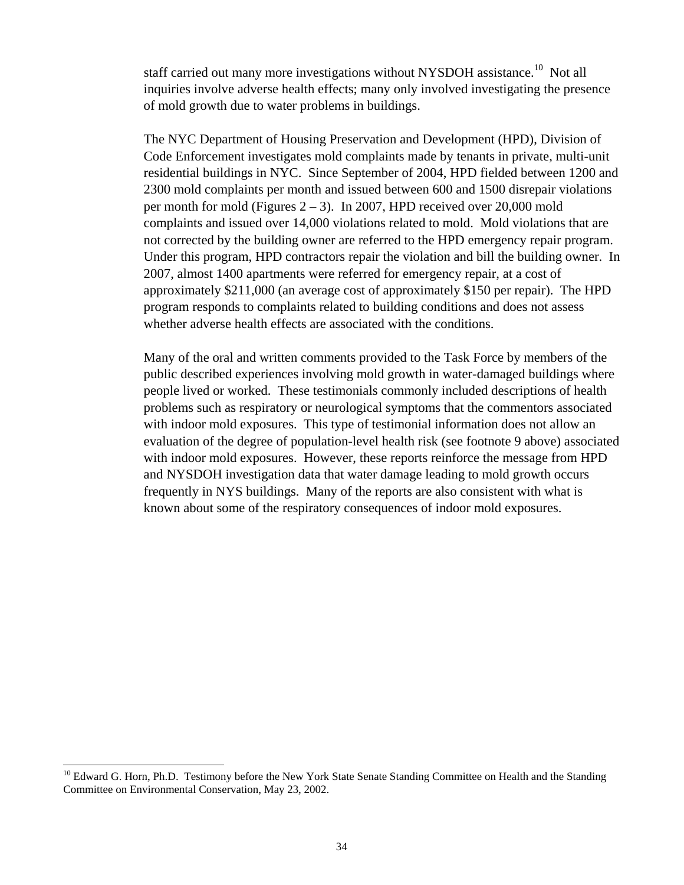staff carried out many more investigations without NYSDOH assistance.[10] Not all inquiries involve adverse health effects; many only involved investigating the presence of mold growth due to water problems in buildings.

The NYC Department of Housing Preservation and Development (HPD), Division of Code Enforcement investigates mold complaints made by tenants in private, multi-unit residential buildings in NYC. Since September of 2004, HPD fielded between 1200 and 2300 mold complaints per month and issued between 600 and 1500 disrepair violations per month for mold (Figures 2 – 3). In 2007, HPD received over 20,000 mold complaints and issued over 14,000 violations related to mold. Mold violations that are not corrected by the building owner are referred to the HPD emergency repair program. Under this program, HPD contractors repair the violation and bill the building owner. In 2007, almost 1400 apartments were referred for emergency repair, at a cost of approximately $211,000 (an average cost of approximately $150 per repair). The HPD program responds to complaints related to building conditions and does not assess whether adverse health effects are associated with the conditions.

Many of the oral and written comments provided to the Task Force by members of the public described experiences involving mold growth in water-damaged buildings where people lived or worked. These testimonials commonly included descriptions of health problems such as respiratory or neurological symptoms that the commentors associated with indoor mold exposures. This type of testimonial information does not allow an evaluation of the degree of population-level health risk (see footnote 9 above) associated with indoor mold exposures. However, these reports reinforce the message from HPD and NYSDOH investigation data that water damage leading to mold growth occurs frequently in NYS buildings. Many of the reports are also consistent with what is known about some of the respiratory consequences of indoor mold exposures.

---

[10] Edward G. Horn, Ph.D. Testimony before the New York State Senate Standing Committee on Health and the Standing Committee on Environmental Conservation, May 23, 2002.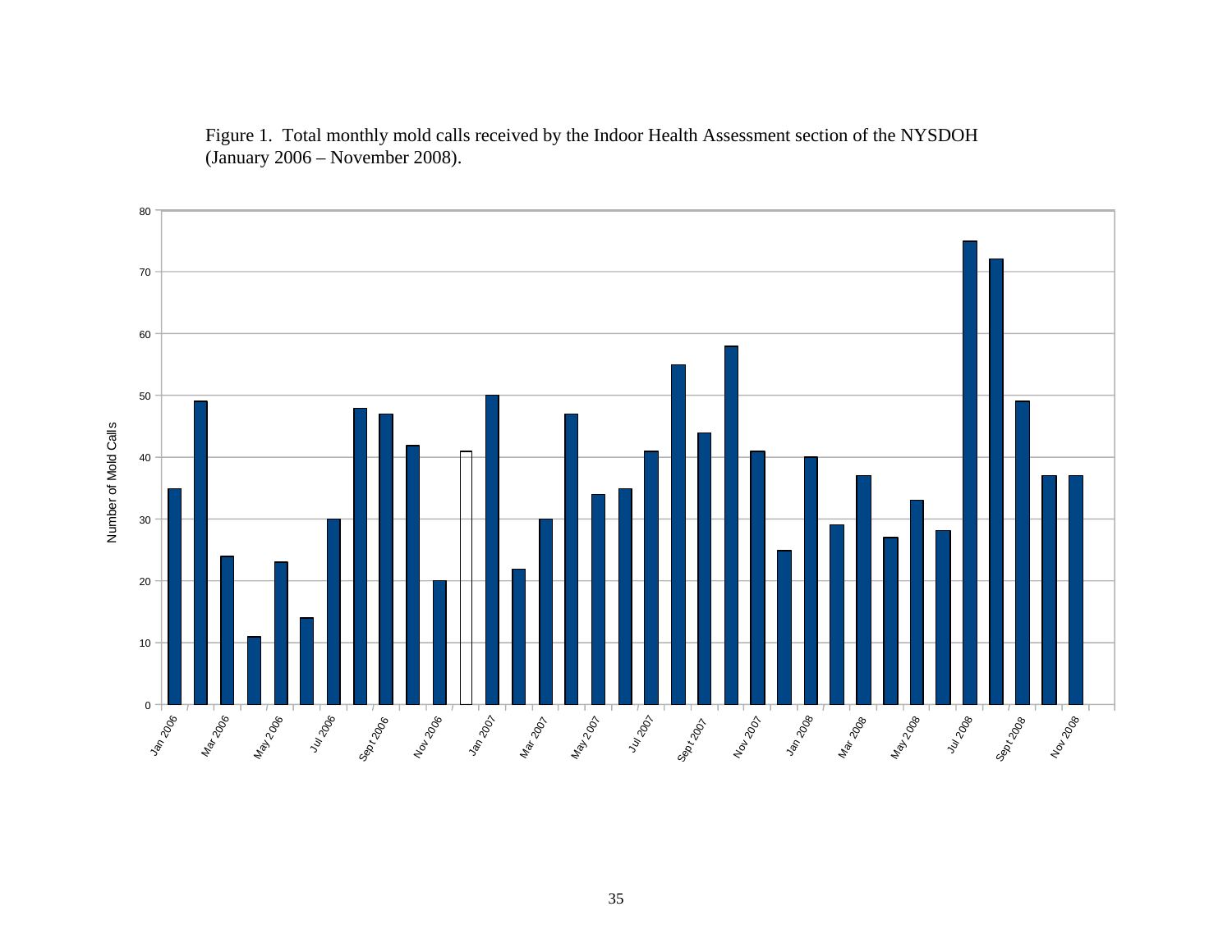Figure 1. Total monthly mold calls received by the Indoor Health Assessment section of the NYSDOH (January 2006 – November 2008).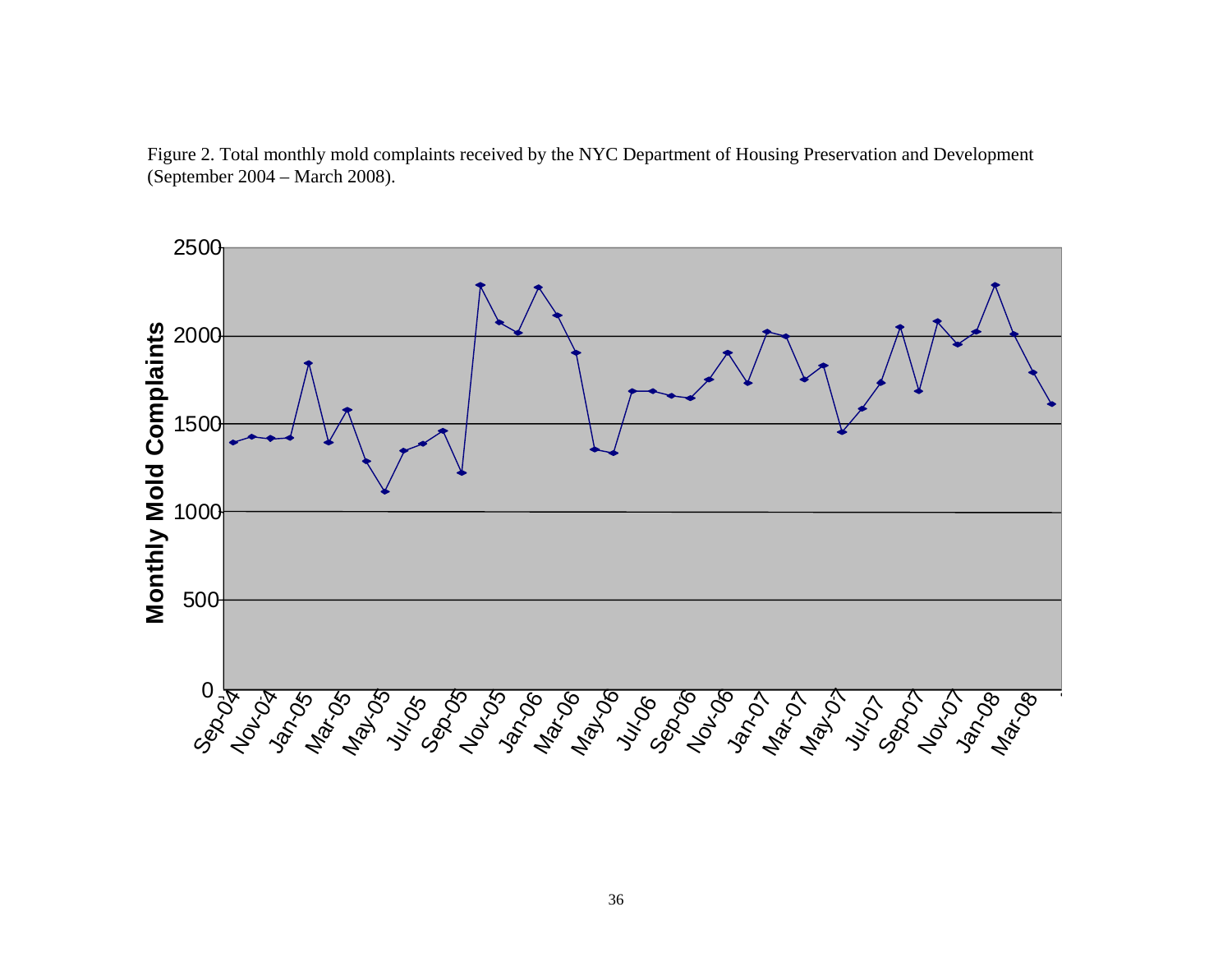Figure 2. Total monthly mold complaints received by the NYC Department of Housing Preservation and Development (September 2004 – March 2008).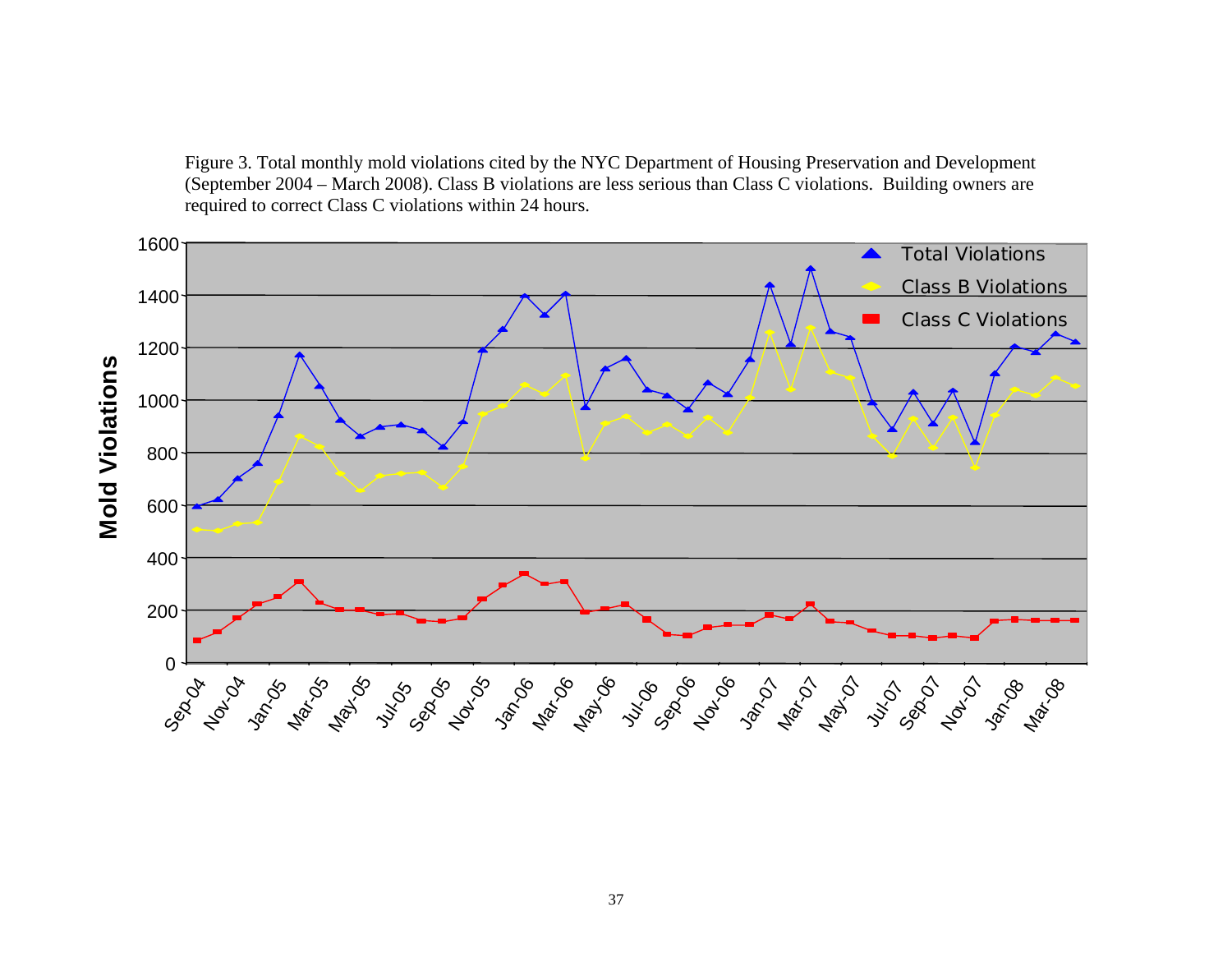Figure 3. Total monthly mold violations cited by the NYC Department of Housing Preservation and Development (September 2004 – March 2008). Class B violations are less serious than Class C violations. Building owners are required to correct Class C violations within 24 hours.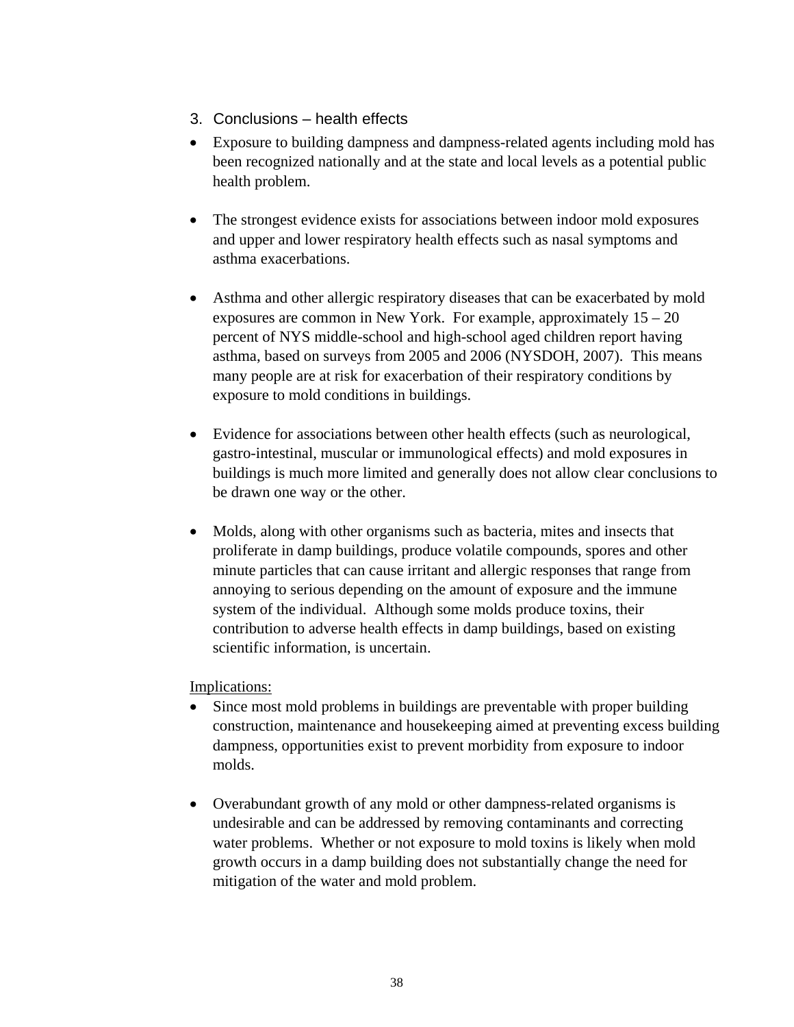### 3. Conclusions – health effects

- Exposure to building dampness and dampness-related agents including mold has been recognized nationally and at the state and local levels as a potential public health problem.

- The strongest evidence exists for associations between indoor mold exposures and upper and lower respiratory health effects such as nasal symptoms and asthma exacerbations.

- Asthma and other allergic respiratory diseases that can be exacerbated by mold exposures are common in New York. For example, approximately 15 – 20 percent of NYS middle-school and high-school aged children report having asthma, based on surveys from 2005 and 2006 (NYSDOH, 2007). This means many people are at risk for exacerbation of their respiratory conditions by exposure to mold conditions in buildings.

- Evidence for associations between other health effects (such as neurological, gastro-intestinal, muscular or immunological effects) and mold exposures in buildings is much more limited and generally does not allow clear conclusions to be drawn one way or the other.

- Molds, along with other organisms such as bacteria, mites and insects that proliferate in damp buildings, produce volatile compounds, spores and other minute particles that can cause irritant and allergic responses that range from annoying to serious depending on the amount of exposure and the immune system of the individual. Although some molds produce toxins, their contribution to adverse health effects in damp buildings, based on existing scientific information, is uncertain.

Implications:

- Since most mold problems in buildings are preventable with proper building construction, maintenance and housekeeping aimed at preventing excess building dampness, opportunities exist to prevent morbidity from exposure to indoor molds.

- Overabundant growth of any mold or other dampness-related organisms is undesirable and can be addressed by removing contaminants and correcting water problems. Whether or not exposure to mold toxins is likely when mold growth occurs in a damp building does not substantially change the need for mitigation of the water and mold problem.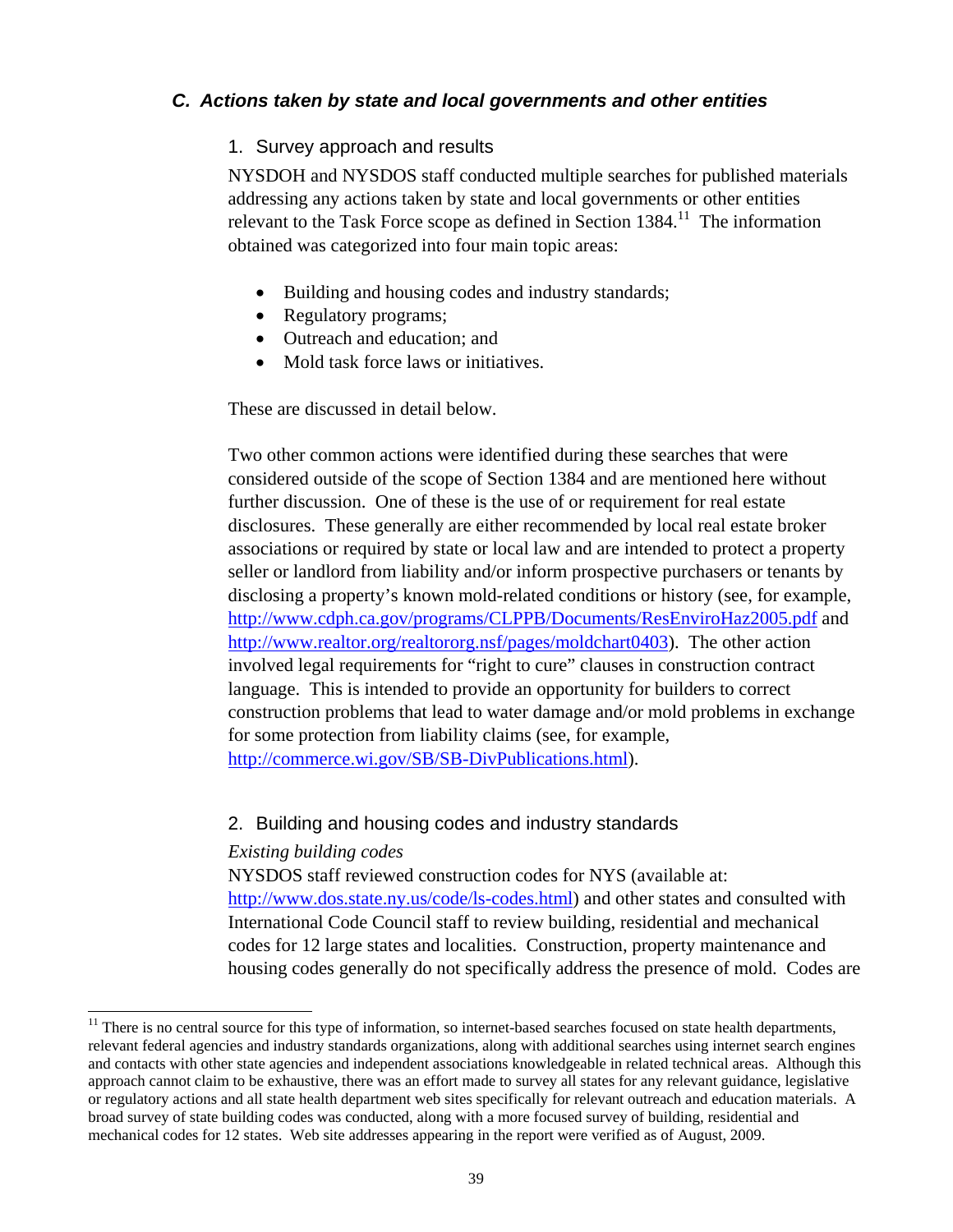## *C. Actions taken by state and local governments and other entities*

### 1. Survey approach and results

NYSDOH and NYSDOS staff conducted multiple searches for published materials addressing any actions taken by state and local governments or other entities relevant to the Task Force scope as defined in Section 1384.[11] The information obtained was categorized into four main topic areas:

- Building and housing codes and industry standards;
- Regulatory programs;
- Outreach and education; and
- Mold task force laws or initiatives.

These are discussed in detail below.

Two other common actions were identified during these searches that were considered outside of the scope of Section 1384 and are mentioned here without further discussion. One of these is the use of or requirement for real estate disclosures. These generally are either recommended by local real estate broker associations or required by state or local law and are intended to protect a property seller or landlord from liability and/or inform prospective purchasers or tenants by disclosing a property's known mold-related conditions or history (see, for example, http://www.cdph.ca.gov/programs/CLPPB/Documents/ResEnviroHaz2005.pdf and http://www.realtor.org/realtororg.nsf/pages/moldchart0403). The other action involved legal requirements for "right to cure" clauses in construction contract language. This is intended to provide an opportunity for builders to correct construction problems that lead to water damage and/or mold problems in exchange for some protection from liability claims (see, for example, http://commerce.wi.gov/SB/SB-DivPublications.html).

### 2. Building and housing codes and industry standards

*Existing building codes*

NYSDOS staff reviewed construction codes for NYS (available at: http://www.dos.state.ny.us/code/ls-codes.html) and other states and consulted with International Code Council staff to review building, residential and mechanical codes for 12 large states and localities. Construction, property maintenance and housing codes generally do not specifically address the presence of mold. Codes are

---

[11] There is no central source for this type of information, so internet-based searches focused on state health departments, relevant federal agencies and industry standards organizations, along with additional searches using internet search engines and contacts with other state agencies and independent associations knowledgeable in related technical areas. Although this approach cannot claim to be exhaustive, there was an effort made to survey all states for any relevant guidance, legislative or regulatory actions and all state health department web sites specifically for relevant outreach and education materials. A broad survey of state building codes was conducted, along with a more focused survey of building, residential and mechanical codes for 12 states. Web site addresses appearing in the report were verified as of August, 2009.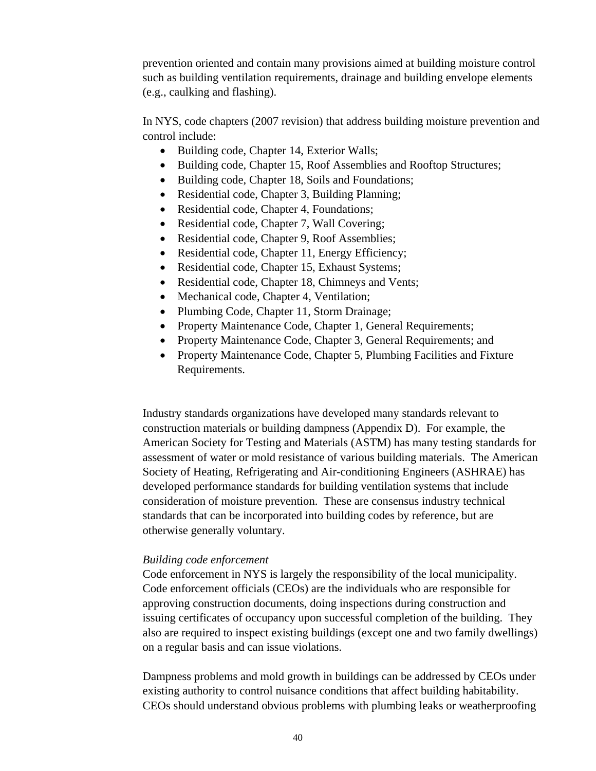prevention oriented and contain many provisions aimed at building moisture control such as building ventilation requirements, drainage and building envelope elements (e.g., caulking and flashing).

In NYS, code chapters (2007 revision) that address building moisture prevention and control include:

- Building code, Chapter 14, Exterior Walls;
- Building code, Chapter 15, Roof Assemblies and Rooftop Structures;
- Building code, Chapter 18, Soils and Foundations;
- Residential code, Chapter 3, Building Planning;
- Residential code, Chapter 4, Foundations;
- Residential code, Chapter 7, Wall Covering;
- Residential code, Chapter 9, Roof Assemblies;
- Residential code, Chapter 11, Energy Efficiency;
- Residential code, Chapter 15, Exhaust Systems;
- Residential code, Chapter 18, Chimneys and Vents;
- Mechanical code, Chapter 4, Ventilation;
- Plumbing Code, Chapter 11, Storm Drainage;
- Property Maintenance Code, Chapter 1, General Requirements;
- Property Maintenance Code, Chapter 3, General Requirements; and
- Property Maintenance Code, Chapter 5, Plumbing Facilities and Fixture Requirements.

Industry standards organizations have developed many standards relevant to construction materials or building dampness (Appendix D). For example, the American Society for Testing and Materials (ASTM) has many testing standards for assessment of water or mold resistance of various building materials. The American Society of Heating, Refrigerating and Air-conditioning Engineers (ASHRAE) has developed performance standards for building ventilation systems that include consideration of moisture prevention. These are consensus industry technical standards that can be incorporated into building codes by reference, but are otherwise generally voluntary.

*Building code enforcement*

Code enforcement in NYS is largely the responsibility of the local municipality. Code enforcement officials (CEOs) are the individuals who are responsible for approving construction documents, doing inspections during construction and issuing certificates of occupancy upon successful completion of the building. They also are required to inspect existing buildings (except one and two family dwellings) on a regular basis and can issue violations.

Dampness problems and mold growth in buildings can be addressed by CEOs under existing authority to control nuisance conditions that affect building habitability. CEOs should understand obvious problems with plumbing leaks or weatherproofing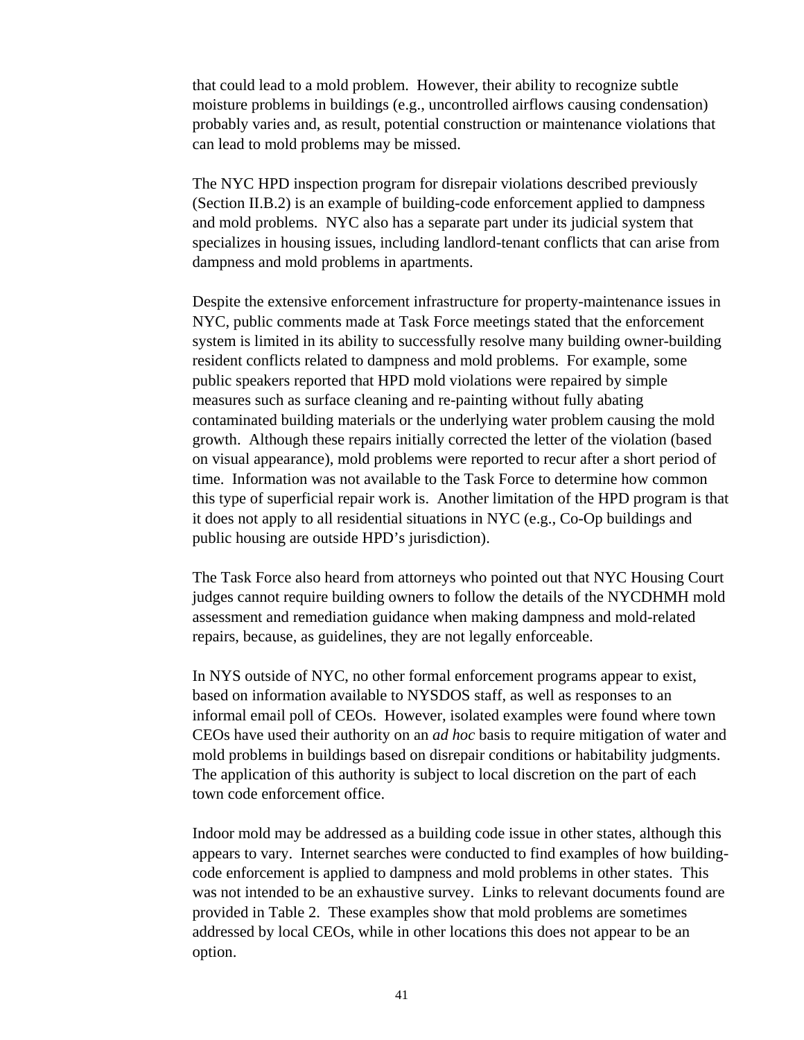that could lead to a mold problem. However, their ability to recognize subtle moisture problems in buildings (e.g., uncontrolled airflows causing condensation) probably varies and, as result, potential construction or maintenance violations that can lead to mold problems may be missed.

The NYC HPD inspection program for disrepair violations described previously (Section II.B.2) is an example of building-code enforcement applied to dampness and mold problems. NYC also has a separate part under its judicial system that specializes in housing issues, including landlord-tenant conflicts that can arise from dampness and mold problems in apartments.

Despite the extensive enforcement infrastructure for property-maintenance issues in NYC, public comments made at Task Force meetings stated that the enforcement system is limited in its ability to successfully resolve many building owner-building resident conflicts related to dampness and mold problems. For example, some public speakers reported that HPD mold violations were repaired by simple measures such as surface cleaning and re-painting without fully abating contaminated building materials or the underlying water problem causing the mold growth. Although these repairs initially corrected the letter of the violation (based on visual appearance), mold problems were reported to recur after a short period of time. Information was not available to the Task Force to determine how common this type of superficial repair work is. Another limitation of the HPD program is that it does not apply to all residential situations in NYC (e.g., Co-Op buildings and public housing are outside HPD's jurisdiction).

The Task Force also heard from attorneys who pointed out that NYC Housing Court judges cannot require building owners to follow the details of the NYCDHMH mold assessment and remediation guidance when making dampness and mold-related repairs, because, as guidelines, they are not legally enforceable.

In NYS outside of NYC, no other formal enforcement programs appear to exist, based on information available to NYSDOS staff, as well as responses to an informal email poll of CEOs. However, isolated examples were found where town CEOs have used their authority on an *ad hoc* basis to require mitigation of water and mold problems in buildings based on disrepair conditions or habitability judgments. The application of this authority is subject to local discretion on the part of each town code enforcement office.

Indoor mold may be addressed as a building code issue in other states, although this appears to vary. Internet searches were conducted to find examples of how building-code enforcement is applied to dampness and mold problems in other states. This was not intended to be an exhaustive survey. Links to relevant documents found are provided in Table 2. These examples show that mold problems are sometimes addressed by local CEOs, while in other locations this does not appear to be an option.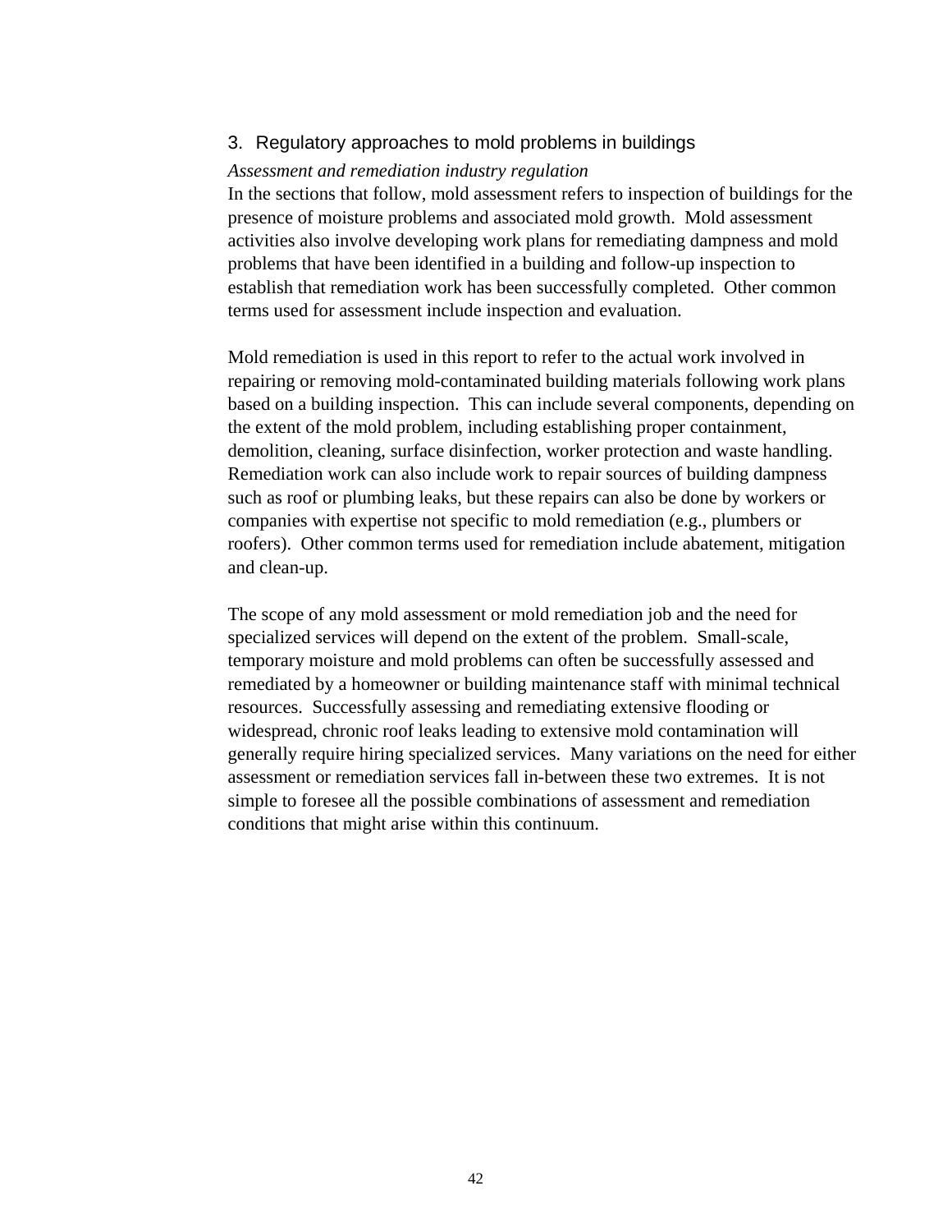## 3. Regulatory approaches to mold problems in buildings

*Assessment and remediation industry regulation*

In the sections that follow, mold assessment refers to inspection of buildings for the presence of moisture problems and associated mold growth. Mold assessment activities also involve developing work plans for remediating dampness and mold problems that have been identified in a building and follow-up inspection to establish that remediation work has been successfully completed. Other common terms used for assessment include inspection and evaluation.

Mold remediation is used in this report to refer to the actual work involved in repairing or removing mold-contaminated building materials following work plans based on a building inspection. This can include several components, depending on the extent of the mold problem, including establishing proper containment, demolition, cleaning, surface disinfection, worker protection and waste handling. Remediation work can also include work to repair sources of building dampness such as roof or plumbing leaks, but these repairs can also be done by workers or companies with expertise not specific to mold remediation (e.g., plumbers or roofers). Other common terms used for remediation include abatement, mitigation and clean-up.

The scope of any mold assessment or mold remediation job and the need for specialized services will depend on the extent of the problem. Small-scale, temporary moisture and mold problems can often be successfully assessed and remediated by a homeowner or building maintenance staff with minimal technical resources. Successfully assessing and remediating extensive flooding or widespread, chronic roof leaks leading to extensive mold contamination will generally require hiring specialized services. Many variations on the need for either assessment or remediation services fall in-between these two extremes. It is not simple to foresee all the possible combinations of assessment and remediation conditions that might arise within this continuum.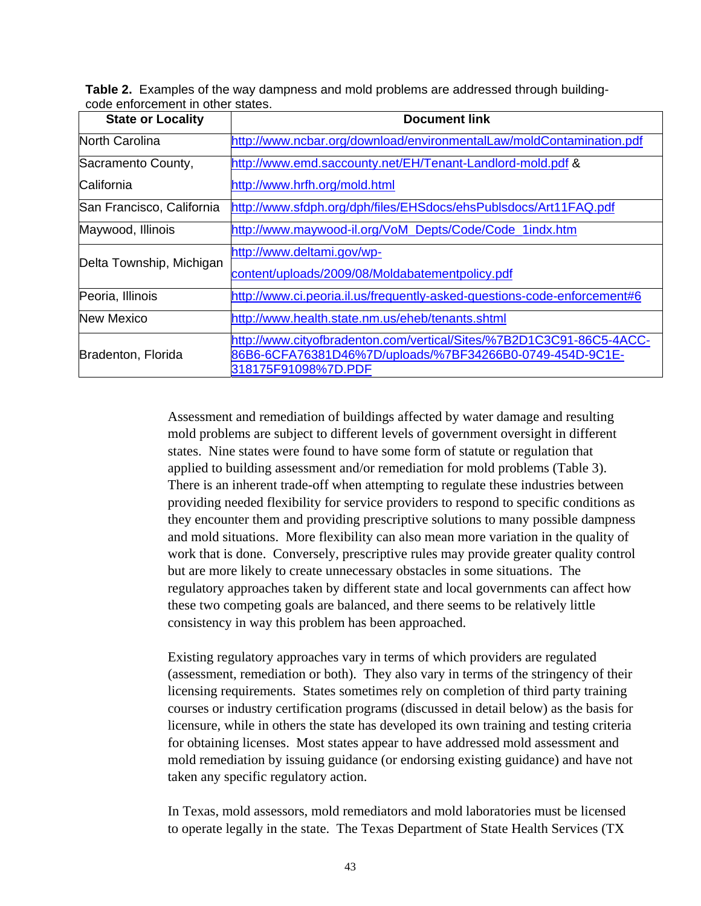**Table 2.** Examples of the way dampness and mold problems are addressed through building-code enforcement in other states.

| State or Locality | Document link |
|---|---|
| North Carolina | http://www.ncbar.org/download/environmentalLaw/moldContamination.pdf |
| Sacramento County, California | http://www.emd.saccounty.net/EH/Tenant-Landlord-mold.pdf & http://www.hrfh.org/mold.html |
| San Francisco, California | http://www.sfdph.org/dph/files/EHSdocs/ehsPublsdocs/Art11FAQ.pdf |
| Maywood, Illinois | http://www.maywood-il.org/VoM_Depts/Code/Code_1indx.htm |
| Delta Township, Michigan | http://www.deltami.gov/wp-content/uploads/2009/08/Moldabatementpolicy.pdf |
| Peoria, Illinois | http://www.ci.peoria.il.us/frequently-asked-questions-code-enforcement#6 |
| New Mexico | http://www.health.state.nm.us/eheb/tenants.shtml |
| Bradenton, Florida | http://www.cityofbradenton.com/vertical/Sites/%7B2D1C3C91-86C5-4ACC-86B6-6CFA76381D46%7D/uploads/%7BF34266B0-0749-454D-9C1E-318175F91098%7D.PDF |

Assessment and remediation of buildings affected by water damage and resulting mold problems are subject to different levels of government oversight in different states. Nine states were found to have some form of statute or regulation that applied to building assessment and/or remediation for mold problems (Table 3). There is an inherent trade-off when attempting to regulate these industries between providing needed flexibility for service providers to respond to specific conditions as they encounter them and providing prescriptive solutions to many possible dampness and mold situations. More flexibility can also mean more variation in the quality of work that is done. Conversely, prescriptive rules may provide greater quality control but are more likely to create unnecessary obstacles in some situations. The regulatory approaches taken by different state and local governments can affect how these two competing goals are balanced, and there seems to be relatively little consistency in way this problem has been approached.

Existing regulatory approaches vary in terms of which providers are regulated (assessment, remediation or both). They also vary in terms of the stringency of their licensing requirements. States sometimes rely on completion of third party training courses or industry certification programs (discussed in detail below) as the basis for licensure, while in others the state has developed its own training and testing criteria for obtaining licenses. Most states appear to have addressed mold assessment and mold remediation by issuing guidance (or endorsing existing guidance) and have not taken any specific regulatory action.

In Texas, mold assessors, mold remediators and mold laboratories must be licensed to operate legally in the state. The Texas Department of State Health Services (TX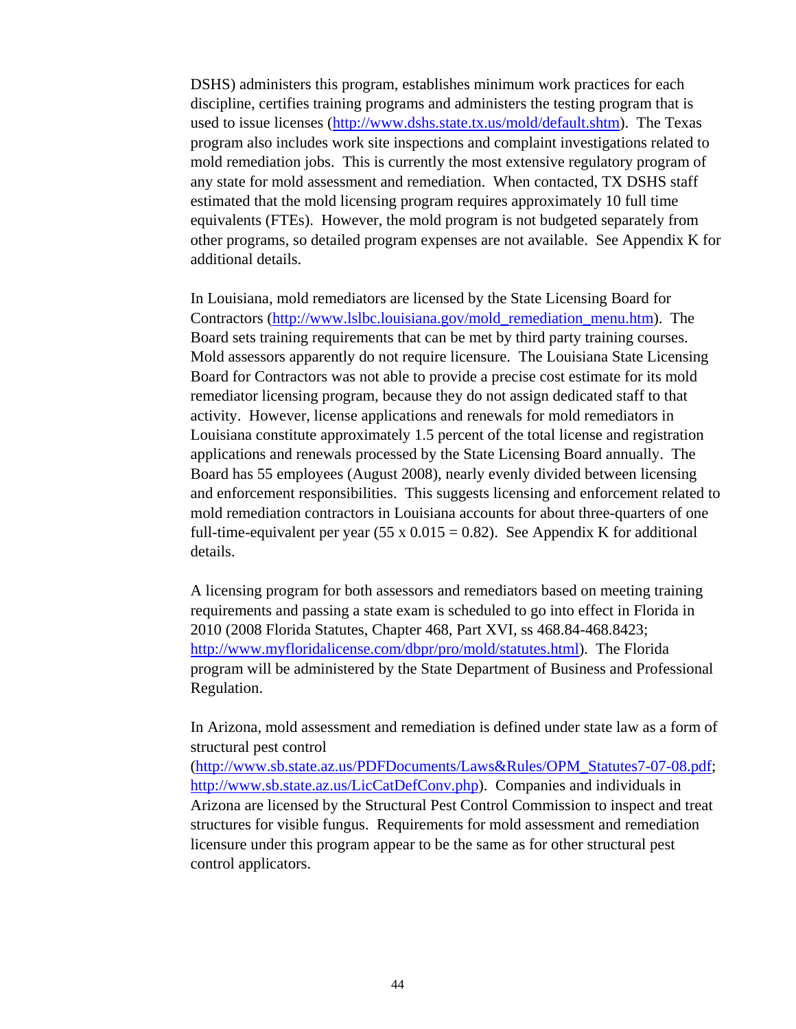DSHS) administers this program, establishes minimum work practices for each discipline, certifies training programs and administers the testing program that is used to issue licenses (http://www.dshs.state.tx.us/mold/default.shtm). The Texas program also includes work site inspections and complaint investigations related to mold remediation jobs. This is currently the most extensive regulatory program of any state for mold assessment and remediation. When contacted, TX DSHS staff estimated that the mold licensing program requires approximately 10 full time equivalents (FTEs). However, the mold program is not budgeted separately from other programs, so detailed program expenses are not available. See Appendix K for additional details.

In Louisiana, mold remediators are licensed by the State Licensing Board for Contractors (http://www.lslbc.louisiana.gov/mold_remediation_menu.htm). The Board sets training requirements that can be met by third party training courses. Mold assessors apparently do not require licensure. The Louisiana State Licensing Board for Contractors was not able to provide a precise cost estimate for its mold remediator licensing program, because they do not assign dedicated staff to that activity. However, license applications and renewals for mold remediators in Louisiana constitute approximately 1.5 percent of the total license and registration applications and renewals processed by the State Licensing Board annually. The Board has 55 employees (August 2008), nearly evenly divided between licensing and enforcement responsibilities. This suggests licensing and enforcement related to mold remediation contractors in Louisiana accounts for about three-quarters of one full-time-equivalent per year (55 x 0.015 = 0.82). See Appendix K for additional details.

A licensing program for both assessors and remediators based on meeting training requirements and passing a state exam is scheduled to go into effect in Florida in 2010 (2008 Florida Statutes, Chapter 468, Part XVI, ss 468.84-468.8423; http://www.myfloridalicense.com/dbpr/pro/mold/statutes.html). The Florida program will be administered by the State Department of Business and Professional Regulation.

In Arizona, mold assessment and remediation is defined under state law as a form of structural pest control (http://www.sb.state.az.us/PDFDocuments/Laws&Rules/OPM_Statutes7-07-08.pdf; http://www.sb.state.az.us/LicCatDefConv.php). Companies and individuals in Arizona are licensed by the Structural Pest Control Commission to inspect and treat structures for visible fungus. Requirements for mold assessment and remediation licensure under this program appear to be the same as for other structural pest control applicators.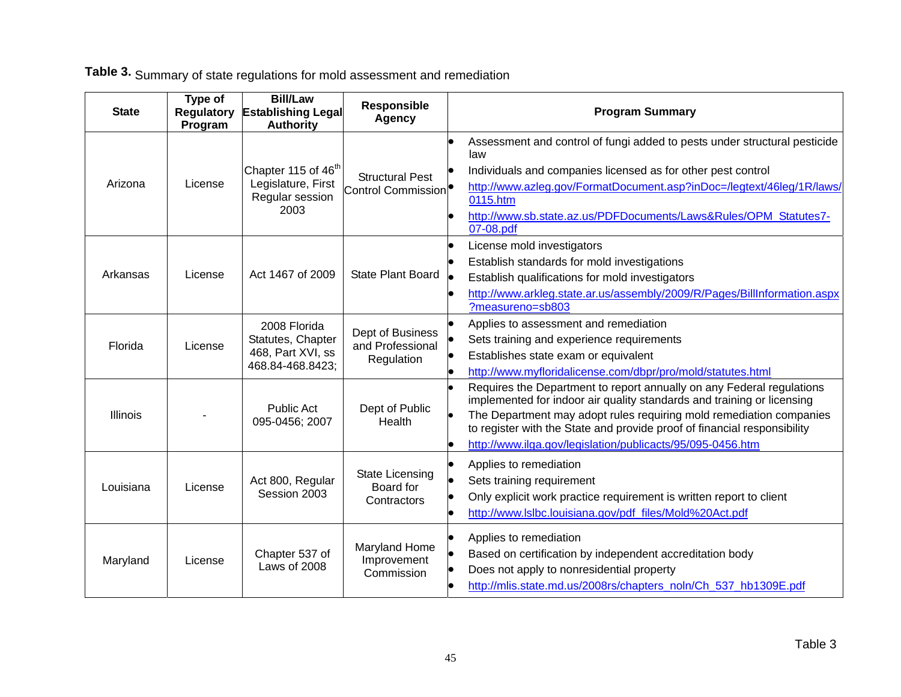**Table 3.** Summary of state regulations for mold assessment and remediation

| State | Type of Regulatory Program | Bill/Law Establishing Legal Authority | Responsible Agency | Program Summary |
|---|---|---|---|---|
| Arizona | License | Chapter 115 of 46th Legislature, First Regular session 2003 | Structural Pest Control Commission | • Assessment and control of fungi added to pests under structural pesticide law<br>• Individuals and companies licensed as for other pest control<br>• http://www.azleg.gov/FormatDocument.asp?inDoc=/legtext/46leg/1R/laws/0115.htm<br>• http://www.sb.state.az.us/PDFDocuments/Laws&Rules/OPM_Statutes7-07-08.pdf |
| Arkansas | License | Act 1467 of 2009 | State Plant Board | • License mold investigators<br>• Establish standards for mold investigations<br>• Establish qualifications for mold investigators<br>• http://www.arkleg.state.ar.us/assembly/2009/R/Pages/BillInformation.aspx?measureno=sb803 |
| Florida | License | 2008 Florida Statutes, Chapter 468, Part XVI, ss 468.84-468.8423; | Dept of Business and Professional Regulation | • Applies to assessment and remediation<br>• Sets training and experience requirements<br>• Establishes state exam or equivalent<br>• http://www.myfloridalicense.com/dbpr/pro/mold/statutes.html |
| Illinois | - | Public Act 095-0456; 2007 | Dept of Public Health | • Requires the Department to report annually on any Federal regulations implemented for indoor air quality standards and training or licensing<br>• The Department may adopt rules requiring mold remediation companies to register with the State and provide proof of financial responsibility<br>• http://www.ilga.gov/legislation/publicacts/95/095-0456.htm |
| Louisiana | License | Act 800, Regular Session 2003 | State Licensing Board for Contractors | • Applies to remediation<br>• Sets training requirement<br>• Only explicit work practice requirement is written report to client<br>• http://www.lslbc.louisiana.gov/pdf_files/Mold%20Act.pdf |
| Maryland | License | Chapter 537 of Laws of 2008 | Maryland Home Improvement Commission | • Applies to remediation<br>• Based on certification by independent accreditation body<br>• Does not apply to nonresidential property<br>• http://mlis.state.md.us/2008rs/chapters_noln/Ch_537_hb1309E.pdf |

Table 3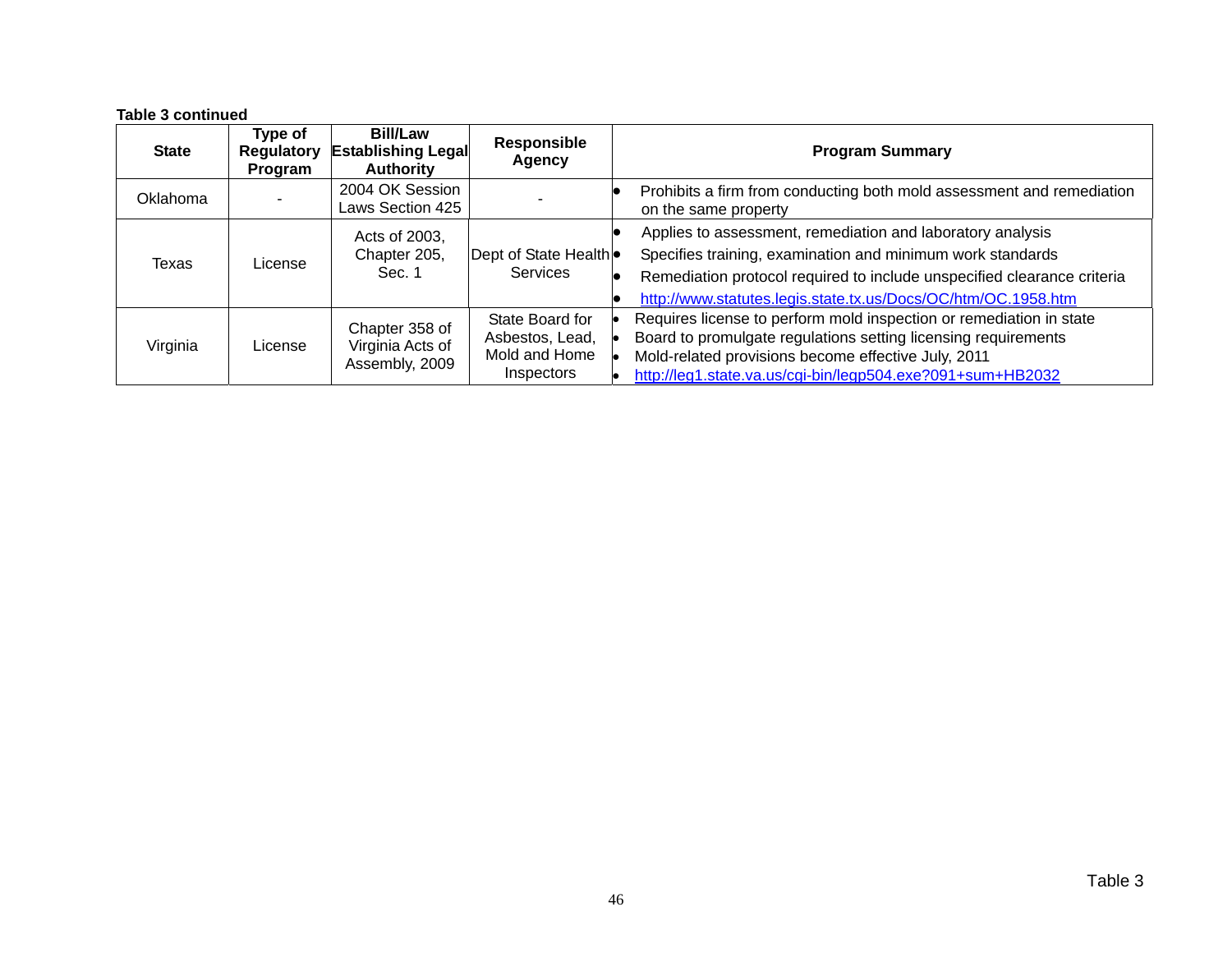**Table 3 continued**

| State | Type of Regulatory Program | Bill/Law Establishing Legal Authority | Responsible Agency | Program Summary |
|---|---|---|---|---|
| Oklahoma | - | 2004 OK Session Laws Section 425 | - | • Prohibits a firm from conducting both mold assessment and remediation on the same property |
| Texas | License | Acts of 2003, Chapter 205, Sec. 1 | Dept of State Health Services | • Applies to assessment, remediation and laboratory analysis<br>• Specifies training, examination and minimum work standards<br>• Remediation protocol required to include unspecified clearance criteria<br>• http://www.statutes.legis.state.tx.us/Docs/OC/htm/OC.1958.htm |
| Virginia | License | Chapter 358 of Virginia Acts of Assembly, 2009 | State Board for Asbestos, Lead, Mold and Home Inspectors | • Requires license to perform mold inspection or remediation in state<br>• Board to promulgate regulations setting licensing requirements<br>• Mold-related provisions become effective July, 2011<br>• http://leg1.state.va.us/cgi-bin/legp504.exe?091+sum+HB2032 |

Table 3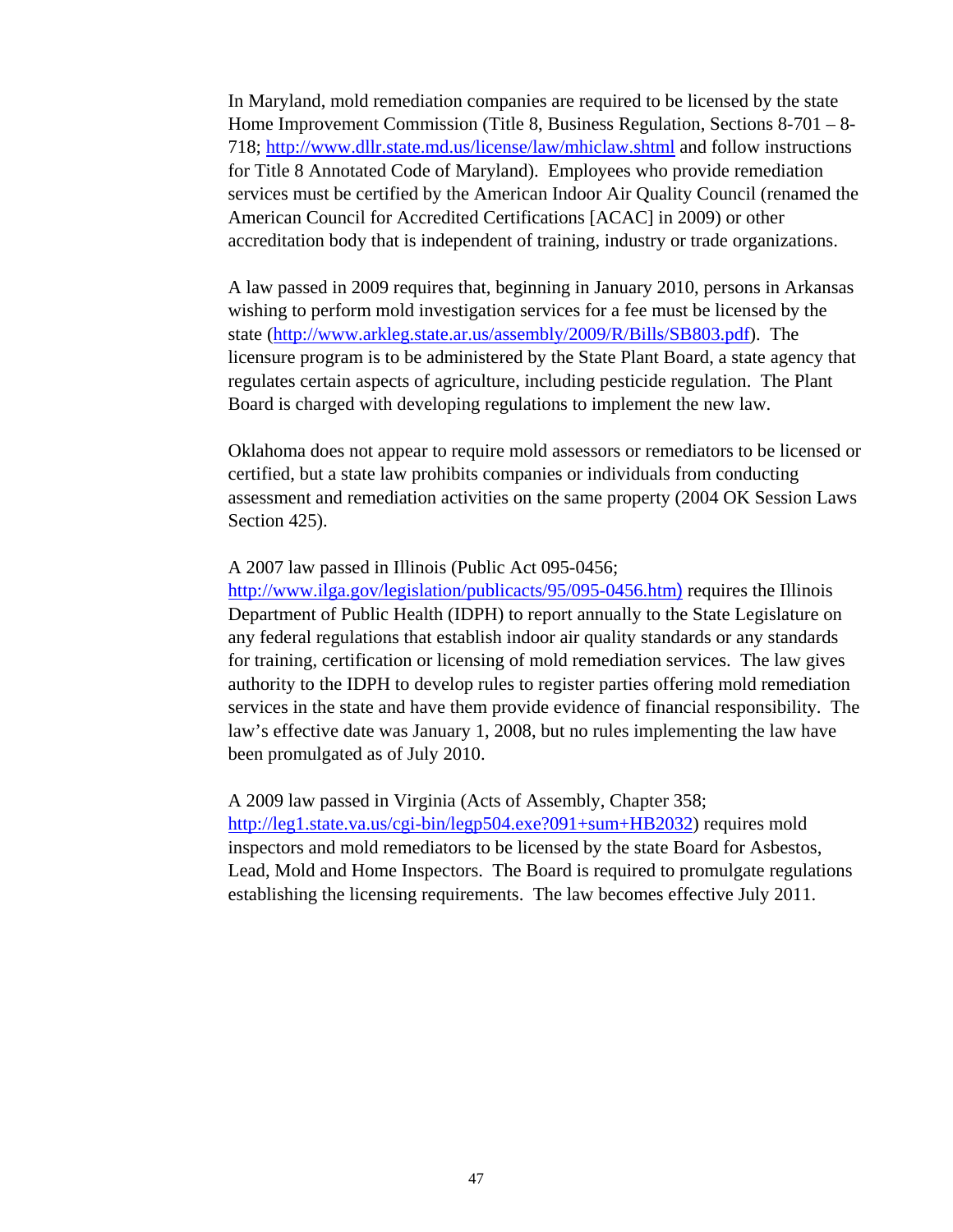In Maryland, mold remediation companies are required to be licensed by the state Home Improvement Commission (Title 8, Business Regulation, Sections 8-701 – 8-718; http://www.dllr.state.md.us/license/law/mhiclaw.shtml and follow instructions for Title 8 Annotated Code of Maryland). Employees who provide remediation services must be certified by the American Indoor Air Quality Council (renamed the American Council for Accredited Certifications [ACAC] in 2009) or other accreditation body that is independent of training, industry or trade organizations.

A law passed in 2009 requires that, beginning in January 2010, persons in Arkansas wishing to perform mold investigation services for a fee must be licensed by the state (http://www.arkleg.state.ar.us/assembly/2009/R/Bills/SB803.pdf). The licensure program is to be administered by the State Plant Board, a state agency that regulates certain aspects of agriculture, including pesticide regulation. The Plant Board is charged with developing regulations to implement the new law.

Oklahoma does not appear to require mold assessors or remediators to be licensed or certified, but a state law prohibits companies or individuals from conducting assessment and remediation activities on the same property (2004 OK Session Laws Section 425).

A 2007 law passed in Illinois (Public Act 095-0456; http://www.ilga.gov/legislation/publicacts/95/095-0456.htm) requires the Illinois Department of Public Health (IDPH) to report annually to the State Legislature on any federal regulations that establish indoor air quality standards or any standards for training, certification or licensing of mold remediation services. The law gives authority to the IDPH to develop rules to register parties offering mold remediation services in the state and have them provide evidence of financial responsibility. The law's effective date was January 1, 2008, but no rules implementing the law have been promulgated as of July 2010.

A 2009 law passed in Virginia (Acts of Assembly, Chapter 358; http://leg1.state.va.us/cgi-bin/legp504.exe?091+sum+HB2032) requires mold inspectors and mold remediators to be licensed by the state Board for Asbestos, Lead, Mold and Home Inspectors. The Board is required to promulgate regulations establishing the licensing requirements. The law becomes effective July 2011.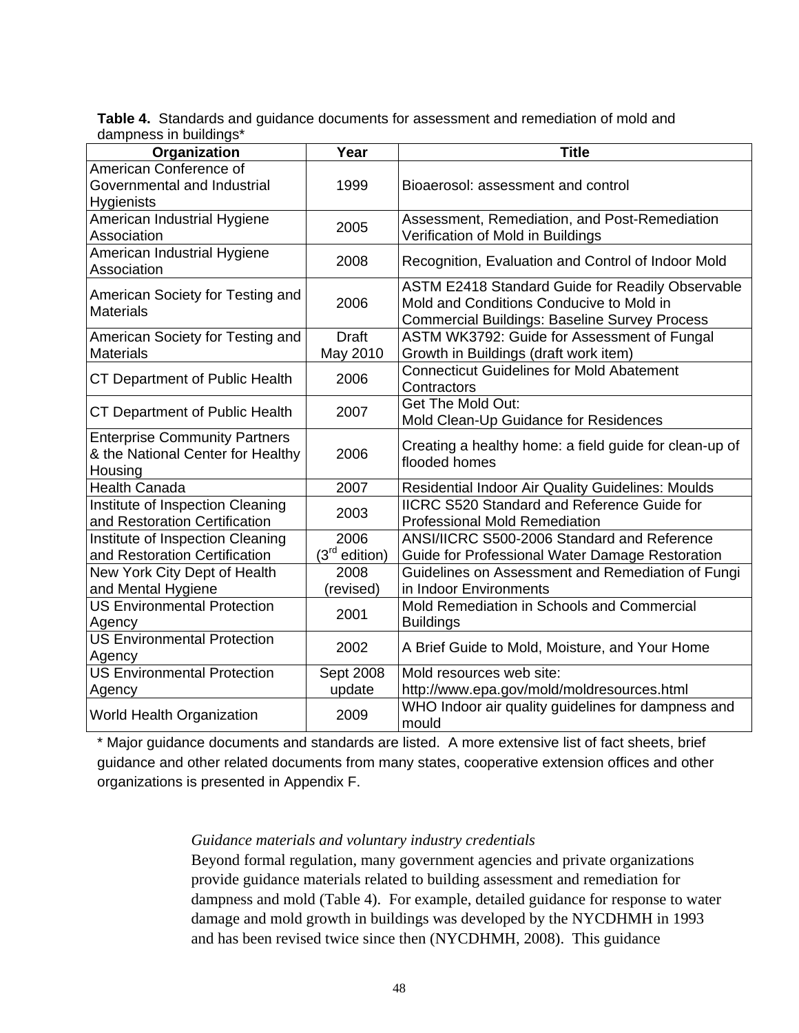**Table 4.** Standards and guidance documents for assessment and remediation of mold and dampness in buildings*

| Organization | Year | Title |
|---|---|---|
| American Conference of Governmental and Industrial Hygienists | 1999 | Bioaerosol: assessment and control |
| American Industrial Hygiene Association | 2005 | Assessment, Remediation, and Post-Remediation Verification of Mold in Buildings |
| American Industrial Hygiene Association | 2008 | Recognition, Evaluation and Control of Indoor Mold |
| American Society for Testing and Materials | 2006 | ASTM E2418 Standard Guide for Readily Observable Mold and Conditions Conducive to Mold in Commercial Buildings: Baseline Survey Process |
| American Society for Testing and Materials | Draft May 2010 | ASTM WK3792: Guide for Assessment of Fungal Growth in Buildings (draft work item) |
| CT Department of Public Health | 2006 | Connecticut Guidelines for Mold Abatement Contractors |
| CT Department of Public Health | 2007 | Get The Mold Out: Mold Clean-Up Guidance for Residences |
| Enterprise Community Partners & the National Center for Healthy Housing | 2006 | Creating a healthy home: a field guide for clean-up of flooded homes |
| Health Canada | 2007 | Residential Indoor Air Quality Guidelines: Moulds |
| Institute of Inspection Cleaning and Restoration Certification | 2003 | IICRC S520 Standard and Reference Guide for Professional Mold Remediation |
| Institute of Inspection Cleaning and Restoration Certification | 2006 (3rd edition) | ANSI/IICRC S500-2006 Standard and Reference Guide for Professional Water Damage Restoration |
| New York City Dept of Health and Mental Hygiene | 2008 (revised) | Guidelines on Assessment and Remediation of Fungi in Indoor Environments |
| US Environmental Protection Agency | 2001 | Mold Remediation in Schools and Commercial Buildings |
| US Environmental Protection Agency | 2002 | A Brief Guide to Mold, Moisture, and Your Home |
| US Environmental Protection Agency | Sept 2008 update | Mold resources web site: http://www.epa.gov/mold/moldresources.html |
| World Health Organization | 2009 | WHO Indoor air quality guidelines for dampness and mould |

* Major guidance documents and standards are listed. A more extensive list of fact sheets, brief guidance and other related documents from many states, cooperative extension offices and other organizations is presented in Appendix F.

*Guidance materials and voluntary industry credentials*

Beyond formal regulation, many government agencies and private organizations provide guidance materials related to building assessment and remediation for dampness and mold (Table 4). For example, detailed guidance for response to water damage and mold growth in buildings was developed by the NYCDHMH in 1993 and has been revised twice since then (NYCDHMH, 2008). This guidance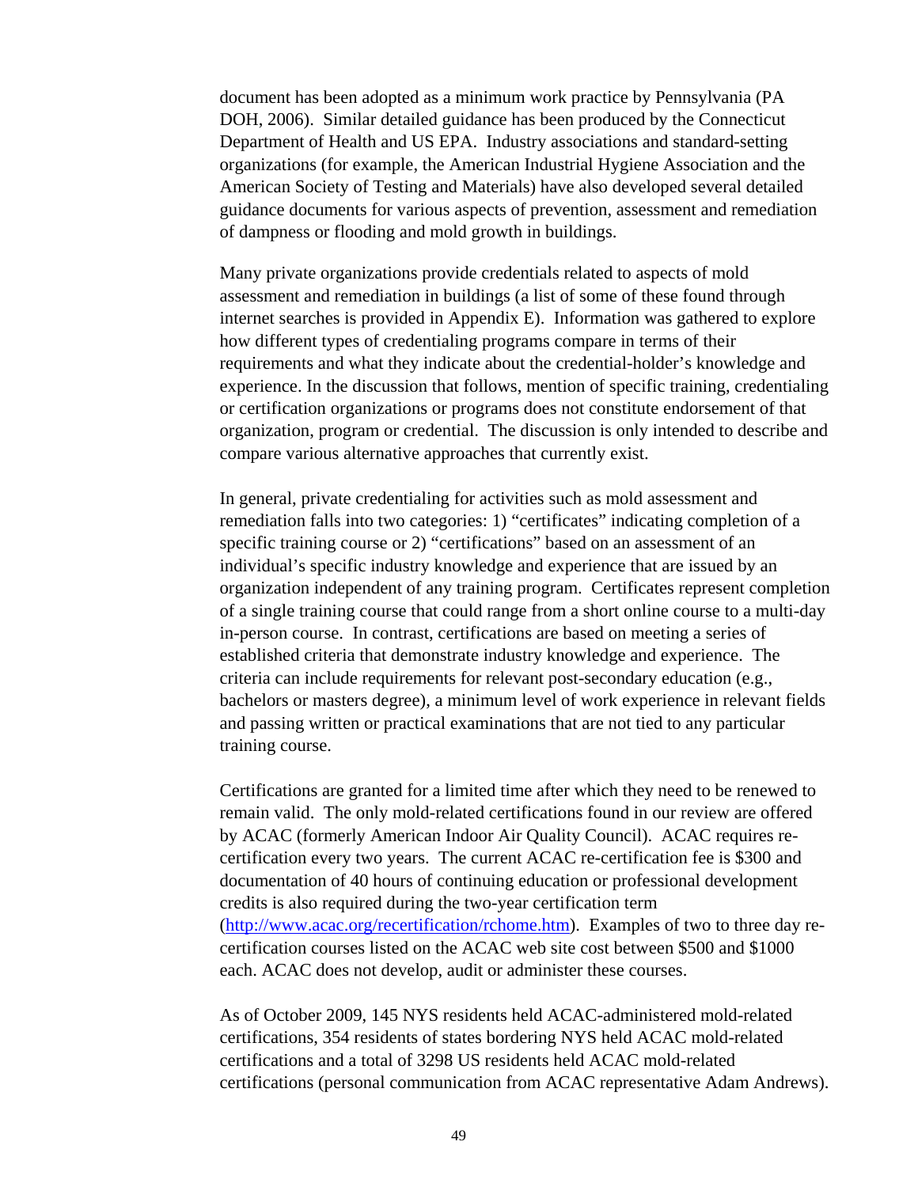document has been adopted as a minimum work practice by Pennsylvania (PA DOH, 2006). Similar detailed guidance has been produced by the Connecticut Department of Health and US EPA. Industry associations and standard-setting organizations (for example, the American Industrial Hygiene Association and the American Society of Testing and Materials) have also developed several detailed guidance documents for various aspects of prevention, assessment and remediation of dampness or flooding and mold growth in buildings.

Many private organizations provide credentials related to aspects of mold assessment and remediation in buildings (a list of some of these found through internet searches is provided in Appendix E). Information was gathered to explore how different types of credentialing programs compare in terms of their requirements and what they indicate about the credential-holder's knowledge and experience. In the discussion that follows, mention of specific training, credentialing or certification organizations or programs does not constitute endorsement of that organization, program or credential. The discussion is only intended to describe and compare various alternative approaches that currently exist.

In general, private credentialing for activities such as mold assessment and remediation falls into two categories: 1) "certificates" indicating completion of a specific training course or 2) "certifications" based on an assessment of an individual's specific industry knowledge and experience that are issued by an organization independent of any training program. Certificates represent completion of a single training course that could range from a short online course to a multi-day in-person course. In contrast, certifications are based on meeting a series of established criteria that demonstrate industry knowledge and experience. The criteria can include requirements for relevant post-secondary education (e.g., bachelors or masters degree), a minimum level of work experience in relevant fields and passing written or practical examinations that are not tied to any particular training course.

Certifications are granted for a limited time after which they need to be renewed to remain valid. The only mold-related certifications found in our review are offered by ACAC (formerly American Indoor Air Quality Council). ACAC requires re-certification every two years. The current ACAC re-certification fee is $300 and documentation of 40 hours of continuing education or professional development credits is also required during the two-year certification term (http://www.acac.org/recertification/rchome.htm). Examples of two to three day re-certification courses listed on the ACAC web site cost between $500 and $1000 each. ACAC does not develop, audit or administer these courses.

As of October 2009, 145 NYS residents held ACAC-administered mold-related certifications, 354 residents of states bordering NYS held ACAC mold-related certifications and a total of 3298 US residents held ACAC mold-related certifications (personal communication from ACAC representative Adam Andrews).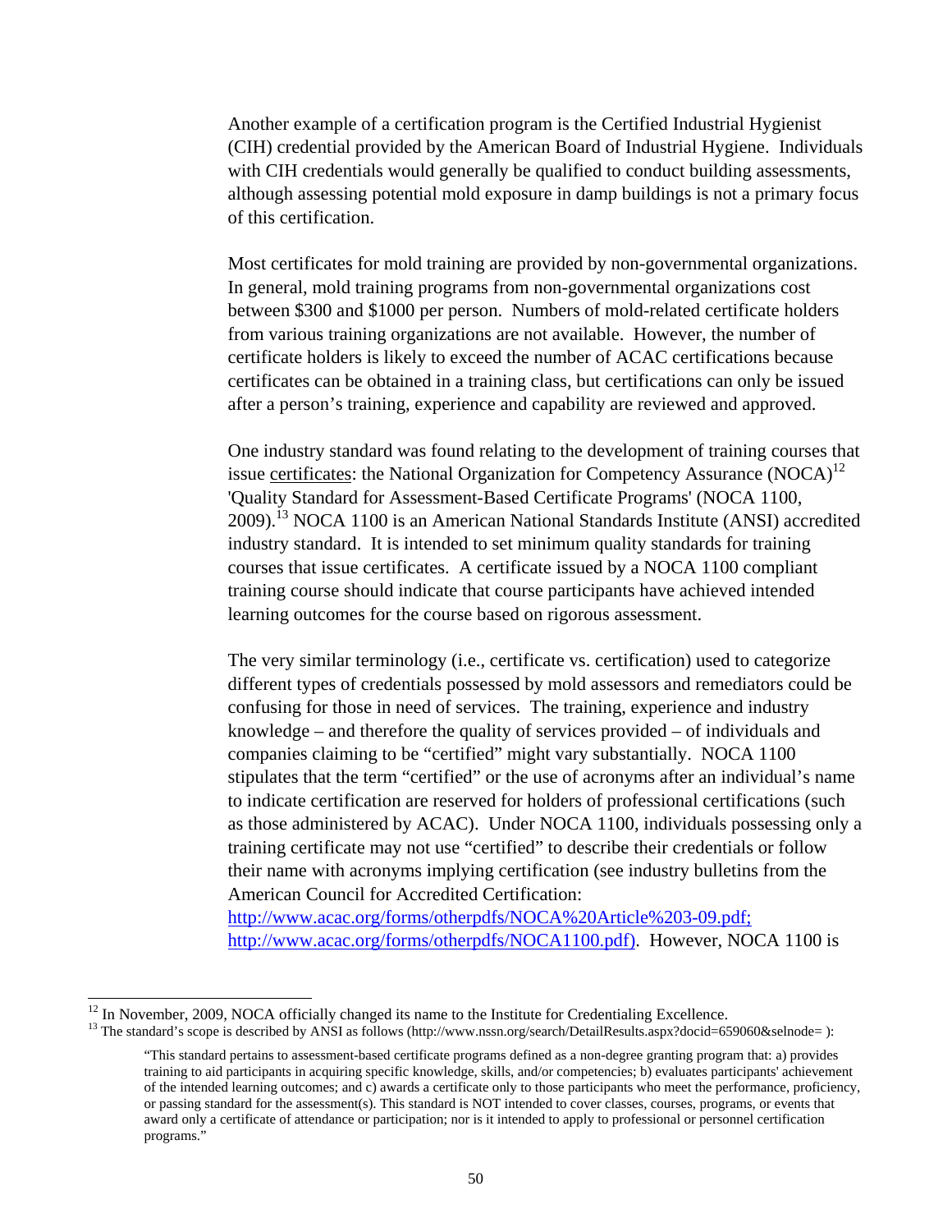Another example of a certification program is the Certified Industrial Hygienist (CIH) credential provided by the American Board of Industrial Hygiene. Individuals with CIH credentials would generally be qualified to conduct building assessments, although assessing potential mold exposure in damp buildings is not a primary focus of this certification.

Most certificates for mold training are provided by non-governmental organizations. In general, mold training programs from non-governmental organizations cost between $300 and $1000 per person. Numbers of mold-related certificate holders from various training organizations are not available. However, the number of certificate holders is likely to exceed the number of ACAC certifications because certificates can be obtained in a training class, but certifications can only be issued after a person's training, experience and capability are reviewed and approved.

One industry standard was found relating to the development of training courses that issue <u>certificates</u>: the National Organization for Competency Assurance (NOCA)[12] 'Quality Standard for Assessment-Based Certificate Programs' (NOCA 1100, 2009).[13] NOCA 1100 is an American National Standards Institute (ANSI) accredited industry standard. It is intended to set minimum quality standards for training courses that issue certificates. A certificate issued by a NOCA 1100 compliant training course should indicate that course participants have achieved intended learning outcomes for the course based on rigorous assessment.

The very similar terminology (i.e., certificate vs. certification) used to categorize different types of credentials possessed by mold assessors and remediators could be confusing for those in need of services. The training, experience and industry knowledge – and therefore the quality of services provided – of individuals and companies claiming to be "certified" might vary substantially. NOCA 1100 stipulates that the term "certified" or the use of acronyms after an individual's name to indicate certification are reserved for holders of professional certifications (such as those administered by ACAC). Under NOCA 1100, individuals possessing only a training certificate may not use "certified" to describe their credentials or follow their name with acronyms implying certification (see industry bulletins from the American Council for Accredited Certification: http://www.acac.org/forms/otherpdfs/NOCA%20Article%203-09.pdf; http://www.acac.org/forms/otherpdfs/NOCA1100.pdf). However, NOCA 1100 is

---

[12] In November, 2009, NOCA officially changed its name to the Institute for Credentialing Excellence.

[13] The standard's scope is described by ANSI as follows (http://www.nssn.org/search/DetailResults.aspx?docid=659060&selnode= ):

> "This standard pertains to assessment-based certificate programs defined as a non-degree granting program that: a) provides training to aid participants in acquiring specific knowledge, skills, and/or competencies; b) evaluates participants' achievement of the intended learning outcomes; and c) awards a certificate only to those participants who meet the performance, proficiency, or passing standard for the assessment(s). This standard is NOT intended to cover classes, courses, programs, or events that award only a certificate of attendance or participation; nor is it intended to apply to professional or personnel certification programs."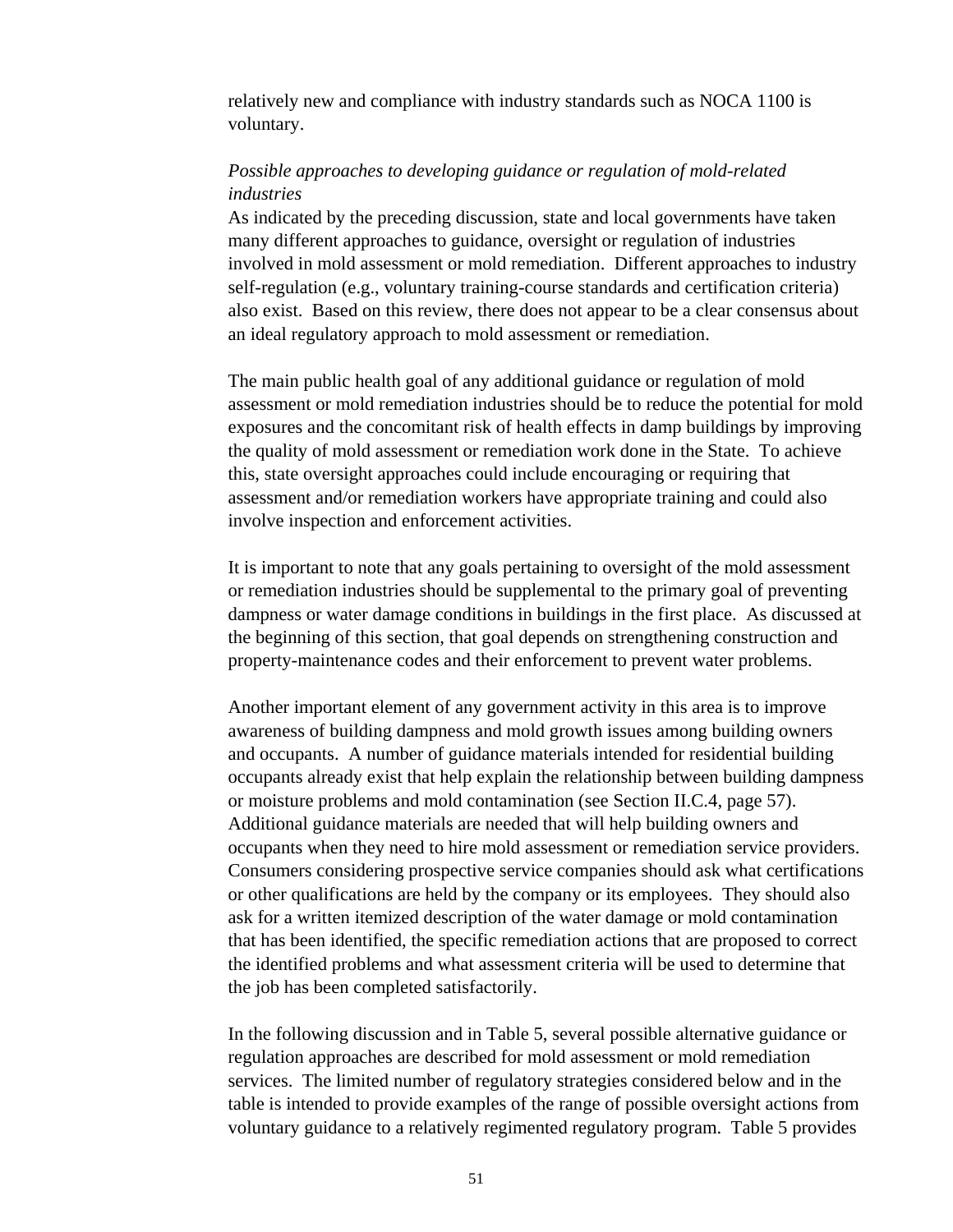relatively new and compliance with industry standards such as NOCA 1100 is voluntary.

*Possible approaches to developing guidance or regulation of mold-related industries*

As indicated by the preceding discussion, state and local governments have taken many different approaches to guidance, oversight or regulation of industries involved in mold assessment or mold remediation. Different approaches to industry self-regulation (e.g., voluntary training-course standards and certification criteria) also exist. Based on this review, there does not appear to be a clear consensus about an ideal regulatory approach to mold assessment or remediation.

The main public health goal of any additional guidance or regulation of mold assessment or mold remediation industries should be to reduce the potential for mold exposures and the concomitant risk of health effects in damp buildings by improving the quality of mold assessment or remediation work done in the State. To achieve this, state oversight approaches could include encouraging or requiring that assessment and/or remediation workers have appropriate training and could also involve inspection and enforcement activities.

It is important to note that any goals pertaining to oversight of the mold assessment or remediation industries should be supplemental to the primary goal of preventing dampness or water damage conditions in buildings in the first place. As discussed at the beginning of this section, that goal depends on strengthening construction and property-maintenance codes and their enforcement to prevent water problems.

Another important element of any government activity in this area is to improve awareness of building dampness and mold growth issues among building owners and occupants. A number of guidance materials intended for residential building occupants already exist that help explain the relationship between building dampness or moisture problems and mold contamination (see Section II.C.4, page 57). Additional guidance materials are needed that will help building owners and occupants when they need to hire mold assessment or remediation service providers. Consumers considering prospective service companies should ask what certifications or other qualifications are held by the company or its employees. They should also ask for a written itemized description of the water damage or mold contamination that has been identified, the specific remediation actions that are proposed to correct the identified problems and what assessment criteria will be used to determine that the job has been completed satisfactorily.

In the following discussion and in Table 5, several possible alternative guidance or regulation approaches are described for mold assessment or mold remediation services. The limited number of regulatory strategies considered below and in the table is intended to provide examples of the range of possible oversight actions from voluntary guidance to a relatively regimented regulatory program. Table 5 provides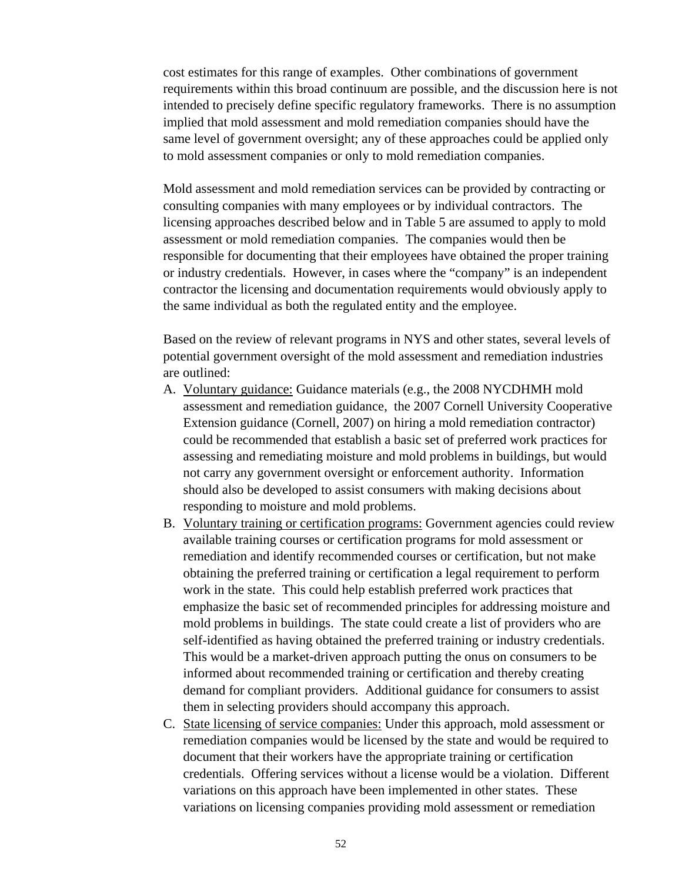cost estimates for this range of examples. Other combinations of government requirements within this broad continuum are possible, and the discussion here is not intended to precisely define specific regulatory frameworks. There is no assumption implied that mold assessment and mold remediation companies should have the same level of government oversight; any of these approaches could be applied only to mold assessment companies or only to mold remediation companies.

Mold assessment and mold remediation services can be provided by contracting or consulting companies with many employees or by individual contractors. The licensing approaches described below and in Table 5 are assumed to apply to mold assessment or mold remediation companies. The companies would then be responsible for documenting that their employees have obtained the proper training or industry credentials. However, in cases where the "company" is an independent contractor the licensing and documentation requirements would obviously apply to the same individual as both the regulated entity and the employee.

Based on the review of relevant programs in NYS and other states, several levels of potential government oversight of the mold assessment and remediation industries are outlined:

A. <u>Voluntary guidance:</u> Guidance materials (e.g., the 2008 NYCDHMH mold assessment and remediation guidance, the 2007 Cornell University Cooperative Extension guidance (Cornell, 2007) on hiring a mold remediation contractor) could be recommended that establish a basic set of preferred work practices for assessing and remediating moisture and mold problems in buildings, but would not carry any government oversight or enforcement authority. Information should also be developed to assist consumers with making decisions about responding to moisture and mold problems.
B. <u>Voluntary training or certification programs:</u> Government agencies could review available training courses or certification programs for mold assessment or remediation and identify recommended courses or certification, but not make obtaining the preferred training or certification a legal requirement to perform work in the state. This could help establish preferred work practices that emphasize the basic set of recommended principles for addressing moisture and mold problems in buildings. The state could create a list of providers who are self-identified as having obtained the preferred training or industry credentials. This would be a market-driven approach putting the onus on consumers to be informed about recommended training or certification and thereby creating demand for compliant providers. Additional guidance for consumers to assist them in selecting providers should accompany this approach.
C. <u>State licensing of service companies:</u> Under this approach, mold assessment or remediation companies would be licensed by the state and would be required to document that their workers have the appropriate training or certification credentials. Offering services without a license would be a violation. Different variations on this approach have been implemented in other states. These variations on licensing companies providing mold assessment or remediation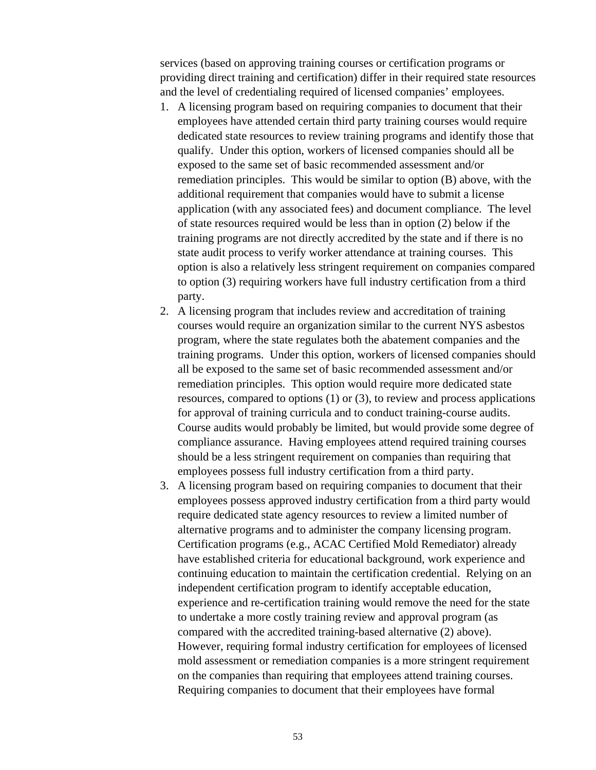services (based on approving training courses or certification programs or providing direct training and certification) differ in their required state resources and the level of credentialing required of licensed companies' employees.

1. A licensing program based on requiring companies to document that their employees have attended certain third party training courses would require dedicated state resources to review training programs and identify those that qualify. Under this option, workers of licensed companies should all be exposed to the same set of basic recommended assessment and/or remediation principles. This would be similar to option (B) above, with the additional requirement that companies would have to submit a license application (with any associated fees) and document compliance. The level of state resources required would be less than in option (2) below if the training programs are not directly accredited by the state and if there is no state audit process to verify worker attendance at training courses. This option is also a relatively less stringent requirement on companies compared to option (3) requiring workers have full industry certification from a third party.
2. A licensing program that includes review and accreditation of training courses would require an organization similar to the current NYS asbestos program, where the state regulates both the abatement companies and the training programs. Under this option, workers of licensed companies should all be exposed to the same set of basic recommended assessment and/or remediation principles. This option would require more dedicated state resources, compared to options (1) or (3), to review and process applications for approval of training curricula and to conduct training-course audits. Course audits would probably be limited, but would provide some degree of compliance assurance. Having employees attend required training courses should be a less stringent requirement on companies than requiring that employees possess full industry certification from a third party.
3. A licensing program based on requiring companies to document that their employees possess approved industry certification from a third party would require dedicated state agency resources to review a limited number of alternative programs and to administer the company licensing program. Certification programs (e.g., ACAC Certified Mold Remediator) already have established criteria for educational background, work experience and continuing education to maintain the certification credential. Relying on an independent certification program to identify acceptable education, experience and re-certification training would remove the need for the state to undertake a more costly training review and approval program (as compared with the accredited training-based alternative (2) above). However, requiring formal industry certification for employees of licensed mold assessment or remediation companies is a more stringent requirement on the companies than requiring that employees attend training courses. Requiring companies to document that their employees have formal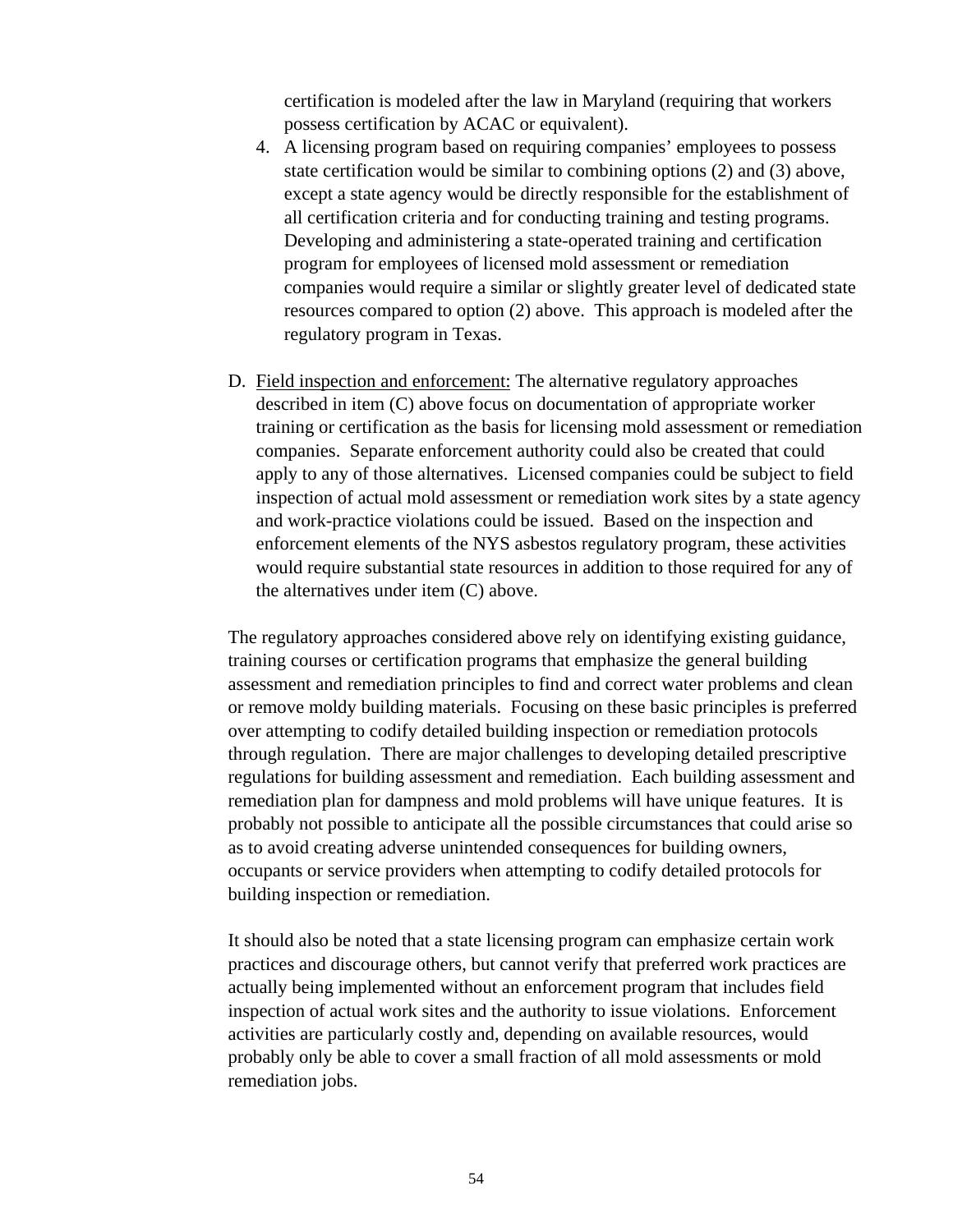certification is modeled after the law in Maryland (requiring that workers possess certification by ACAC or equivalent).

4. A licensing program based on requiring companies' employees to possess state certification would be similar to combining options (2) and (3) above, except a state agency would be directly responsible for the establishment of all certification criteria and for conducting training and testing programs. Developing and administering a state-operated training and certification program for employees of licensed mold assessment or remediation companies would require a similar or slightly greater level of dedicated state resources compared to option (2) above. This approach is modeled after the regulatory program in Texas.

D. <u>Field inspection and enforcement:</u> The alternative regulatory approaches described in item (C) above focus on documentation of appropriate worker training or certification as the basis for licensing mold assessment or remediation companies. Separate enforcement authority could also be created that could apply to any of those alternatives. Licensed companies could be subject to field inspection of actual mold assessment or remediation work sites by a state agency and work-practice violations could be issued. Based on the inspection and enforcement elements of the NYS asbestos regulatory program, these activities would require substantial state resources in addition to those required for any of the alternatives under item (C) above.

The regulatory approaches considered above rely on identifying existing guidance, training courses or certification programs that emphasize the general building assessment and remediation principles to find and correct water problems and clean or remove moldy building materials. Focusing on these basic principles is preferred over attempting to codify detailed building inspection or remediation protocols through regulation. There are major challenges to developing detailed prescriptive regulations for building assessment and remediation. Each building assessment and remediation plan for dampness and mold problems will have unique features. It is probably not possible to anticipate all the possible circumstances that could arise so as to avoid creating adverse unintended consequences for building owners, occupants or service providers when attempting to codify detailed protocols for building inspection or remediation.

It should also be noted that a state licensing program can emphasize certain work practices and discourage others, but cannot verify that preferred work practices are actually being implemented without an enforcement program that includes field inspection of actual work sites and the authority to issue violations. Enforcement activities are particularly costly and, depending on available resources, would probably only be able to cover a small fraction of all mold assessments or mold remediation jobs.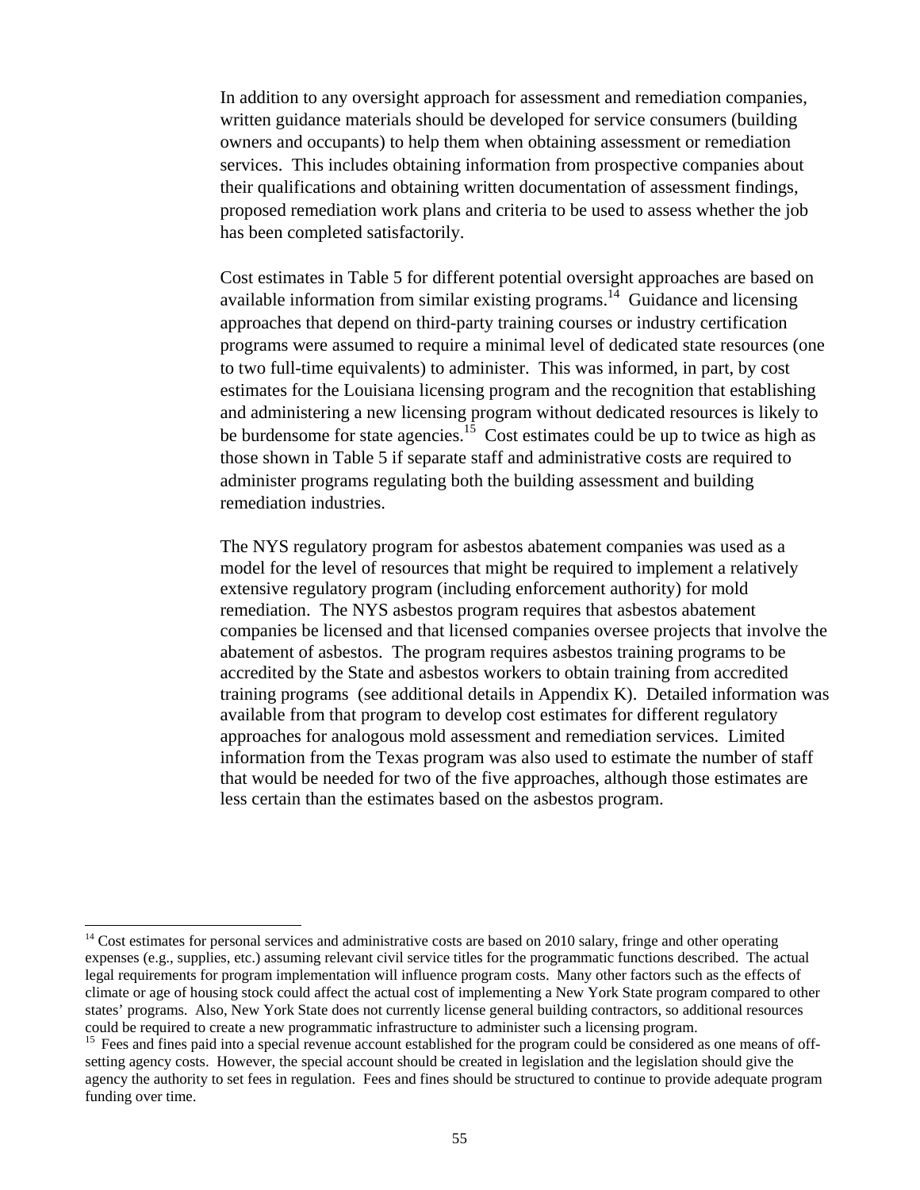In addition to any oversight approach for assessment and remediation companies, written guidance materials should be developed for service consumers (building owners and occupants) to help them when obtaining assessment or remediation services. This includes obtaining information from prospective companies about their qualifications and obtaining written documentation of assessment findings, proposed remediation work plans and criteria to be used to assess whether the job has been completed satisfactorily.

Cost estimates in Table 5 for different potential oversight approaches are based on available information from similar existing programs.[14] Guidance and licensing approaches that depend on third-party training courses or industry certification programs were assumed to require a minimal level of dedicated state resources (one to two full-time equivalents) to administer. This was informed, in part, by cost estimates for the Louisiana licensing program and the recognition that establishing and administering a new licensing program without dedicated resources is likely to be burdensome for state agencies.[15] Cost estimates could be up to twice as high as those shown in Table 5 if separate staff and administrative costs are required to administer programs regulating both the building assessment and building remediation industries.

The NYS regulatory program for asbestos abatement companies was used as a model for the level of resources that might be required to implement a relatively extensive regulatory program (including enforcement authority) for mold remediation. The NYS asbestos program requires that asbestos abatement companies be licensed and that licensed companies oversee projects that involve the abatement of asbestos. The program requires asbestos training programs to be accredited by the State and asbestos workers to obtain training from accredited training programs (see additional details in Appendix K). Detailed information was available from that program to develop cost estimates for different regulatory approaches for analogous mold assessment and remediation services. Limited information from the Texas program was also used to estimate the number of staff that would be needed for two of the five approaches, although those estimates are less certain than the estimates based on the asbestos program.

---

[14] Cost estimates for personal services and administrative costs are based on 2010 salary, fringe and other operating expenses (e.g., supplies, etc.) assuming relevant civil service titles for the programmatic functions described. The actual legal requirements for program implementation will influence program costs. Many other factors such as the effects of climate or age of housing stock could affect the actual cost of implementing a New York State program compared to other states' programs. Also, New York State does not currently license general building contractors, so additional resources could be required to create a new programmatic infrastructure to administer such a licensing program.

[15] Fees and fines paid into a special revenue account established for the program could be considered as one means of off-setting agency costs. However, the special account should be created in legislation and the legislation should give the agency the authority to set fees in regulation. Fees and fines should be structured to continue to provide adequate program funding over time.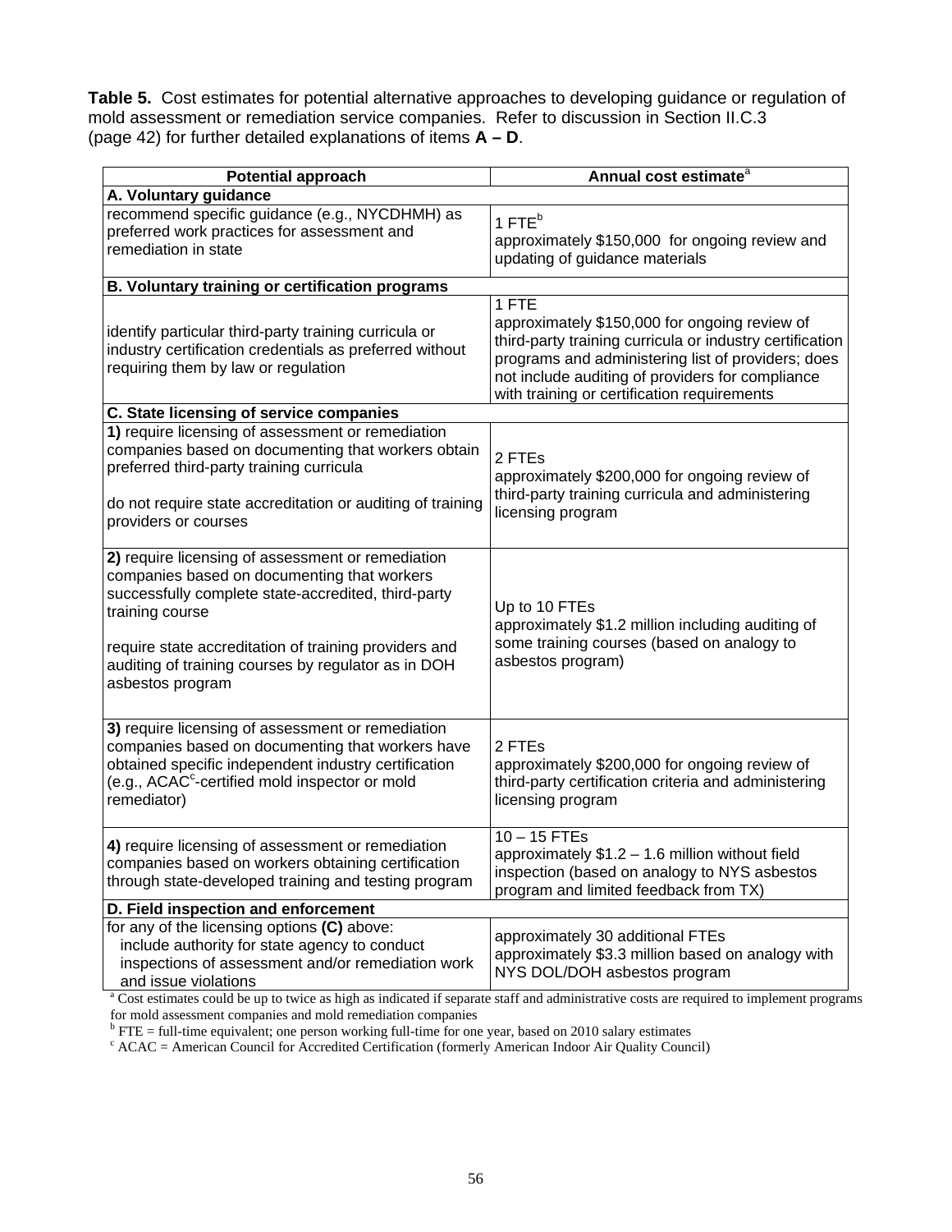**Table 5.** Cost estimates for potential alternative approaches to developing guidance or regulation of mold assessment or remediation service companies. Refer to discussion in Section II.C.3 (page 42) for further detailed explanations of items **A – D**.

| Potential approach | Annual cost estimate[a] |
|---|---|
| **A. Voluntary guidance** | |
| recommend specific guidance (e.g., NYCDHMH) as preferred work practices for assessment and remediation in state | 1 FTE[b] approximately $150,000 for ongoing review and updating of guidance materials |
| **B. Voluntary training or certification programs** | |
| identify particular third-party training curricula or industry certification credentials as preferred without requiring them by law or regulation | 1 FTE approximately $150,000 for ongoing review of third-party training curricula or industry certification programs and administering list of providers; does not include auditing of providers for compliance with training or certification requirements |
| **C. State licensing of service companies** | |
| **1)** require licensing of assessment or remediation companies based on documenting that workers obtain preferred third-party training curricula<br><br>do not require state accreditation or auditing of training providers or courses | 2 FTEs approximately $200,000 for ongoing review of third-party training curricula and administering licensing program |
| **2)** require licensing of assessment or remediation companies based on documenting that workers successfully complete state-accredited, third-party training course<br><br>require state accreditation of training providers and auditing of training courses by regulator as in DOH asbestos program | Up to 10 FTEs approximately $1.2 million including auditing of some training courses (based on analogy to asbestos program) |
| **3)** require licensing of assessment or remediation companies based on documenting that workers have obtained specific independent industry certification (e.g., ACAC[c]-certified mold inspector or mold remediator) | 2 FTEs approximately $200,000 for ongoing review of third-party certification criteria and administering licensing program |
| **4)** require licensing of assessment or remediation companies based on workers obtaining certification through state-developed training and testing program | 10 – 15 FTEs approximately $1.2 – 1.6 million without field inspection (based on analogy to NYS asbestos program and limited feedback from TX) |
| **D. Field inspection and enforcement** | |
| for any of the licensing options **(C)** above: include authority for state agency to conduct inspections of assessment and/or remediation work and issue violations | approximately 30 additional FTEs approximately $3.3 million based on analogy with NYS DOL/DOH asbestos program |

[a] Cost estimates could be up to twice as high as indicated if separate staff and administrative costs are required to implement programs for mold assessment companies and mold remediation companies

[b] FTE = full-time equivalent; one person working full-time for one year, based on 2010 salary estimates

[c] ACAC = American Council for Accredited Certification (formerly American Indoor Air Quality Council)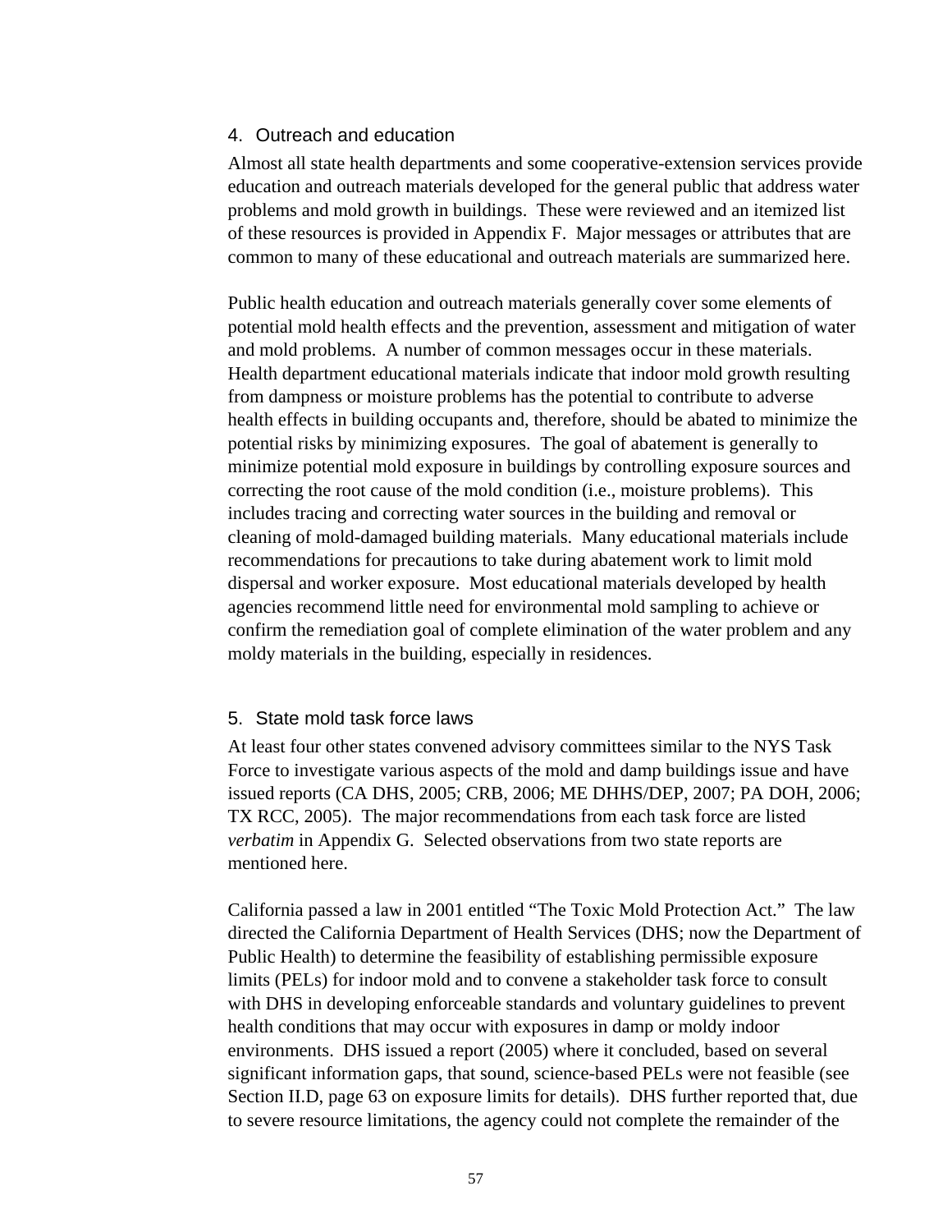### 4. Outreach and education

Almost all state health departments and some cooperative-extension services provide education and outreach materials developed for the general public that address water problems and mold growth in buildings. These were reviewed and an itemized list of these resources is provided in Appendix F. Major messages or attributes that are common to many of these educational and outreach materials are summarized here.

Public health education and outreach materials generally cover some elements of potential mold health effects and the prevention, assessment and mitigation of water and mold problems. A number of common messages occur in these materials. Health department educational materials indicate that indoor mold growth resulting from dampness or moisture problems has the potential to contribute to adverse health effects in building occupants and, therefore, should be abated to minimize the potential risks by minimizing exposures. The goal of abatement is generally to minimize potential mold exposure in buildings by controlling exposure sources and correcting the root cause of the mold condition (i.e., moisture problems). This includes tracing and correcting water sources in the building and removal or cleaning of mold-damaged building materials. Many educational materials include recommendations for precautions to take during abatement work to limit mold dispersal and worker exposure. Most educational materials developed by health agencies recommend little need for environmental mold sampling to achieve or confirm the remediation goal of complete elimination of the water problem and any moldy materials in the building, especially in residences.

### 5. State mold task force laws

At least four other states convened advisory committees similar to the NYS Task Force to investigate various aspects of the mold and damp buildings issue and have issued reports (CA DHS, 2005; CRB, 2006; ME DHHS/DEP, 2007; PA DOH, 2006; TX RCC, 2005). The major recommendations from each task force are listed *verbatim* in Appendix G. Selected observations from two state reports are mentioned here.

California passed a law in 2001 entitled “The Toxic Mold Protection Act.” The law directed the California Department of Health Services (DHS; now the Department of Public Health) to determine the feasibility of establishing permissible exposure limits (PELs) for indoor mold and to convene a stakeholder task force to consult with DHS in developing enforceable standards and voluntary guidelines to prevent health conditions that may occur with exposures in damp or moldy indoor environments. DHS issued a report (2005) where it concluded, based on several significant information gaps, that sound, science-based PELs were not feasible (see Section II.D, page 63 on exposure limits for details). DHS further reported that, due to severe resource limitations, the agency could not complete the remainder of the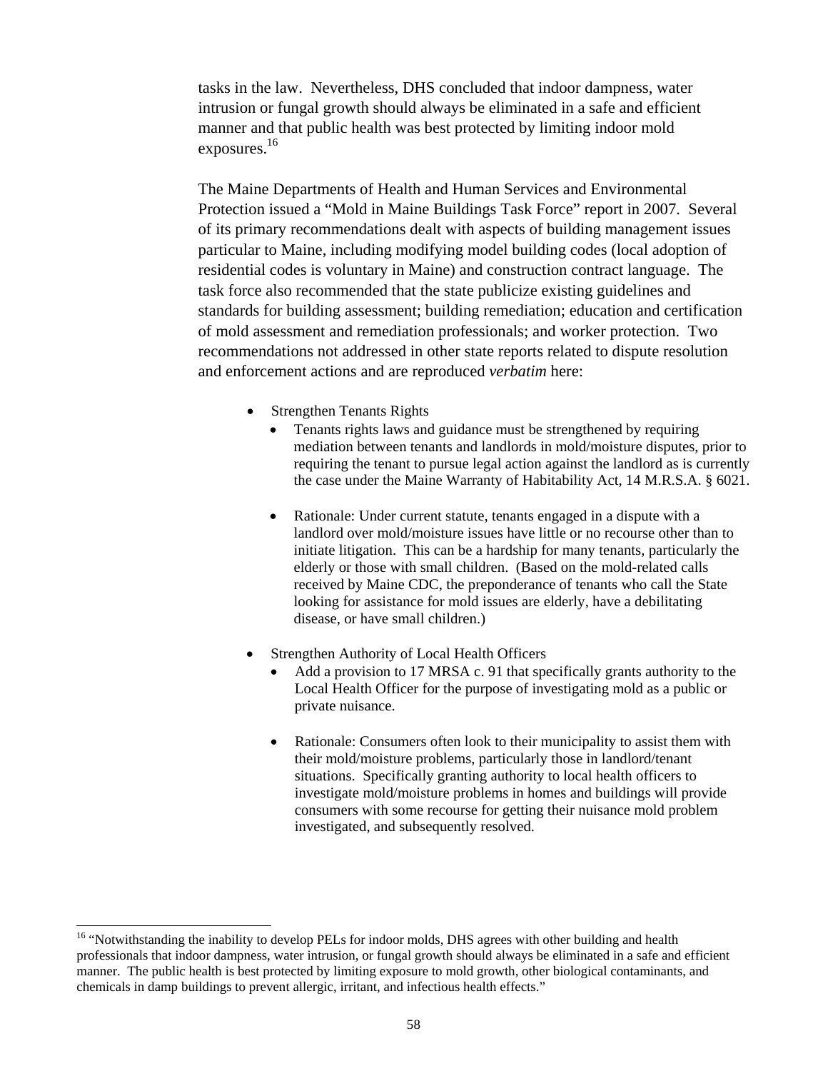tasks in the law. Nevertheless, DHS concluded that indoor dampness, water intrusion or fungal growth should always be eliminated in a safe and efficient manner and that public health was best protected by limiting indoor mold exposures.[16]

The Maine Departments of Health and Human Services and Environmental Protection issued a "Mold in Maine Buildings Task Force" report in 2007. Several of its primary recommendations dealt with aspects of building management issues particular to Maine, including modifying model building codes (local adoption of residential codes is voluntary in Maine) and construction contract language. The task force also recommended that the state publicize existing guidelines and standards for building assessment; building remediation; education and certification of mold assessment and remediation professionals; and worker protection. Two recommendations not addressed in other state reports related to dispute resolution and enforcement actions and are reproduced *verbatim* here:

- Strengthen Tenants Rights
  - Tenants rights laws and guidance must be strengthened by requiring mediation between tenants and landlords in mold/moisture disputes, prior to requiring the tenant to pursue legal action against the landlord as is currently the case under the Maine Warranty of Habitability Act, 14 M.R.S.A. § 6021.
  - Rationale: Under current statute, tenants engaged in a dispute with a landlord over mold/moisture issues have little or no recourse other than to initiate litigation. This can be a hardship for many tenants, particularly the elderly or those with small children. (Based on the mold-related calls received by Maine CDC, the preponderance of tenants who call the State looking for assistance for mold issues are elderly, have a debilitating disease, or have small children.)
- Strengthen Authority of Local Health Officers
  - Add a provision to 17 MRSA c. 91 that specifically grants authority to the Local Health Officer for the purpose of investigating mold as a public or private nuisance.
  - Rationale: Consumers often look to their municipality to assist them with their mold/moisture problems, particularly those in landlord/tenant situations. Specifically granting authority to local health officers to investigate mold/moisture problems in homes and buildings will provide consumers with some recourse for getting their nuisance mold problem investigated, and subsequently resolved.

---

[16] "Notwithstanding the inability to develop PELs for indoor molds, DHS agrees with other building and health professionals that indoor dampness, water intrusion, or fungal growth should always be eliminated in a safe and efficient manner. The public health is best protected by limiting exposure to mold growth, other biological contaminants, and chemicals in damp buildings to prevent allergic, irritant, and infectious health effects."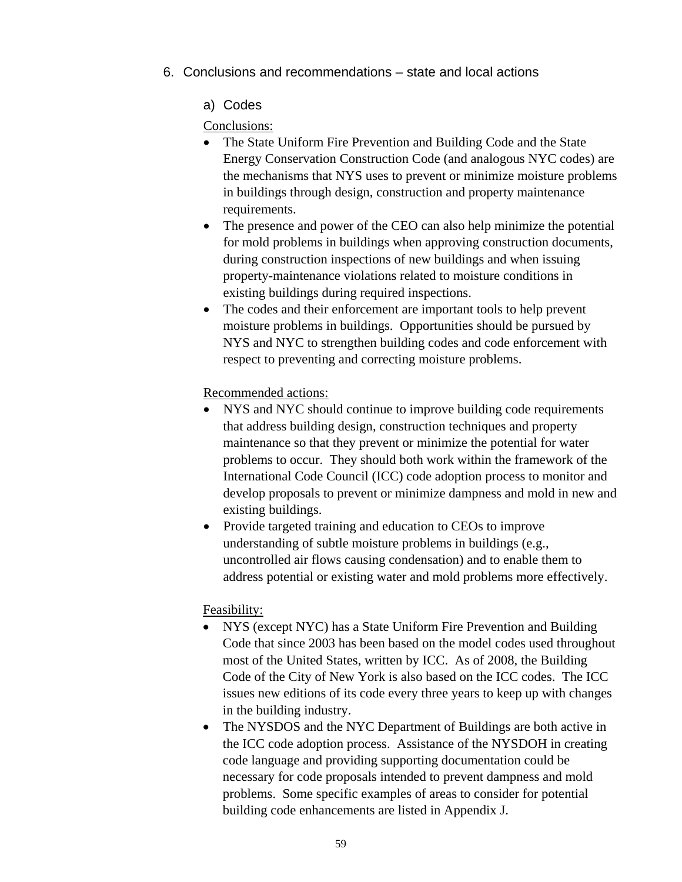## 6. Conclusions and recommendations – state and local actions

### a) Codes

Conclusions:

- The State Uniform Fire Prevention and Building Code and the State Energy Conservation Construction Code (and analogous NYC codes) are the mechanisms that NYS uses to prevent or minimize moisture problems in buildings through design, construction and property maintenance requirements.
- The presence and power of the CEO can also help minimize the potential for mold problems in buildings when approving construction documents, during construction inspections of new buildings and when issuing property-maintenance violations related to moisture conditions in existing buildings during required inspections.
- The codes and their enforcement are important tools to help prevent moisture problems in buildings. Opportunities should be pursued by NYS and NYC to strengthen building codes and code enforcement with respect to preventing and correcting moisture problems.

Recommended actions:

- NYS and NYC should continue to improve building code requirements that address building design, construction techniques and property maintenance so that they prevent or minimize the potential for water problems to occur. They should both work within the framework of the International Code Council (ICC) code adoption process to monitor and develop proposals to prevent or minimize dampness and mold in new and existing buildings.
- Provide targeted training and education to CEOs to improve understanding of subtle moisture problems in buildings (e.g., uncontrolled air flows causing condensation) and to enable them to address potential or existing water and mold problems more effectively.

Feasibility:

- NYS (except NYC) has a State Uniform Fire Prevention and Building Code that since 2003 has been based on the model codes used throughout most of the United States, written by ICC. As of 2008, the Building Code of the City of New York is also based on the ICC codes. The ICC issues new editions of its code every three years to keep up with changes in the building industry.
- The NYSDOS and the NYC Department of Buildings are both active in the ICC code adoption process. Assistance of the NYSDOH in creating code language and providing supporting documentation could be necessary for code proposals intended to prevent dampness and mold problems. Some specific examples of areas to consider for potential building code enhancements are listed in Appendix J.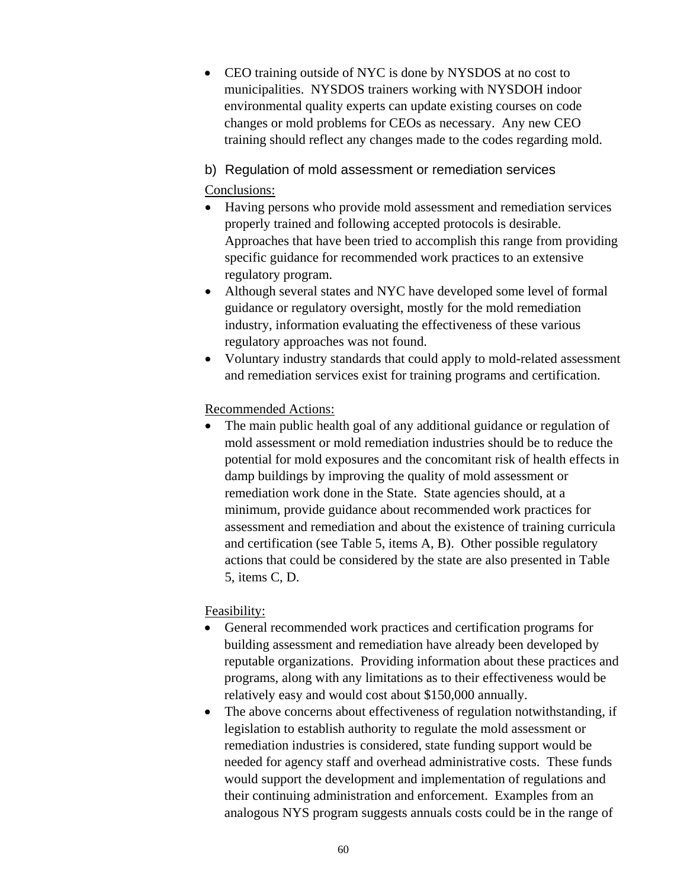- CEO training outside of NYC is done by NYSDOS at no cost to municipalities. NYSDOS trainers working with NYSDOH indoor environmental quality experts can update existing courses on code changes or mold problems for CEOs as necessary. Any new CEO training should reflect any changes made to the codes regarding mold.

b) Regulation of mold assessment or remediation services

Conclusions:

- Having persons who provide mold assessment and remediation services properly trained and following accepted protocols is desirable. Approaches that have been tried to accomplish this range from providing specific guidance for recommended work practices to an extensive regulatory program.
- Although several states and NYC have developed some level of formal guidance or regulatory oversight, mostly for the mold remediation industry, information evaluating the effectiveness of these various regulatory approaches was not found.
- Voluntary industry standards that could apply to mold-related assessment and remediation services exist for training programs and certification.

Recommended Actions:

- The main public health goal of any additional guidance or regulation of mold assessment or mold remediation industries should be to reduce the potential for mold exposures and the concomitant risk of health effects in damp buildings by improving the quality of mold assessment or remediation work done in the State. State agencies should, at a minimum, provide guidance about recommended work practices for assessment and remediation and about the existence of training curricula and certification (see Table 5, items A, B). Other possible regulatory actions that could be considered by the state are also presented in Table 5, items C, D.

Feasibility:

- General recommended work practices and certification programs for building assessment and remediation have already been developed by reputable organizations. Providing information about these practices and programs, along with any limitations as to their effectiveness would be relatively easy and would cost about $150,000 annually.
- The above concerns about effectiveness of regulation notwithstanding, if legislation to establish authority to regulate the mold assessment or remediation industries is considered, state funding support would be needed for agency staff and overhead administrative costs. These funds would support the development and implementation of regulations and their continuing administration and enforcement. Examples from an analogous NYS program suggests annuals costs could be in the range of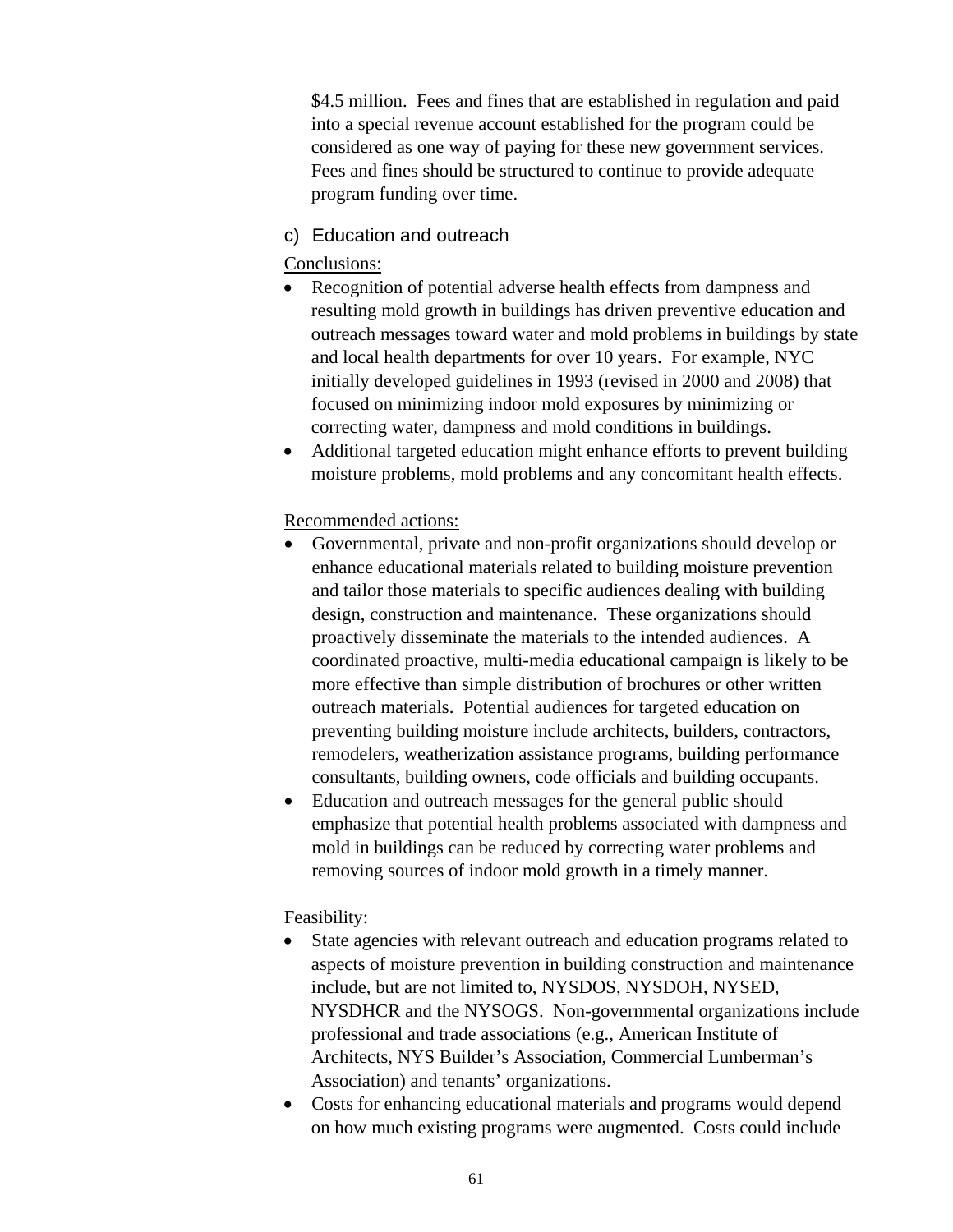$4.5 million. Fees and fines that are established in regulation and paid into a special revenue account established for the program could be considered as one way of paying for these new government services. Fees and fines should be structured to continue to provide adequate program funding over time.

### c) Education and outreach

Conclusions:

- Recognition of potential adverse health effects from dampness and resulting mold growth in buildings has driven preventive education and outreach messages toward water and mold problems in buildings by state and local health departments for over 10 years. For example, NYC initially developed guidelines in 1993 (revised in 2000 and 2008) that focused on minimizing indoor mold exposures by minimizing or correcting water, dampness and mold conditions in buildings.
- Additional targeted education might enhance efforts to prevent building moisture problems, mold problems and any concomitant health effects.

Recommended actions:

- Governmental, private and non-profit organizations should develop or enhance educational materials related to building moisture prevention and tailor those materials to specific audiences dealing with building design, construction and maintenance. These organizations should proactively disseminate the materials to the intended audiences. A coordinated proactive, multi-media educational campaign is likely to be more effective than simple distribution of brochures or other written outreach materials. Potential audiences for targeted education on preventing building moisture include architects, builders, contractors, remodelers, weatherization assistance programs, building performance consultants, building owners, code officials and building occupants.
- Education and outreach messages for the general public should emphasize that potential health problems associated with dampness and mold in buildings can be reduced by correcting water problems and removing sources of indoor mold growth in a timely manner.

Feasibility:

- State agencies with relevant outreach and education programs related to aspects of moisture prevention in building construction and maintenance include, but are not limited to, NYSDOS, NYSDOH, NYSED, NYSDHCR and the NYSOGS. Non-governmental organizations include professional and trade associations (e.g., American Institute of Architects, NYS Builder's Association, Commercial Lumberman's Association) and tenants' organizations.
- Costs for enhancing educational materials and programs would depend on how much existing programs were augmented. Costs could include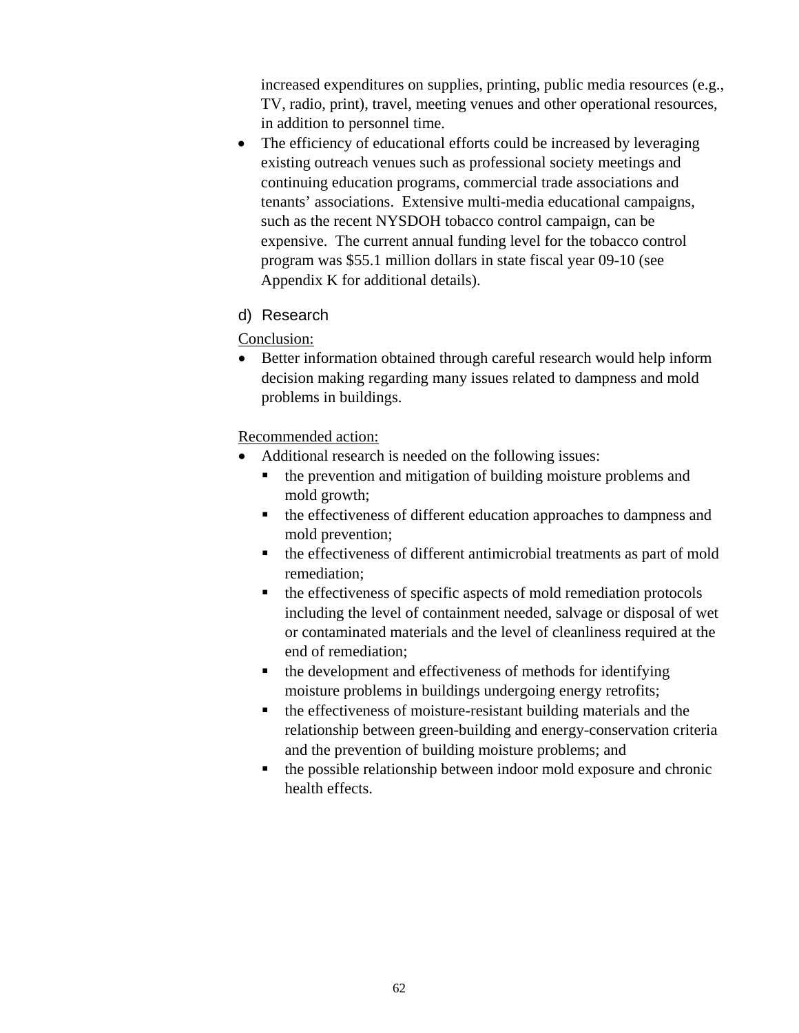increased expenditures on supplies, printing, public media resources (e.g., TV, radio, print), travel, meeting venues and other operational resources, in addition to personnel time.

- The efficiency of educational efforts could be increased by leveraging existing outreach venues such as professional society meetings and continuing education programs, commercial trade associations and tenants' associations. Extensive multi-media educational campaigns, such as the recent NYSDOH tobacco control campaign, can be expensive. The current annual funding level for the tobacco control program was $55.1 million dollars in state fiscal year 09-10 (see Appendix K for additional details).

### d) Research

Conclusion:

- Better information obtained through careful research would help inform decision making regarding many issues related to dampness and mold problems in buildings.

Recommended action:

- Additional research is needed on the following issues:
  - the prevention and mitigation of building moisture problems and mold growth;
  - the effectiveness of different education approaches to dampness and mold prevention;
  - the effectiveness of different antimicrobial treatments as part of mold remediation;
  - the effectiveness of specific aspects of mold remediation protocols including the level of containment needed, salvage or disposal of wet or contaminated materials and the level of cleanliness required at the end of remediation;
  - the development and effectiveness of methods for identifying moisture problems in buildings undergoing energy retrofits;
  - the effectiveness of moisture-resistant building materials and the relationship between green-building and energy-conservation criteria and the prevention of building moisture problems; and
  - the possible relationship between indoor mold exposure and chronic health effects.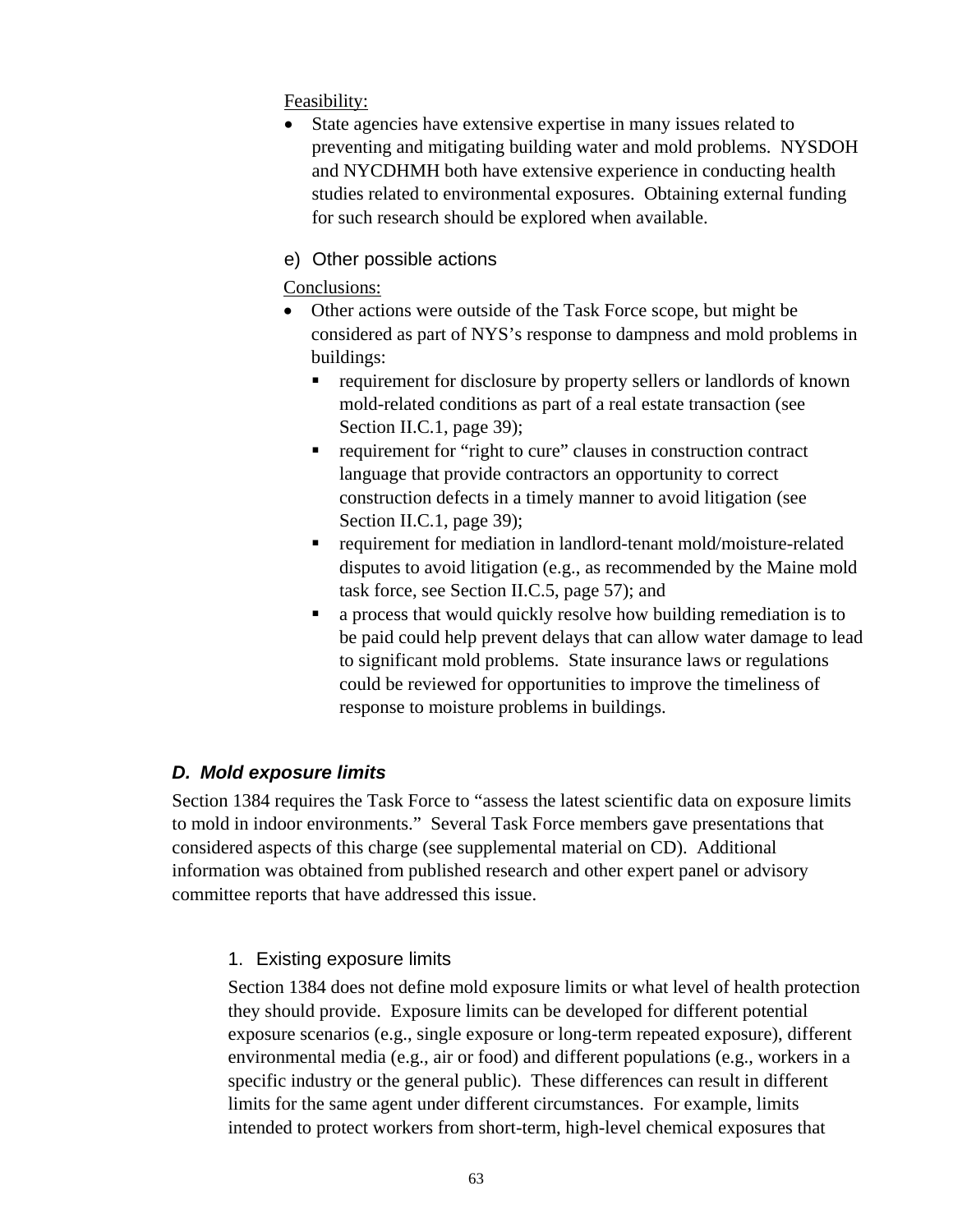Feasibility:

- State agencies have extensive expertise in many issues related to preventing and mitigating building water and mold problems. NYSDOH and NYCDHMH both have extensive experience in conducting health studies related to environmental exposures. Obtaining external funding for such research should be explored when available.

e) Other possible actions

Conclusions:

- Other actions were outside of the Task Force scope, but might be considered as part of NYS's response to dampness and mold problems in buildings:
  - requirement for disclosure by property sellers or landlords of known mold-related conditions as part of a real estate transaction (see Section II.C.1, page 39);
  - requirement for "right to cure" clauses in construction contract language that provide contractors an opportunity to correct construction defects in a timely manner to avoid litigation (see Section II.C.1, page 39);
  - requirement for mediation in landlord-tenant mold/moisture-related disputes to avoid litigation (e.g., as recommended by the Maine mold task force, see Section II.C.5, page 57); and
  - a process that would quickly resolve how building remediation is to be paid could help prevent delays that can allow water damage to lead to significant mold problems. State insurance laws or regulations could be reviewed for opportunities to improve the timeliness of response to moisture problems in buildings.

### *D. Mold exposure limits*

Section 1384 requires the Task Force to "assess the latest scientific data on exposure limits to mold in indoor environments." Several Task Force members gave presentations that considered aspects of this charge (see supplemental material on CD). Additional information was obtained from published research and other expert panel or advisory committee reports that have addressed this issue.

#### 1. Existing exposure limits

Section 1384 does not define mold exposure limits or what level of health protection they should provide. Exposure limits can be developed for different potential exposure scenarios (e.g., single exposure or long-term repeated exposure), different environmental media (e.g., air or food) and different populations (e.g., workers in a specific industry or the general public). These differences can result in different limits for the same agent under different circumstances. For example, limits intended to protect workers from short-term, high-level chemical exposures that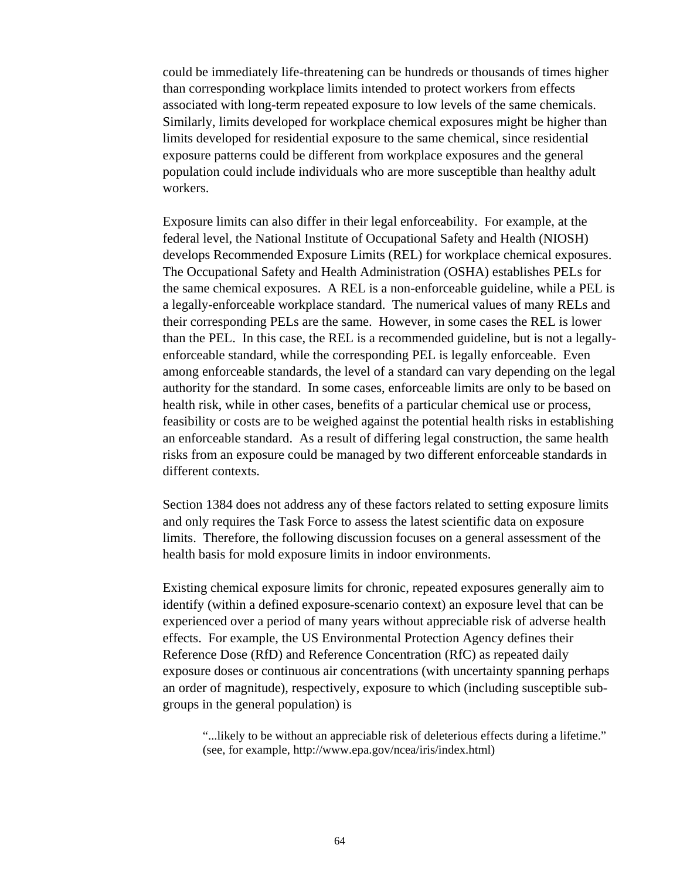could be immediately life-threatening can be hundreds or thousands of times higher than corresponding workplace limits intended to protect workers from effects associated with long-term repeated exposure to low levels of the same chemicals. Similarly, limits developed for workplace chemical exposures might be higher than limits developed for residential exposure to the same chemical, since residential exposure patterns could be different from workplace exposures and the general population could include individuals who are more susceptible than healthy adult workers.

Exposure limits can also differ in their legal enforceability. For example, at the federal level, the National Institute of Occupational Safety and Health (NIOSH) develops Recommended Exposure Limits (REL) for workplace chemical exposures. The Occupational Safety and Health Administration (OSHA) establishes PELs for the same chemical exposures. A REL is a non-enforceable guideline, while a PEL is a legally-enforceable workplace standard. The numerical values of many RELs and their corresponding PELs are the same. However, in some cases the REL is lower than the PEL. In this case, the REL is a recommended guideline, but is not a legally-enforceable standard, while the corresponding PEL is legally enforceable. Even among enforceable standards, the level of a standard can vary depending on the legal authority for the standard. In some cases, enforceable limits are only to be based on health risk, while in other cases, benefits of a particular chemical use or process, feasibility or costs are to be weighed against the potential health risks in establishing an enforceable standard. As a result of differing legal construction, the same health risks from an exposure could be managed by two different enforceable standards in different contexts.

Section 1384 does not address any of these factors related to setting exposure limits and only requires the Task Force to assess the latest scientific data on exposure limits. Therefore, the following discussion focuses on a general assessment of the health basis for mold exposure limits in indoor environments.

Existing chemical exposure limits for chronic, repeated exposures generally aim to identify (within a defined exposure-scenario context) an exposure level that can be experienced over a period of many years without appreciable risk of adverse health effects. For example, the US Environmental Protection Agency defines their Reference Dose (RfD) and Reference Concentration (RfC) as repeated daily exposure doses or continuous air concentrations (with uncertainty spanning perhaps an order of magnitude), respectively, exposure to which (including susceptible sub-groups in the general population) is

> "...likely to be without an appreciable risk of deleterious effects during a lifetime." (see, for example, http://www.epa.gov/ncea/iris/index.html)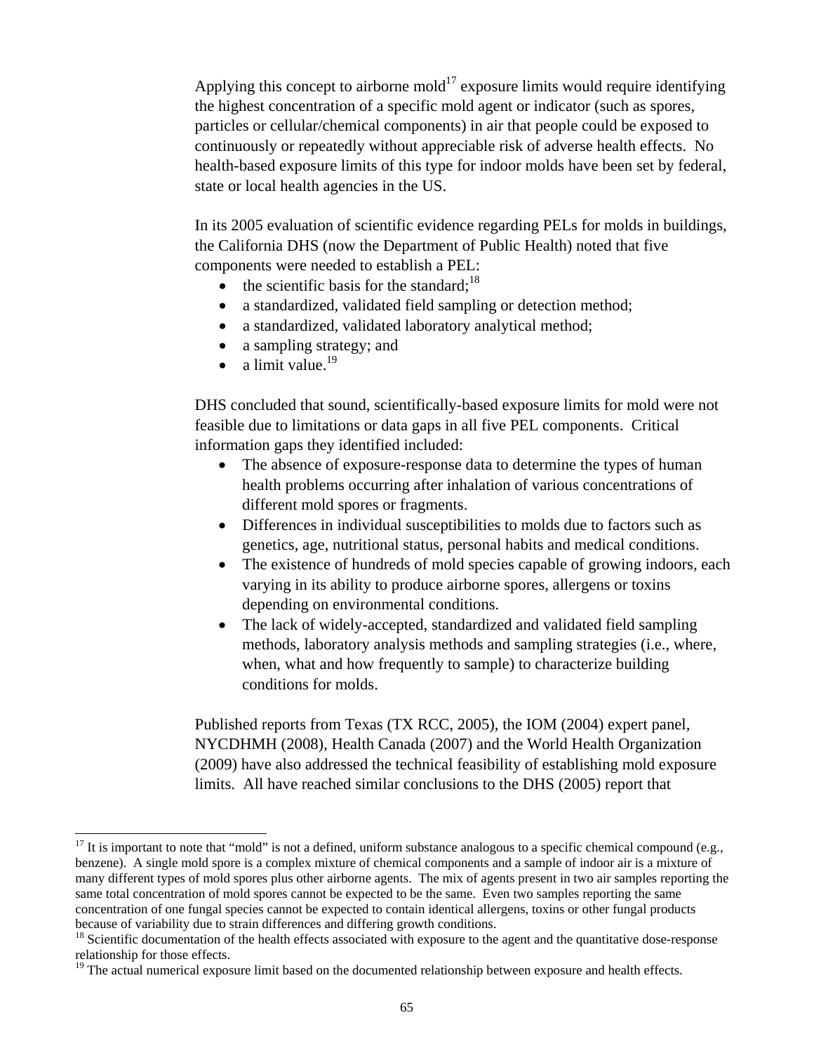Applying this concept to airborne mold[17] exposure limits would require identifying the highest concentration of a specific mold agent or indicator (such as spores, particles or cellular/chemical components) in air that people could be exposed to continuously or repeatedly without appreciable risk of adverse health effects. No health-based exposure limits of this type for indoor molds have been set by federal, state or local health agencies in the US.

In its 2005 evaluation of scientific evidence regarding PELs for molds in buildings, the California DHS (now the Department of Public Health) noted that five components were needed to establish a PEL:

- the scientific basis for the standard;[18]
- a standardized, validated field sampling or detection method;
- a standardized, validated laboratory analytical method;
- a sampling strategy; and
- a limit value.[19]

DHS concluded that sound, scientifically-based exposure limits for mold were not feasible due to limitations or data gaps in all five PEL components. Critical information gaps they identified included:

- The absence of exposure-response data to determine the types of human health problems occurring after inhalation of various concentrations of different mold spores or fragments.
- Differences in individual susceptibilities to molds due to factors such as genetics, age, nutritional status, personal habits and medical conditions.
- The existence of hundreds of mold species capable of growing indoors, each varying in its ability to produce airborne spores, allergens or toxins depending on environmental conditions.
- The lack of widely-accepted, standardized and validated field sampling methods, laboratory analysis methods and sampling strategies (i.e., where, when, what and how frequently to sample) to characterize building conditions for molds.

Published reports from Texas (TX RCC, 2005), the IOM (2004) expert panel, NYCDHMH (2008), Health Canada (2007) and the World Health Organization (2009) have also addressed the technical feasibility of establishing mold exposure limits. All have reached similar conclusions to the DHS (2005) report that

---

[17] It is important to note that "mold" is not a defined, uniform substance analogous to a specific chemical compound (e.g., benzene). A single mold spore is a complex mixture of chemical components and a sample of indoor air is a mixture of many different types of mold spores plus other airborne agents. The mix of agents present in two air samples reporting the same total concentration of mold spores cannot be expected to be the same. Even two samples reporting the same concentration of one fungal species cannot be expected to contain identical allergens, toxins or other fungal products because of variability due to strain differences and differing growth conditions.

[18] Scientific documentation of the health effects associated with exposure to the agent and the quantitative dose-response relationship for those effects.

[19] The actual numerical exposure limit based on the documented relationship between exposure and health effects.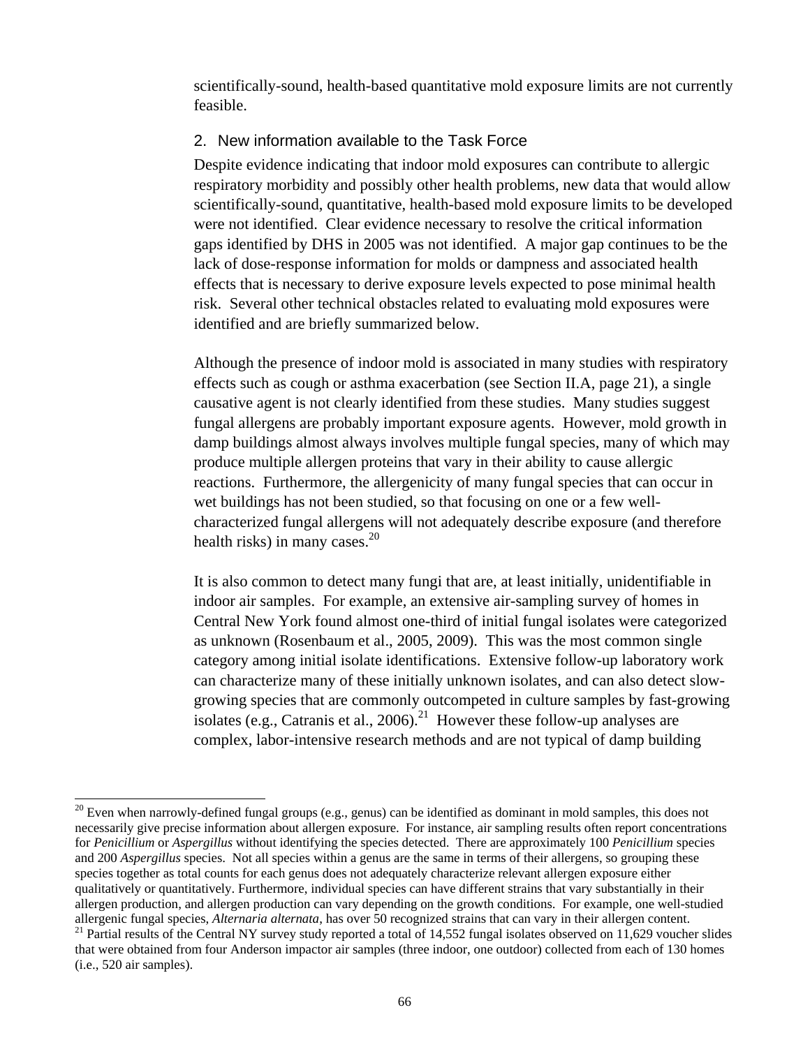scientifically-sound, health-based quantitative mold exposure limits are not currently feasible.

### 2. New information available to the Task Force

Despite evidence indicating that indoor mold exposures can contribute to allergic respiratory morbidity and possibly other health problems, new data that would allow scientifically-sound, quantitative, health-based mold exposure limits to be developed were not identified. Clear evidence necessary to resolve the critical information gaps identified by DHS in 2005 was not identified. A major gap continues to be the lack of dose-response information for molds or dampness and associated health effects that is necessary to derive exposure levels expected to pose minimal health risk. Several other technical obstacles related to evaluating mold exposures were identified and are briefly summarized below.

Although the presence of indoor mold is associated in many studies with respiratory effects such as cough or asthma exacerbation (see Section II.A, page 21), a single causative agent is not clearly identified from these studies. Many studies suggest fungal allergens are probably important exposure agents. However, mold growth in damp buildings almost always involves multiple fungal species, many of which may produce multiple allergen proteins that vary in their ability to cause allergic reactions. Furthermore, the allergenicity of many fungal species that can occur in wet buildings has not been studied, so that focusing on one or a few well-characterized fungal allergens will not adequately describe exposure (and therefore health risks) in many cases.[20]

It is also common to detect many fungi that are, at least initially, unidentifiable in indoor air samples. For example, an extensive air-sampling survey of homes in Central New York found almost one-third of initial fungal isolates were categorized as unknown (Rosenbaum et al., 2005, 2009). This was the most common single category among initial isolate identifications. Extensive follow-up laboratory work can characterize many of these initially unknown isolates, and can also detect slow-growing species that are commonly outcompeted in culture samples by fast-growing isolates (e.g., Catranis et al., 2006).[21] However these follow-up analyses are complex, labor-intensive research methods and are not typical of damp building

---

[20] Even when narrowly-defined fungal groups (e.g., genus) can be identified as dominant in mold samples, this does not necessarily give precise information about allergen exposure. For instance, air sampling results often report concentrations for *Penicillium* or *Aspergillus* without identifying the species detected. There are approximately 100 *Penicillium* species and 200 *Aspergillus* species. Not all species within a genus are the same in terms of their allergens, so grouping these species together as total counts for each genus does not adequately characterize relevant allergen exposure either qualitatively or quantitatively. Furthermore, individual species can have different strains that vary substantially in their allergen production, and allergen production can vary depending on the growth conditions. For example, one well-studied allergenic fungal species, *Alternaria alternata*, has over 50 recognized strains that can vary in their allergen content.

[21] Partial results of the Central NY survey study reported a total of 14,552 fungal isolates observed on 11,629 voucher slides that were obtained from four Anderson impactor air samples (three indoor, one outdoor) collected from each of 130 homes (i.e., 520 air samples).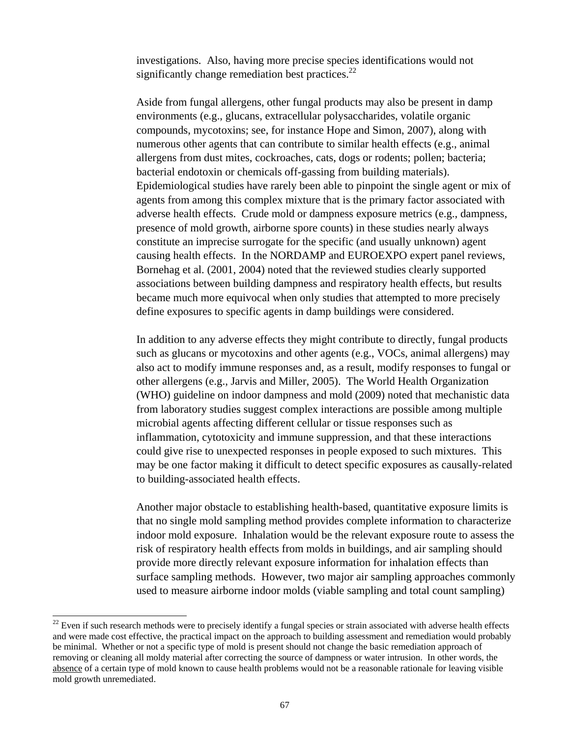investigations. Also, having more precise species identifications would not significantly change remediation best practices.[22]

Aside from fungal allergens, other fungal products may also be present in damp environments (e.g., glucans, extracellular polysaccharides, volatile organic compounds, mycotoxins; see, for instance Hope and Simon, 2007), along with numerous other agents that can contribute to similar health effects (e.g., animal allergens from dust mites, cockroaches, cats, dogs or rodents; pollen; bacteria; bacterial endotoxin or chemicals off-gassing from building materials). Epidemiological studies have rarely been able to pinpoint the single agent or mix of agents from among this complex mixture that is the primary factor associated with adverse health effects. Crude mold or dampness exposure metrics (e.g., dampness, presence of mold growth, airborne spore counts) in these studies nearly always constitute an imprecise surrogate for the specific (and usually unknown) agent causing health effects. In the NORDAMP and EUROEXPO expert panel reviews, Bornehag et al. (2001, 2004) noted that the reviewed studies clearly supported associations between building dampness and respiratory health effects, but results became much more equivocal when only studies that attempted to more precisely define exposures to specific agents in damp buildings were considered.

In addition to any adverse effects they might contribute to directly, fungal products such as glucans or mycotoxins and other agents (e.g., VOCs, animal allergens) may also act to modify immune responses and, as a result, modify responses to fungal or other allergens (e.g., Jarvis and Miller, 2005). The World Health Organization (WHO) guideline on indoor dampness and mold (2009) noted that mechanistic data from laboratory studies suggest complex interactions are possible among multiple microbial agents affecting different cellular or tissue responses such as inflammation, cytotoxicity and immune suppression, and that these interactions could give rise to unexpected responses in people exposed to such mixtures. This may be one factor making it difficult to detect specific exposures as causally-related to building-associated health effects.

Another major obstacle to establishing health-based, quantitative exposure limits is that no single mold sampling method provides complete information to characterize indoor mold exposure. Inhalation would be the relevant exposure route to assess the risk of respiratory health effects from molds in buildings, and air sampling should provide more directly relevant exposure information for inhalation effects than surface sampling methods. However, two major air sampling approaches commonly used to measure airborne indoor molds (viable sampling and total count sampling)

---

[22] Even if such research methods were to precisely identify a fungal species or strain associated with adverse health effects and were made cost effective, the practical impact on the approach to building assessment and remediation would probably be minimal. Whether or not a specific type of mold is present should not change the basic remediation approach of removing or cleaning all moldy material after correcting the source of dampness or water intrusion. In other words, the absence of a certain type of mold known to cause health problems would not be a reasonable rationale for leaving visible mold growth unremediated.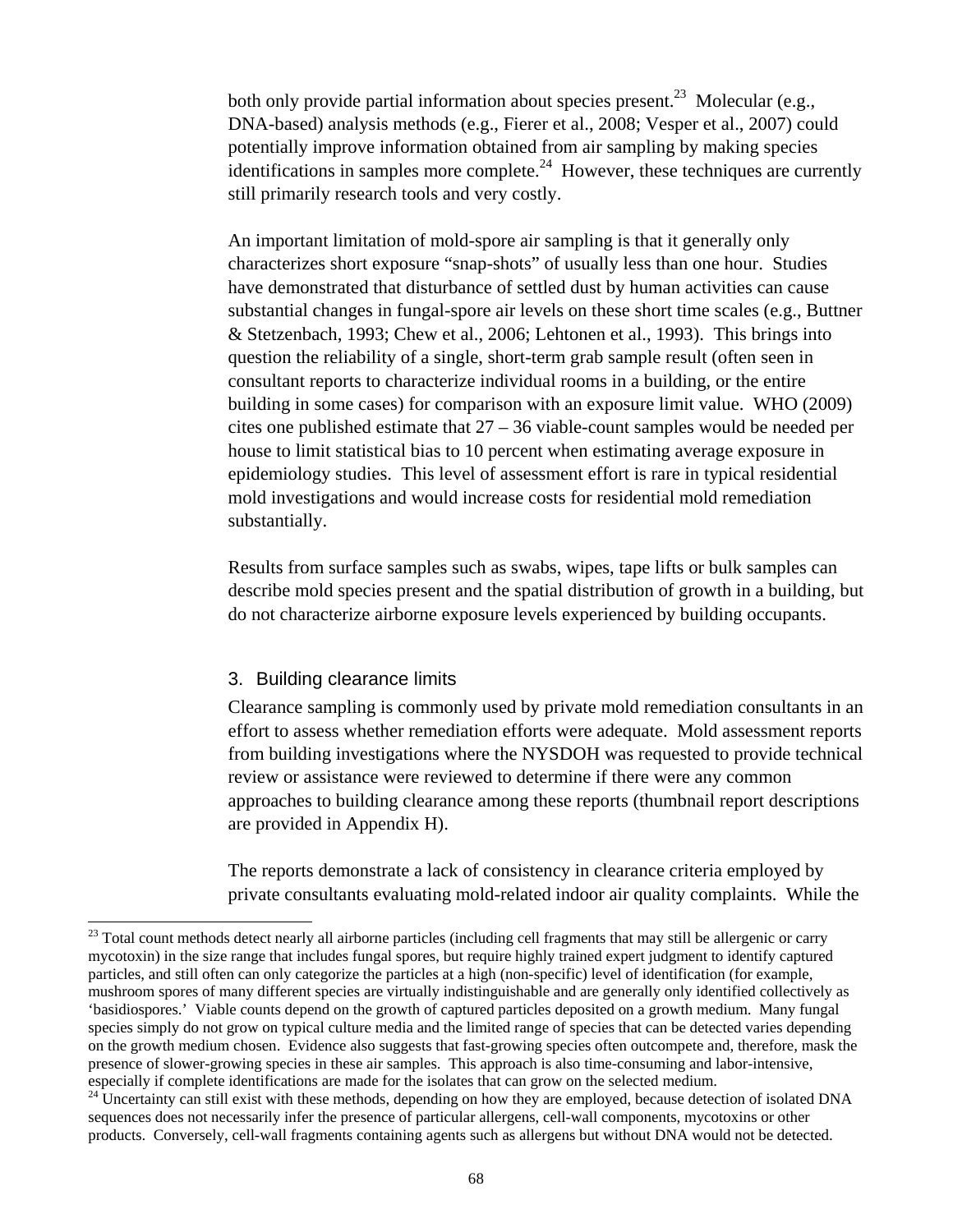both only provide partial information about species present.[23] Molecular (e.g., DNA-based) analysis methods (e.g., Fierer et al., 2008; Vesper et al., 2007) could potentially improve information obtained from air sampling by making species identifications in samples more complete.[24] However, these techniques are currently still primarily research tools and very costly.

An important limitation of mold-spore air sampling is that it generally only characterizes short exposure "snap-shots" of usually less than one hour. Studies have demonstrated that disturbance of settled dust by human activities can cause substantial changes in fungal-spore air levels on these short time scales (e.g., Buttner & Stetzenbach, 1993; Chew et al., 2006; Lehtonen et al., 1993). This brings into question the reliability of a single, short-term grab sample result (often seen in consultant reports to characterize individual rooms in a building, or the entire building in some cases) for comparison with an exposure limit value. WHO (2009) cites one published estimate that 27 – 36 viable-count samples would be needed per house to limit statistical bias to 10 percent when estimating average exposure in epidemiology studies. This level of assessment effort is rare in typical residential mold investigations and would increase costs for residential mold remediation substantially.

Results from surface samples such as swabs, wipes, tape lifts or bulk samples can describe mold species present and the spatial distribution of growth in a building, but do not characterize airborne exposure levels experienced by building occupants.

### 3. Building clearance limits

Clearance sampling is commonly used by private mold remediation consultants in an effort to assess whether remediation efforts were adequate. Mold assessment reports from building investigations where the NYSDOH was requested to provide technical review or assistance were reviewed to determine if there were any common approaches to building clearance among these reports (thumbnail report descriptions are provided in Appendix H).

The reports demonstrate a lack of consistency in clearance criteria employed by private consultants evaluating mold-related indoor air quality complaints. While the

---

[23] Total count methods detect nearly all airborne particles (including cell fragments that may still be allergenic or carry mycotoxin) in the size range that includes fungal spores, but require highly trained expert judgment to identify captured particles, and still often can only categorize the particles at a high (non-specific) level of identification (for example, mushroom spores of many different species are virtually indistinguishable and are generally only identified collectively as 'basidiospores.' Viable counts depend on the growth of captured particles deposited on a growth medium. Many fungal species simply do not grow on typical culture media and the limited range of species that can be detected varies depending on the growth medium chosen. Evidence also suggests that fast-growing species often outcompete and, therefore, mask the presence of slower-growing species in these air samples. This approach is also time-consuming and labor-intensive, especially if complete identifications are made for the isolates that can grow on the selected medium.

[24] Uncertainty can still exist with these methods, depending on how they are employed, because detection of isolated DNA sequences does not necessarily infer the presence of particular allergens, cell-wall components, mycotoxins or other products. Conversely, cell-wall fragments containing agents such as allergens but without DNA would not be detected.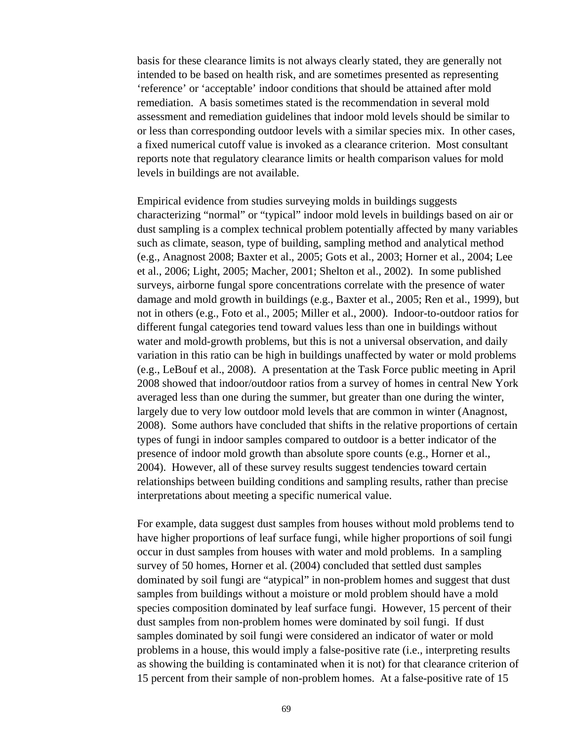basis for these clearance limits is not always clearly stated, they are generally not intended to be based on health risk, and are sometimes presented as representing 'reference' or 'acceptable' indoor conditions that should be attained after mold remediation. A basis sometimes stated is the recommendation in several mold assessment and remediation guidelines that indoor mold levels should be similar to or less than corresponding outdoor levels with a similar species mix. In other cases, a fixed numerical cutoff value is invoked as a clearance criterion. Most consultant reports note that regulatory clearance limits or health comparison values for mold levels in buildings are not available.

Empirical evidence from studies surveying molds in buildings suggests characterizing "normal" or "typical" indoor mold levels in buildings based on air or dust sampling is a complex technical problem potentially affected by many variables such as climate, season, type of building, sampling method and analytical method (e.g., Anagnost 2008; Baxter et al., 2005; Gots et al., 2003; Horner et al., 2004; Lee et al., 2006; Light, 2005; Macher, 2001; Shelton et al., 2002). In some published surveys, airborne fungal spore concentrations correlate with the presence of water damage and mold growth in buildings (e.g., Baxter et al., 2005; Ren et al., 1999), but not in others (e.g., Foto et al., 2005; Miller et al., 2000). Indoor-to-outdoor ratios for different fungal categories tend toward values less than one in buildings without water and mold-growth problems, but this is not a universal observation, and daily variation in this ratio can be high in buildings unaffected by water or mold problems (e.g., LeBouf et al., 2008). A presentation at the Task Force public meeting in April 2008 showed that indoor/outdoor ratios from a survey of homes in central New York averaged less than one during the summer, but greater than one during the winter, largely due to very low outdoor mold levels that are common in winter (Anagnost, 2008). Some authors have concluded that shifts in the relative proportions of certain types of fungi in indoor samples compared to outdoor is a better indicator of the presence of indoor mold growth than absolute spore counts (e.g., Horner et al., 2004). However, all of these survey results suggest tendencies toward certain relationships between building conditions and sampling results, rather than precise interpretations about meeting a specific numerical value.

For example, data suggest dust samples from houses without mold problems tend to have higher proportions of leaf surface fungi, while higher proportions of soil fungi occur in dust samples from houses with water and mold problems. In a sampling survey of 50 homes, Horner et al. (2004) concluded that settled dust samples dominated by soil fungi are "atypical" in non-problem homes and suggest that dust samples from buildings without a moisture or mold problem should have a mold species composition dominated by leaf surface fungi. However, 15 percent of their dust samples from non-problem homes were dominated by soil fungi. If dust samples dominated by soil fungi were considered an indicator of water or mold problems in a house, this would imply a false-positive rate (i.e., interpreting results as showing the building is contaminated when it is not) for that clearance criterion of 15 percent from their sample of non-problem homes. At a false-positive rate of 15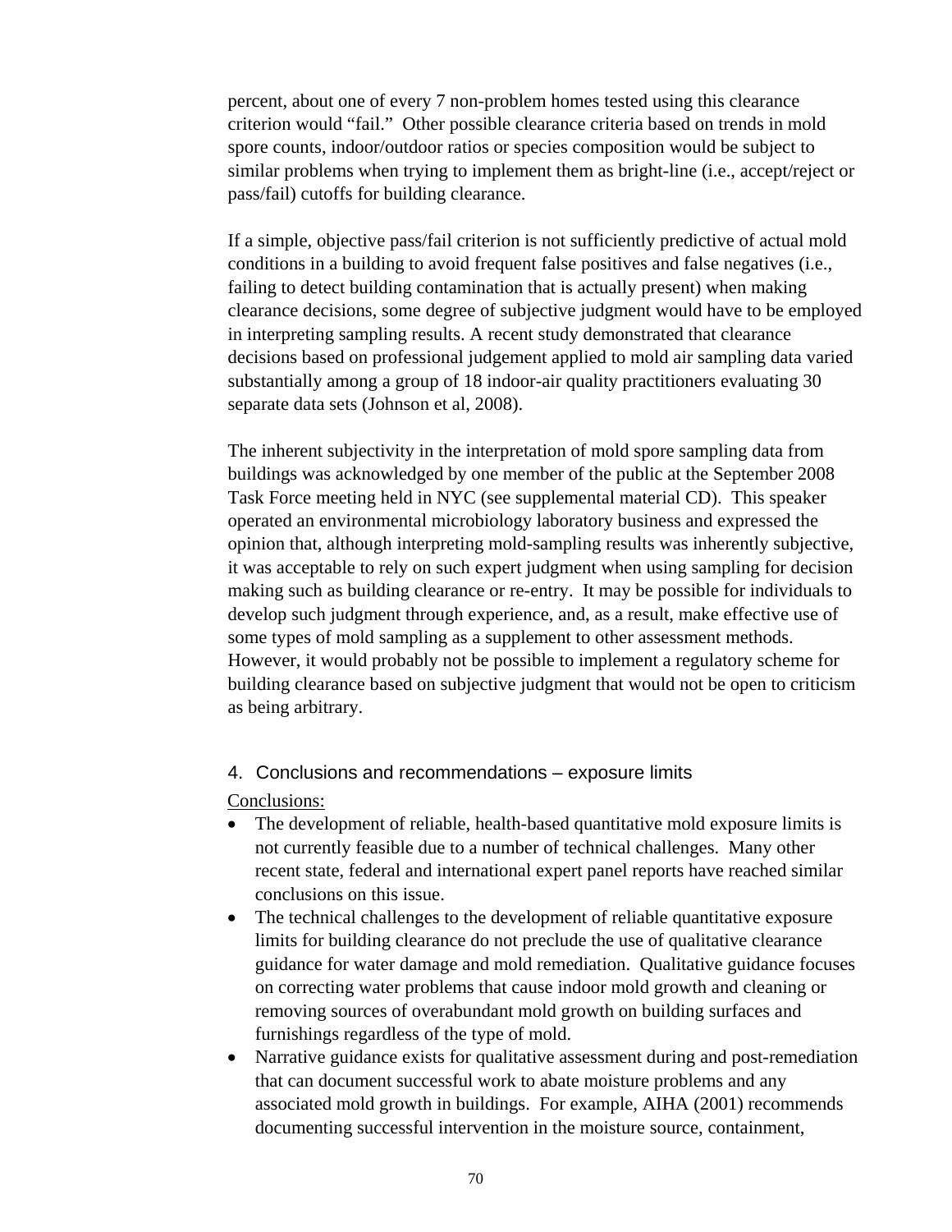percent, about one of every 7 non-problem homes tested using this clearance criterion would "fail." Other possible clearance criteria based on trends in mold spore counts, indoor/outdoor ratios or species composition would be subject to similar problems when trying to implement them as bright-line (i.e., accept/reject or pass/fail) cutoffs for building clearance.

If a simple, objective pass/fail criterion is not sufficiently predictive of actual mold conditions in a building to avoid frequent false positives and false negatives (i.e., failing to detect building contamination that is actually present) when making clearance decisions, some degree of subjective judgment would have to be employed in interpreting sampling results. A recent study demonstrated that clearance decisions based on professional judgement applied to mold air sampling data varied substantially among a group of 18 indoor-air quality practitioners evaluating 30 separate data sets (Johnson et al, 2008).

The inherent subjectivity in the interpretation of mold spore sampling data from buildings was acknowledged by one member of the public at the September 2008 Task Force meeting held in NYC (see supplemental material CD). This speaker operated an environmental microbiology laboratory business and expressed the opinion that, although interpreting mold-sampling results was inherently subjective, it was acceptable to rely on such expert judgment when using sampling for decision making such as building clearance or re-entry. It may be possible for individuals to develop such judgment through experience, and, as a result, make effective use of some types of mold sampling as a supplement to other assessment methods. However, it would probably not be possible to implement a regulatory scheme for building clearance based on subjective judgment that would not be open to criticism as being arbitrary.

## 4. Conclusions and recommendations – exposure limits

<u>Conclusions:</u>

- The development of reliable, health-based quantitative mold exposure limits is not currently feasible due to a number of technical challenges. Many other recent state, federal and international expert panel reports have reached similar conclusions on this issue.
- The technical challenges to the development of reliable quantitative exposure limits for building clearance do not preclude the use of qualitative clearance guidance for water damage and mold remediation. Qualitative guidance focuses on correcting water problems that cause indoor mold growth and cleaning or removing sources of overabundant mold growth on building surfaces and furnishings regardless of the type of mold.
- Narrative guidance exists for qualitative assessment during and post-remediation that can document successful work to abate moisture problems and any associated mold growth in buildings. For example, AIHA (2001) recommends documenting successful intervention in the moisture source, containment,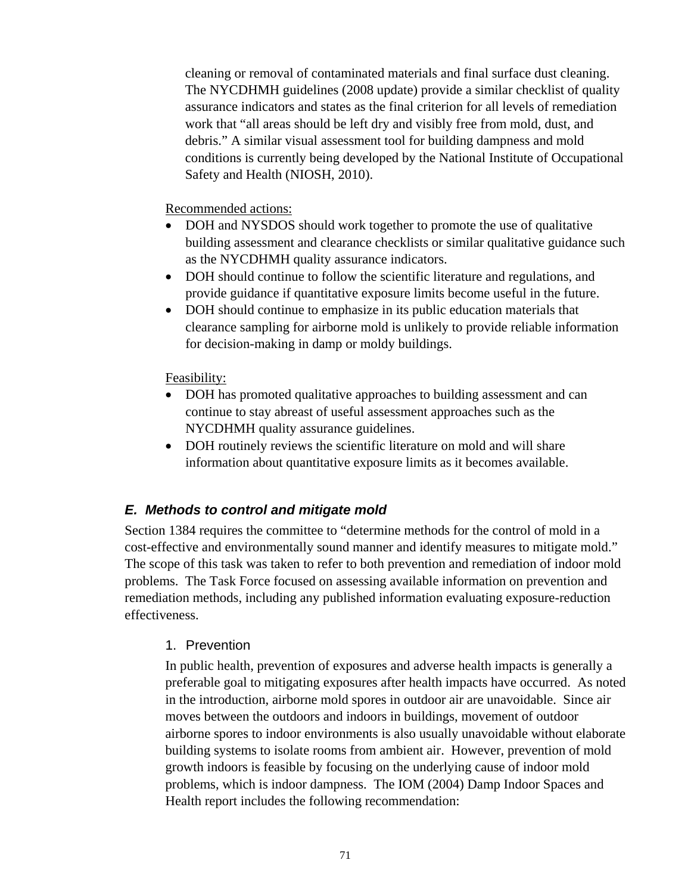cleaning or removal of contaminated materials and final surface dust cleaning. The NYCDHMH guidelines (2008 update) provide a similar checklist of quality assurance indicators and states as the final criterion for all levels of remediation work that "all areas should be left dry and visibly free from mold, dust, and debris." A similar visual assessment tool for building dampness and mold conditions is currently being developed by the National Institute of Occupational Safety and Health (NIOSH, 2010).

Recommended actions:

- DOH and NYSDOS should work together to promote the use of qualitative building assessment and clearance checklists or similar qualitative guidance such as the NYCDHMH quality assurance indicators.
- DOH should continue to follow the scientific literature and regulations, and provide guidance if quantitative exposure limits become useful in the future.
- DOH should continue to emphasize in its public education materials that clearance sampling for airborne mold is unlikely to provide reliable information for decision-making in damp or moldy buildings.

Feasibility:

- DOH has promoted qualitative approaches to building assessment and can continue to stay abreast of useful assessment approaches such as the NYCDHMH quality assurance guidelines.
- DOH routinely reviews the scientific literature on mold and will share information about quantitative exposure limits as it becomes available.

### *E. Methods to control and mitigate mold*

Section 1384 requires the committee to "determine methods for the control of mold in a cost-effective and environmentally sound manner and identify measures to mitigate mold." The scope of this task was taken to refer to both prevention and remediation of indoor mold problems. The Task Force focused on assessing available information on prevention and remediation methods, including any published information evaluating exposure-reduction effectiveness.

#### 1. Prevention

In public health, prevention of exposures and adverse health impacts is generally a preferable goal to mitigating exposures after health impacts have occurred. As noted in the introduction, airborne mold spores in outdoor air are unavoidable. Since air moves between the outdoors and indoors in buildings, movement of outdoor airborne spores to indoor environments is also usually unavoidable without elaborate building systems to isolate rooms from ambient air. However, prevention of mold growth indoors is feasible by focusing on the underlying cause of indoor mold problems, which is indoor dampness. The IOM (2004) Damp Indoor Spaces and Health report includes the following recommendation: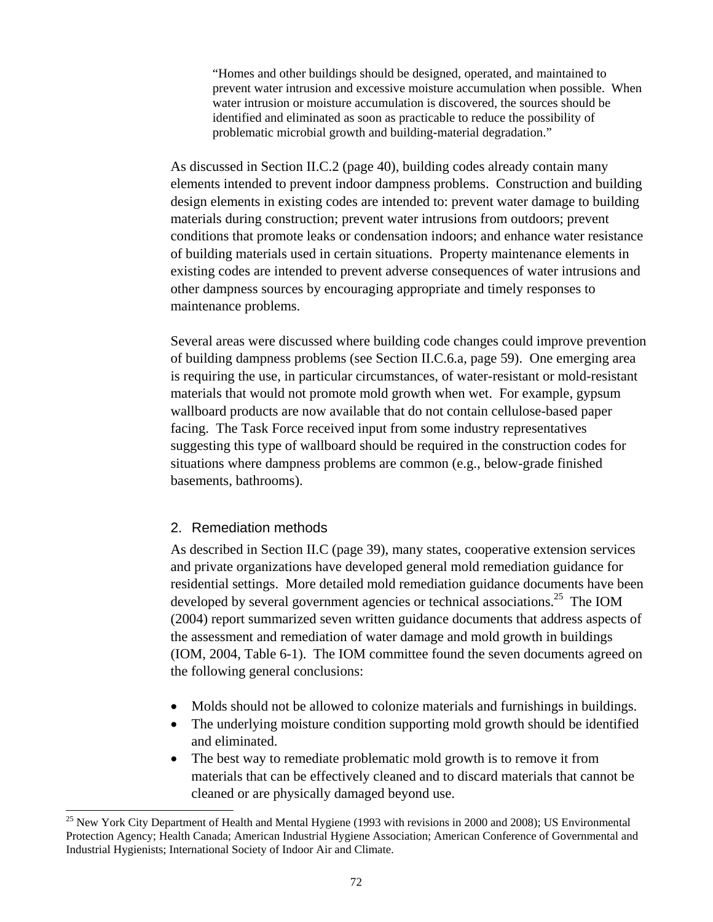> "Homes and other buildings should be designed, operated, and maintained to prevent water intrusion and excessive moisture accumulation when possible. When water intrusion or moisture accumulation is discovered, the sources should be identified and eliminated as soon as practicable to reduce the possibility of problematic microbial growth and building-material degradation."

As discussed in Section II.C.2 (page 40), building codes already contain many elements intended to prevent indoor dampness problems. Construction and building design elements in existing codes are intended to: prevent water damage to building materials during construction; prevent water intrusions from outdoors; prevent conditions that promote leaks or condensation indoors; and enhance water resistance of building materials used in certain situations. Property maintenance elements in existing codes are intended to prevent adverse consequences of water intrusions and other dampness sources by encouraging appropriate and timely responses to maintenance problems.

Several areas were discussed where building code changes could improve prevention of building dampness problems (see Section II.C.6.a, page 59). One emerging area is requiring the use, in particular circumstances, of water-resistant or mold-resistant materials that would not promote mold growth when wet. For example, gypsum wallboard products are now available that do not contain cellulose-based paper facing. The Task Force received input from some industry representatives suggesting this type of wallboard should be required in the construction codes for situations where dampness problems are common (e.g., below-grade finished basements, bathrooms).

### 2. Remediation methods

As described in Section II.C (page 39), many states, cooperative extension services and private organizations have developed general mold remediation guidance for residential settings. More detailed mold remediation guidance documents have been developed by several government agencies or technical associations.[25] The IOM (2004) report summarized seven written guidance documents that address aspects of the assessment and remediation of water damage and mold growth in buildings (IOM, 2004, Table 6-1). The IOM committee found the seven documents agreed on the following general conclusions:

- Molds should not be allowed to colonize materials and furnishings in buildings.
- The underlying moisture condition supporting mold growth should be identified and eliminated.
- The best way to remediate problematic mold growth is to remove it from materials that can be effectively cleaned and to discard materials that cannot be cleaned or are physically damaged beyond use.

[25] New York City Department of Health and Mental Hygiene (1993 with revisions in 2000 and 2008); US Environmental Protection Agency; Health Canada; American Industrial Hygiene Association; American Conference of Governmental and Industrial Hygienists; International Society of Indoor Air and Climate.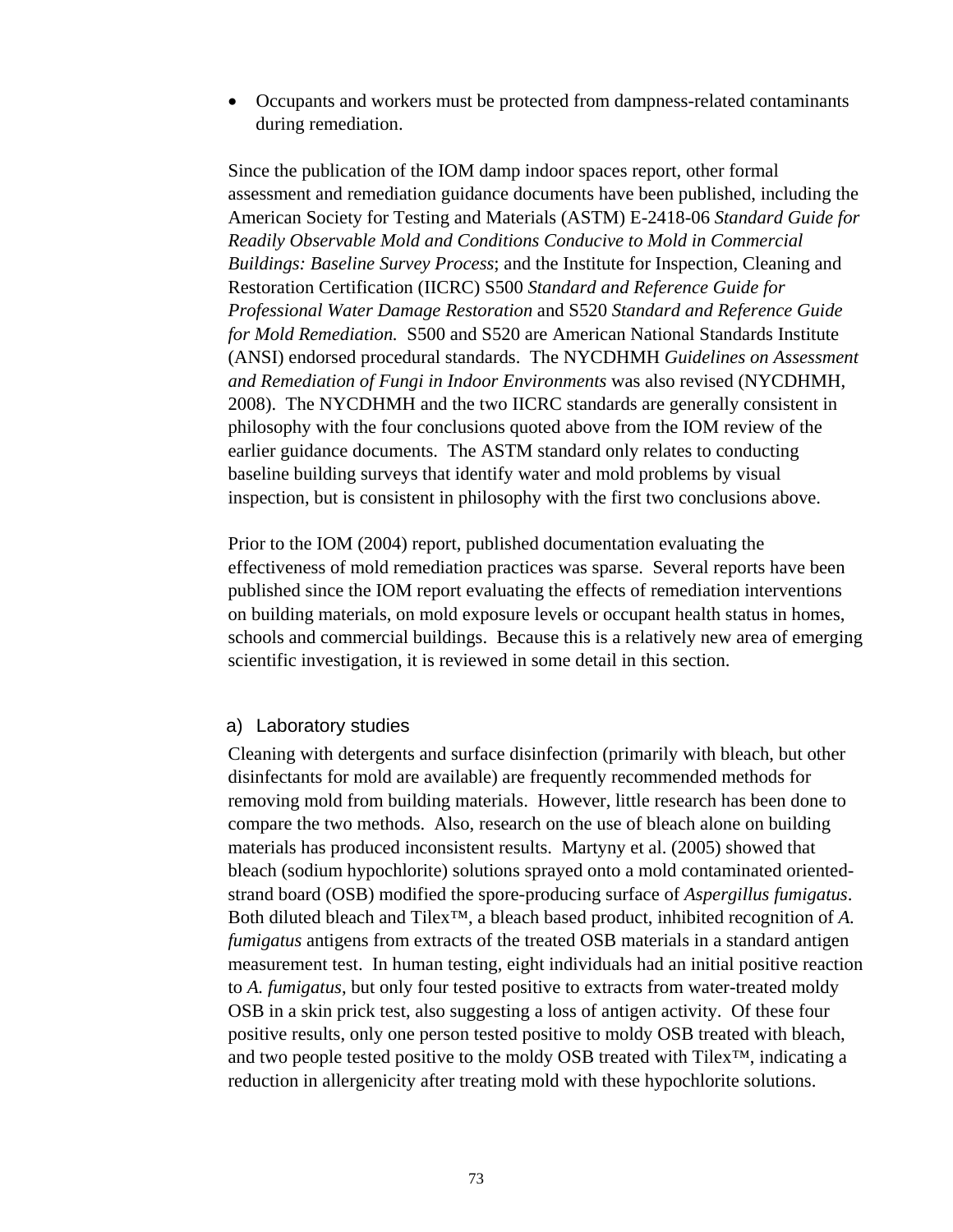- Occupants and workers must be protected from dampness-related contaminants during remediation.

Since the publication of the IOM damp indoor spaces report, other formal assessment and remediation guidance documents have been published, including the American Society for Testing and Materials (ASTM) E-2418-06 *Standard Guide for Readily Observable Mold and Conditions Conducive to Mold in Commercial Buildings: Baseline Survey Process*; and the Institute for Inspection, Cleaning and Restoration Certification (IICRC) S500 *Standard and Reference Guide for Professional Water Damage Restoration* and S520 *Standard and Reference Guide for Mold Remediation.* S500 and S520 are American National Standards Institute (ANSI) endorsed procedural standards. The NYCDHMH *Guidelines on Assessment and Remediation of Fungi in Indoor Environments* was also revised (NYCDHMH, 2008). The NYCDHMH and the two IICRC standards are generally consistent in philosophy with the four conclusions quoted above from the IOM review of the earlier guidance documents. The ASTM standard only relates to conducting baseline building surveys that identify water and mold problems by visual inspection, but is consistent in philosophy with the first two conclusions above.

Prior to the IOM (2004) report, published documentation evaluating the effectiveness of mold remediation practices was sparse. Several reports have been published since the IOM report evaluating the effects of remediation interventions on building materials, on mold exposure levels or occupant health status in homes, schools and commercial buildings. Because this is a relatively new area of emerging scientific investigation, it is reviewed in some detail in this section.

### a) Laboratory studies

Cleaning with detergents and surface disinfection (primarily with bleach, but other disinfectants for mold are available) are frequently recommended methods for removing mold from building materials. However, little research has been done to compare the two methods. Also, research on the use of bleach alone on building materials has produced inconsistent results. Martyny et al. (2005) showed that bleach (sodium hypochlorite) solutions sprayed onto a mold contaminated oriented-strand board (OSB) modified the spore-producing surface of *Aspergillus fumigatus*. Both diluted bleach and Tilex™, a bleach based product, inhibited recognition of *A. fumigatus* antigens from extracts of the treated OSB materials in a standard antigen measurement test. In human testing, eight individuals had an initial positive reaction to *A. fumigatus*, but only four tested positive to extracts from water-treated moldy OSB in a skin prick test, also suggesting a loss of antigen activity. Of these four positive results, only one person tested positive to moldy OSB treated with bleach, and two people tested positive to the moldy OSB treated with Tilex™, indicating a reduction in allergenicity after treating mold with these hypochlorite solutions.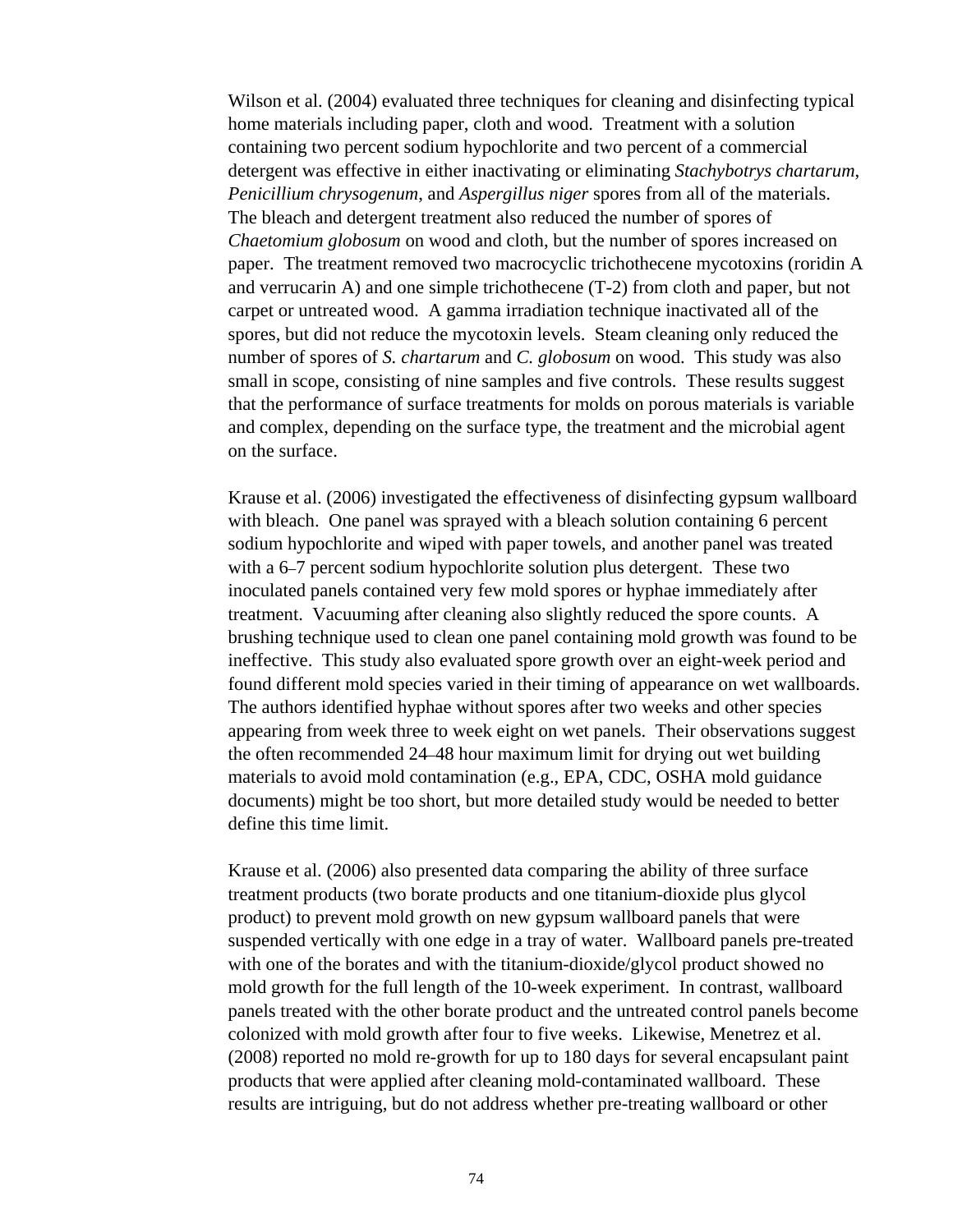Wilson et al. (2004) evaluated three techniques for cleaning and disinfecting typical home materials including paper, cloth and wood. Treatment with a solution containing two percent sodium hypochlorite and two percent of a commercial detergent was effective in either inactivating or eliminating *Stachybotrys chartarum*, *Penicillium chrysogenum*, and *Aspergillus niger* spores from all of the materials. The bleach and detergent treatment also reduced the number of spores of *Chaetomium globosum* on wood and cloth, but the number of spores increased on paper. The treatment removed two macrocyclic trichothecene mycotoxins (roridin A and verrucarin A) and one simple trichothecene (T-2) from cloth and paper, but not carpet or untreated wood. A gamma irradiation technique inactivated all of the spores, but did not reduce the mycotoxin levels. Steam cleaning only reduced the number of spores of *S. chartarum* and *C. globosum* on wood. This study was also small in scope, consisting of nine samples and five controls. These results suggest that the performance of surface treatments for molds on porous materials is variable and complex, depending on the surface type, the treatment and the microbial agent on the surface.

Krause et al. (2006) investigated the effectiveness of disinfecting gypsum wallboard with bleach. One panel was sprayed with a bleach solution containing 6 percent sodium hypochlorite and wiped with paper towels, and another panel was treated with a 6–7 percent sodium hypochlorite solution plus detergent. These two inoculated panels contained very few mold spores or hyphae immediately after treatment. Vacuuming after cleaning also slightly reduced the spore counts. A brushing technique used to clean one panel containing mold growth was found to be ineffective. This study also evaluated spore growth over an eight-week period and found different mold species varied in their timing of appearance on wet wallboards. The authors identified hyphae without spores after two weeks and other species appearing from week three to week eight on wet panels. Their observations suggest the often recommended 24–48 hour maximum limit for drying out wet building materials to avoid mold contamination (e.g., EPA, CDC, OSHA mold guidance documents) might be too short, but more detailed study would be needed to better define this time limit.

Krause et al. (2006) also presented data comparing the ability of three surface treatment products (two borate products and one titanium-dioxide plus glycol product) to prevent mold growth on new gypsum wallboard panels that were suspended vertically with one edge in a tray of water. Wallboard panels pre-treated with one of the borates and with the titanium-dioxide/glycol product showed no mold growth for the full length of the 10-week experiment. In contrast, wallboard panels treated with the other borate product and the untreated control panels become colonized with mold growth after four to five weeks. Likewise, Menetrez et al. (2008) reported no mold re-growth for up to 180 days for several encapsulant paint products that were applied after cleaning mold-contaminated wallboard. These results are intriguing, but do not address whether pre-treating wallboard or other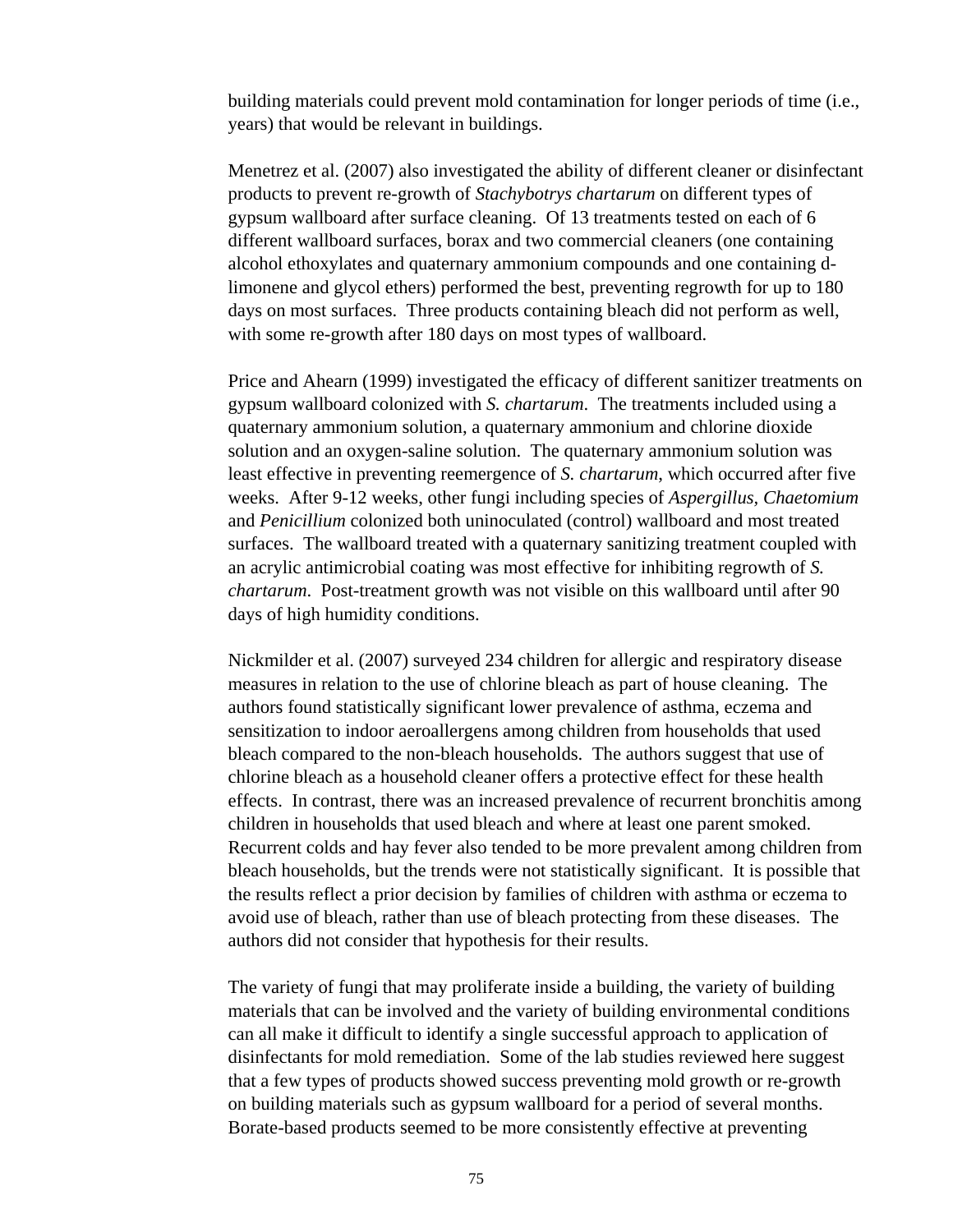building materials could prevent mold contamination for longer periods of time (i.e., years) that would be relevant in buildings.

Menetrez et al. (2007) also investigated the ability of different cleaner or disinfectant products to prevent re-growth of *Stachybotrys chartarum* on different types of gypsum wallboard after surface cleaning. Of 13 treatments tested on each of 6 different wallboard surfaces, borax and two commercial cleaners (one containing alcohol ethoxylates and quaternary ammonium compounds and one containing d-limonene and glycol ethers) performed the best, preventing regrowth for up to 180 days on most surfaces. Three products containing bleach did not perform as well, with some re-growth after 180 days on most types of wallboard.

Price and Ahearn (1999) investigated the efficacy of different sanitizer treatments on gypsum wallboard colonized with *S. chartarum*. The treatments included using a quaternary ammonium solution, a quaternary ammonium and chlorine dioxide solution and an oxygen-saline solution. The quaternary ammonium solution was least effective in preventing reemergence of *S. chartarum*, which occurred after five weeks. After 9-12 weeks, other fungi including species of *Aspergillus*, *Chaetomium* and *Penicillium* colonized both uninoculated (control) wallboard and most treated surfaces. The wallboard treated with a quaternary sanitizing treatment coupled with an acrylic antimicrobial coating was most effective for inhibiting regrowth of *S. chartarum*. Post-treatment growth was not visible on this wallboard until after 90 days of high humidity conditions.

Nickmilder et al. (2007) surveyed 234 children for allergic and respiratory disease measures in relation to the use of chlorine bleach as part of house cleaning. The authors found statistically significant lower prevalence of asthma, eczema and sensitization to indoor aeroallergens among children from households that used bleach compared to the non-bleach households. The authors suggest that use of chlorine bleach as a household cleaner offers a protective effect for these health effects. In contrast, there was an increased prevalence of recurrent bronchitis among children in households that used bleach and where at least one parent smoked. Recurrent colds and hay fever also tended to be more prevalent among children from bleach households, but the trends were not statistically significant. It is possible that the results reflect a prior decision by families of children with asthma or eczema to avoid use of bleach, rather than use of bleach protecting from these diseases. The authors did not consider that hypothesis for their results.

The variety of fungi that may proliferate inside a building, the variety of building materials that can be involved and the variety of building environmental conditions can all make it difficult to identify a single successful approach to application of disinfectants for mold remediation. Some of the lab studies reviewed here suggest that a few types of products showed success preventing mold growth or re-growth on building materials such as gypsum wallboard for a period of several months. Borate-based products seemed to be more consistently effective at preventing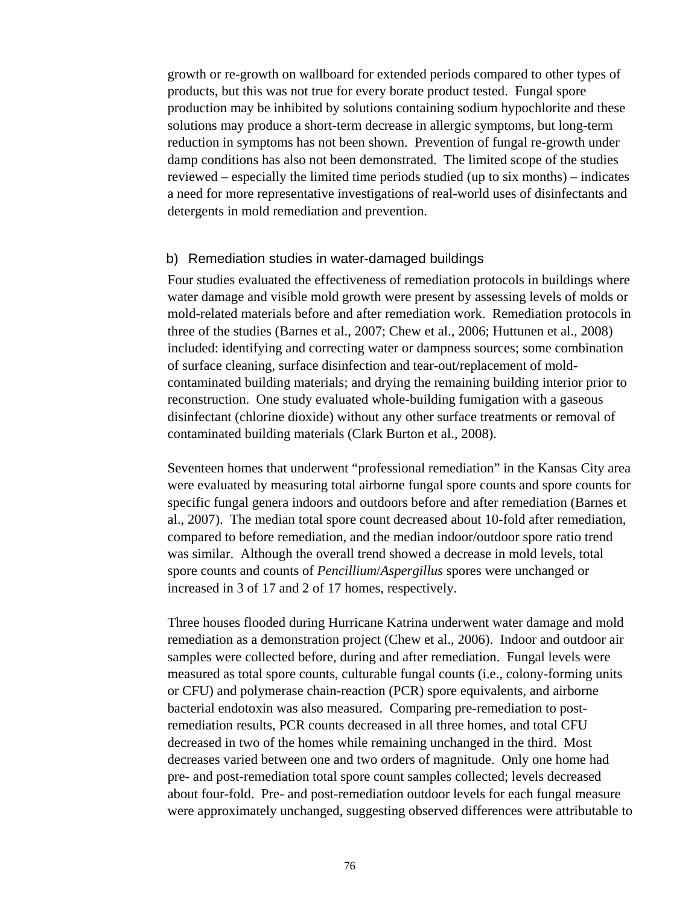growth or re-growth on wallboard for extended periods compared to other types of products, but this was not true for every borate product tested. Fungal spore production may be inhibited by solutions containing sodium hypochlorite and these solutions may produce a short-term decrease in allergic symptoms, but long-term reduction in symptoms has not been shown. Prevention of fungal re-growth under damp conditions has also not been demonstrated. The limited scope of the studies reviewed – especially the limited time periods studied (up to six months) – indicates a need for more representative investigations of real-world uses of disinfectants and detergents in mold remediation and prevention.

### b) Remediation studies in water-damaged buildings

Four studies evaluated the effectiveness of remediation protocols in buildings where water damage and visible mold growth were present by assessing levels of molds or mold-related materials before and after remediation work. Remediation protocols in three of the studies (Barnes et al., 2007; Chew et al., 2006; Huttunen et al., 2008) included: identifying and correcting water or dampness sources; some combination of surface cleaning, surface disinfection and tear-out/replacement of mold-contaminated building materials; and drying the remaining building interior prior to reconstruction. One study evaluated whole-building fumigation with a gaseous disinfectant (chlorine dioxide) without any other surface treatments or removal of contaminated building materials (Clark Burton et al., 2008).

Seventeen homes that underwent "professional remediation" in the Kansas City area were evaluated by measuring total airborne fungal spore counts and spore counts for specific fungal genera indoors and outdoors before and after remediation (Barnes et al., 2007). The median total spore count decreased about 10-fold after remediation, compared to before remediation, and the median indoor/outdoor spore ratio trend was similar. Although the overall trend showed a decrease in mold levels, total spore counts and counts of *Pencillium*/*Aspergillus* spores were unchanged or increased in 3 of 17 and 2 of 17 homes, respectively.

Three houses flooded during Hurricane Katrina underwent water damage and mold remediation as a demonstration project (Chew et al., 2006). Indoor and outdoor air samples were collected before, during and after remediation. Fungal levels were measured as total spore counts, culturable fungal counts (i.e., colony-forming units or CFU) and polymerase chain-reaction (PCR) spore equivalents, and airborne bacterial endotoxin was also measured. Comparing pre-remediation to post-remediation results, PCR counts decreased in all three homes, and total CFU decreased in two of the homes while remaining unchanged in the third. Most decreases varied between one and two orders of magnitude. Only one home had pre- and post-remediation total spore count samples collected; levels decreased about four-fold. Pre- and post-remediation outdoor levels for each fungal measure were approximately unchanged, suggesting observed differences were attributable to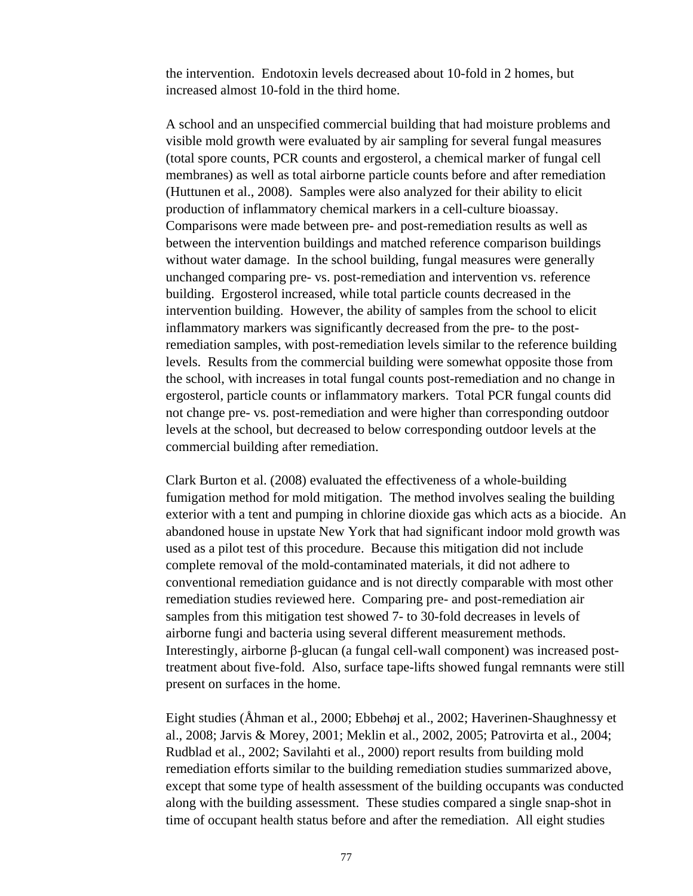the intervention. Endotoxin levels decreased about 10-fold in 2 homes, but increased almost 10-fold in the third home.

A school and an unspecified commercial building that had moisture problems and visible mold growth were evaluated by air sampling for several fungal measures (total spore counts, PCR counts and ergosterol, a chemical marker of fungal cell membranes) as well as total airborne particle counts before and after remediation (Huttunen et al., 2008). Samples were also analyzed for their ability to elicit production of inflammatory chemical markers in a cell-culture bioassay. Comparisons were made between pre- and post-remediation results as well as between the intervention buildings and matched reference comparison buildings without water damage. In the school building, fungal measures were generally unchanged comparing pre- vs. post-remediation and intervention vs. reference building. Ergosterol increased, while total particle counts decreased in the intervention building. However, the ability of samples from the school to elicit inflammatory markers was significantly decreased from the pre- to the post-remediation samples, with post-remediation levels similar to the reference building levels. Results from the commercial building were somewhat opposite those from the school, with increases in total fungal counts post-remediation and no change in ergosterol, particle counts or inflammatory markers. Total PCR fungal counts did not change pre- vs. post-remediation and were higher than corresponding outdoor levels at the school, but decreased to below corresponding outdoor levels at the commercial building after remediation.

Clark Burton et al. (2008) evaluated the effectiveness of a whole-building fumigation method for mold mitigation. The method involves sealing the building exterior with a tent and pumping in chlorine dioxide gas which acts as a biocide. An abandoned house in upstate New York that had significant indoor mold growth was used as a pilot test of this procedure. Because this mitigation did not include complete removal of the mold-contaminated materials, it did not adhere to conventional remediation guidance and is not directly comparable with most other remediation studies reviewed here. Comparing pre- and post-remediation air samples from this mitigation test showed 7- to 30-fold decreases in levels of airborne fungi and bacteria using several different measurement methods. Interestingly, airborne β-glucan (a fungal cell-wall component) was increased post-treatment about five-fold. Also, surface tape-lifts showed fungal remnants were still present on surfaces in the home.

Eight studies (Åhman et al., 2000; Ebbehøj et al., 2002; Haverinen-Shaughnessy et al., 2008; Jarvis & Morey, 2001; Meklin et al., 2002, 2005; Patrovirta et al., 2004; Rudblad et al., 2002; Savilahti et al., 2000) report results from building mold remediation efforts similar to the building remediation studies summarized above, except that some type of health assessment of the building occupants was conducted along with the building assessment. These studies compared a single snap-shot in time of occupant health status before and after the remediation. All eight studies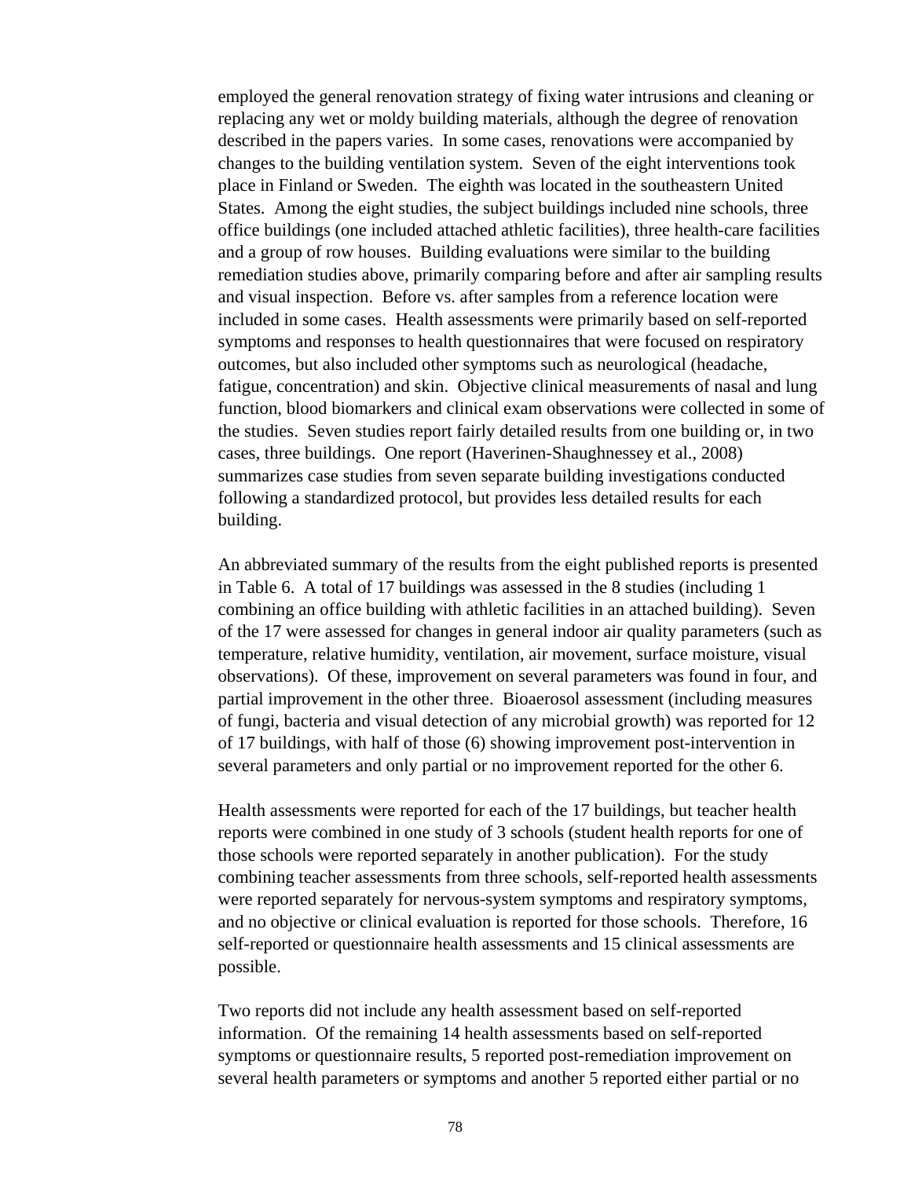employed the general renovation strategy of fixing water intrusions and cleaning or replacing any wet or moldy building materials, although the degree of renovation described in the papers varies. In some cases, renovations were accompanied by changes to the building ventilation system. Seven of the eight interventions took place in Finland or Sweden. The eighth was located in the southeastern United States. Among the eight studies, the subject buildings included nine schools, three office buildings (one included attached athletic facilities), three health-care facilities and a group of row houses. Building evaluations were similar to the building remediation studies above, primarily comparing before and after air sampling results and visual inspection. Before vs. after samples from a reference location were included in some cases. Health assessments were primarily based on self-reported symptoms and responses to health questionnaires that were focused on respiratory outcomes, but also included other symptoms such as neurological (headache, fatigue, concentration) and skin. Objective clinical measurements of nasal and lung function, blood biomarkers and clinical exam observations were collected in some of the studies. Seven studies report fairly detailed results from one building or, in two cases, three buildings. One report (Haverinen-Shaughnessey et al., 2008) summarizes case studies from seven separate building investigations conducted following a standardized protocol, but provides less detailed results for each building.

An abbreviated summary of the results from the eight published reports is presented in Table 6. A total of 17 buildings was assessed in the 8 studies (including 1 combining an office building with athletic facilities in an attached building). Seven of the 17 were assessed for changes in general indoor air quality parameters (such as temperature, relative humidity, ventilation, air movement, surface moisture, visual observations). Of these, improvement on several parameters was found in four, and partial improvement in the other three. Bioaerosol assessment (including measures of fungi, bacteria and visual detection of any microbial growth) was reported for 12 of 17 buildings, with half of those (6) showing improvement post-intervention in several parameters and only partial or no improvement reported for the other 6.

Health assessments were reported for each of the 17 buildings, but teacher health reports were combined in one study of 3 schools (student health reports for one of those schools were reported separately in another publication). For the study combining teacher assessments from three schools, self-reported health assessments were reported separately for nervous-system symptoms and respiratory symptoms, and no objective or clinical evaluation is reported for those schools. Therefore, 16 self-reported or questionnaire health assessments and 15 clinical assessments are possible.

Two reports did not include any health assessment based on self-reported information. Of the remaining 14 health assessments based on self-reported symptoms or questionnaire results, 5 reported post-remediation improvement on several health parameters or symptoms and another 5 reported either partial or no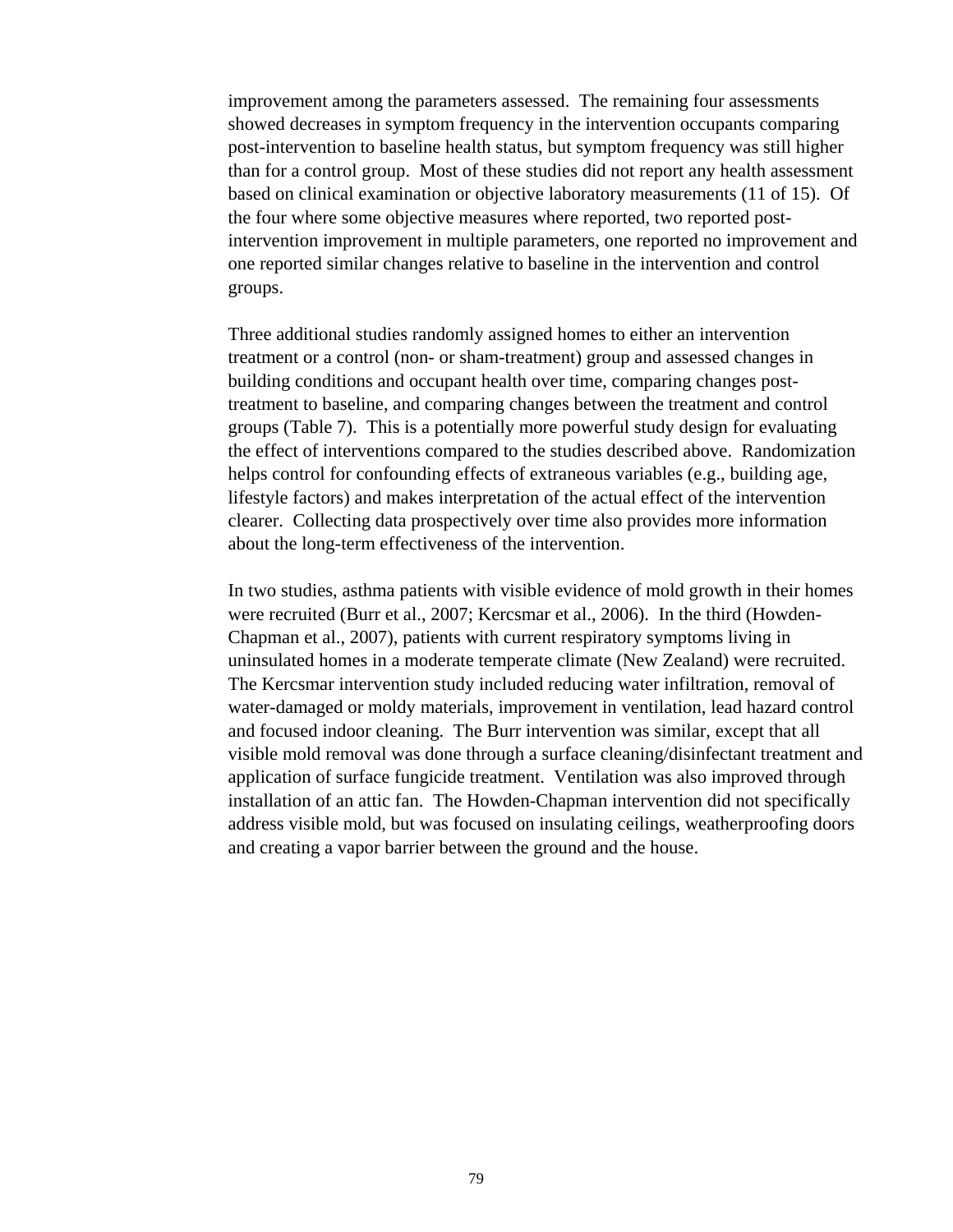improvement among the parameters assessed. The remaining four assessments showed decreases in symptom frequency in the intervention occupants comparing post-intervention to baseline health status, but symptom frequency was still higher than for a control group. Most of these studies did not report any health assessment based on clinical examination or objective laboratory measurements (11 of 15). Of the four where some objective measures where reported, two reported post-intervention improvement in multiple parameters, one reported no improvement and one reported similar changes relative to baseline in the intervention and control groups.

Three additional studies randomly assigned homes to either an intervention treatment or a control (non- or sham-treatment) group and assessed changes in building conditions and occupant health over time, comparing changes post-treatment to baseline, and comparing changes between the treatment and control groups (Table 7). This is a potentially more powerful study design for evaluating the effect of interventions compared to the studies described above. Randomization helps control for confounding effects of extraneous variables (e.g., building age, lifestyle factors) and makes interpretation of the actual effect of the intervention clearer. Collecting data prospectively over time also provides more information about the long-term effectiveness of the intervention.

In two studies, asthma patients with visible evidence of mold growth in their homes were recruited (Burr et al., 2007; Kercsmar et al., 2006). In the third (Howden-Chapman et al., 2007), patients with current respiratory symptoms living in uninsulated homes in a moderate temperate climate (New Zealand) were recruited. The Kercsmar intervention study included reducing water infiltration, removal of water-damaged or moldy materials, improvement in ventilation, lead hazard control and focused indoor cleaning. The Burr intervention was similar, except that all visible mold removal was done through a surface cleaning/disinfectant treatment and application of surface fungicide treatment. Ventilation was also improved through installation of an attic fan. The Howden-Chapman intervention did not specifically address visible mold, but was focused on insulating ceilings, weatherproofing doors and creating a vapor barrier between the ground and the house.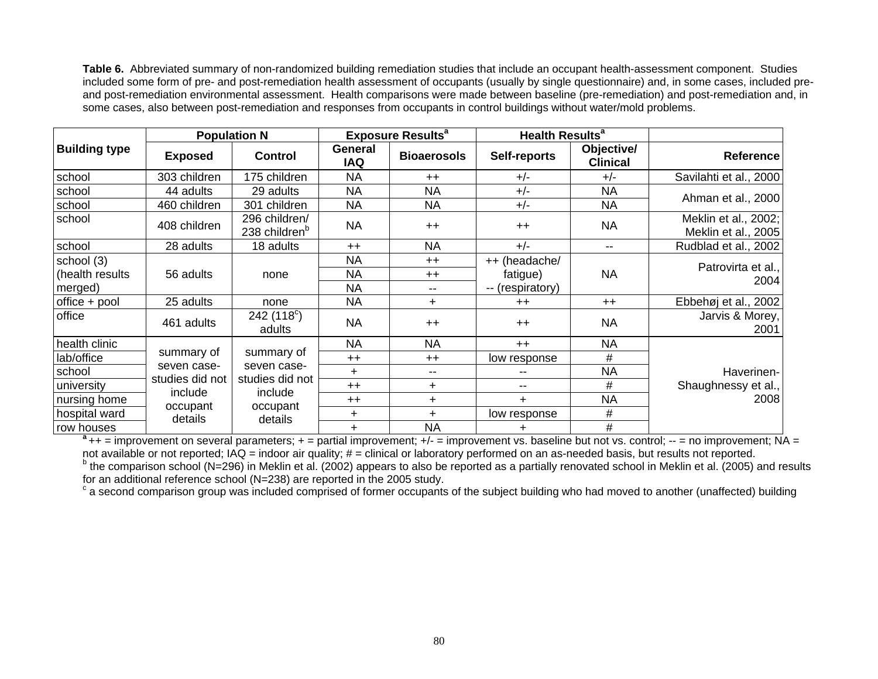**Table 6.** Abbreviated summary of non-randomized building remediation studies that include an occupant health-assessment component. Studies included some form of pre- and post-remediation health assessment of occupants (usually by single questionnaire) and, in some cases, included pre- and post-remediation environmental assessment. Health comparisons were made between baseline (pre-remediation) and post-remediation and, in some cases, also between post-remediation and responses from occupants in control buildings without water/mold problems.

| Building type | Population N | | Exposure Results[a] | | Health Results[a] | | Reference |
|---|---|---|---|---|---|---|---|
| | Exposed | Control | General IAQ | Bioaerosols | Self-reports | Objective/ Clinical | |
| school | 303 children | 175 children | NA | ++ | +/- | +/- | Savilahti et al., 2000 |
| school | 44 adults | 29 adults | NA | NA | +/- | NA | Ahman et al., 2000 |
| school | 460 children | 301 children | NA | NA | +/- | NA | |
| school | 408 children | 296 children/ 238 children[b] | NA | ++ | ++ | NA | Meklin et al., 2002; Meklin et al., 2005 |
| school | 28 adults | 18 adults | ++ | NA | +/- | -- | Rudblad et al., 2002 |
| school (3) (health results merged) | 56 adults | none | NA | ++ | ++ (headache/ fatigue) -- (respiratory) | NA | Patrovirta et al., 2004 |
| | | | NA | ++ | | | |
| | | | NA | -- | | | |
| office + pool | 25 adults | none | NA | + | ++ | ++ | Ebbehøj et al., 2002 |
| office | 461 adults | 242 (118[c]) adults | NA | ++ | ++ | NA | Jarvis & Morey, 2001 |
| health clinic | summary of seven case-studies did not include occupant details | summary of seven case-studies did not include occupant details | NA | NA | ++ | NA | Haverinen-Shaughnessy et al., 2008 |
| lab/office | | | ++ | ++ | low response | # | |
| school | | | + | -- | -- | NA | |
| university | | | ++ | + | -- | # | |
| nursing home | | | ++ | + | + | NA | |
| hospital ward | | | + | + | low response | # | |
| row houses | | | + | NA | + | # | |

[a] ++ = improvement on several parameters; + = partial improvement; +/- = improvement vs. baseline but not vs. control; -- = no improvement; NA = not available or not reported; IAQ = indoor air quality; # = clinical or laboratory performed on an as-needed basis, but results not reported.
[b] the comparison school (N=296) in Meklin et al. (2002) appears to also be reported as a partially renovated school in Meklin et al. (2005) and results for an additional reference school (N=238) are reported in the 2005 study.
[c] a second comparison group was included comprised of former occupants of the subject building who had moved to another (unaffected) building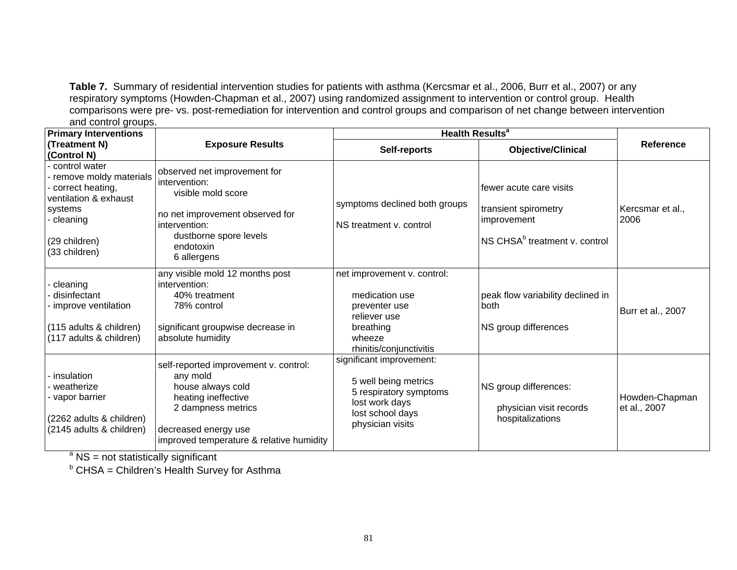**Table 7.** Summary of residential intervention studies for patients with asthma (Kercsmar et al., 2006, Burr et al., 2007) or any respiratory symptoms (Howden-Chapman et al., 2007) using randomized assignment to intervention or control group. Health comparisons were pre- vs. post-remediation for intervention and control groups and comparison of net change between intervention and control groups.

| Primary Interventions (Treatment N) (Control N) | Exposure Results | Health Results[a] | | Reference |
|---|---|---|---|---|
| | | Self-reports | Objective/Clinical | |
| - control water<br>- remove moldy materials<br>- correct heating, ventilation & exhaust systems<br>- cleaning<br><br>(29 children)<br>(33 children) | observed net improvement for intervention:<br>visible mold score<br><br>no net improvement observed for intervention:<br>dustborne spore levels<br>endotoxin<br>6 allergens | symptoms declined both groups<br><br>NS treatment v. control | fewer acute care visits<br><br>transient spirometry improvement<br><br>NS CHSA[b] treatment v. control | Kercsmar et al., 2006 |
| - cleaning<br>- disinfectant<br>- improve ventilation<br><br>(115 adults & children)<br>(117 adults & children) | any visible mold 12 months post intervention:<br>40% treatment<br>78% control<br><br>significant groupwise decrease in absolute humidity | net improvement v. control:<br><br>medication use<br>preventer use<br>reliever use<br>breathing<br>wheeze<br>rhinitis/conjunctivitis | peak flow variability declined in both<br><br>NS group differences | Burr et al., 2007 |
| - insulation<br>- weatherize<br>- vapor barrier<br><br>(2262 adults & children)<br>(2145 adults & children) | self-reported improvement v. control:<br>any mold<br>house always cold<br>heating ineffective<br>2 dampness metrics<br><br>decreased energy use<br>improved temperature & relative humidity | significant improvement:<br><br>5 well being metrics<br>5 respiratory symptoms<br>lost work days<br>lost school days<br>physician visits | NS group differences:<br><br>physician visit records<br>hospitalizations | Howden-Chapman et al., 2007 |

[a] NS = not statistically significant

[b] CHSA = Children's Health Survey for Asthma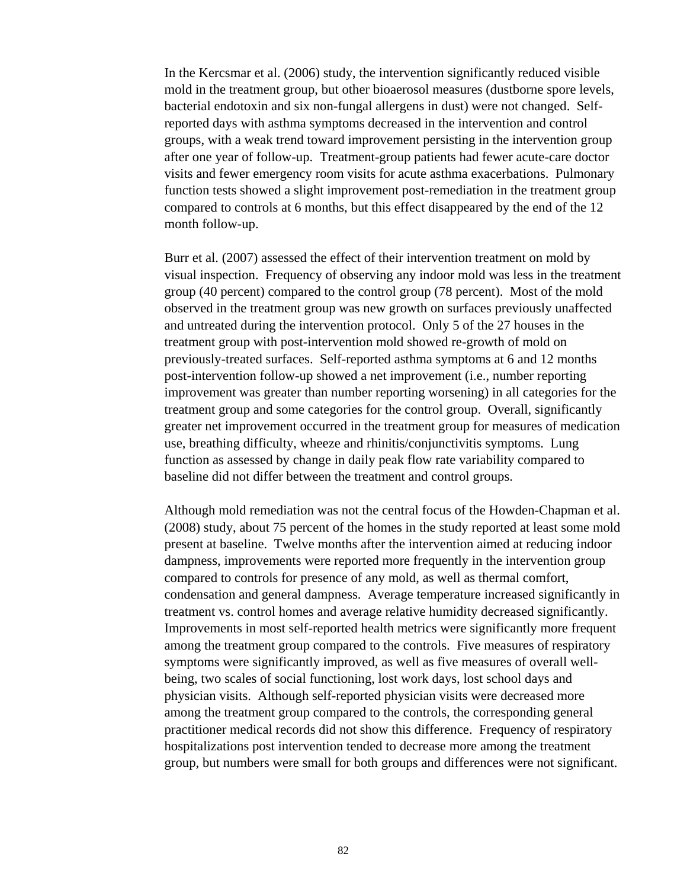In the Kercsmar et al. (2006) study, the intervention significantly reduced visible mold in the treatment group, but other bioaerosol measures (dustborne spore levels, bacterial endotoxin and six non-fungal allergens in dust) were not changed. Self-reported days with asthma symptoms decreased in the intervention and control groups, with a weak trend toward improvement persisting in the intervention group after one year of follow-up. Treatment-group patients had fewer acute-care doctor visits and fewer emergency room visits for acute asthma exacerbations. Pulmonary function tests showed a slight improvement post-remediation in the treatment group compared to controls at 6 months, but this effect disappeared by the end of the 12 month follow-up.

Burr et al. (2007) assessed the effect of their intervention treatment on mold by visual inspection. Frequency of observing any indoor mold was less in the treatment group (40 percent) compared to the control group (78 percent). Most of the mold observed in the treatment group was new growth on surfaces previously unaffected and untreated during the intervention protocol. Only 5 of the 27 houses in the treatment group with post-intervention mold showed re-growth of mold on previously-treated surfaces. Self-reported asthma symptoms at 6 and 12 months post-intervention follow-up showed a net improvement (i.e., number reporting improvement was greater than number reporting worsening) in all categories for the treatment group and some categories for the control group. Overall, significantly greater net improvement occurred in the treatment group for measures of medication use, breathing difficulty, wheeze and rhinitis/conjunctivitis symptoms. Lung function as assessed by change in daily peak flow rate variability compared to baseline did not differ between the treatment and control groups.

Although mold remediation was not the central focus of the Howden-Chapman et al. (2008) study, about 75 percent of the homes in the study reported at least some mold present at baseline. Twelve months after the intervention aimed at reducing indoor dampness, improvements were reported more frequently in the intervention group compared to controls for presence of any mold, as well as thermal comfort, condensation and general dampness. Average temperature increased significantly in treatment vs. control homes and average relative humidity decreased significantly. Improvements in most self-reported health metrics were significantly more frequent among the treatment group compared to the controls. Five measures of respiratory symptoms were significantly improved, as well as five measures of overall well-being, two scales of social functioning, lost work days, lost school days and physician visits. Although self-reported physician visits were decreased more among the treatment group compared to the controls, the corresponding general practitioner medical records did not show this difference. Frequency of respiratory hospitalizations post intervention tended to decrease more among the treatment group, but numbers were small for both groups and differences were not significant.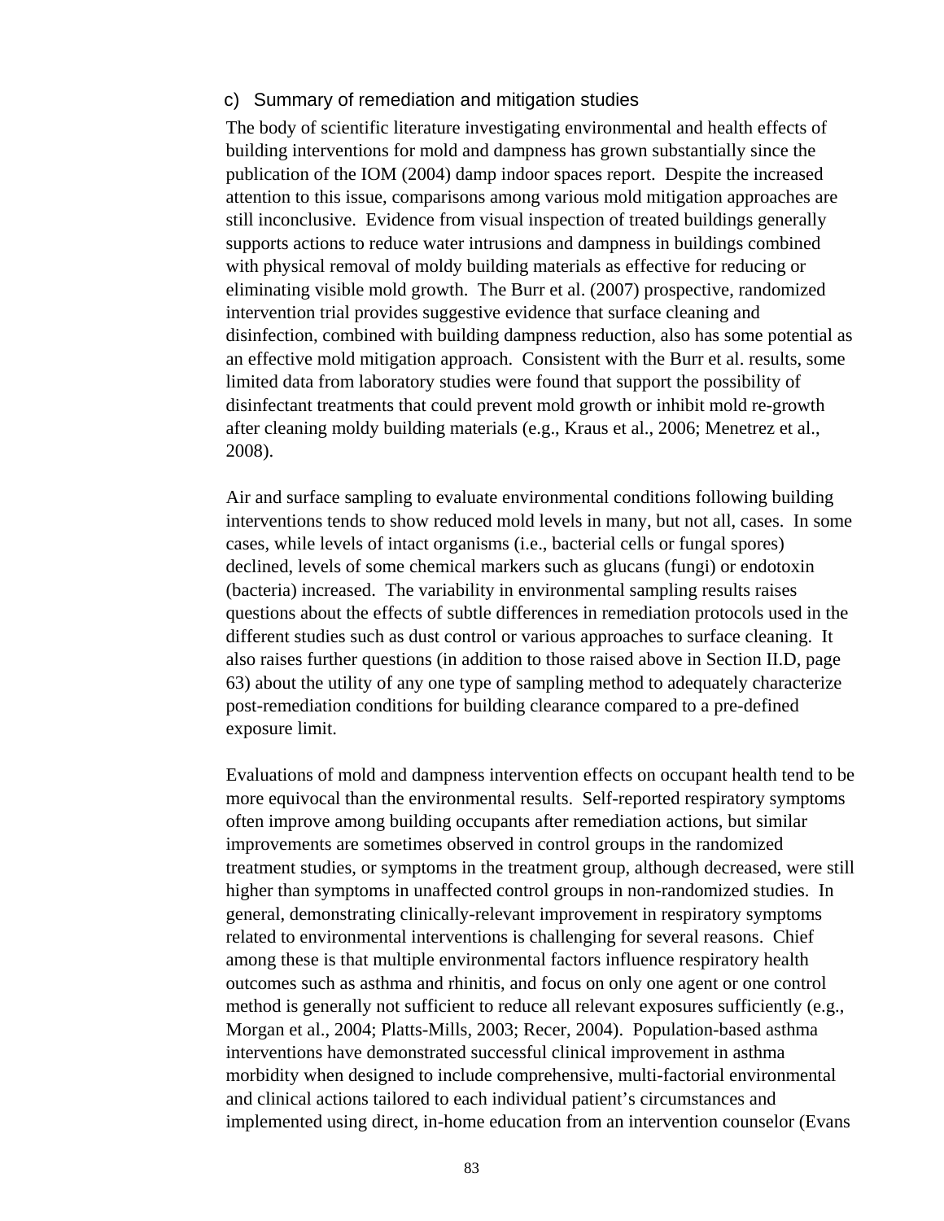### c) Summary of remediation and mitigation studies

The body of scientific literature investigating environmental and health effects of building interventions for mold and dampness has grown substantially since the publication of the IOM (2004) damp indoor spaces report. Despite the increased attention to this issue, comparisons among various mold mitigation approaches are still inconclusive. Evidence from visual inspection of treated buildings generally supports actions to reduce water intrusions and dampness in buildings combined with physical removal of moldy building materials as effective for reducing or eliminating visible mold growth. The Burr et al. (2007) prospective, randomized intervention trial provides suggestive evidence that surface cleaning and disinfection, combined with building dampness reduction, also has some potential as an effective mold mitigation approach. Consistent with the Burr et al. results, some limited data from laboratory studies were found that support the possibility of disinfectant treatments that could prevent mold growth or inhibit mold re-growth after cleaning moldy building materials (e.g., Kraus et al., 2006; Menetrez et al., 2008).

Air and surface sampling to evaluate environmental conditions following building interventions tends to show reduced mold levels in many, but not all, cases. In some cases, while levels of intact organisms (i.e., bacterial cells or fungal spores) declined, levels of some chemical markers such as glucans (fungi) or endotoxin (bacteria) increased. The variability in environmental sampling results raises questions about the effects of subtle differences in remediation protocols used in the different studies such as dust control or various approaches to surface cleaning. It also raises further questions (in addition to those raised above in Section II.D, page 63) about the utility of any one type of sampling method to adequately characterize post-remediation conditions for building clearance compared to a pre-defined exposure limit.

Evaluations of mold and dampness intervention effects on occupant health tend to be more equivocal than the environmental results. Self-reported respiratory symptoms often improve among building occupants after remediation actions, but similar improvements are sometimes observed in control groups in the randomized treatment studies, or symptoms in the treatment group, although decreased, were still higher than symptoms in unaffected control groups in non-randomized studies. In general, demonstrating clinically-relevant improvement in respiratory symptoms related to environmental interventions is challenging for several reasons. Chief among these is that multiple environmental factors influence respiratory health outcomes such as asthma and rhinitis, and focus on only one agent or one control method is generally not sufficient to reduce all relevant exposures sufficiently (e.g., Morgan et al., 2004; Platts-Mills, 2003; Recer, 2004). Population-based asthma interventions have demonstrated successful clinical improvement in asthma morbidity when designed to include comprehensive, multi-factorial environmental and clinical actions tailored to each individual patient's circumstances and implemented using direct, in-home education from an intervention counselor (Evans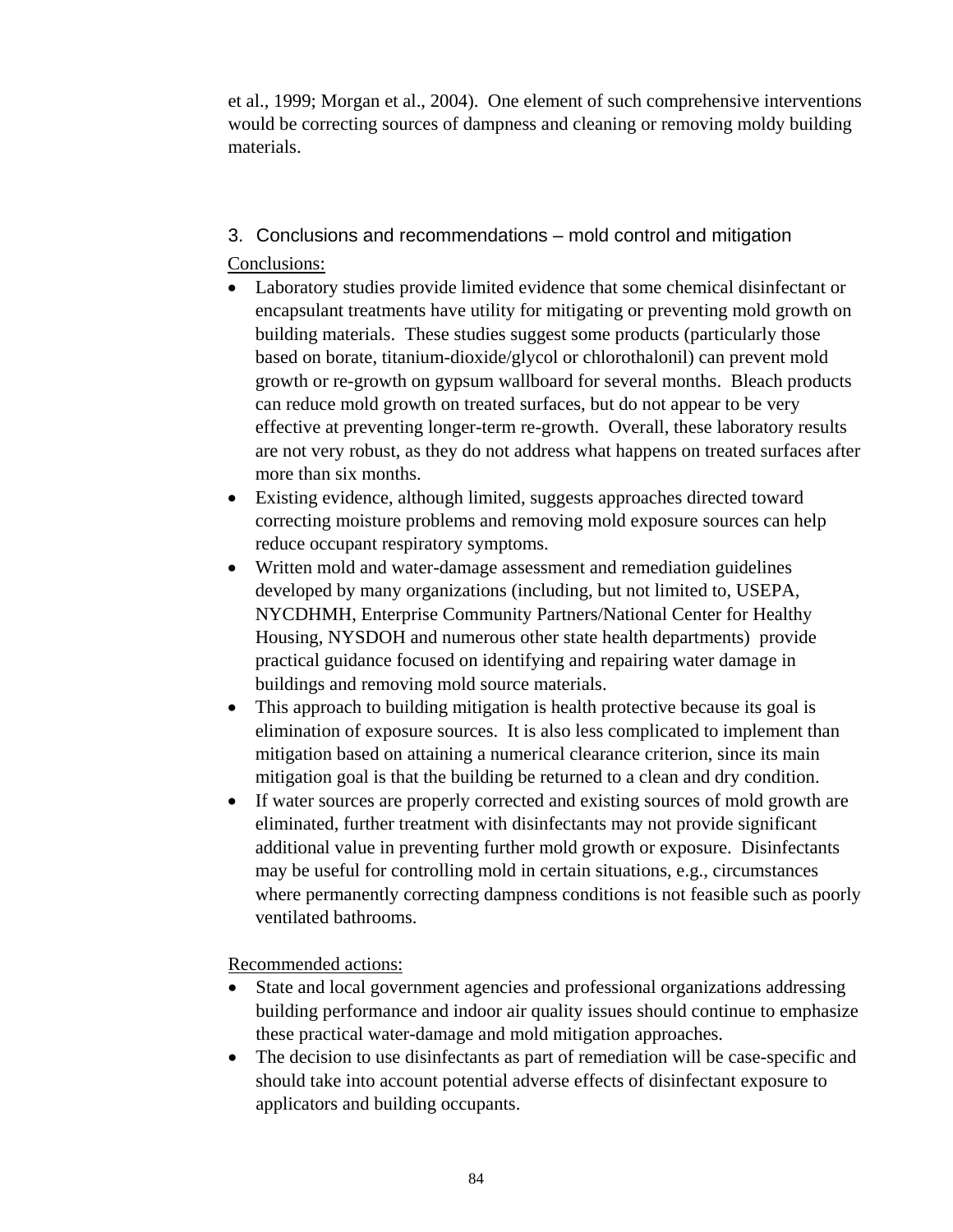et al., 1999; Morgan et al., 2004). One element of such comprehensive interventions would be correcting sources of dampness and cleaning or removing moldy building materials.

## 3. Conclusions and recommendations – mold control and mitigation

<u>Conclusions:</u>

- Laboratory studies provide limited evidence that some chemical disinfectant or encapsulant treatments have utility for mitigating or preventing mold growth on building materials. These studies suggest some products (particularly those based on borate, titanium-dioxide/glycol or chlorothalonil) can prevent mold growth or re-growth on gypsum wallboard for several months. Bleach products can reduce mold growth on treated surfaces, but do not appear to be very effective at preventing longer-term re-growth. Overall, these laboratory results are not very robust, as they do not address what happens on treated surfaces after more than six months.
- Existing evidence, although limited, suggests approaches directed toward correcting moisture problems and removing mold exposure sources can help reduce occupant respiratory symptoms.
- Written mold and water-damage assessment and remediation guidelines developed by many organizations (including, but not limited to, USEPA, NYCDHMH, Enterprise Community Partners/National Center for Healthy Housing, NYSDOH and numerous other state health departments) provide practical guidance focused on identifying and repairing water damage in buildings and removing mold source materials.
- This approach to building mitigation is health protective because its goal is elimination of exposure sources. It is also less complicated to implement than mitigation based on attaining a numerical clearance criterion, since its main mitigation goal is that the building be returned to a clean and dry condition.
- If water sources are properly corrected and existing sources of mold growth are eliminated, further treatment with disinfectants may not provide significant additional value in preventing further mold growth or exposure. Disinfectants may be useful for controlling mold in certain situations, e.g., circumstances where permanently correcting dampness conditions is not feasible such as poorly ventilated bathrooms.

<u>Recommended actions:</u>

- State and local government agencies and professional organizations addressing building performance and indoor air quality issues should continue to emphasize these practical water-damage and mold mitigation approaches.
- The decision to use disinfectants as part of remediation will be case-specific and should take into account potential adverse effects of disinfectant exposure to applicators and building occupants.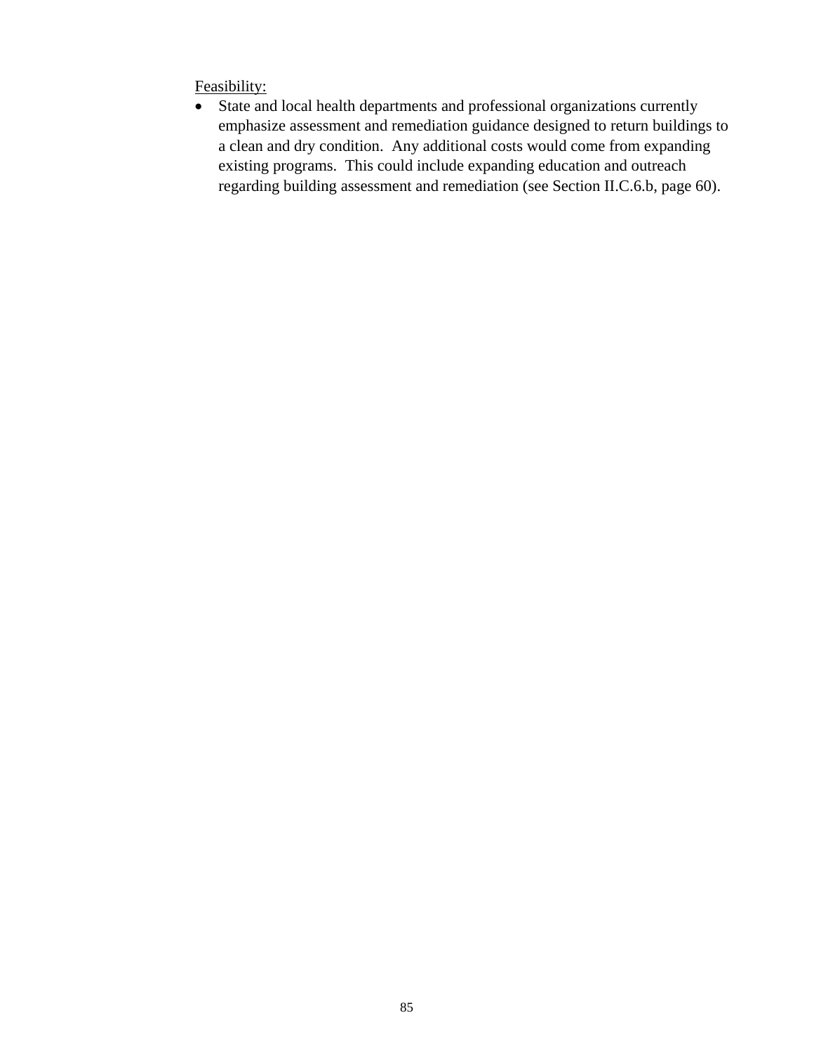<u>Feasibility:</u>

- State and local health departments and professional organizations currently emphasize assessment and remediation guidance designed to return buildings to a clean and dry condition. Any additional costs would come from expanding existing programs. This could include expanding education and outreach regarding building assessment and remediation (see Section II.C.6.b, page 60).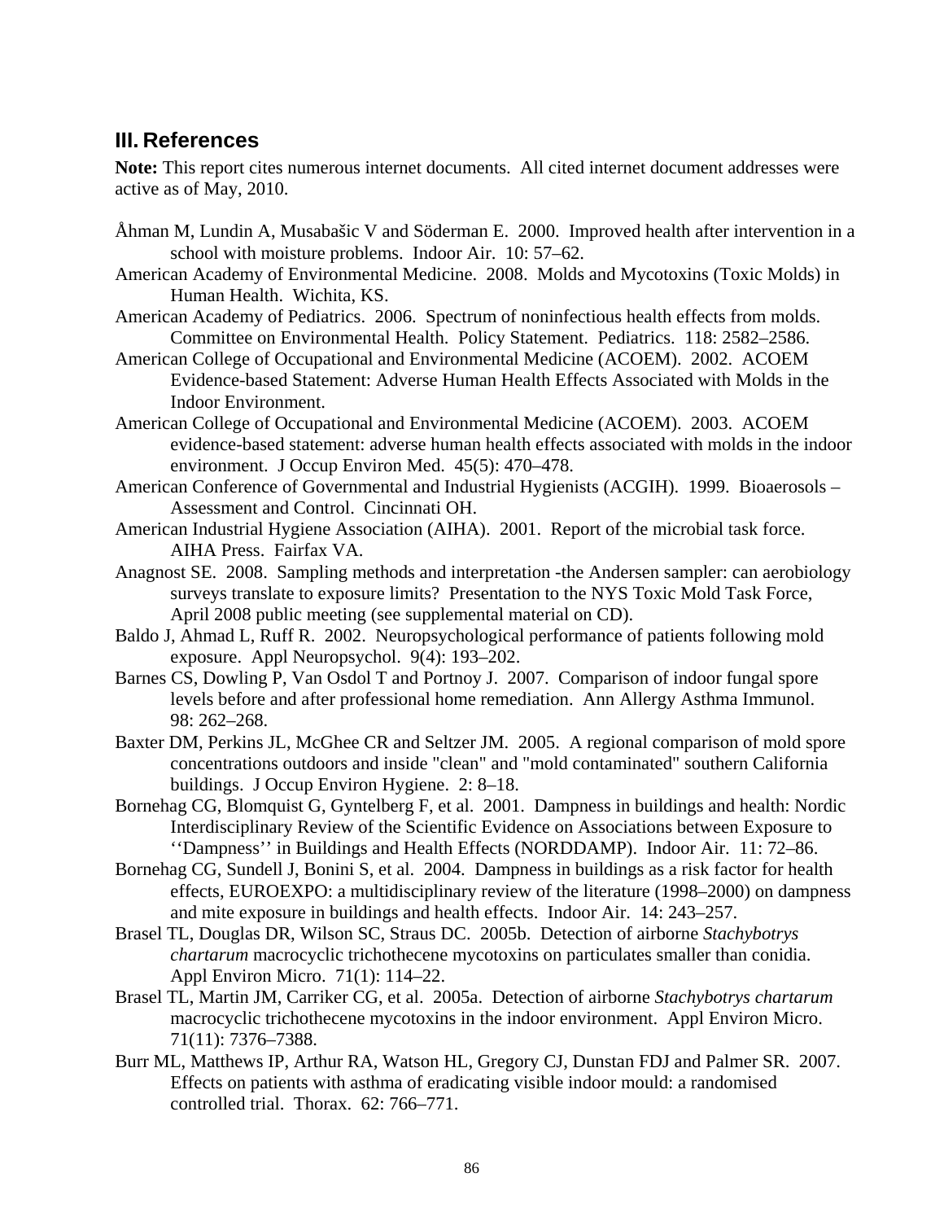## III. References

**Note:** This report cites numerous internet documents. All cited internet document addresses were active as of May, 2010.

Åhman M, Lundin A, Musabašic V and Söderman E. 2000. Improved health after intervention in a school with moisture problems. Indoor Air. 10: 57–62.

American Academy of Environmental Medicine. 2008. Molds and Mycotoxins (Toxic Molds) in Human Health. Wichita, KS.

American Academy of Pediatrics. 2006. Spectrum of noninfectious health effects from molds. Committee on Environmental Health. Policy Statement. Pediatrics. 118: 2582–2586.

American College of Occupational and Environmental Medicine (ACOEM). 2002. ACOEM Evidence-based Statement: Adverse Human Health Effects Associated with Molds in the Indoor Environment.

American College of Occupational and Environmental Medicine (ACOEM). 2003. ACOEM evidence-based statement: adverse human health effects associated with molds in the indoor environment. J Occup Environ Med. 45(5): 470–478.

American Conference of Governmental and Industrial Hygienists (ACGIH). 1999. Bioaerosols – Assessment and Control. Cincinnati OH.

American Industrial Hygiene Association (AIHA). 2001. Report of the microbial task force. AIHA Press. Fairfax VA.

Anagnost SE. 2008. Sampling methods and interpretation -the Andersen sampler: can aerobiology surveys translate to exposure limits? Presentation to the NYS Toxic Mold Task Force, April 2008 public meeting (see supplemental material on CD).

Baldo J, Ahmad L, Ruff R. 2002. Neuropsychological performance of patients following mold exposure. Appl Neuropsychol. 9(4): 193–202.

Barnes CS, Dowling P, Van Osdol T and Portnoy J. 2007. Comparison of indoor fungal spore levels before and after professional home remediation. Ann Allergy Asthma Immunol. 98: 262–268.

Baxter DM, Perkins JL, McGhee CR and Seltzer JM. 2005. A regional comparison of mold spore concentrations outdoors and inside "clean" and "mold contaminated" southern California buildings. J Occup Environ Hygiene. 2: 8–18.

Bornehag CG, Blomquist G, Gyntelberg F, et al. 2001. Dampness in buildings and health: Nordic Interdisciplinary Review of the Scientific Evidence on Associations between Exposure to ''Dampness'' in Buildings and Health Effects (NORDDAMP). Indoor Air. 11: 72–86.

Bornehag CG, Sundell J, Bonini S, et al. 2004. Dampness in buildings as a risk factor for health effects, EUROEXPO: a multidisciplinary review of the literature (1998–2000) on dampness and mite exposure in buildings and health effects. Indoor Air. 14: 243–257.

Brasel TL, Douglas DR, Wilson SC, Straus DC. 2005b. Detection of airborne *Stachybotrys chartarum* macrocyclic trichothecene mycotoxins on particulates smaller than conidia. Appl Environ Micro. 71(1): 114–22.

Brasel TL, Martin JM, Carriker CG, et al. 2005a. Detection of airborne *Stachybotrys chartarum* macrocyclic trichothecene mycotoxins in the indoor environment. Appl Environ Micro. 71(11): 7376–7388.

Burr ML, Matthews IP, Arthur RA, Watson HL, Gregory CJ, Dunstan FDJ and Palmer SR. 2007. Effects on patients with asthma of eradicating visible indoor mould: a randomised controlled trial. Thorax. 62: 766–771.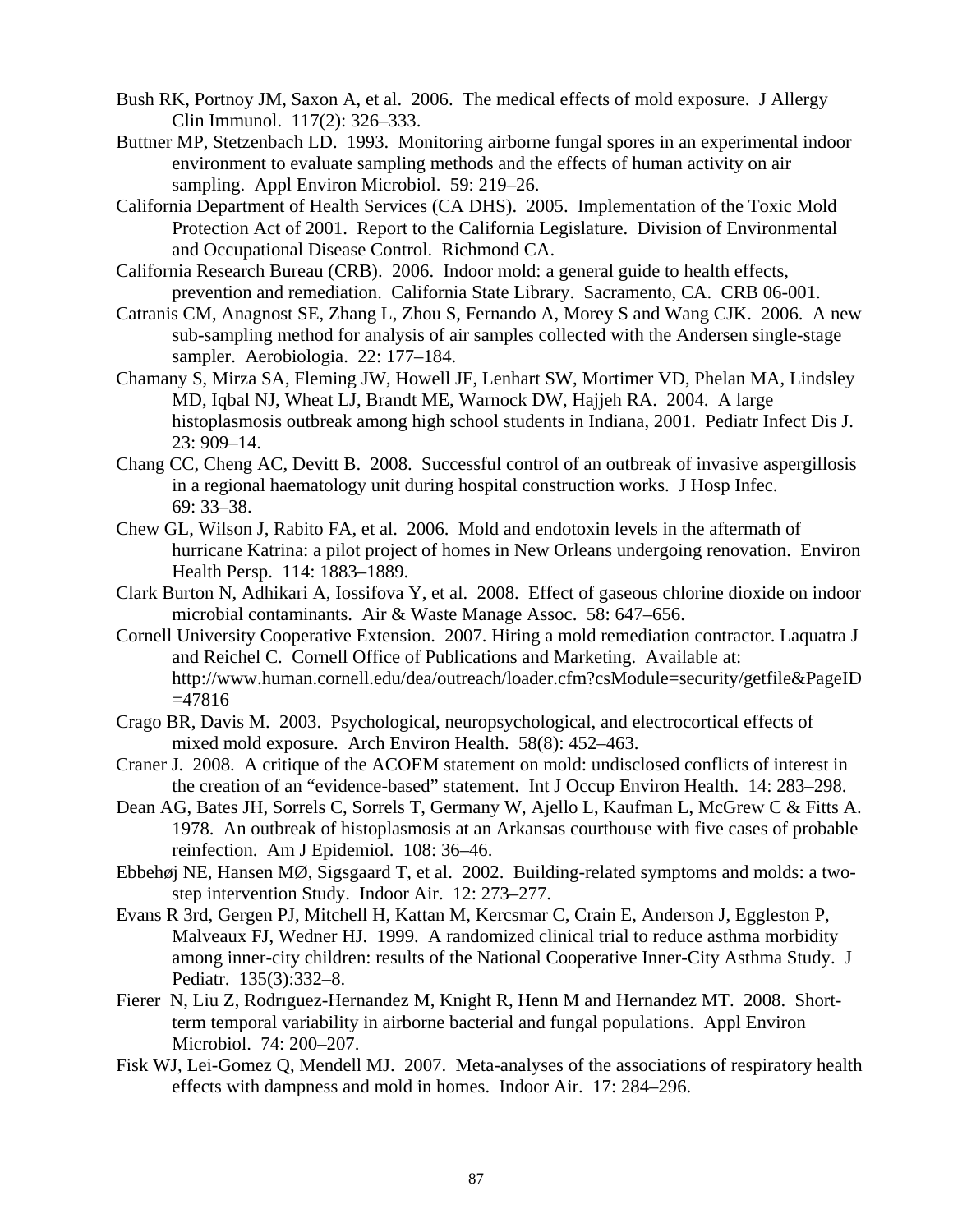Bush RK, Portnoy JM, Saxon A, et al. 2006. The medical effects of mold exposure. J Allergy Clin Immunol. 117(2): 326–333.

Buttner MP, Stetzenbach LD. 1993. Monitoring airborne fungal spores in an experimental indoor environment to evaluate sampling methods and the effects of human activity on air sampling. Appl Environ Microbiol. 59: 219–26.

California Department of Health Services (CA DHS). 2005. Implementation of the Toxic Mold Protection Act of 2001. Report to the California Legislature. Division of Environmental and Occupational Disease Control. Richmond CA.

California Research Bureau (CRB). 2006. Indoor mold: a general guide to health effects, prevention and remediation. California State Library. Sacramento, CA. CRB 06-001.

Catranis CM, Anagnost SE, Zhang L, Zhou S, Fernando A, Morey S and Wang CJK. 2006. A new sub-sampling method for analysis of air samples collected with the Andersen single-stage sampler. Aerobiologia. 22: 177–184.

Chamany S, Mirza SA, Fleming JW, Howell JF, Lenhart SW, Mortimer VD, Phelan MA, Lindsley MD, Iqbal NJ, Wheat LJ, Brandt ME, Warnock DW, Hajjeh RA. 2004. A large histoplasmosis outbreak among high school students in Indiana, 2001. Pediatr Infect Dis J. 23: 909–14.

Chang CC, Cheng AC, Devitt B. 2008. Successful control of an outbreak of invasive aspergillosis in a regional haematology unit during hospital construction works. J Hosp Infec. 69: 33–38.

Chew GL, Wilson J, Rabito FA, et al. 2006. Mold and endotoxin levels in the aftermath of hurricane Katrina: a pilot project of homes in New Orleans undergoing renovation. Environ Health Persp. 114: 1883–1889.

Clark Burton N, Adhikari A, Iossifova Y, et al. 2008. Effect of gaseous chlorine dioxide on indoor microbial contaminants. Air & Waste Manage Assoc. 58: 647–656.

Cornell University Cooperative Extension. 2007. Hiring a mold remediation contractor. Laquatra J and Reichel C. Cornell Office of Publications and Marketing. Available at: http://www.human.cornell.edu/dea/outreach/loader.cfm?csModule=security/getfile&PageID=47816

Crago BR, Davis M. 2003. Psychological, neuropsychological, and electrocortical effects of mixed mold exposure. Arch Environ Health. 58(8): 452–463.

Craner J. 2008. A critique of the ACOEM statement on mold: undisclosed conflicts of interest in the creation of an "evidence-based" statement. Int J Occup Environ Health. 14: 283–298.

Dean AG, Bates JH, Sorrels C, Sorrels T, Germany W, Ajello L, Kaufman L, McGrew C & Fitts A. 1978. An outbreak of histoplasmosis at an Arkansas courthouse with five cases of probable reinfection. Am J Epidemiol. 108: 36–46.

Ebbehøj NE, Hansen MØ, Sigsgaard T, et al. 2002. Building-related symptoms and molds: a two-step intervention Study. Indoor Air. 12: 273–277.

Evans R 3rd, Gergen PJ, Mitchell H, Kattan M, Kercsmar C, Crain E, Anderson J, Eggleston P, Malveaux FJ, Wedner HJ. 1999. A randomized clinical trial to reduce asthma morbidity among inner-city children: results of the National Cooperative Inner-City Asthma Study. J Pediatr. 135(3):332–8.

Fierer N, Liu Z, Rodrıguez-Hernandez M, Knight R, Henn M and Hernandez MT. 2008. Short-term temporal variability in airborne bacterial and fungal populations. Appl Environ Microbiol. 74: 200–207.

Fisk WJ, Lei-Gomez Q, Mendell MJ. 2007. Meta-analyses of the associations of respiratory health effects with dampness and mold in homes. Indoor Air. 17: 284–296.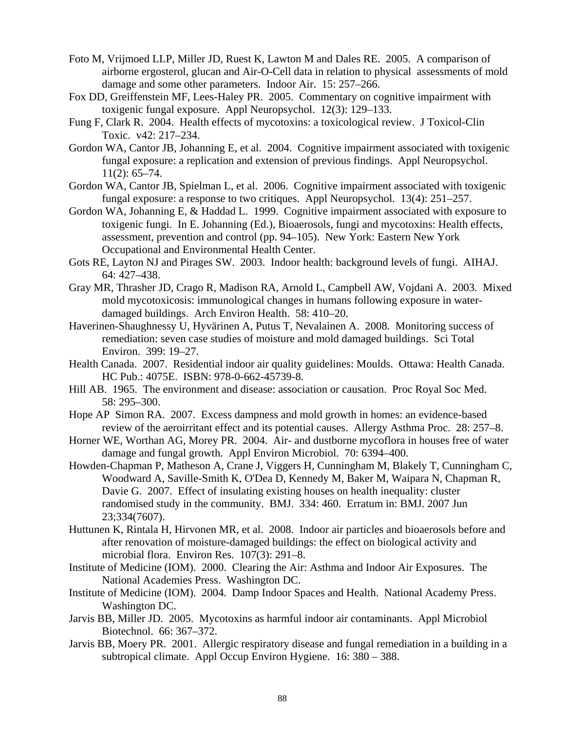Foto M, Vrijmoed LLP, Miller JD, Ruest K, Lawton M and Dales RE. 2005. A comparison of airborne ergosterol, glucan and Air-O-Cell data in relation to physical assessments of mold damage and some other parameters. Indoor Air. 15: 257–266.

Fox DD, Greiffenstein MF, Lees-Haley PR. 2005. Commentary on cognitive impairment with toxigenic fungal exposure. Appl Neuropsychol. 12(3): 129–133.

Fung F, Clark R. 2004. Health effects of mycotoxins: a toxicological review. J Toxicol-Clin Toxic. v42: 217–234.

Gordon WA, Cantor JB, Johanning E, et al. 2004. Cognitive impairment associated with toxigenic fungal exposure: a replication and extension of previous findings. Appl Neuropsychol. 11(2): 65–74.

Gordon WA, Cantor JB, Spielman L, et al. 2006. Cognitive impairment associated with toxigenic fungal exposure: a response to two critiques. Appl Neuropsychol. 13(4): 251–257.

Gordon WA, Johanning E, & Haddad L. 1999. Cognitive impairment associated with exposure to toxigenic fungi. In E. Johanning (Ed.), Bioaerosols, fungi and mycotoxins: Health effects, assessment, prevention and control (pp. 94–105). New York: Eastern New York Occupational and Environmental Health Center.

Gots RE, Layton NJ and Pirages SW. 2003. Indoor health: background levels of fungi. AIHAJ. 64: 427–438.

Gray MR, Thrasher JD, Crago R, Madison RA, Arnold L, Campbell AW, Vojdani A. 2003. Mixed mold mycotoxicosis: immunological changes in humans following exposure in water-damaged buildings. Arch Environ Health. 58: 410–20.

Haverinen-Shaughnessy U, Hyvärinen A, Putus T, Nevalainen A. 2008. Monitoring success of remediation: seven case studies of moisture and mold damaged buildings. Sci Total Environ. 399: 19–27.

Health Canada. 2007. Residential indoor air quality guidelines: Moulds. Ottawa: Health Canada. HC Pub.: 4075E. ISBN: 978-0-662-45739-8.

Hill AB. 1965. The environment and disease: association or causation. Proc Royal Soc Med. 58: 295–300.

Hope AP Simon RA. 2007. Excess dampness and mold growth in homes: an evidence-based review of the aeroirritant effect and its potential causes. Allergy Asthma Proc. 28: 257–8.

Horner WE, Worthan AG, Morey PR. 2004. Air- and dustborne mycoflora in houses free of water damage and fungal growth. Appl Environ Microbiol. 70: 6394–400.

Howden-Chapman P, Matheson A, Crane J, Viggers H, Cunningham M, Blakely T, Cunningham C, Woodward A, Saville-Smith K, O'Dea D, Kennedy M, Baker M, Waipara N, Chapman R, Davie G. 2007. Effect of insulating existing houses on health inequality: cluster randomised study in the community. BMJ. 334: 460. Erratum in: BMJ. 2007 Jun 23;334(7607).

Huttunen K, Rintala H, Hirvonen MR, et al. 2008. Indoor air particles and bioaerosols before and after renovation of moisture-damaged buildings: the effect on biological activity and microbial flora. Environ Res. 107(3): 291–8.

Institute of Medicine (IOM). 2000. Clearing the Air: Asthma and Indoor Air Exposures. The National Academies Press. Washington DC.

Institute of Medicine (IOM). 2004. Damp Indoor Spaces and Health. National Academy Press. Washington DC.

Jarvis BB, Miller JD. 2005. Mycotoxins as harmful indoor air contaminants. Appl Microbiol Biotechnol. 66: 367–372.

Jarvis BB, Moery PR. 2001. Allergic respiratory disease and fungal remediation in a building in a subtropical climate. Appl Occup Environ Hygiene. 16: 380 – 388.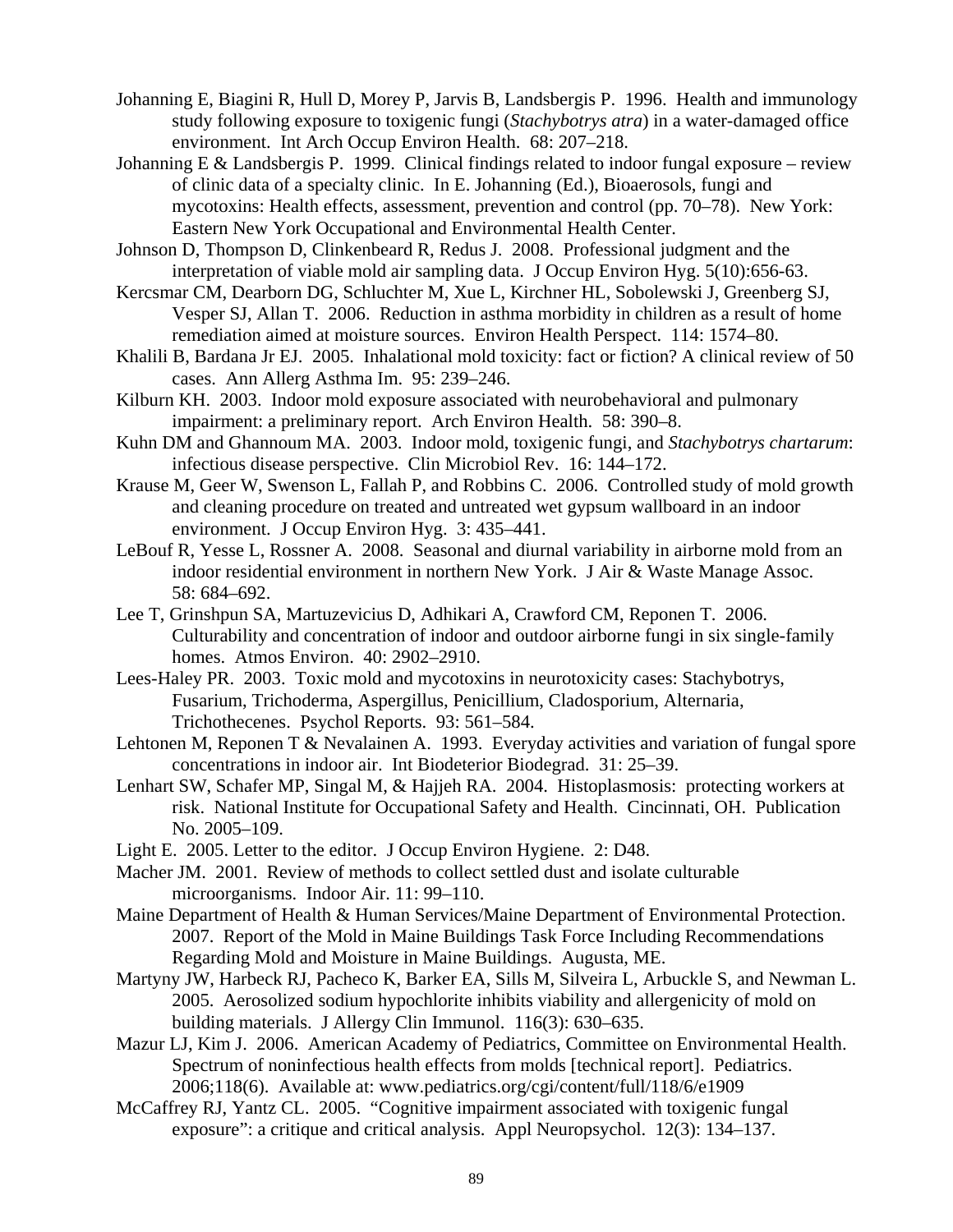Johanning E, Biagini R, Hull D, Morey P, Jarvis B, Landsbergis P. 1996. Health and immunology study following exposure to toxigenic fungi (*Stachybotrys atra*) in a water-damaged office environment. Int Arch Occup Environ Health. 68: 207–218.

Johanning E & Landsbergis P. 1999. Clinical findings related to indoor fungal exposure – review of clinic data of a specialty clinic. In E. Johanning (Ed.), Bioaerosols, fungi and mycotoxins: Health effects, assessment, prevention and control (pp. 70–78). New York: Eastern New York Occupational and Environmental Health Center.

Johnson D, Thompson D, Clinkenbeard R, Redus J. 2008. Professional judgment and the interpretation of viable mold air sampling data. J Occup Environ Hyg. 5(10):656-63.

Kercsmar CM, Dearborn DG, Schluchter M, Xue L, Kirchner HL, Sobolewski J, Greenberg SJ, Vesper SJ, Allan T. 2006. Reduction in asthma morbidity in children as a result of home remediation aimed at moisture sources. Environ Health Perspect. 114: 1574–80.

Khalili B, Bardana Jr EJ. 2005. Inhalational mold toxicity: fact or fiction? A clinical review of 50 cases. Ann Allerg Asthma Im. 95: 239–246.

Kilburn KH. 2003. Indoor mold exposure associated with neurobehavioral and pulmonary impairment: a preliminary report. Arch Environ Health. 58: 390–8.

Kuhn DM and Ghannoum MA. 2003. Indoor mold, toxigenic fungi, and *Stachybotrys chartarum*: infectious disease perspective. Clin Microbiol Rev. 16: 144–172.

Krause M, Geer W, Swenson L, Fallah P, and Robbins C. 2006. Controlled study of mold growth and cleaning procedure on treated and untreated wet gypsum wallboard in an indoor environment. J Occup Environ Hyg. 3: 435–441.

LeBouf R, Yesse L, Rossner A. 2008. Seasonal and diurnal variability in airborne mold from an indoor residential environment in northern New York. J Air & Waste Manage Assoc. 58: 684–692.

Lee T, Grinshpun SA, Martuzevicius D, Adhikari A, Crawford CM, Reponen T. 2006. Culturability and concentration of indoor and outdoor airborne fungi in six single-family homes. Atmos Environ. 40: 2902–2910.

Lees-Haley PR. 2003. Toxic mold and mycotoxins in neurotoxicity cases: Stachybotrys, Fusarium, Trichoderma, Aspergillus, Penicillium, Cladosporium, Alternaria, Trichothecenes. Psychol Reports. 93: 561–584.

Lehtonen M, Reponen T & Nevalainen A. 1993. Everyday activities and variation of fungal spore concentrations in indoor air. Int Biodeterior Biodegrad. 31: 25–39.

Lenhart SW, Schafer MP, Singal M, & Hajjeh RA. 2004. Histoplasmosis: protecting workers at risk. National Institute for Occupational Safety and Health. Cincinnati, OH. Publication No. 2005–109.

Light E. 2005. Letter to the editor. J Occup Environ Hygiene. 2: D48.

Macher JM. 2001. Review of methods to collect settled dust and isolate culturable microorganisms. Indoor Air. 11: 99–110.

Maine Department of Health & Human Services/Maine Department of Environmental Protection. 2007. Report of the Mold in Maine Buildings Task Force Including Recommendations Regarding Mold and Moisture in Maine Buildings. Augusta, ME.

Martyny JW, Harbeck RJ, Pacheco K, Barker EA, Sills M, Silveira L, Arbuckle S, and Newman L. 2005. Aerosolized sodium hypochlorite inhibits viability and allergenicity of mold on building materials. J Allergy Clin Immunol. 116(3): 630–635.

Mazur LJ, Kim J. 2006. American Academy of Pediatrics, Committee on Environmental Health. Spectrum of noninfectious health effects from molds [technical report]. Pediatrics. 2006;118(6). Available at: www.pediatrics.org/cgi/content/full/118/6/e1909

McCaffrey RJ, Yantz CL. 2005. "Cognitive impairment associated with toxigenic fungal exposure": a critique and critical analysis. Appl Neuropsychol. 12(3): 134–137.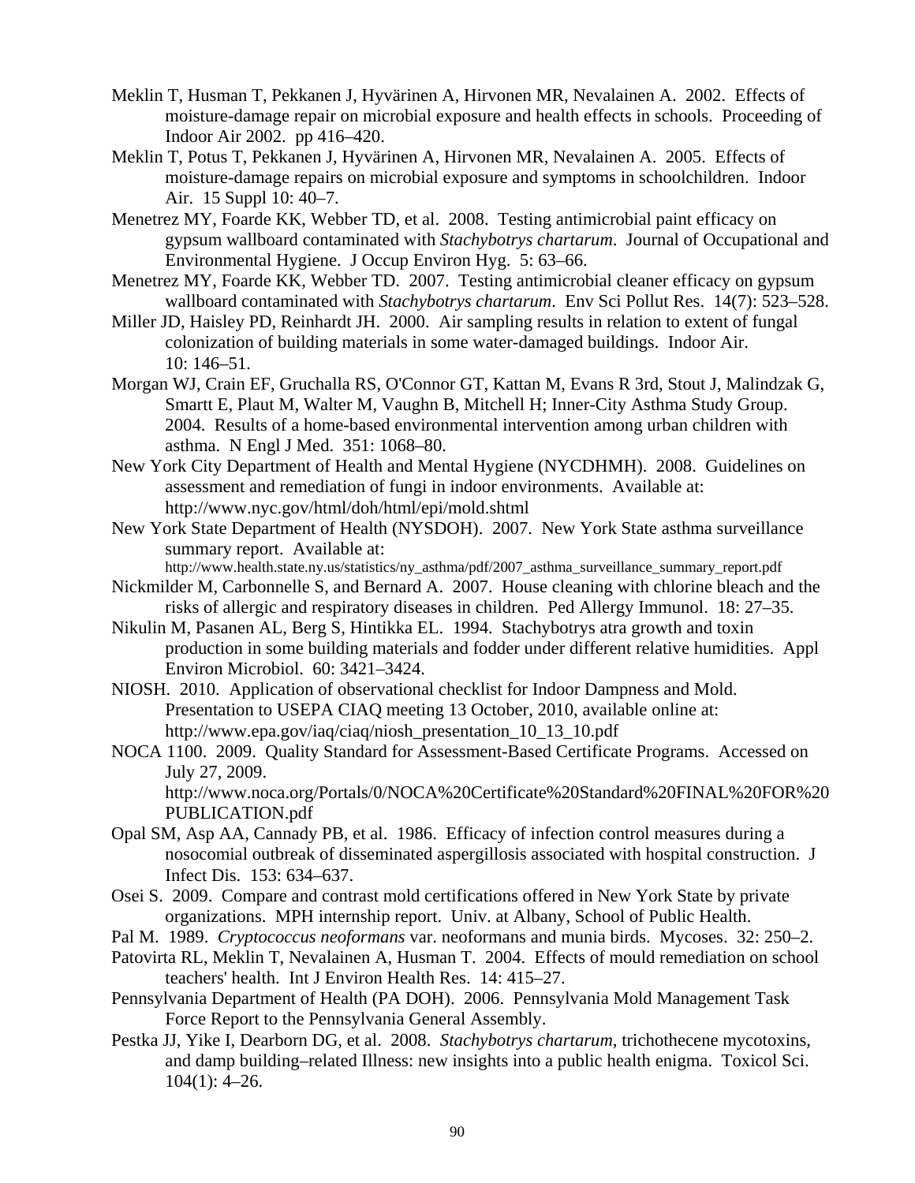Meklin T, Husman T, Pekkanen J, Hyvärinen A, Hirvonen MR, Nevalainen A. 2002. Effects of moisture-damage repair on microbial exposure and health effects in schools. Proceeding of Indoor Air 2002. pp 416–420.

Meklin T, Potus T, Pekkanen J, Hyvärinen A, Hirvonen MR, Nevalainen A. 2005. Effects of moisture-damage repairs on microbial exposure and symptoms in schoolchildren. Indoor Air. 15 Suppl 10: 40–7.

Menetrez MY, Foarde KK, Webber TD, et al. 2008. Testing antimicrobial paint efficacy on gypsum wallboard contaminated with *Stachybotrys chartarum*. Journal of Occupational and Environmental Hygiene. J Occup Environ Hyg. 5: 63–66.

Menetrez MY, Foarde KK, Webber TD. 2007. Testing antimicrobial cleaner efficacy on gypsum wallboard contaminated with *Stachybotrys chartarum*. Env Sci Pollut Res. 14(7): 523–528.

Miller JD, Haisley PD, Reinhardt JH. 2000. Air sampling results in relation to extent of fungal colonization of building materials in some water-damaged buildings. Indoor Air. 10: 146–51.

Morgan WJ, Crain EF, Gruchalla RS, O'Connor GT, Kattan M, Evans R 3rd, Stout J, Malindzak G, Smartt E, Plaut M, Walter M, Vaughn B, Mitchell H; Inner-City Asthma Study Group. 2004. Results of a home-based environmental intervention among urban children with asthma. N Engl J Med. 351: 1068–80.

New York City Department of Health and Mental Hygiene (NYCDHMH). 2008. Guidelines on assessment and remediation of fungi in indoor environments. Available at: http://www.nyc.gov/html/doh/html/epi/mold.shtml

New York State Department of Health (NYSDOH). 2007. New York State asthma surveillance summary report. Available at: http://www.health.state.ny.us/statistics/ny_asthma/pdf/2007_asthma_surveillance_summary_report.pdf

Nickmilder M, Carbonnelle S, and Bernard A. 2007. House cleaning with chlorine bleach and the risks of allergic and respiratory diseases in children. Ped Allergy Immunol. 18: 27–35.

Nikulin M, Pasanen AL, Berg S, Hintikka EL. 1994. Stachybotrys atra growth and toxin production in some building materials and fodder under different relative humidities. Appl Environ Microbiol. 60: 3421–3424.

NIOSH. 2010. Application of observational checklist for Indoor Dampness and Mold. Presentation to USEPA CIAQ meeting 13 October, 2010, available online at: http://www.epa.gov/iaq/ciaq/niosh_presentation_10_13_10.pdf

NOCA 1100. 2009. Quality Standard for Assessment-Based Certificate Programs. Accessed on July 27, 2009. http://www.noca.org/Portals/0/NOCA%20Certificate%20Standard%20FINAL%20FOR%20PUBLICATION.pdf

Opal SM, Asp AA, Cannady PB, et al. 1986. Efficacy of infection control measures during a nosocomial outbreak of disseminated aspergillosis associated with hospital construction. J Infect Dis. 153: 634–637.

Osei S. 2009. Compare and contrast mold certifications offered in New York State by private organizations. MPH internship report. Univ. at Albany, School of Public Health.

Pal M. 1989. *Cryptococcus neoformans* var. neoformans and munia birds. Mycoses. 32: 250–2.

Patovirta RL, Meklin T, Nevalainen A, Husman T. 2004. Effects of mould remediation on school teachers' health. Int J Environ Health Res. 14: 415–27.

Pennsylvania Department of Health (PA DOH). 2006. Pennsylvania Mold Management Task Force Report to the Pennsylvania General Assembly.

Pestka JJ, Yike I, Dearborn DG, et al. 2008. *Stachybotrys chartarum*, trichothecene mycotoxins, and damp building–related Illness: new insights into a public health enigma. Toxicol Sci. 104(1): 4–26.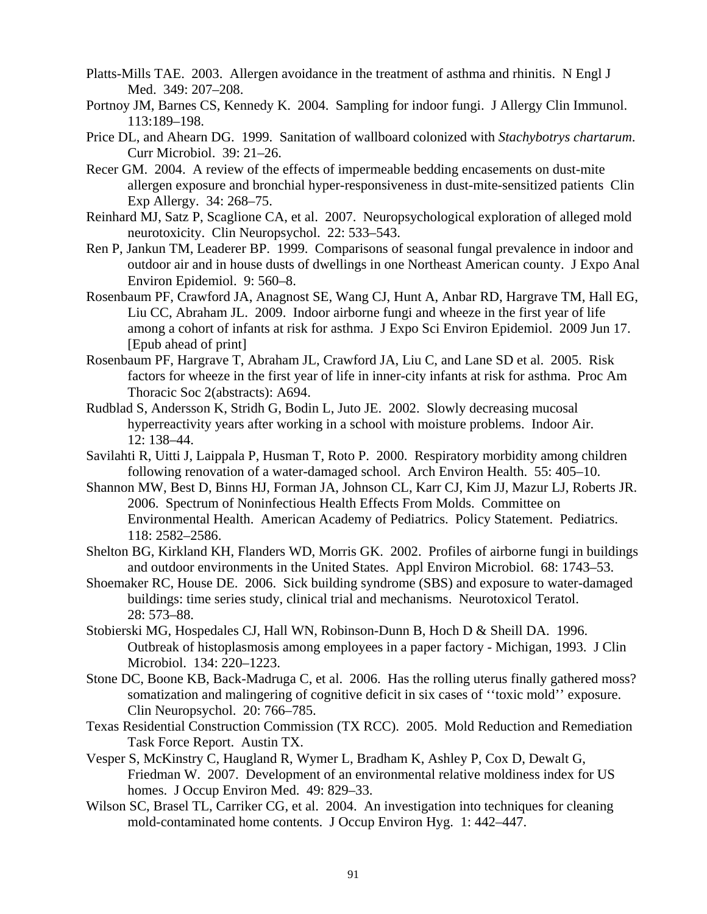Platts-Mills TAE. 2003. Allergen avoidance in the treatment of asthma and rhinitis. N Engl J Med. 349: 207–208.

Portnoy JM, Barnes CS, Kennedy K. 2004. Sampling for indoor fungi. J Allergy Clin Immunol. 113:189–198.

Price DL, and Ahearn DG. 1999. Sanitation of wallboard colonized with *Stachybotrys chartarum*. Curr Microbiol. 39: 21–26.

Recer GM. 2004. A review of the effects of impermeable bedding encasements on dust-mite allergen exposure and bronchial hyper-responsiveness in dust-mite-sensitized patients Clin Exp Allergy. 34: 268–75.

Reinhard MJ, Satz P, Scaglione CA, et al. 2007. Neuropsychological exploration of alleged mold neurotoxicity. Clin Neuropsychol. 22: 533–543.

Ren P, Jankun TM, Leaderer BP. 1999. Comparisons of seasonal fungal prevalence in indoor and outdoor air and in house dusts of dwellings in one Northeast American county. J Expo Anal Environ Epidemiol. 9: 560–8.

Rosenbaum PF, Crawford JA, Anagnost SE, Wang CJ, Hunt A, Anbar RD, Hargrave TM, Hall EG, Liu CC, Abraham JL. 2009. Indoor airborne fungi and wheeze in the first year of life among a cohort of infants at risk for asthma. J Expo Sci Environ Epidemiol. 2009 Jun 17. [Epub ahead of print]

Rosenbaum PF, Hargrave T, Abraham JL, Crawford JA, Liu C, and Lane SD et al. 2005. Risk factors for wheeze in the first year of life in inner-city infants at risk for asthma. Proc Am Thoracic Soc 2(abstracts): A694.

Rudblad S, Andersson K, Stridh G, Bodin L, Juto JE. 2002. Slowly decreasing mucosal hyperreactivity years after working in a school with moisture problems. Indoor Air. 12: 138–44.

Savilahti R, Uitti J, Laippala P, Husman T, Roto P. 2000. Respiratory morbidity among children following renovation of a water-damaged school. Arch Environ Health. 55: 405–10.

Shannon MW, Best D, Binns HJ, Forman JA, Johnson CL, Karr CJ, Kim JJ, Mazur LJ, Roberts JR. 2006. Spectrum of Noninfectious Health Effects From Molds. Committee on Environmental Health. American Academy of Pediatrics. Policy Statement. Pediatrics. 118: 2582–2586.

Shelton BG, Kirkland KH, Flanders WD, Morris GK. 2002. Profiles of airborne fungi in buildings and outdoor environments in the United States. Appl Environ Microbiol. 68: 1743–53.

Shoemaker RC, House DE. 2006. Sick building syndrome (SBS) and exposure to water-damaged buildings: time series study, clinical trial and mechanisms. Neurotoxicol Teratol. 28: 573–88.

Stobierski MG, Hospedales CJ, Hall WN, Robinson-Dunn B, Hoch D & Sheill DA. 1996. Outbreak of histoplasmosis among employees in a paper factory - Michigan, 1993. J Clin Microbiol. 134: 220–1223.

Stone DC, Boone KB, Back-Madruga C, et al. 2006. Has the rolling uterus finally gathered moss? somatization and malingering of cognitive deficit in six cases of ''toxic mold'' exposure. Clin Neuropsychol. 20: 766–785.

Texas Residential Construction Commission (TX RCC). 2005. Mold Reduction and Remediation Task Force Report. Austin TX.

Vesper S, McKinstry C, Haugland R, Wymer L, Bradham K, Ashley P, Cox D, Dewalt G, Friedman W. 2007. Development of an environmental relative moldiness index for US homes. J Occup Environ Med. 49: 829–33.

Wilson SC, Brasel TL, Carriker CG, et al. 2004. An investigation into techniques for cleaning mold-contaminated home contents. J Occup Environ Hyg. 1: 442–447.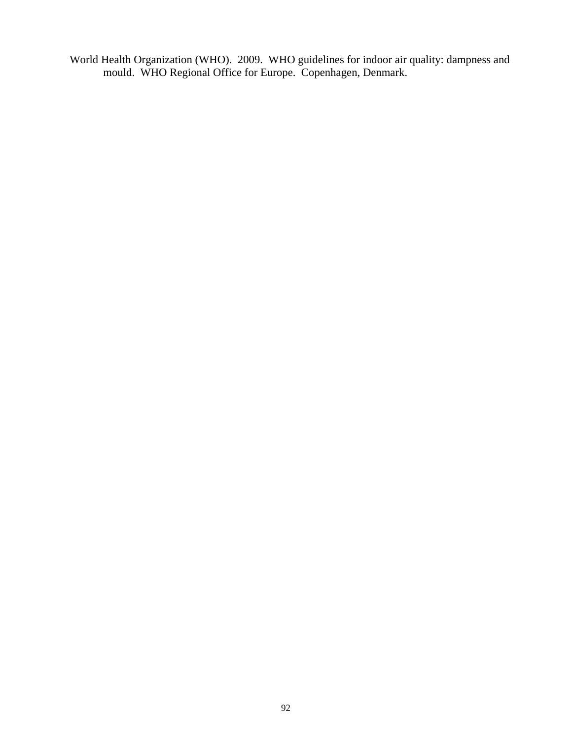World Health Organization (WHO). 2009. WHO guidelines for indoor air quality: dampness and mould. WHO Regional Office for Europe. Copenhagen, Denmark.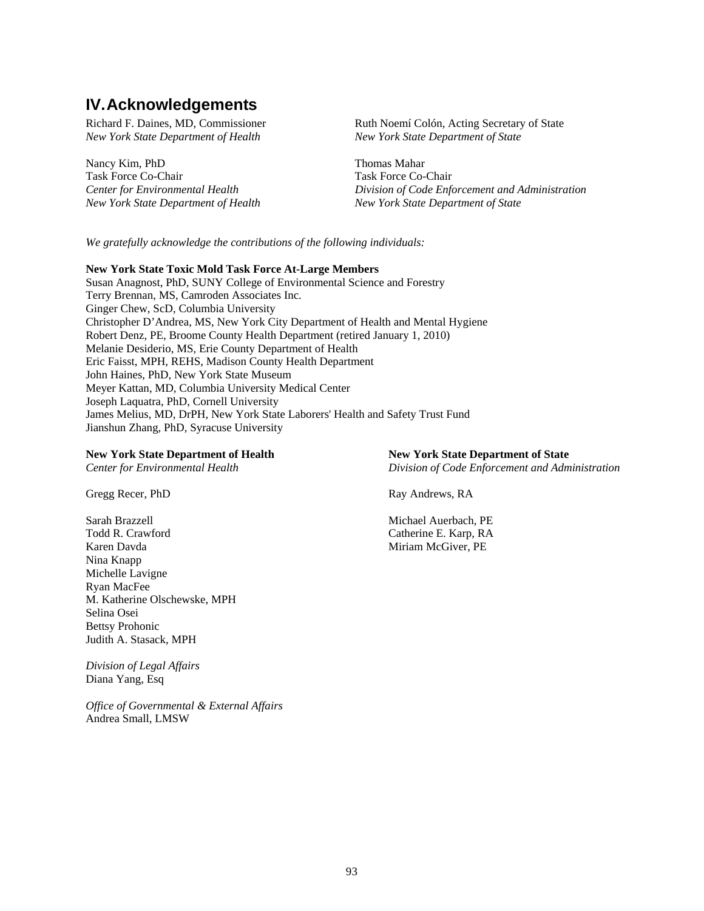## IV. Acknowledgements

Richard F. Daines, MD, Commissioner
*New York State Department of Health*

Ruth Noemí Colón, Acting Secretary of State
*New York State Department of State*

Nancy Kim, PhD
Task Force Co-Chair
*Center for Environmental Health*
*New York State Department of Health*

Thomas Mahar
Task Force Co-Chair
*Division of Code Enforcement and Administration*
*New York State Department of State*

*We gratefully acknowledge the contributions of the following individuals:*

**New York State Toxic Mold Task Force At-Large Members**
Susan Anagnost, PhD, SUNY College of Environmental Science and Forestry
Terry Brennan, MS, Camroden Associates Inc.
Ginger Chew, ScD, Columbia University
Christopher D'Andrea, MS, New York City Department of Health and Mental Hygiene
Robert Denz, PE, Broome County Health Department (retired January 1, 2010)
Melanie Desiderio, MS, Erie County Department of Health
Eric Faisst, MPH, REHS, Madison County Health Department
John Haines, PhD, New York State Museum
Meyer Kattan, MD, Columbia University Medical Center
Joseph Laquatra, PhD, Cornell University
James Melius, MD, DrPH, New York State Laborers' Health and Safety Trust Fund
Jianshun Zhang, PhD, Syracuse University

**New York State Department of Health**
*Center for Environmental Health*

Gregg Recer, PhD

Sarah Brazzell
Todd R. Crawford
Karen Davda
Nina Knapp
Michelle Lavigne
Ryan MacFee
M. Katherine Olschewske, MPH
Selina Osei
Bettsy Prohonic
Judith A. Stasack, MPH

*Division of Legal Affairs*
Diana Yang, Esq

*Office of Governmental & External Affairs*
Andrea Small, LMSW

**New York State Department of State**
*Division of Code Enforcement and Administration*

Ray Andrews, RA

Michael Auerbach, PE
Catherine E. Karp, RA
Miriam McGiver, PE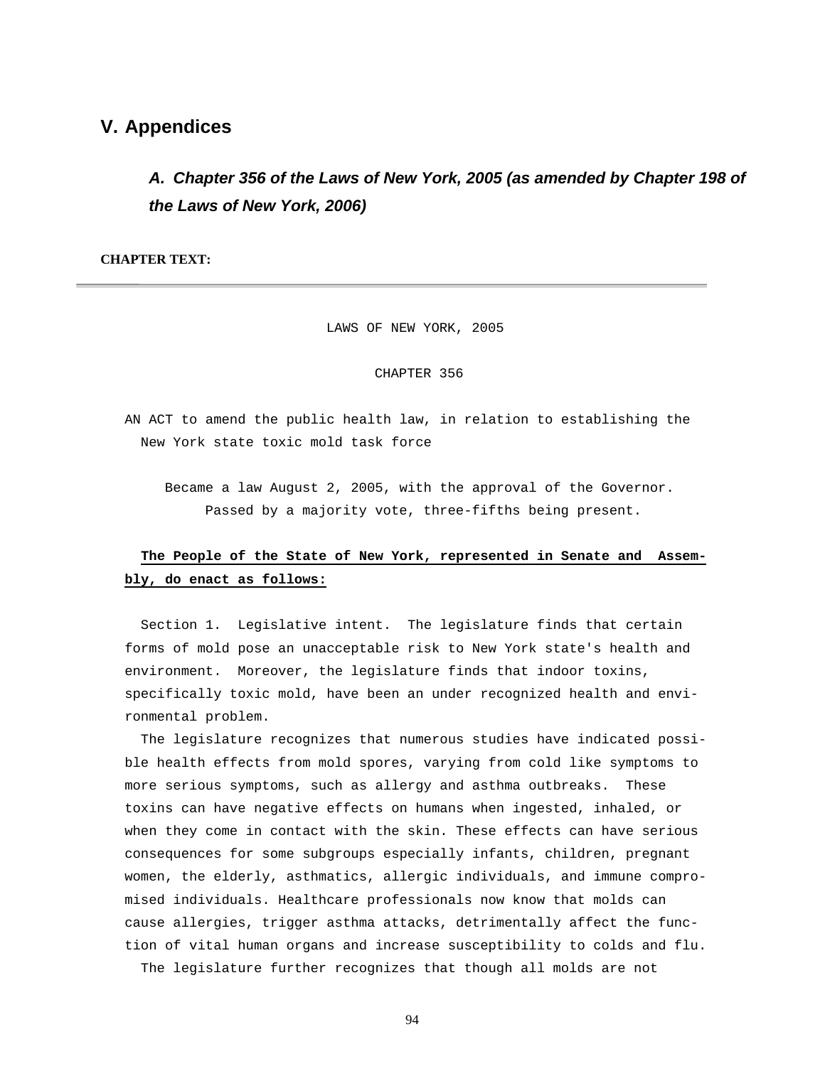## V. Appendices

### *A. Chapter 356 of the Laws of New York, 2005 (as amended by Chapter 198 of the Laws of New York, 2006)*

**CHAPTER TEXT:**

---

LAWS OF NEW YORK, 2005

CHAPTER 356

AN ACT to amend the public health law, in relation to establishing the New York state toxic mold task force

Became a law August 2, 2005, with the approval of the Governor. Passed by a majority vote, three-fifths being present.

**The People of the State of New York, represented in Senate and Assembly, do enact as follows:**

Section 1. Legislative intent. The legislature finds that certain forms of mold pose an unacceptable risk to New York state's health and environment. Moreover, the legislature finds that indoor toxins, specifically toxic mold, have been an under recognized health and environmental problem.

The legislature recognizes that numerous studies have indicated possible health effects from mold spores, varying from cold like symptoms to more serious symptoms, such as allergy and asthma outbreaks. These toxins can have negative effects on humans when ingested, inhaled, or when they come in contact with the skin. These effects can have serious consequences for some subgroups especially infants, children, pregnant women, the elderly, asthmatics, allergic individuals, and immune compromised individuals. Healthcare professionals now know that molds can cause allergies, trigger asthma attacks, detrimentally affect the function of vital human organs and increase susceptibility to colds and flu.

The legislature further recognizes that though all molds are not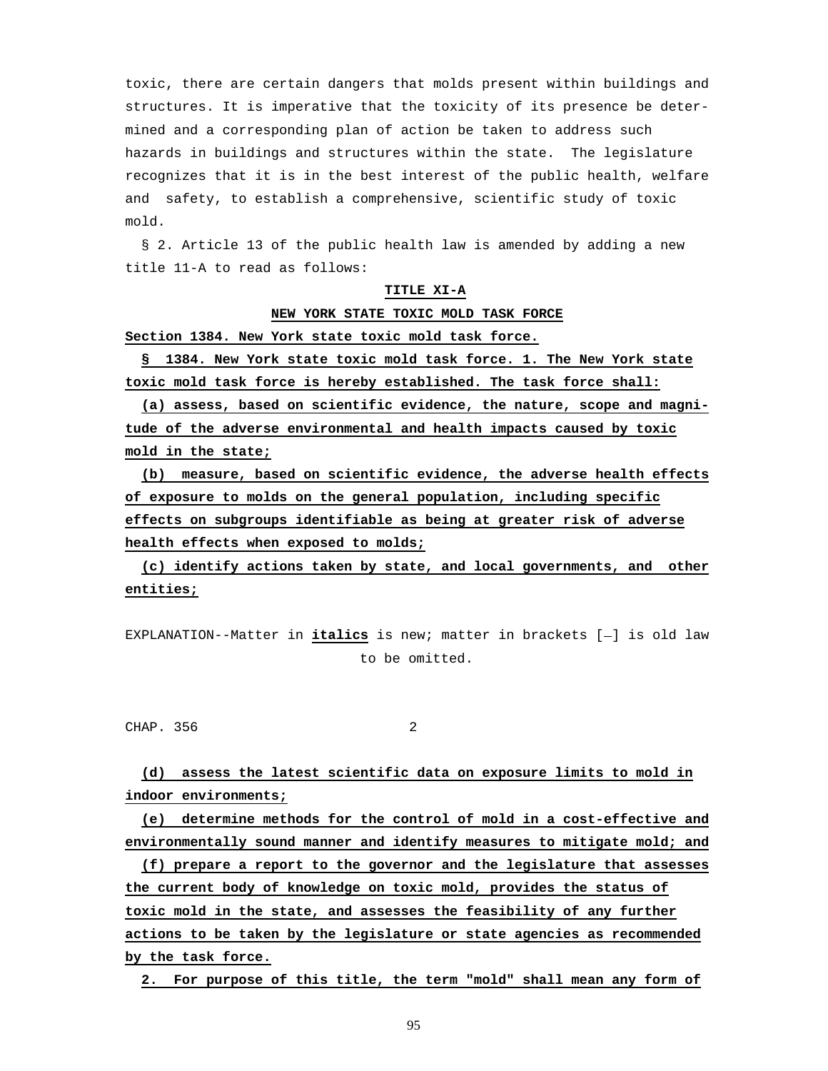toxic, there are certain dangers that molds present within buildings and structures. It is imperative that the toxicity of its presence be determined and a corresponding plan of action be taken to address such hazards in buildings and structures within the state. The legislature recognizes that it is in the best interest of the public health, welfare and safety, to establish a comprehensive, scientific study of toxic mold.

§ 2. Article 13 of the public health law is amended by adding a new title 11-A to read as follows:

**TITLE XI-A**

**NEW YORK STATE TOXIC MOLD TASK FORCE**

**Section 1384. New York state toxic mold task force.**

**§ 1384. New York state toxic mold task force. 1. The New York state toxic mold task force is hereby established. The task force shall:**

**(a) assess, based on scientific evidence, the nature, scope and magnitude of the adverse environmental and health impacts caused by toxic mold in the state;**

**(b) measure, based on scientific evidence, the adverse health effects of exposure to molds on the general population, including specific effects on subgroups identifiable as being at greater risk of adverse health effects when exposed to molds;**

**(c) identify actions taken by state, and local governments, and other entities;**

EXPLANATION--Matter in **italics** is new; matter in brackets [-] is old law to be omitted.

CHAP. 356

**(d) assess the latest scientific data on exposure limits to mold in indoor environments;**

**(e) determine methods for the control of mold in a cost-effective and environmentally sound manner and identify measures to mitigate mold; and**

**(f) prepare a report to the governor and the legislature that assesses the current body of knowledge on toxic mold, provides the status of toxic mold in the state, and assesses the feasibility of any further actions to be taken by the legislature or state agencies as recommended by the task force.**

**2. For purpose of this title, the term "mold" shall mean any form of**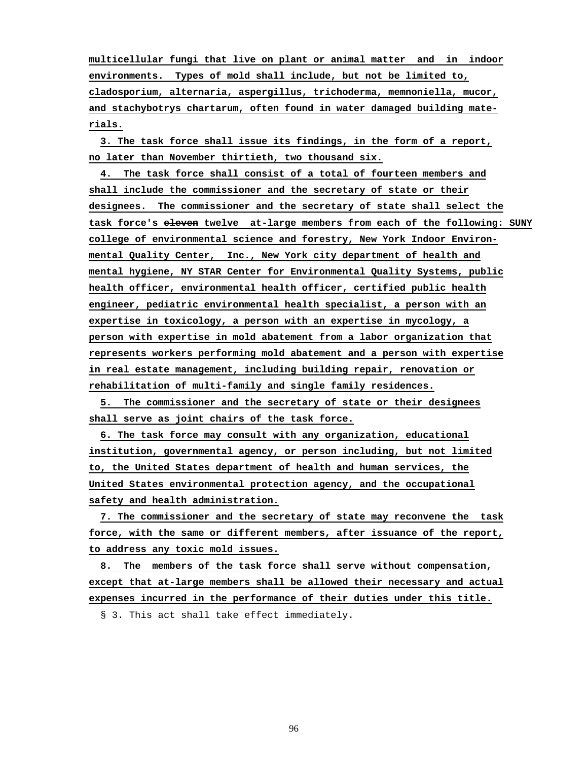**multicellular fungi that live on plant or animal matter and in indoor environments. Types of mold shall include, but not be limited to, cladosporium, alternaria, aspergillus, trichoderma, memnoniella, mucor, and stachybotrys chartarum, often found in water damaged building materials.**

**3. The task force shall issue its findings, in the form of a report, no later than November thirtieth, two thousand six.**

**4. The task force shall consist of a total of fourteen members and shall include the commissioner and the secretary of state or their designees. The commissioner and the secretary of state shall select the task force's ~~eleven~~ twelve at-large members from each of the following: SUNY college of environmental science and forestry, New York Indoor Environmental Quality Center, Inc., New York city department of health and mental hygiene, NY STAR Center for Environmental Quality Systems, public health officer, environmental health officer, certified public health engineer, pediatric environmental health specialist, a person with an expertise in toxicology, a person with an expertise in mycology, a person with expertise in mold abatement from a labor organization that represents workers performing mold abatement and a person with expertise in real estate management, including building repair, renovation or rehabilitation of multi-family and single family residences.**

**5. The commissioner and the secretary of state or their designees shall serve as joint chairs of the task force.**

**6. The task force may consult with any organization, educational institution, governmental agency, or person including, but not limited to, the United States department of health and human services, the United States environmental protection agency, and the occupational safety and health administration.**

**7. The commissioner and the secretary of state may reconvene the task force, with the same or different members, after issuance of the report, to address any toxic mold issues.**

**8. The members of the task force shall serve without compensation, except that at-large members shall be allowed their necessary and actual expenses incurred in the performance of their duties under this title.**

§ 3. This act shall take effect immediately.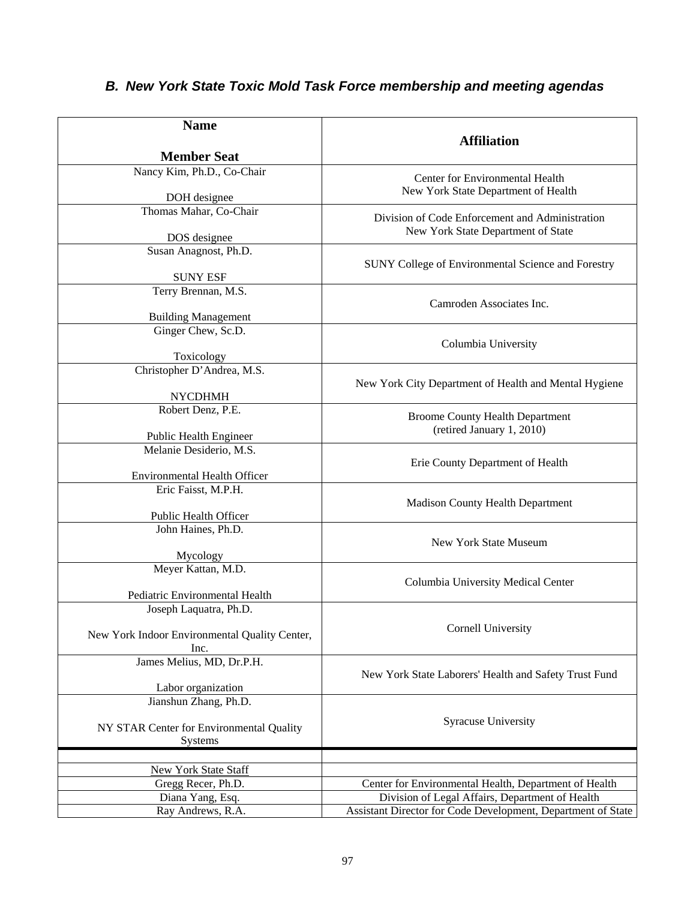### *B. New York State Toxic Mold Task Force membership and meeting agendas*

| Name<br><br>Member Seat | Affiliation |
|---|---|
| Nancy Kim, Ph.D., Co-Chair<br><br>DOH designee | Center for Environmental Health<br>New York State Department of Health |
| Thomas Mahar, Co-Chair<br><br>DOS designee | Division of Code Enforcement and Administration<br>New York State Department of State |
| Susan Anagnost, Ph.D.<br><br>SUNY ESF | SUNY College of Environmental Science and Forestry |
| Terry Brennan, M.S.<br><br>Building Management | Camroden Associates Inc. |
| Ginger Chew, Sc.D.<br><br>Toxicology | Columbia University |
| Christopher D'Andrea, M.S.<br><br>NYCDHMH | New York City Department of Health and Mental Hygiene |
| Robert Denz, P.E.<br><br>Public Health Engineer | Broome County Health Department<br>(retired January 1, 2010) |
| Melanie Desiderio, M.S.<br><br>Environmental Health Officer | Erie County Department of Health |
| Eric Faisst, M.P.H.<br><br>Public Health Officer | Madison County Health Department |
| John Haines, Ph.D.<br><br>Mycology | New York State Museum |
| Meyer Kattan, M.D.<br><br>Pediatric Environmental Health | Columbia University Medical Center |
| Joseph Laquatra, Ph.D.<br><br>New York Indoor Environmental Quality Center, Inc. | Cornell University |
| James Melius, MD, Dr.P.H.<br><br>Labor organization | New York State Laborers' Health and Safety Trust Fund |
| Jianshun Zhang, Ph.D.<br><br>NY STAR Center for Environmental Quality Systems | Syracuse University |
| | |
| New York State Staff | |
| Gregg Recer, Ph.D. | Center for Environmental Health, Department of Health |
| Diana Yang, Esq. | Division of Legal Affairs, Department of Health |
| Ray Andrews, R.A. | Assistant Director for Code Development, Department of State |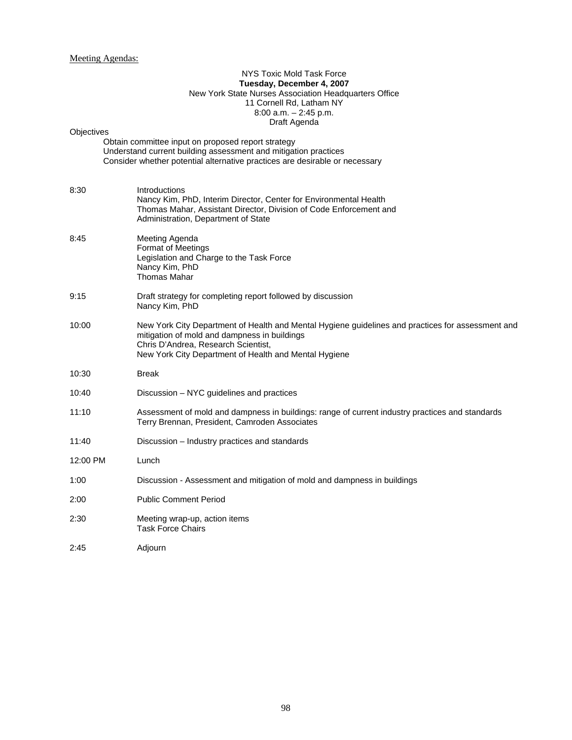Meeting Agendas:

NYS Toxic Mold Task Force
**Tuesday, December 4, 2007**
New York State Nurses Association Headquarters Office
11 Cornell Rd, Latham NY
8:00 a.m. – 2:45 p.m.
Draft Agenda

Objectives

- Obtain committee input on proposed report strategy
- Understand current building assessment and mitigation practices
- Consider whether potential alternative practices are desirable or necessary

| | |
|---|---|
| 8:30 | Introductions<br>Nancy Kim, PhD, Interim Director, Center for Environmental Health<br>Thomas Mahar, Assistant Director, Division of Code Enforcement and Administration, Department of State |
| 8:45 | Meeting Agenda<br>Format of Meetings<br>Legislation and Charge to the Task Force<br>Nancy Kim, PhD<br>Thomas Mahar |
| 9:15 | Draft strategy for completing report followed by discussion<br>Nancy Kim, PhD |
| 10:00 | New York City Department of Health and Mental Hygiene guidelines and practices for assessment and mitigation of mold and dampness in buildings<br>Chris D'Andrea, Research Scientist,<br>New York City Department of Health and Mental Hygiene |
| 10:30 | Break |
| 10:40 | Discussion – NYC guidelines and practices |
| 11:10 | Assessment of mold and dampness in buildings: range of current industry practices and standards<br>Terry Brennan, President, Camroden Associates |
| 11:40 | Discussion – Industry practices and standards |
| 12:00 PM | Lunch |
| 1:00 | Discussion - Assessment and mitigation of mold and dampness in buildings |
| 2:00 | Public Comment Period |
| 2:30 | Meeting wrap-up, action items<br>Task Force Chairs |
| 2:45 | Adjourn |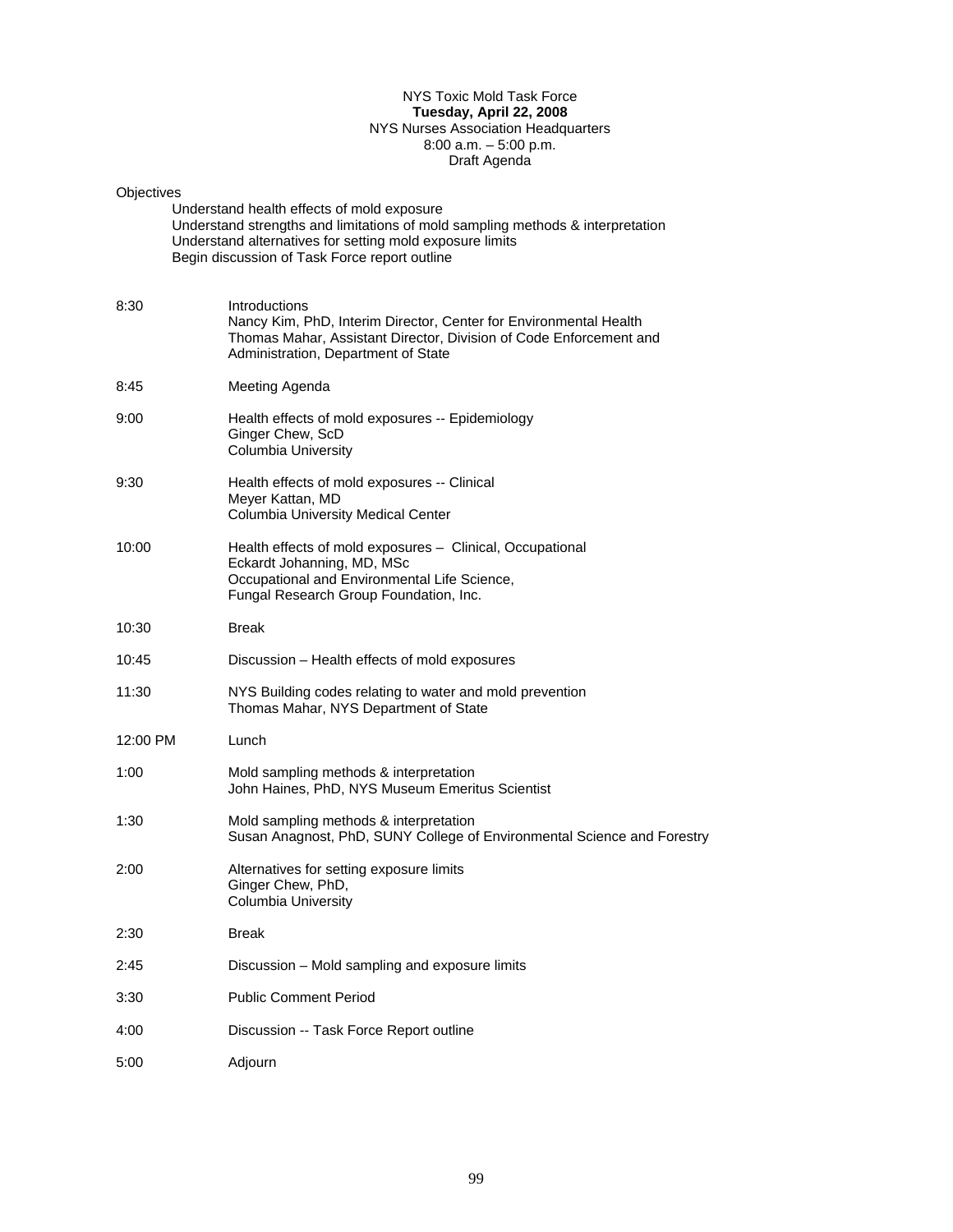NYS Toxic Mold Task Force
**Tuesday, April 22, 2008**
NYS Nurses Association Headquarters
8:00 a.m. – 5:00 p.m.
Draft Agenda

Objectives

- Understand health effects of mold exposure
- Understand strengths and limitations of mold sampling methods & interpretation
- Understand alternatives for setting mold exposure limits
- Begin discussion of Task Force report outline

| | |
|---|---|
| 8:30 | Introductions<br>Nancy Kim, PhD, Interim Director, Center for Environmental Health<br>Thomas Mahar, Assistant Director, Division of Code Enforcement and Administration, Department of State |
| 8:45 | Meeting Agenda |
| 9:00 | Health effects of mold exposures -- Epidemiology<br>Ginger Chew, ScD<br>Columbia University |
| 9:30 | Health effects of mold exposures -- Clinical<br>Meyer Kattan, MD<br>Columbia University Medical Center |
| 10:00 | Health effects of mold exposures – Clinical, Occupational<br>Eckardt Johanning, MD, MSc<br>Occupational and Environmental Life Science,<br>Fungal Research Group Foundation, Inc. |
| 10:30 | Break |
| 10:45 | Discussion – Health effects of mold exposures |
| 11:30 | NYS Building codes relating to water and mold prevention<br>Thomas Mahar, NYS Department of State |
| 12:00 PM | Lunch |
| 1:00 | Mold sampling methods & interpretation<br>John Haines, PhD, NYS Museum Emeritus Scientist |
| 1:30 | Mold sampling methods & interpretation<br>Susan Anagnost, PhD, SUNY College of Environmental Science and Forestry |
| 2:00 | Alternatives for setting exposure limits<br>Ginger Chew, PhD,<br>Columbia University |
| 2:30 | Break |
| 2:45 | Discussion – Mold sampling and exposure limits |
| 3:30 | Public Comment Period |
| 4:00 | Discussion -- Task Force Report outline |
| 5:00 | Adjourn |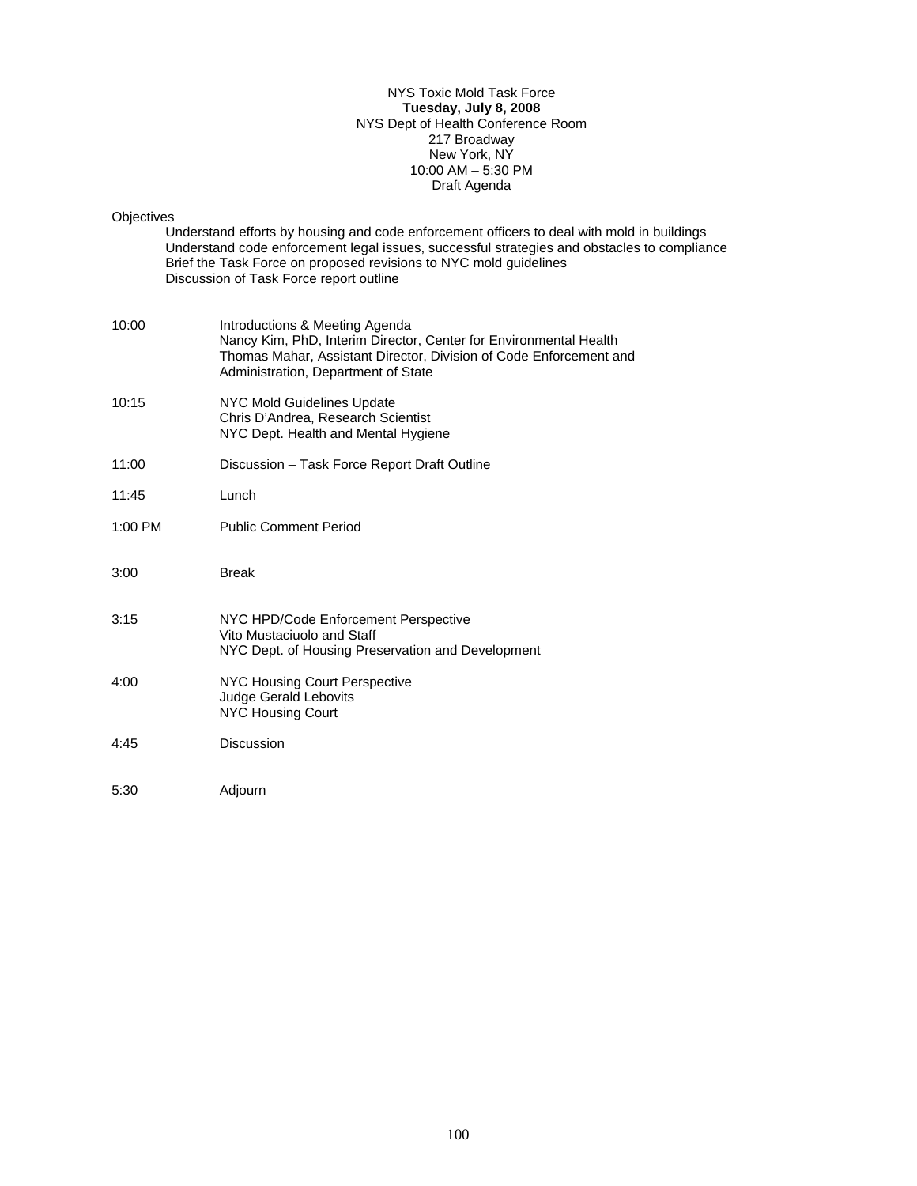NYS Toxic Mold Task Force
**Tuesday, July 8, 2008**
NYS Dept of Health Conference Room
217 Broadway
New York, NY
10:00 AM – 5:30 PM
Draft Agenda

Objectives

- Understand efforts by housing and code enforcement officers to deal with mold in buildings
- Understand code enforcement legal issues, successful strategies and obstacles to compliance
- Brief the Task Force on proposed revisions to NYC mold guidelines
- Discussion of Task Force report outline

| | |
|---|---|
| 10:00 | Introductions & Meeting Agenda<br>Nancy Kim, PhD, Interim Director, Center for Environmental Health<br>Thomas Mahar, Assistant Director, Division of Code Enforcement and Administration, Department of State |
| 10:15 | NYC Mold Guidelines Update<br>Chris D'Andrea, Research Scientist<br>NYC Dept. Health and Mental Hygiene |
| 11:00 | Discussion – Task Force Report Draft Outline |
| 11:45 | Lunch |
| 1:00 PM | Public Comment Period |
| 3:00 | Break |
| 3:15 | NYC HPD/Code Enforcement Perspective<br>Vito Mustaciuolo and Staff<br>NYC Dept. of Housing Preservation and Development |
| 4:00 | NYC Housing Court Perspective<br>Judge Gerald Lebovits<br>NYC Housing Court |
| 4:45 | Discussion |
| 5:30 | Adjourn |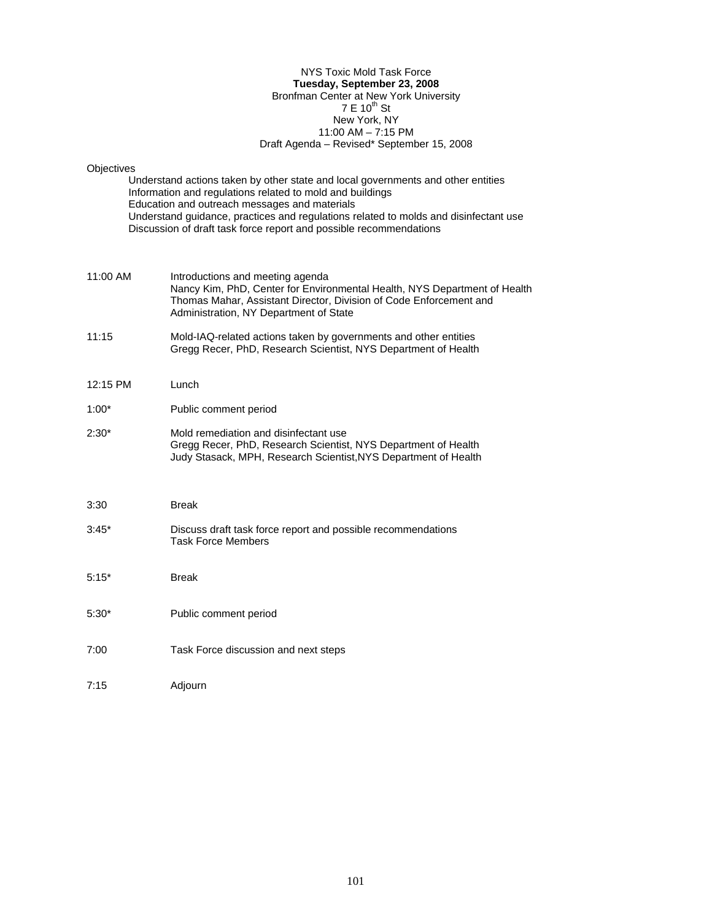NYS Toxic Mold Task Force

**Tuesday, September 23, 2008**

Bronfman Center at New York University

7 E 10th St

New York, NY

11:00 AM – 7:15 PM

Draft Agenda – Revised* September 15, 2008

Objectives

- Understand actions taken by other state and local governments and other entities
- Information and regulations related to mold and buildings
- Education and outreach messages and materials
- Understand guidance, practices and regulations related to molds and disinfectant use
- Discussion of draft task force report and possible recommendations

| | |
|---|---|
| 11:00 AM | Introductions and meeting agenda<br>Nancy Kim, PhD, Center for Environmental Health, NYS Department of Health<br>Thomas Mahar, Assistant Director, Division of Code Enforcement and Administration, NY Department of State |
| 11:15 | Mold-IAQ-related actions taken by governments and other entities<br>Gregg Recer, PhD, Research Scientist, NYS Department of Health |
| 12:15 PM | Lunch |
| 1:00* | Public comment period |
| 2:30* | Mold remediation and disinfectant use<br>Gregg Recer, PhD, Research Scientist, NYS Department of Health<br>Judy Stasack, MPH, Research Scientist,NYS Department of Health |
| 3:30 | Break |
| 3:45* | Discuss draft task force report and possible recommendations<br>Task Force Members |
| 5:15* | Break |
| 5:30* | Public comment period |
| 7:00 | Task Force discussion and next steps |
| 7:15 | Adjourn |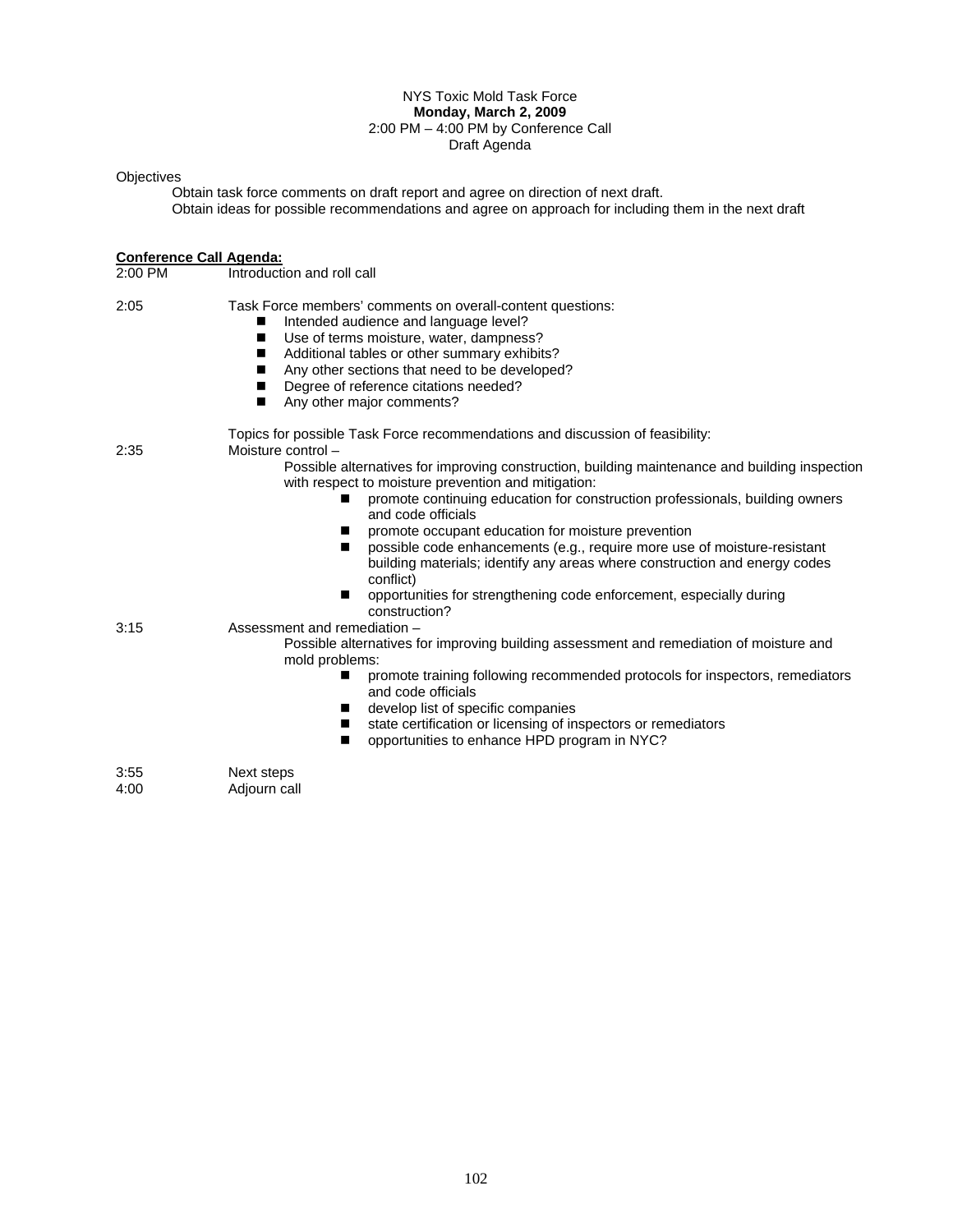NYS Toxic Mold Task Force
**Monday, March 2, 2009**
2:00 PM – 4:00 PM by Conference Call
Draft Agenda

Objectives

Obtain task force comments on draft report and agree on direction of next draft.
Obtain ideas for possible recommendations and agree on approach for including them in the next draft

**Conference Call Agenda:**

2:00 PM Introduction and roll call

2:05 Task Force members' comments on overall-content questions:

- Intended audience and language level?
- Use of terms moisture, water, dampness?
- Additional tables or other summary exhibits?
- Any other sections that need to be developed?
- Degree of reference citations needed?
- Any other major comments?

Topics for possible Task Force recommendations and discussion of feasibility:

2:35 Moisture control –

Possible alternatives for improving construction, building maintenance and building inspection with respect to moisture prevention and mitigation:

- promote continuing education for construction professionals, building owners and code officials
- promote occupant education for moisture prevention
- possible code enhancements (e.g., require more use of moisture-resistant building materials; identify any areas where construction and energy codes conflict)
- opportunities for strengthening code enforcement, especially during construction?

3:15 Assessment and remediation –

Possible alternatives for improving building assessment and remediation of moisture and mold problems:

- promote training following recommended protocols for inspectors, remediators and code officials
- develop list of specific companies
- state certification or licensing of inspectors or remediators
- opportunities to enhance HPD program in NYC?

3:55 Next steps

4:00 Adjourn call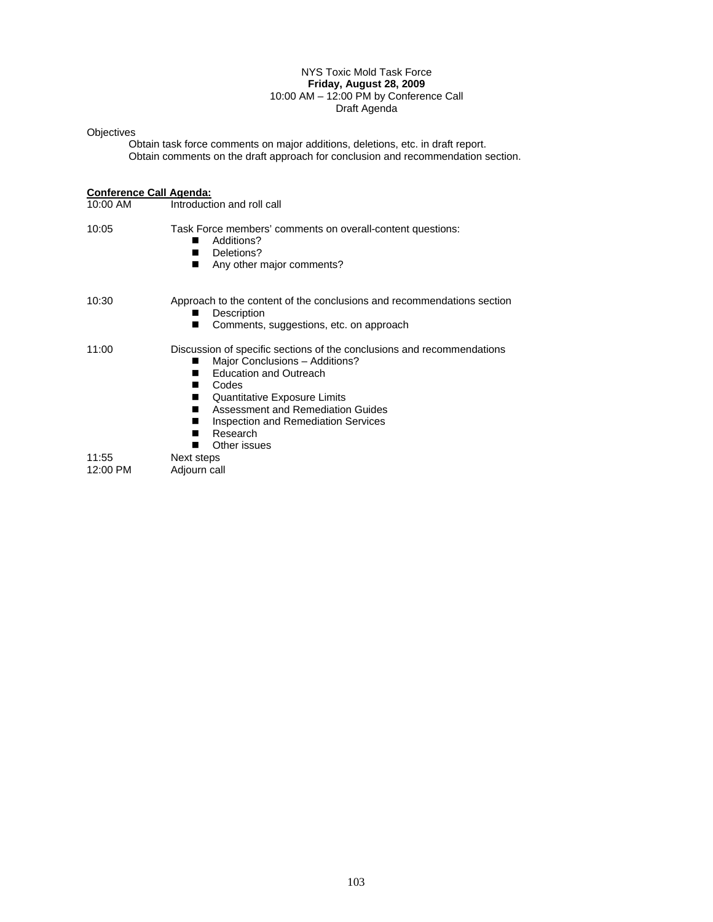NYS Toxic Mold Task Force
**Friday, August 28, 2009**
10:00 AM – 12:00 PM by Conference Call
Draft Agenda

Objectives

Obtain task force comments on major additions, deletions, etc. in draft report.
Obtain comments on the draft approach for conclusion and recommendation section.

**Conference Call Agenda:**

| | |
|---|---|
| 10:00 AM | Introduction and roll call |
| 10:05 | Task Force members' comments on overall-content questions:<br>■ Additions?<br>■ Deletions?<br>■ Any other major comments? |
| 10:30 | Approach to the content of the conclusions and recommendations section<br>■ Description<br>■ Comments, suggestions, etc. on approach |
| 11:00 | Discussion of specific sections of the conclusions and recommendations<br>■ Major Conclusions – Additions?<br>■ Education and Outreach<br>■ Codes<br>■ Quantitative Exposure Limits<br>■ Assessment and Remediation Guides<br>■ Inspection and Remediation Services<br>■ Research<br>■ Other issues |
| 11:55 | Next steps |
| 12:00 PM | Adjourn call |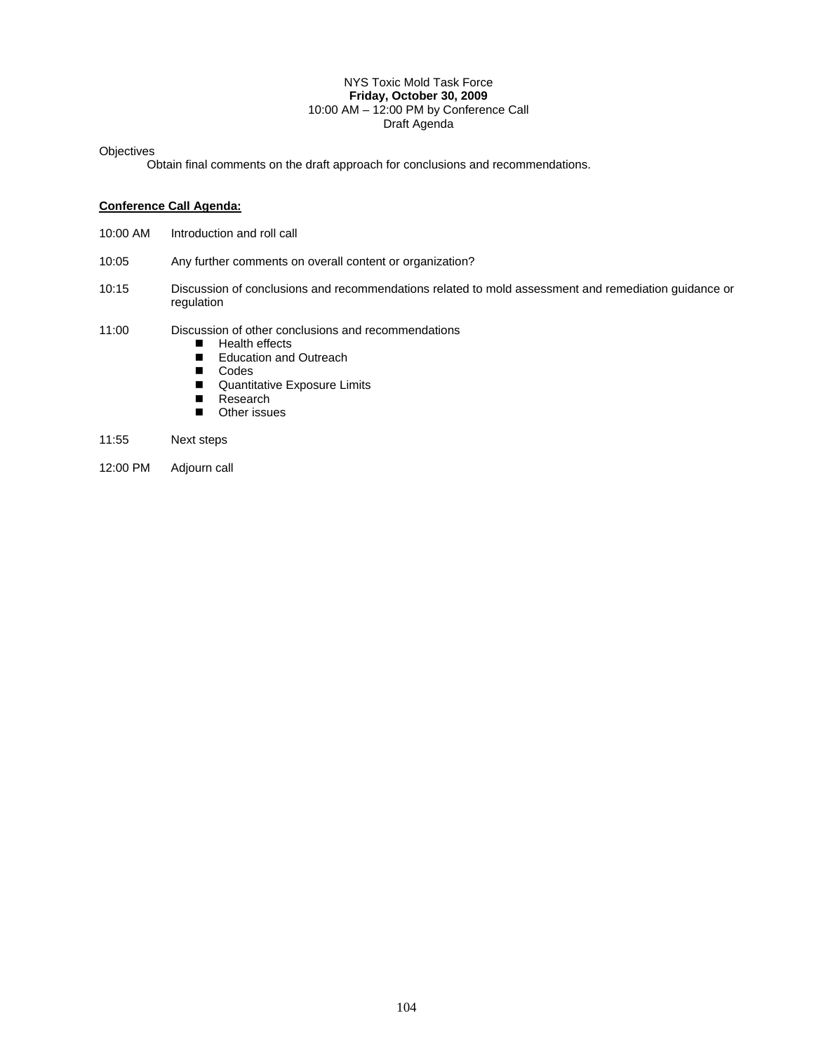NYS Toxic Mold Task Force
**Friday, October 30, 2009**
10:00 AM – 12:00 PM by Conference Call
Draft Agenda

Objectives

Obtain final comments on the draft approach for conclusions and recommendations.

**Conference Call Agenda:**

10:00 AM Introduction and roll call

10:05 Any further comments on overall content or organization?

10:15 Discussion of conclusions and recommendations related to mold assessment and remediation guidance or regulation

11:00 Discussion of other conclusions and recommendations

- Health effects
- Education and Outreach
- Codes
- Quantitative Exposure Limits
- Research
- Other issues

11:55 Next steps

12:00 PM Adjourn call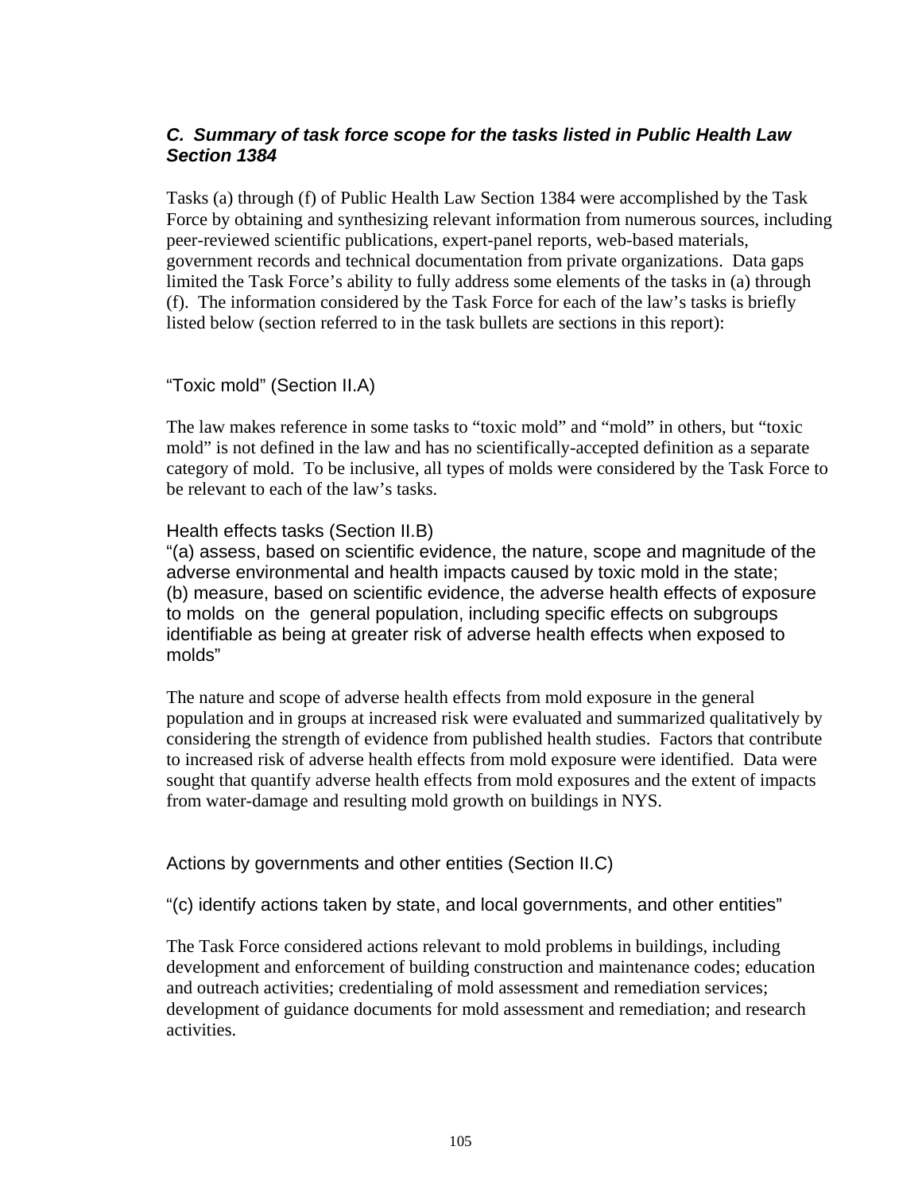### *C. Summary of task force scope for the tasks listed in Public Health Law Section 1384*

Tasks (a) through (f) of Public Health Law Section 1384 were accomplished by the Task Force by obtaining and synthesizing relevant information from numerous sources, including peer-reviewed scientific publications, expert-panel reports, web-based materials, government records and technical documentation from private organizations. Data gaps limited the Task Force's ability to fully address some elements of the tasks in (a) through (f). The information considered by the Task Force for each of the law's tasks is briefly listed below (section referred to in the task bullets are sections in this report):

"Toxic mold" (Section II.A)

The law makes reference in some tasks to "toxic mold" and "mold" in others, but "toxic mold" is not defined in the law and has no scientifically-accepted definition as a separate category of mold. To be inclusive, all types of molds were considered by the Task Force to be relevant to each of the law's tasks.

Health effects tasks (Section II.B)

"(a) assess, based on scientific evidence, the nature, scope and magnitude of the adverse environmental and health impacts caused by toxic mold in the state;
(b) measure, based on scientific evidence, the adverse health effects of exposure to molds on the general population, including specific effects on subgroups identifiable as being at greater risk of adverse health effects when exposed to molds"

The nature and scope of adverse health effects from mold exposure in the general population and in groups at increased risk were evaluated and summarized qualitatively by considering the strength of evidence from published health studies. Factors that contribute to increased risk of adverse health effects from mold exposure were identified. Data were sought that quantify adverse health effects from mold exposures and the extent of impacts from water-damage and resulting mold growth on buildings in NYS.

Actions by governments and other entities (Section II.C)

"(c) identify actions taken by state, and local governments, and other entities"

The Task Force considered actions relevant to mold problems in buildings, including development and enforcement of building construction and maintenance codes; education and outreach activities; credentialing of mold assessment and remediation services; development of guidance documents for mold assessment and remediation; and research activities.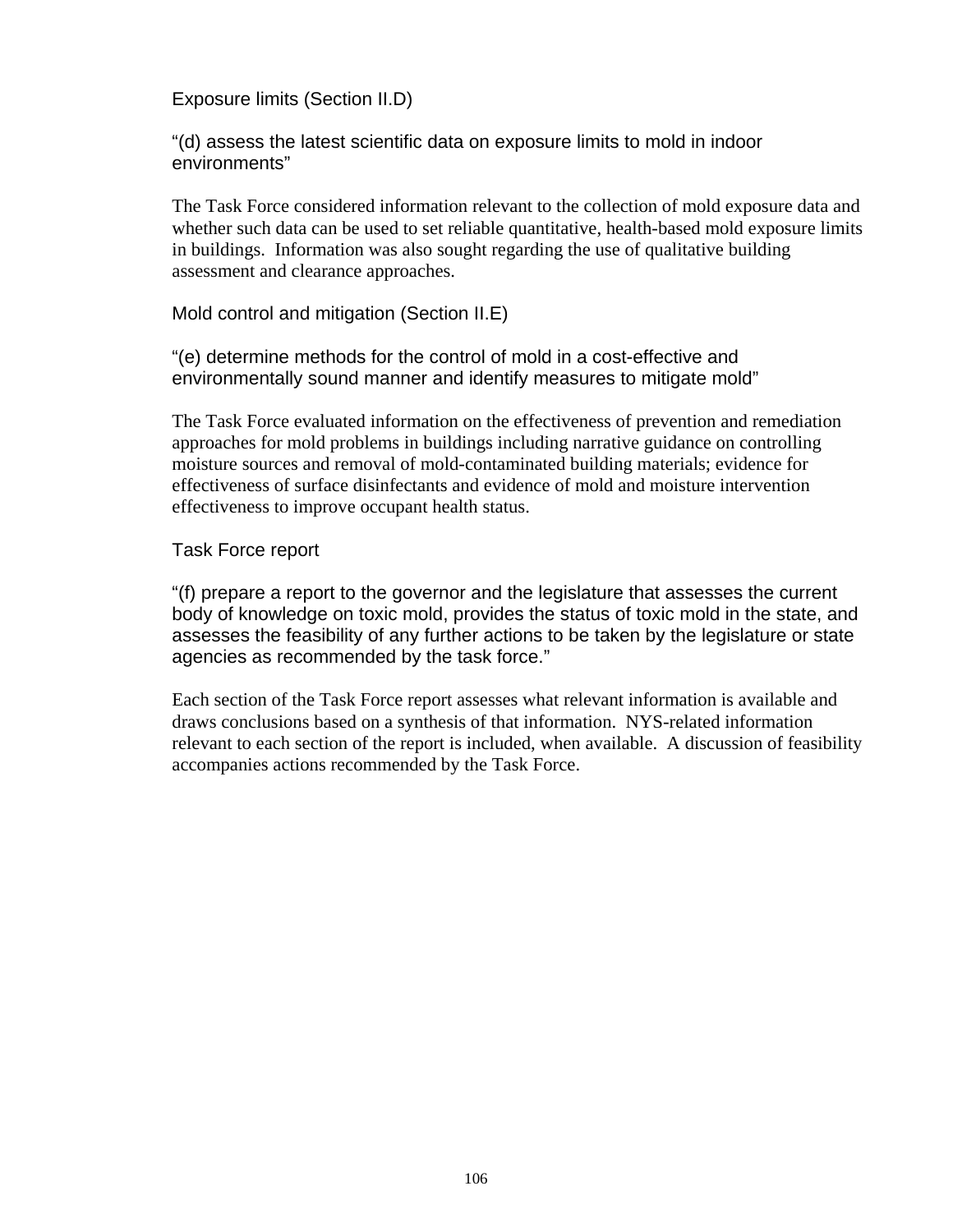### Exposure limits (Section II.D)

"(d) assess the latest scientific data on exposure limits to mold in indoor environments"

The Task Force considered information relevant to the collection of mold exposure data and whether such data can be used to set reliable quantitative, health-based mold exposure limits in buildings. Information was also sought regarding the use of qualitative building assessment and clearance approaches.

### Mold control and mitigation (Section II.E)

"(e) determine methods for the control of mold in a cost-effective and environmentally sound manner and identify measures to mitigate mold"

The Task Force evaluated information on the effectiveness of prevention and remediation approaches for mold problems in buildings including narrative guidance on controlling moisture sources and removal of mold-contaminated building materials; evidence for effectiveness of surface disinfectants and evidence of mold and moisture intervention effectiveness to improve occupant health status.

### Task Force report

"(f) prepare a report to the governor and the legislature that assesses the current body of knowledge on toxic mold, provides the status of toxic mold in the state, and assesses the feasibility of any further actions to be taken by the legislature or state agencies as recommended by the task force."

Each section of the Task Force report assesses what relevant information is available and draws conclusions based on a synthesis of that information. NYS-related information relevant to each section of the report is included, when available. A discussion of feasibility accompanies actions recommended by the Task Force.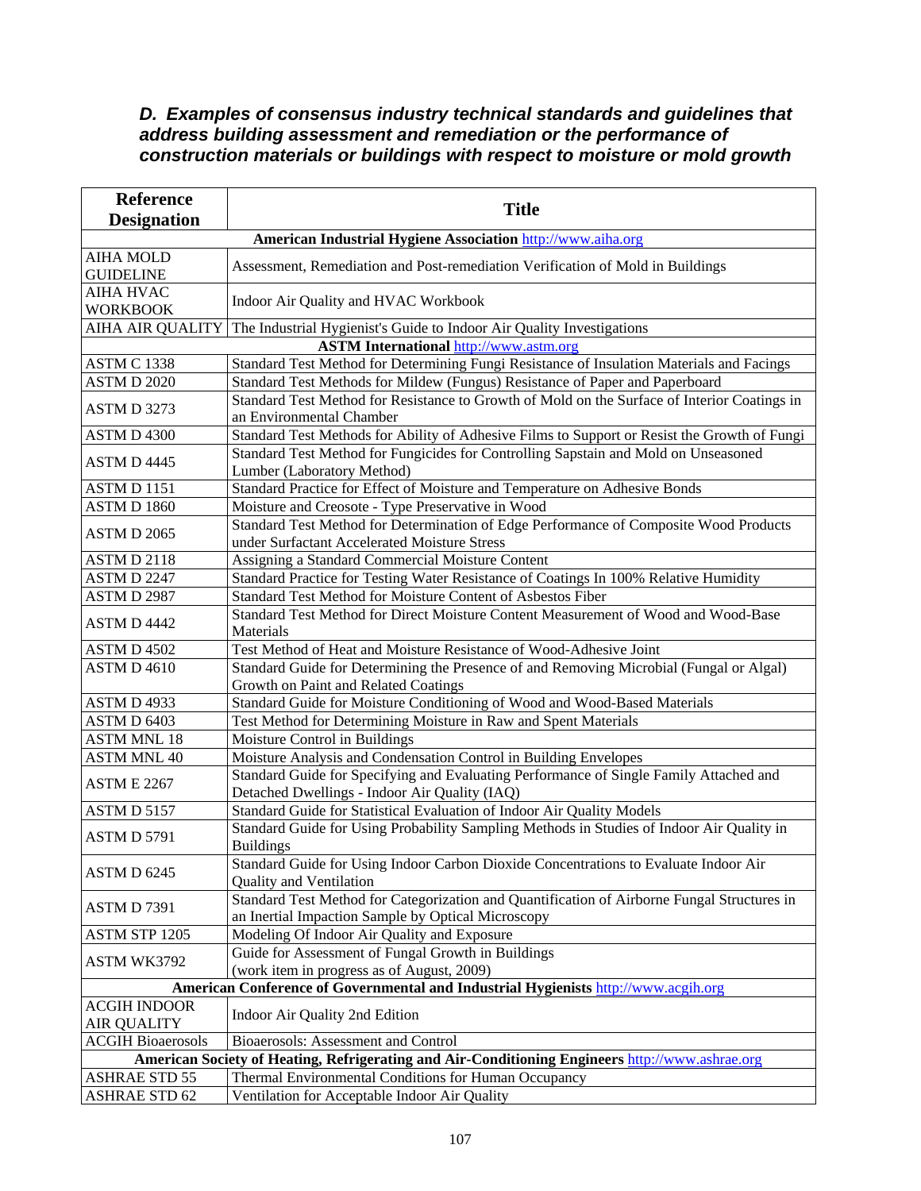### *D. Examples of consensus industry technical standards and guidelines that address building assessment and remediation or the performance of construction materials or buildings with respect to moisture or mold growth*

| Reference Designation | Title |
|---|---|
| **American Industrial Hygiene Association** http://www.aiha.org | |
| AIHA MOLD GUIDELINE | Assessment, Remediation and Post-remediation Verification of Mold in Buildings |
| AIHA HVAC WORKBOOK | Indoor Air Quality and HVAC Workbook |
| AIHA AIR QUALITY | The Industrial Hygienist's Guide to Indoor Air Quality Investigations |
| **ASTM International** http://www.astm.org | |
| ASTM C 1338 | Standard Test Method for Determining Fungi Resistance of Insulation Materials and Facings |
| ASTM D 2020 | Standard Test Methods for Mildew (Fungus) Resistance of Paper and Paperboard |
| ASTM D 3273 | Standard Test Method for Resistance to Growth of Mold on the Surface of Interior Coatings in an Environmental Chamber |
| ASTM D 4300 | Standard Test Methods for Ability of Adhesive Films to Support or Resist the Growth of Fungi |
| ASTM D 4445 | Standard Test Method for Fungicides for Controlling Sapstain and Mold on Unseasoned Lumber (Laboratory Method) |
| ASTM D 1151 | Standard Practice for Effect of Moisture and Temperature on Adhesive Bonds |
| ASTM D 1860 | Moisture and Creosote - Type Preservative in Wood |
| ASTM D 2065 | Standard Test Method for Determination of Edge Performance of Composite Wood Products under Surfactant Accelerated Moisture Stress |
| ASTM D 2118 | Assigning a Standard Commercial Moisture Content |
| ASTM D 2247 | Standard Practice for Testing Water Resistance of Coatings In 100% Relative Humidity |
| ASTM D 2987 | Standard Test Method for Moisture Content of Asbestos Fiber |
| ASTM D 4442 | Standard Test Method for Direct Moisture Content Measurement of Wood and Wood-Base Materials |
| ASTM D 4502 | Test Method of Heat and Moisture Resistance of Wood-Adhesive Joint |
| ASTM D 4610 | Standard Guide for Determining the Presence of and Removing Microbial (Fungal or Algal) Growth on Paint and Related Coatings |
| ASTM D 4933 | Standard Guide for Moisture Conditioning of Wood and Wood-Based Materials |
| ASTM D 6403 | Test Method for Determining Moisture in Raw and Spent Materials |
| ASTM MNL 18 | Moisture Control in Buildings |
| ASTM MNL 40 | Moisture Analysis and Condensation Control in Building Envelopes |
| ASTM E 2267 | Standard Guide for Specifying and Evaluating Performance of Single Family Attached and Detached Dwellings - Indoor Air Quality (IAQ) |
| ASTM D 5157 | Standard Guide for Statistical Evaluation of Indoor Air Quality Models |
| ASTM D 5791 | Standard Guide for Using Probability Sampling Methods in Studies of Indoor Air Quality in Buildings |
| ASTM D 6245 | Standard Guide for Using Indoor Carbon Dioxide Concentrations to Evaluate Indoor Air Quality and Ventilation |
| ASTM D 7391 | Standard Test Method for Categorization and Quantification of Airborne Fungal Structures in an Inertial Impaction Sample by Optical Microscopy |
| ASTM STP 1205 | Modeling Of Indoor Air Quality and Exposure |
| ASTM WK3792 | Guide for Assessment of Fungal Growth in Buildings (work item in progress as of August, 2009) |
| **American Conference of Governmental and Industrial Hygienists** http://www.acgih.org | |
| ACGIH INDOOR AIR QUALITY | Indoor Air Quality 2nd Edition |
| ACGIH Bioaerosols | Bioaerosols: Assessment and Control |
| **American Society of Heating, Refrigerating and Air-Conditioning Engineers** http://www.ashrae.org | |
| ASHRAE STD 55 | Thermal Environmental Conditions for Human Occupancy |
| ASHRAE STD 62 | Ventilation for Acceptable Indoor Air Quality |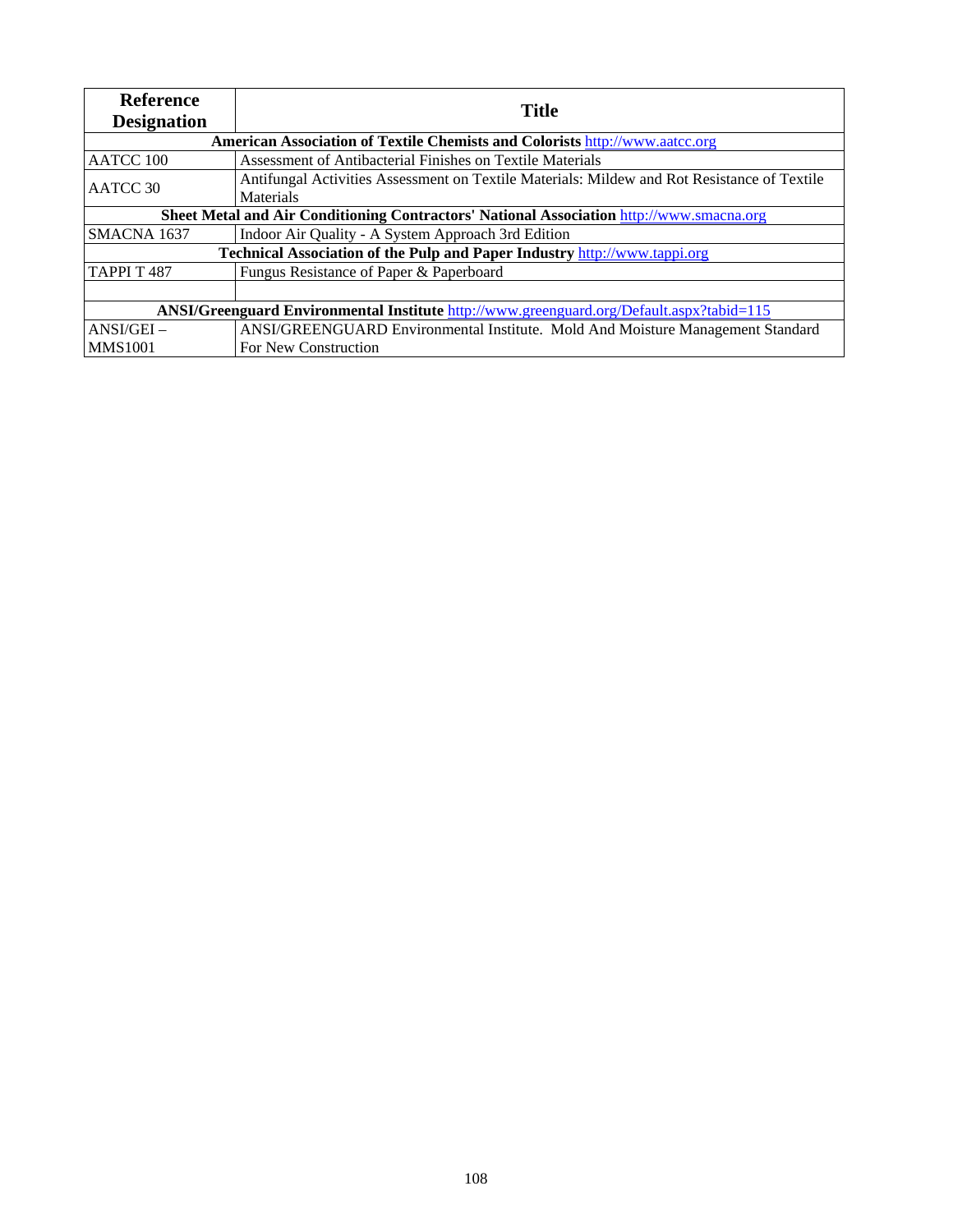| Reference Designation | Title |
|---|---|
| **American Association of Textile Chemists and Colorists** http://www.aatcc.org | |
| AATCC 100 | Assessment of Antibacterial Finishes on Textile Materials |
| AATCC 30 | Antifungal Activities Assessment on Textile Materials: Mildew and Rot Resistance of Textile Materials |
| **Sheet Metal and Air Conditioning Contractors' National Association** http://www.smacna.org | |
| SMACNA 1637 | Indoor Air Quality - A System Approach 3rd Edition |
| **Technical Association of the Pulp and Paper Industry** http://www.tappi.org | |
| TAPPI T 487 | Fungus Resistance of Paper & Paperboard |
| | |
| **ANSI/Greenguard Environmental Institute** http://www.greenguard.org/Default.aspx?tabid=115 | |
| ANSI/GEI – MMS1001 | ANSI/GREENGUARD Environmental Institute. Mold And Moisture Management Standard For New Construction |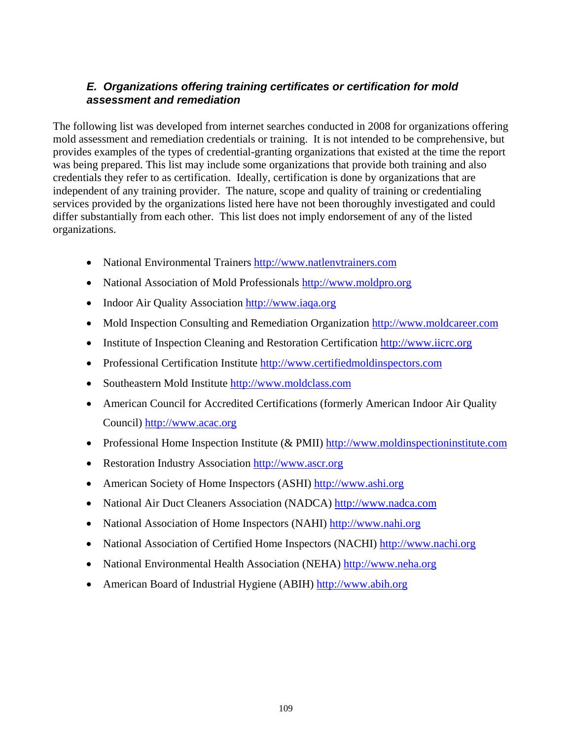### *E. Organizations offering training certificates or certification for mold assessment and remediation*

The following list was developed from internet searches conducted in 2008 for organizations offering mold assessment and remediation credentials or training. It is not intended to be comprehensive, but provides examples of the types of credential-granting organizations that existed at the time the report was being prepared. This list may include some organizations that provide both training and also credentials they refer to as certification. Ideally, certification is done by organizations that are independent of any training provider. The nature, scope and quality of training or credentialing services provided by the organizations listed here have not been thoroughly investigated and could differ substantially from each other. This list does not imply endorsement of any of the listed organizations.

- National Environmental Trainers http://www.natlenvtrainers.com
- National Association of Mold Professionals http://www.moldpro.org
- Indoor Air Quality Association http://www.iaqa.org
- Mold Inspection Consulting and Remediation Organization http://www.moldcareer.com
- Institute of Inspection Cleaning and Restoration Certification http://www.iicrc.org
- Professional Certification Institute http://www.certifiedmoldinspectors.com
- Southeastern Mold Institute http://www.moldclass.com
- American Council for Accredited Certifications (formerly American Indoor Air Quality Council) http://www.acac.org
- Professional Home Inspection Institute (& PMII) http://www.moldinspectioninstitute.com
- Restoration Industry Association http://www.ascr.org
- American Society of Home Inspectors (ASHI) http://www.ashi.org
- National Air Duct Cleaners Association (NADCA) http://www.nadca.com
- National Association of Home Inspectors (NAHI) http://www.nahi.org
- National Association of Certified Home Inspectors (NACHI) http://www.nachi.org
- National Environmental Health Association (NEHA) http://www.neha.org
- American Board of Industrial Hygiene (ABIH) http://www.abih.org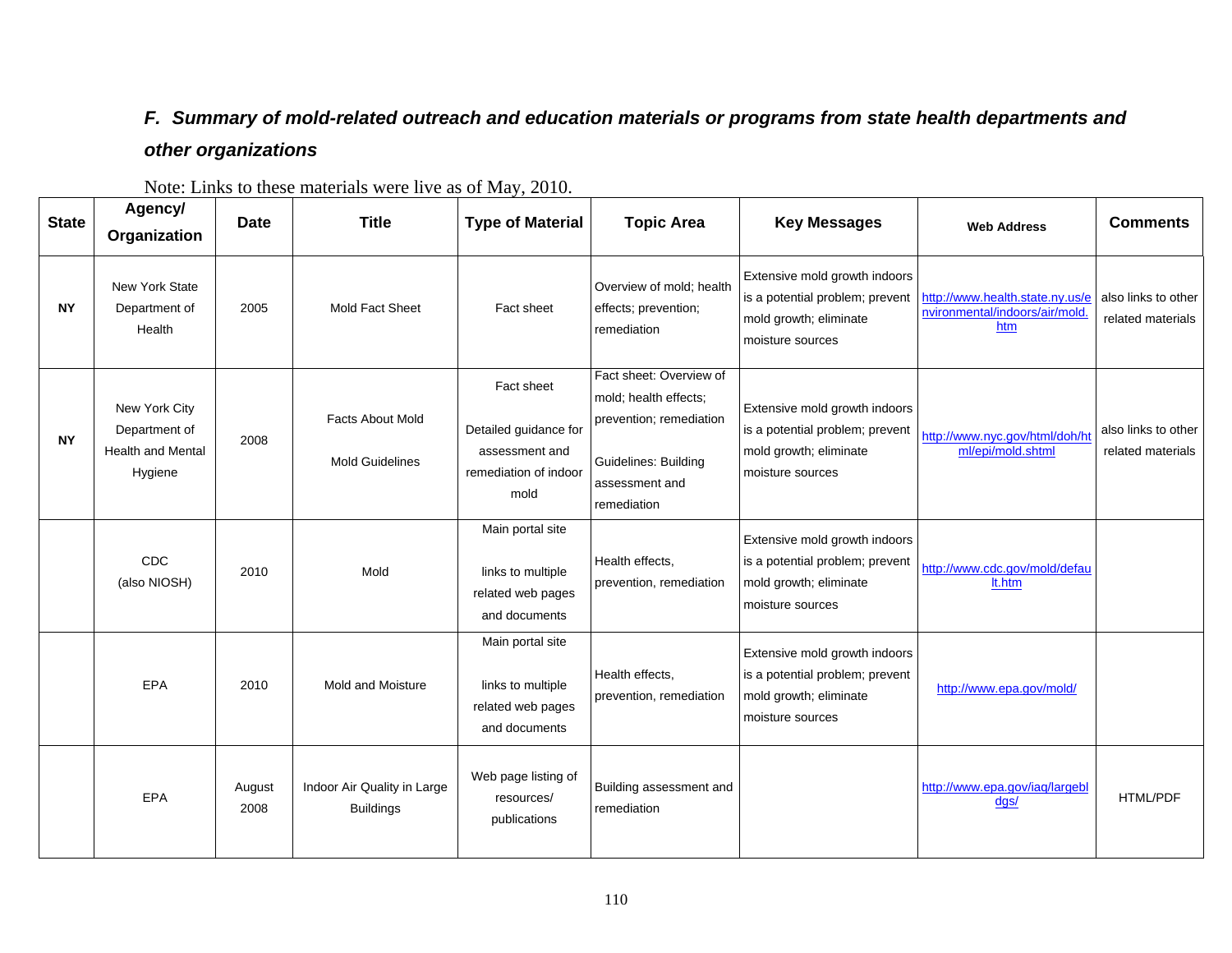### *F. Summary of mold-related outreach and education materials or programs from state health departments and other organizations*

Note: Links to these materials were live as of May, 2010.

| State | Agency/ Organization | Date | Title | Type of Material | Topic Area | Key Messages | Web Address | Comments |
|---|---|---|---|---|---|---|---|---|
| **NY** | New York State Department of Health | 2005 | Mold Fact Sheet | Fact sheet | Overview of mold; health effects; prevention; remediation | Extensive mold growth indoors is a potential problem; prevent mold growth; eliminate moisture sources | http://www.health.state.ny.us/environmental/indoors/air/mold.htm | also links to other related materials |
| **NY** | New York City Department of Health and Mental Hygiene | 2008 | Facts About Mold<br><br>Mold Guidelines | Fact sheet<br><br>Detailed guidance for assessment and remediation of indoor mold | Fact sheet: Overview of mold; health effects; prevention; remediation<br><br>Guidelines: Building assessment and remediation | Extensive mold growth indoors is a potential problem; prevent mold growth; eliminate moisture sources | http://www.nyc.gov/html/doh/html/epi/mold.shtml | also links to other related materials |
| | CDC (also NIOSH) | 2010 | Mold | Main portal site<br><br>links to multiple related web pages and documents | Health effects, prevention, remediation | Extensive mold growth indoors is a potential problem; prevent mold growth; eliminate moisture sources | http://www.cdc.gov/mold/default.htm | |
| | EPA | 2010 | Mold and Moisture | Main portal site<br><br>links to multiple related web pages and documents | Health effects, prevention, remediation | Extensive mold growth indoors is a potential problem; prevent mold growth; eliminate moisture sources | http://www.epa.gov/mold/ | |
| | EPA | August 2008 | Indoor Air Quality in Large Buildings | Web page listing of resources/ publications | Building assessment and remediation | | http://www.epa.gov/iaq/largebldgs/ | HTML/PDF |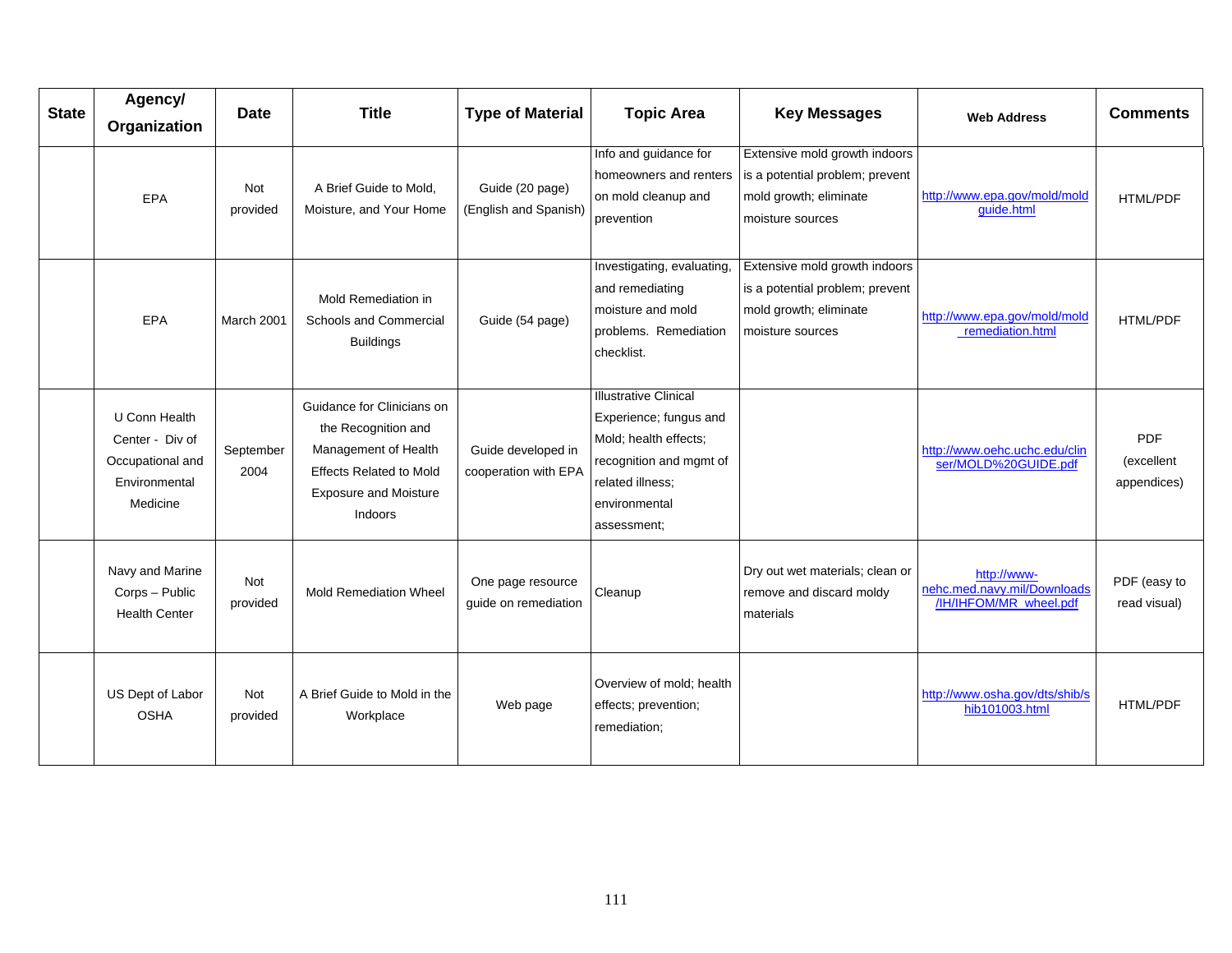| State | Agency/ Organization | Date | Title | Type of Material | Topic Area | Key Messages | Web Address | Comments |
|---|---|---|---|---|---|---|---|---|
| | EPA | Not provided | A Brief Guide to Mold, Moisture, and Your Home | Guide (20 page) (English and Spanish) | Info and guidance for homeowners and renters on mold cleanup and prevention | Extensive mold growth indoors is a potential problem; prevent mold growth; eliminate moisture sources | http://www.epa.gov/mold/moldguide.html | HTML/PDF |
| | EPA | March 2001 | Mold Remediation in Schools and Commercial Buildings | Guide (54 page) | Investigating, evaluating, and remediating moisture and mold problems. Remediation checklist. | Extensive mold growth indoors is a potential problem; prevent mold growth; eliminate moisture sources | http://www.epa.gov/mold/mold_remediation.html | HTML/PDF |
| | U Conn Health Center - Div of Occupational and Environmental Medicine | September 2004 | Guidance for Clinicians on the Recognition and Management of Health Effects Related to Mold Exposure and Moisture Indoors | Guide developed in cooperation with EPA | Illustrative Clinical Experience; fungus and Mold; health effects; recognition and mgmt of related illness; environmental assessment; | | http://www.oehc.uchc.edu/clinser/MOLD%20GUIDE.pdf | PDF (excellent appendices) |
| | Navy and Marine Corps – Public Health Center | Not provided | Mold Remediation Wheel | One page resource guide on remediation | Cleanup | Dry out wet materials; clean or remove and discard moldy materials | http://www-nehc.med.navy.mil/Downloads/IH/IHFOM/MR_wheel.pdf | PDF (easy to read visual) |
| | US Dept of Labor OSHA | Not provided | A Brief Guide to Mold in the Workplace | Web page | Overview of mold; health effects; prevention; remediation; | | http://www.osha.gov/dts/shib/shib101003.html | HTML/PDF |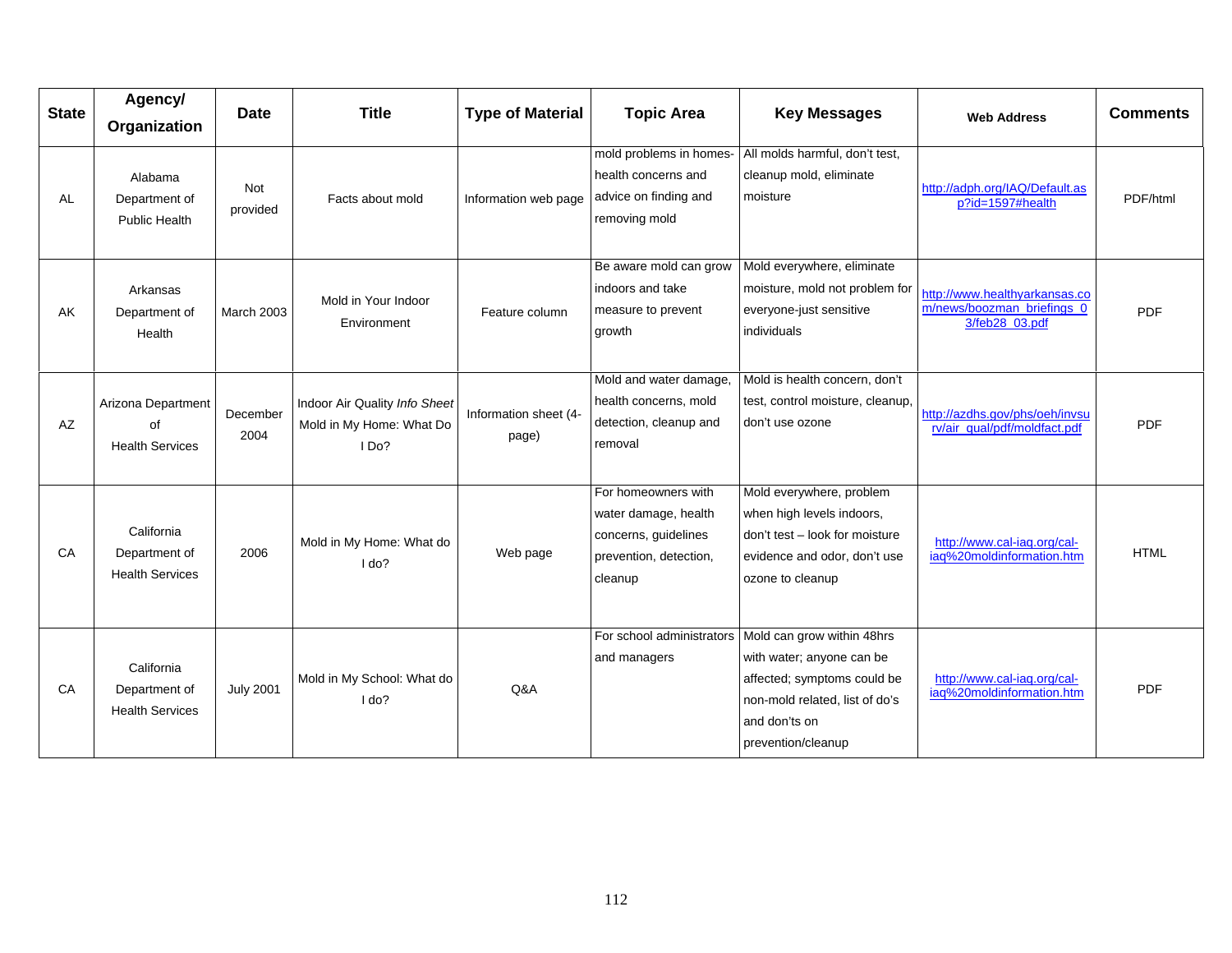| State | Agency/ Organization | Date | Title | Type of Material | Topic Area | Key Messages | Web Address | Comments |
|---|---|---|---|---|---|---|---|---|
| AL | Alabama Department of Public Health | Not provided | Facts about mold | Information web page | mold problems in homes-health concerns and advice on finding and removing mold | All molds harmful, don't test, cleanup mold, eliminate moisture | http://adph.org/IAQ/Default.asp?id=1597#health | PDF/html |
| AK | Arkansas Department of Health | March 2003 | Mold in Your Indoor Environment | Feature column | Be aware mold can grow indoors and take measure to prevent growth | Mold everywhere, eliminate moisture, mold not problem for everyone-just sensitive individuals | http://www.healthyarkansas.com/news/boozman_briefings_03/feb28_03.pdf | PDF |
| AZ | Arizona Department of Health Services | December 2004 | Indoor Air Quality *Info Sheet* Mold in My Home: What Do I Do? | Information sheet (4-page) | Mold and water damage, health concerns, mold detection, cleanup and removal | Mold is health concern, don't test, control moisture, cleanup, don't use ozone | http://azdhs.gov/phs/oeh/invsurv/air_qual/pdf/moldfact.pdf | PDF |
| CA | California Department of Health Services | 2006 | Mold in My Home: What do I do? | Web page | For homeowners with water damage, health concerns, guidelines prevention, detection, cleanup | Mold everywhere, problem when high levels indoors, don't test – look for moisture evidence and odor, don't use ozone to cleanup | http://www.cal-iaq.org/cal-iaq%20moldinformation.htm | HTML |
| CA | California Department of Health Services | July 2001 | Mold in My School: What do I do? | Q&A | For school administrators and managers | Mold can grow within 48hrs with water; anyone can be affected; symptoms could be non-mold related, list of do's and don'ts on prevention/cleanup | http://www.cal-iaq.org/cal-iaq%20moldinformation.htm | PDF |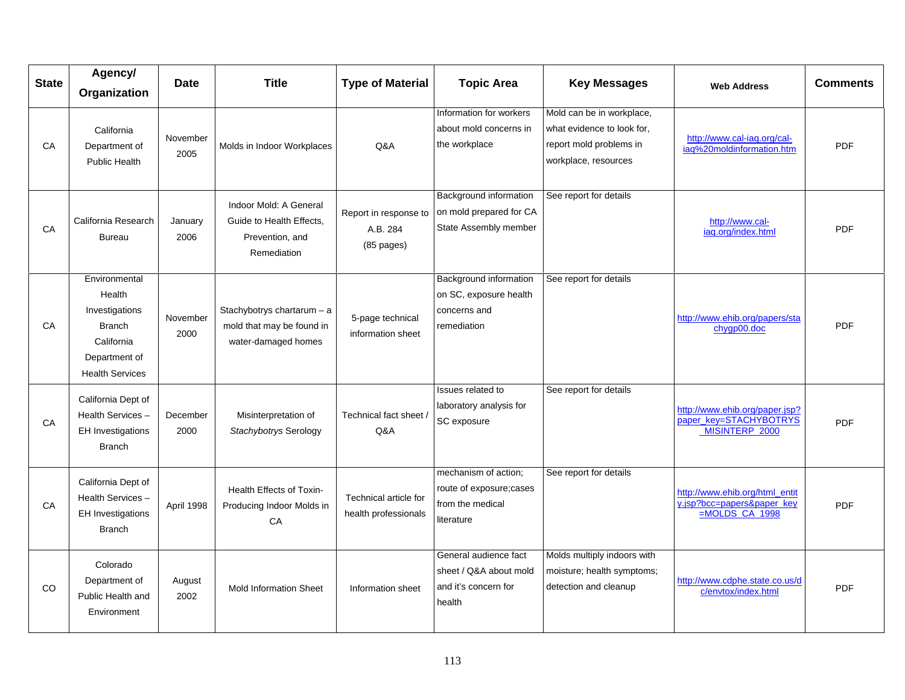| State | Agency/ Organization | Date | Title | Type of Material | Topic Area | Key Messages | Web Address | Comments |
|---|---|---|---|---|---|---|---|---|
| CA | California Department of Public Health | November 2005 | Molds in Indoor Workplaces | Q&A | Information for workers about mold concerns in the workplace | Mold can be in workplace, what evidence to look for, report mold problems in workplace, resources | http://www.cal-iaq.org/cal-iaq%20moldinformation.htm | PDF |
| CA | California Research Bureau | January 2006 | Indoor Mold: A General Guide to Health Effects, Prevention, and Remediation | Report in response to A.B. 284 (85 pages) | Background information on mold prepared for CA State Assembly member | See report for details | http://www.cal-iaq.org/index.html | PDF |
| CA | Environmental Health Investigations Branch California Department of Health Services | November 2000 | Stachybotrys chartarum – a mold that may be found in water-damaged homes | 5-page technical information sheet | Background information on SC, exposure health concerns and remediation | See report for details | http://www.ehib.org/papers/stachygp00.doc | PDF |
| CA | California Dept of Health Services – EH Investigations Branch | December 2000 | Misinterpretation of *Stachybotrys* Serology | Technical fact sheet / Q&A | Issues related to laboratory analysis for SC exposure | See report for details | http://www.ehib.org/paper.jsp?paper_key=STACHYBOTRYS_MISINTERP_2000 | PDF |
| CA | California Dept of Health Services – EH Investigations Branch | April 1998 | Health Effects of Toxin-Producing Indoor Molds in CA | Technical article for health professionals | mechanism of action; route of exposure;cases from the medical literature | See report for details | http://www.ehib.org/html_entity.jsp?bcc=papers&paper_key=MOLDS_CA_1998 | PDF |
| CO | Colorado Department of Public Health and Environment | August 2002 | Mold Information Sheet | Information sheet | General audience fact sheet / Q&A about mold and it's concern for health | Molds multiply indoors with moisture; health symptoms; detection and cleanup | http://www.cdphe.state.co.us/dc/envtox/index.html | PDF |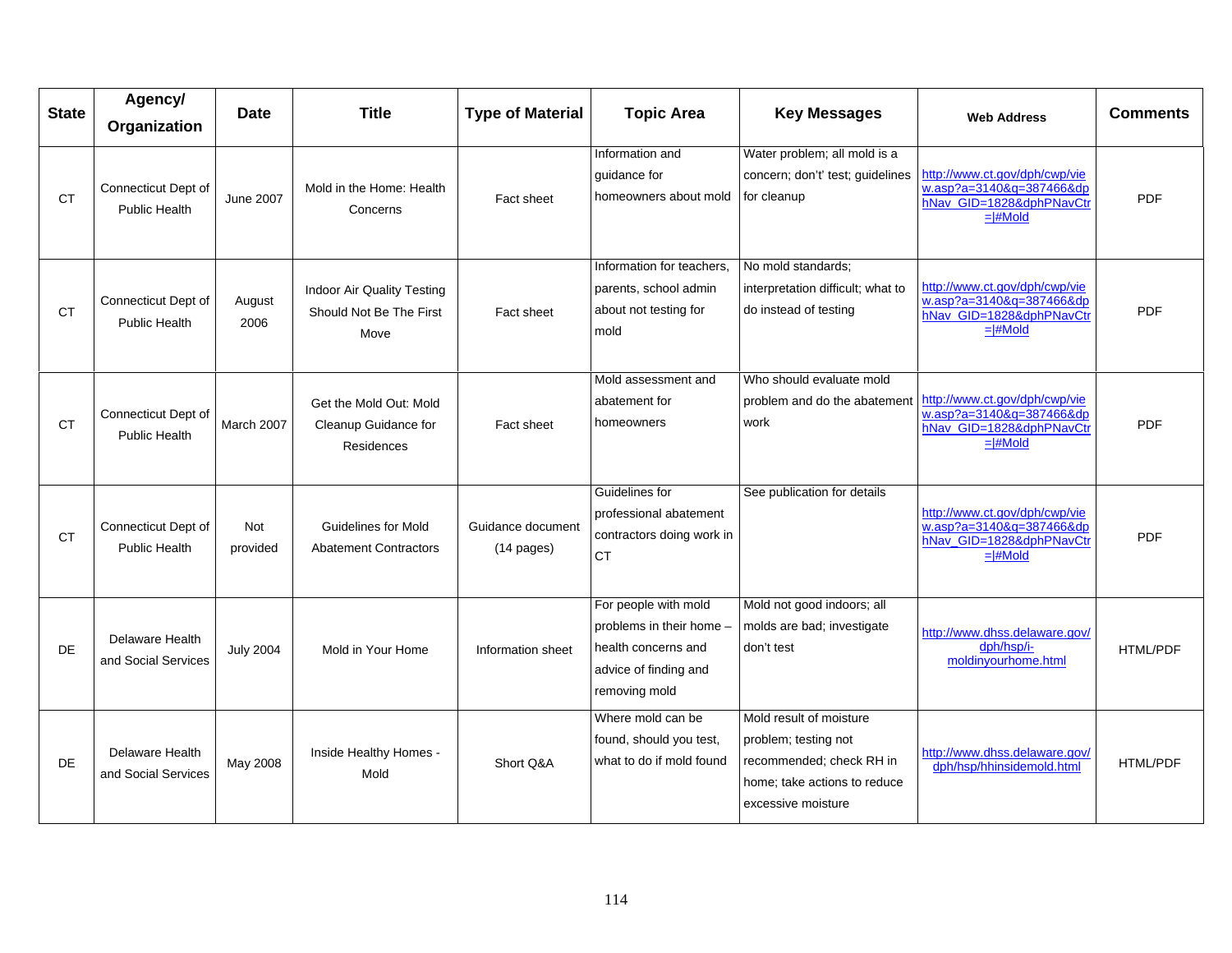| State | Agency/ Organization | Date | Title | Type of Material | Topic Area | Key Messages | Web Address | Comments |
|---|---|---|---|---|---|---|---|---|
| CT | Connecticut Dept of Public Health | June 2007 | Mold in the Home: Health Concerns | Fact sheet | Information and guidance for homeowners about mold | Water problem; all mold is a concern; don't' test; guidelines for cleanup | http://www.ct.gov/dph/cwp/view.asp?a=3140&q=387466&dphNav_GID=1828&dphPNavCtr=\|#Mold | PDF |
| CT | Connecticut Dept of Public Health | August 2006 | Indoor Air Quality Testing Should Not Be The First Move | Fact sheet | Information for teachers, parents, school admin about not testing for mold | No mold standards; interpretation difficult; what to do instead of testing | http://www.ct.gov/dph/cwp/view.asp?a=3140&q=387466&dphNav_GID=1828&dphPNavCtr=\|#Mold | PDF |
| CT | Connecticut Dept of Public Health | March 2007 | Get the Mold Out: Mold Cleanup Guidance for Residences | Fact sheet | Mold assessment and abatement for homeowners | Who should evaluate mold problem and do the abatement work | http://www.ct.gov/dph/cwp/view.asp?a=3140&q=387466&dphNav_GID=1828&dphPNavCtr=\|#Mold | PDF |
| CT | Connecticut Dept of Public Health | Not provided | Guidelines for Mold Abatement Contractors | Guidance document (14 pages) | Guidelines for professional abatement contractors doing work in CT | See publication for details | http://www.ct.gov/dph/cwp/view.asp?a=3140&q=387466&dphNav_GID=1828&dphPNavCtr=\|#Mold | PDF |
| DE | Delaware Health and Social Services | July 2004 | Mold in Your Home | Information sheet | For people with mold problems in their home – health concerns and advice of finding and removing mold | Mold not good indoors; all molds are bad; investigate don't test | http://www.dhss.delaware.gov/dph/hsp/i-moldinyourhome.html | HTML/PDF |
| DE | Delaware Health and Social Services | May 2008 | Inside Healthy Homes - Mold | Short Q&A | Where mold can be found, should you test, what to do if mold found | Mold result of moisture problem; testing not recommended; check RH in home; take actions to reduce excessive moisture | http://www.dhss.delaware.gov/dph/hsp/hhinsidemold.html | HTML/PDF |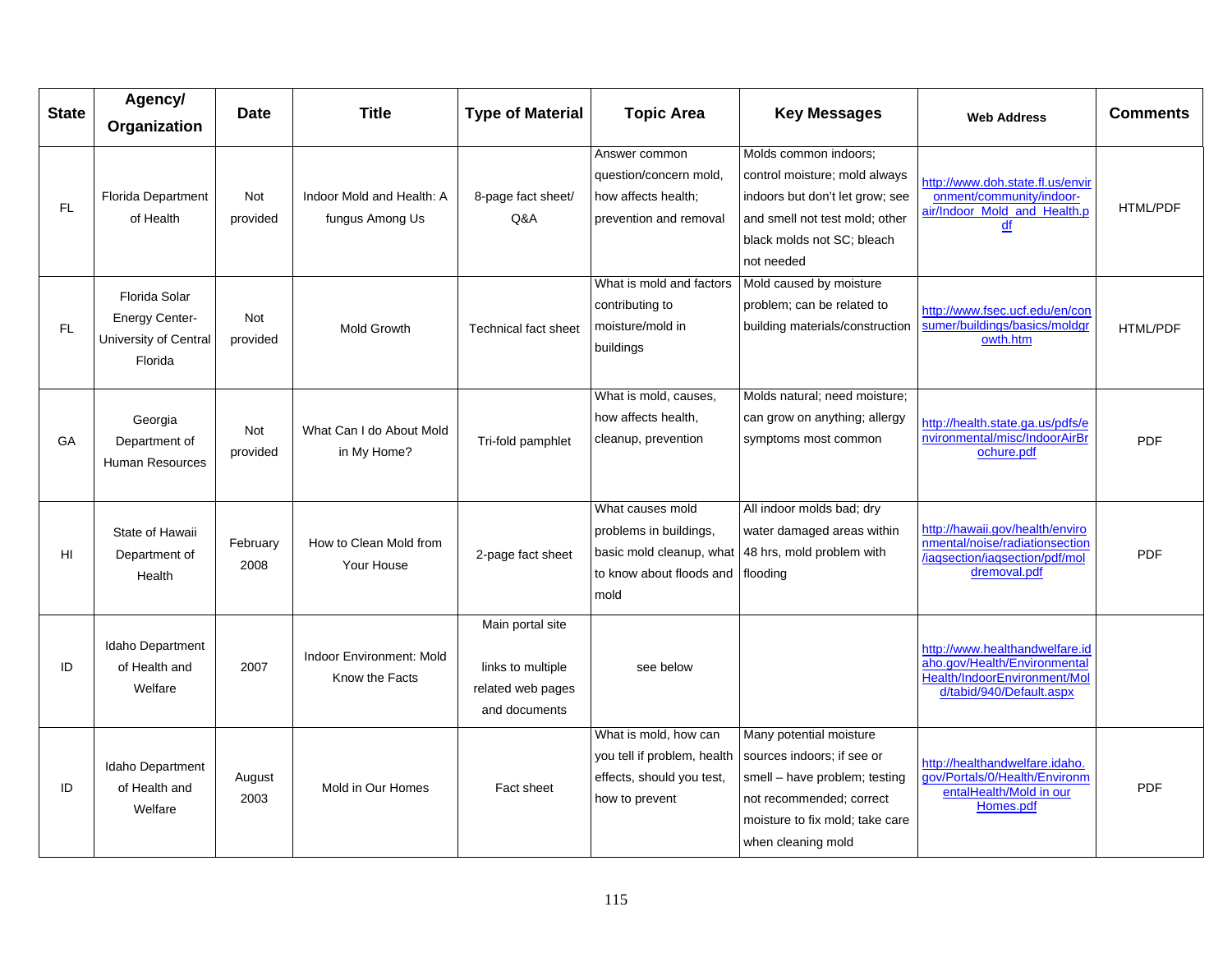| State | Agency/ Organization | Date | Title | Type of Material | Topic Area | Key Messages | Web Address | Comments |
|---|---|---|---|---|---|---|---|---|
| FL | Florida Department of Health | Not provided | Indoor Mold and Health: A fungus Among Us | 8-page fact sheet/ Q&A | Answer common question/concern mold, how affects health; prevention and removal | Molds common indoors; control moisture; mold always indoors but don't let grow; see and smell not test mold; other black molds not SC; bleach not needed | http://www.doh.state.fl.us/environment/community/indoor-air/Indoor_Mold_and_Health.pdf | HTML/PDF |
| FL | Florida Solar Energy Center-University of Central Florida | Not provided | Mold Growth | Technical fact sheet | What is mold and factors contributing to moisture/mold in buildings | Mold caused by moisture problem; can be related to building materials/construction | http://www.fsec.ucf.edu/en/consumer/buildings/basics/moldgrowth.htm | HTML/PDF |
| GA | Georgia Department of Human Resources | Not provided | What Can I do About Mold in My Home? | Tri-fold pamphlet | What is mold, causes, how affects health, cleanup, prevention | Molds natural; need moisture; can grow on anything; allergy symptoms most common | http://health.state.ga.us/pdfs/environmental/misc/IndoorAirBrochure.pdf | PDF |
| HI | State of Hawaii Department of Health | February 2008 | How to Clean Mold from Your House | 2-page fact sheet | What causes mold problems in buildings, basic mold cleanup, what to know about floods and mold | All indoor molds bad; dry water damaged areas within 48 hrs, mold problem with flooding | http://hawaii.gov/health/environmental/noise/radiationsection/iaqsection/iaqsection/pdf/moldremoval.pdf | PDF |
| ID | Idaho Department of Health and Welfare | 2007 | Indoor Environment: Mold Know the Facts | Main portal site links to multiple related web pages and documents | see below | | http://www.healthandwelfare.idaho.gov/Health/EnvironmentalHealth/IndoorEnvironment/Mold/tabid/940/Default.aspx | |
| ID | Idaho Department of Health and Welfare | August 2003 | Mold in Our Homes | Fact sheet | What is mold, how can you tell if problem, health effects, should you test, how to prevent | Many potential moisture sources indoors; if see or smell – have problem; testing not recommended; correct moisture to fix mold; take care when cleaning mold | http://healthandwelfare.idaho.gov/Portals/0/Health/EnvironmentalHealth/Mold in our Homes.pdf | PDF |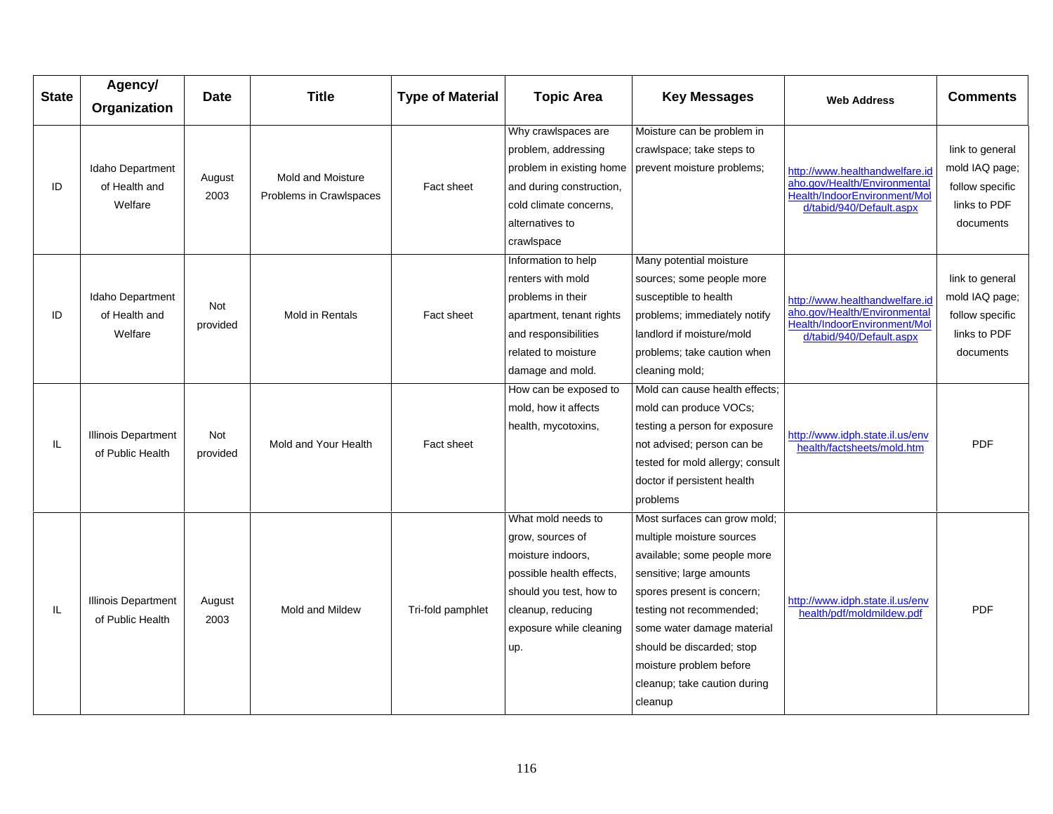| State | Agency/ Organization | Date | Title | Type of Material | Topic Area | Key Messages | Web Address | Comments |
|---|---|---|---|---|---|---|---|---|
| ID | Idaho Department of Health and Welfare | August 2003 | Mold and Moisture Problems in Crawlspaces | Fact sheet | Why crawlspaces are problem, addressing problem in existing home and during construction, cold climate concerns, alternatives to crawlspace | Moisture can be problem in crawlspace; take steps to prevent moisture problems; | http://www.healthandwelfare.idaho.gov/Health/EnvironmentalHealth/IndoorEnvironment/Mold/tabid/940/Default.aspx | link to general mold IAQ page; follow specific links to PDF documents |
| ID | Idaho Department of Health and Welfare | Not provided | Mold in Rentals | Fact sheet | Information to help renters with mold problems in their apartment, tenant rights and responsibilities related to moisture damage and mold. | Many potential moisture sources; some people more susceptible to health problems; immediately notify landlord if moisture/mold problems; take caution when cleaning mold; | http://www.healthandwelfare.idaho.gov/Health/EnvironmentalHealth/IndoorEnvironment/Mold/tabid/940/Default.aspx | link to general mold IAQ page; follow specific links to PDF documents |
| IL | Illinois Department of Public Health | Not provided | Mold and Your Health | Fact sheet | How can be exposed to mold, how it affects health, mycotoxins, | Mold can cause health effects; mold can produce VOCs; testing a person for exposure not advised; person can be tested for mold allergy; consult doctor if persistent health problems | http://www.idph.state.il.us/envhealth/factsheets/mold.htm | PDF |
| IL | Illinois Department of Public Health | August 2003 | Mold and Mildew | Tri-fold pamphlet | What mold needs to grow, sources of moisture indoors, possible health effects, should you test, how to cleanup, reducing exposure while cleaning up. | Most surfaces can grow mold; multiple moisture sources available; some people more sensitive; large amounts spores present is concern; testing not recommended; some water damage material should be discarded; stop moisture problem before cleanup; take caution during cleanup | http://www.idph.state.il.us/envhealth/pdf/moldmildew.pdf | PDF |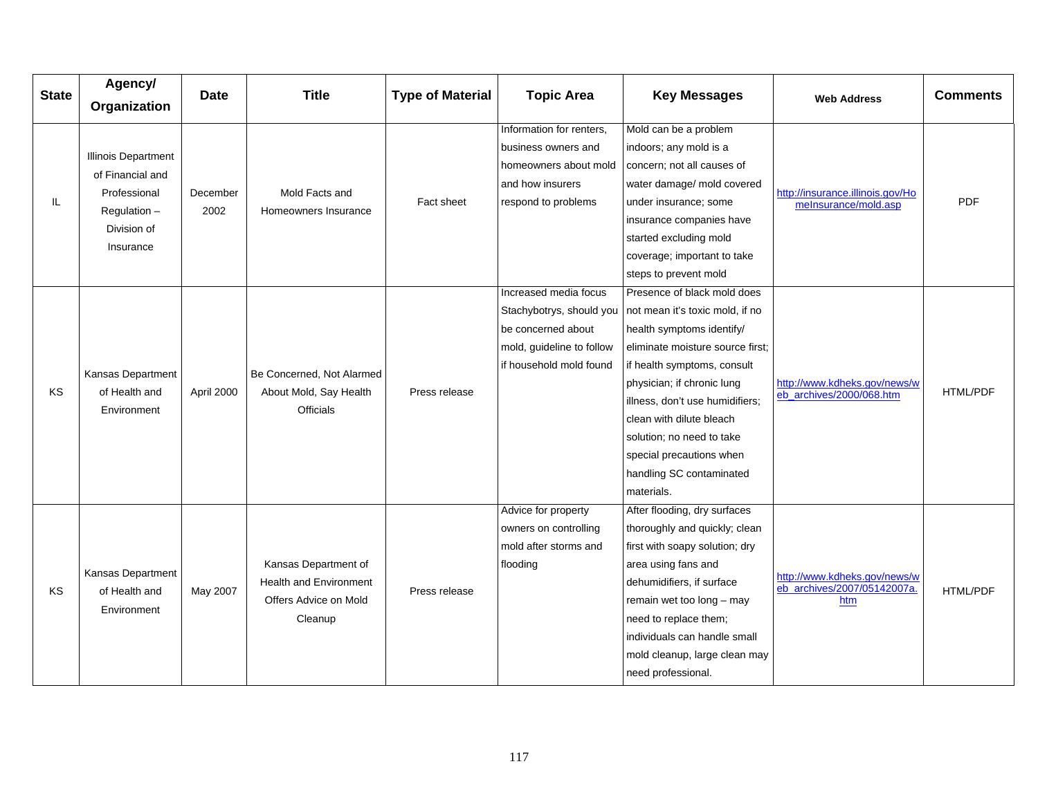| State | Agency/ Organization | Date | Title | Type of Material | Topic Area | Key Messages | Web Address | Comments |
|---|---|---|---|---|---|---|---|---|
| IL | Illinois Department of Financial and Professional Regulation – Division of Insurance | December 2002 | Mold Facts and Homeowners Insurance | Fact sheet | Information for renters, business owners and homeowners about mold and how insurers respond to problems | Mold can be a problem indoors; any mold is a concern; not all causes of water damage/ mold covered under insurance; some insurance companies have started excluding mold coverage; important to take steps to prevent mold | http://insurance.illinois.gov/HomeInsurance/mold.asp | PDF |
| KS | Kansas Department of Health and Environment | April 2000 | Be Concerned, Not Alarmed About Mold, Say Health Officials | Press release | Increased media focus Stachybotrys, should you be concerned about mold, guideline to follow if household mold found | Presence of black mold does not mean it's toxic mold, if no health symptoms identify/ eliminate moisture source first; if health symptoms, consult physician; if chronic lung illness, don't use humidifiers; clean with dilute bleach solution; no need to take special precautions when handling SC contaminated materials. | http://www.kdheks.gov/news/web_archives/2000/068.htm | HTML/PDF |
| KS | Kansas Department of Health and Environment | May 2007 | Kansas Department of Health and Environment Offers Advice on Mold Cleanup | Press release | Advice for property owners on controlling mold after storms and flooding | After flooding, dry surfaces thoroughly and quickly; clean first with soapy solution; dry area using fans and dehumidifiers, if surface remain wet too long – may need to replace them; individuals can handle small mold cleanup, large clean may need professional. | http://www.kdheks.gov/news/web_archives/2007/05142007a.htm | HTML/PDF |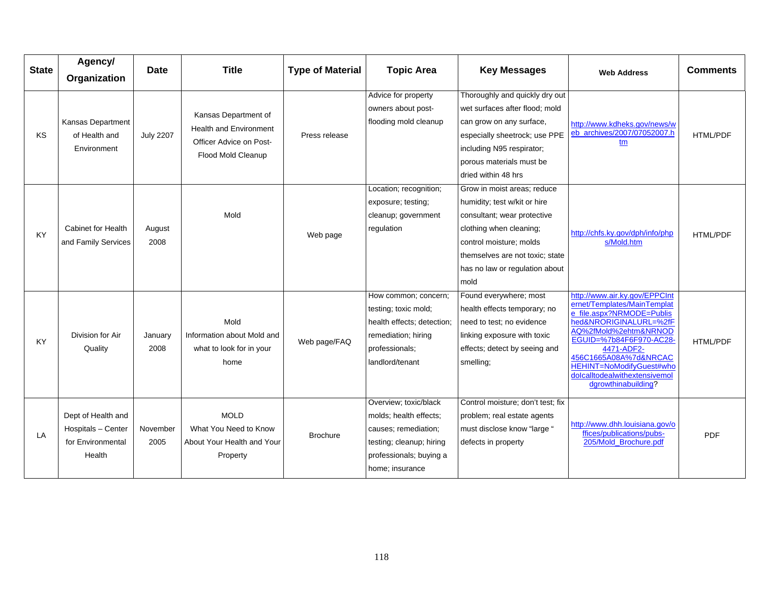| State | Agency/ Organization | Date | Title | Type of Material | Topic Area | Key Messages | Web Address | Comments |
|---|---|---|---|---|---|---|---|---|
| KS | Kansas Department of Health and Environment | July 2207 | Kansas Department of Health and Environment Officer Advice on Post-Flood Mold Cleanup | Press release | Advice for property owners about post-flooding mold cleanup | Thoroughly and quickly dry out wet surfaces after flood; mold can grow on any surface, especially sheetrock; use PPE including N95 respirator; porous materials must be dried within 48 hrs | http://www.kdheks.gov/news/web_archives/2007/07052007.htm | HTML/PDF |
| KY | Cabinet for Health and Family Services | August 2008 | Mold | Web page | Location; recognition; exposure; testing; cleanup; government regulation | Grow in moist areas; reduce humidity; test w/kit or hire consultant; wear protective clothing when cleaning; control moisture; molds themselves are not toxic; state has no law or regulation about mold | http://chfs.ky.gov/dph/info/phps/Mold.htm | HTML/PDF |
| KY | Division for Air Quality | January 2008 | Mold Information about Mold and what to look for in your home | Web page/FAQ | How common; concern; testing; toxic mold; health effects; detection; remediation; hiring professionals; landlord/tenant | Found everywhere; most health effects temporary; no need to test; no evidence linking exposure with toxic effects; detect by seeing and smelling; | http://www.air.ky.gov/EPPCInternet/Templates/MainTemplate_file.aspx?NRMODE=Published&NRORIGINALURL=%2fFAQ%2fMold%2ehtm&NRNODEGUID=%7b84F6F970-AC28-4471-ADF2-456C1665A08A%7d&NRCACHEHINT=NoModifyGuest#whodoIcalltodealwithextensivemoldgrowthinabuilding? | HTML/PDF |
| LA | Dept of Health and Hospitals – Center for Environmental Health | November 2005 | MOLD What You Need to Know About Your Health and Your Property | Brochure | Overview; toxic/black molds; health effects; causes; remediation; testing; cleanup; hiring professionals; buying a home; insurance | Control moisture; don't test; fix problem; real estate agents must disclose know "large " defects in property | http://www.dhh.louisiana.gov/offices/publications/pubs-205/Mold_Brochure.pdf | PDF |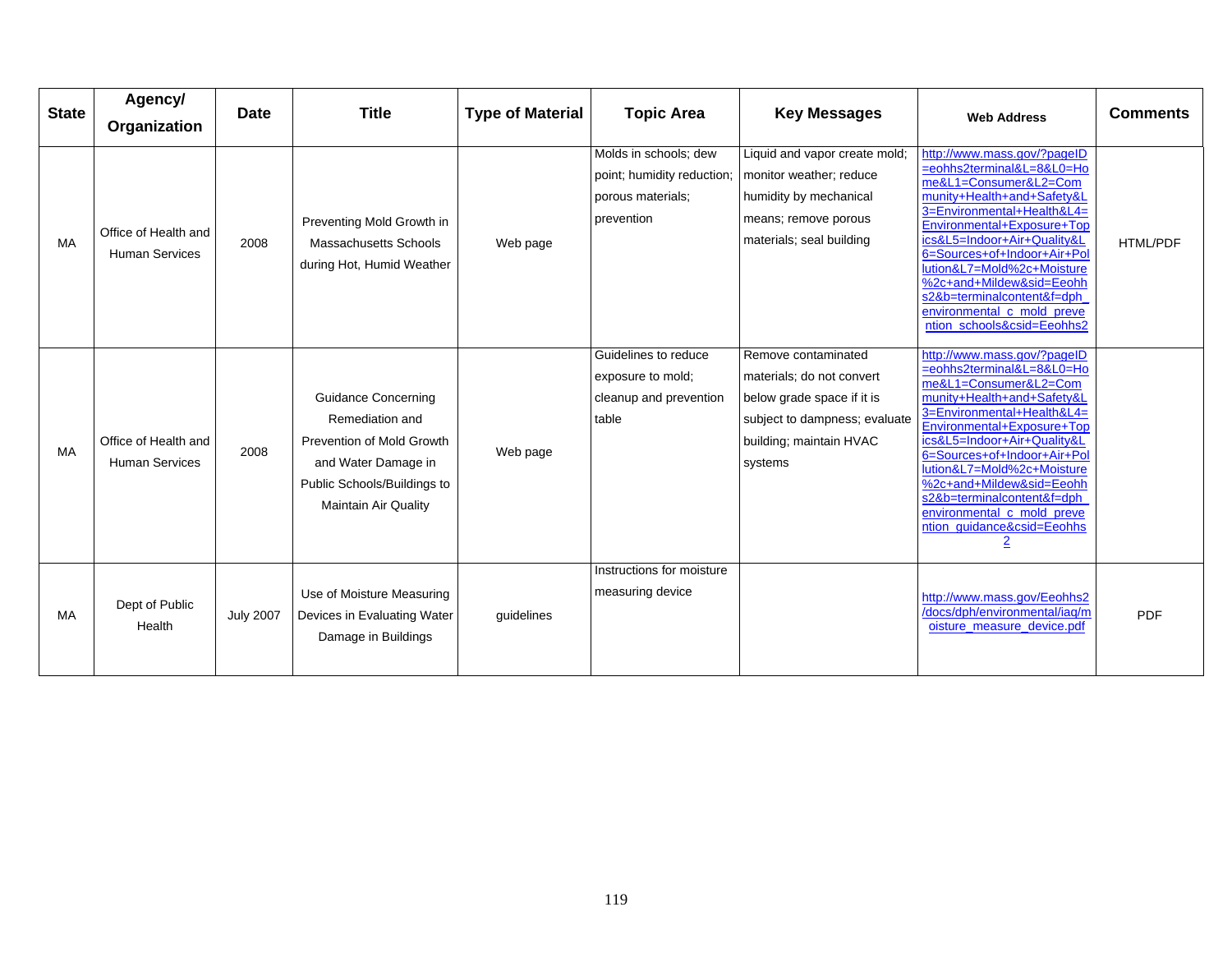| State | Agency/ Organization | Date | Title | Type of Material | Topic Area | Key Messages | Web Address | Comments |
|---|---|---|---|---|---|---|---|---|
| MA | Office of Health and Human Services | 2008 | Preventing Mold Growth in Massachusetts Schools during Hot, Humid Weather | Web page | Molds in schools; dew point; humidity reduction; porous materials; prevention | Liquid and vapor create mold; monitor weather; reduce humidity by mechanical means; remove porous materials; seal building | http://www.mass.gov/?pageID=eohhs2terminal&L=8&L0=Home&L1=Consumer&L2=Community+Health+and+Safety&L3=Environmental+Health&L4=Environmental+Exposure+Topics&L5=Indoor+Air+Quality&L6=Sources+of+Indoor+Air+Pollution&L7=Mold%2c+Moisture%2c+and+Mildew&sid=Eeohhs2&b=terminalcontent&f=dph_environmental_c_mold_prevention_schools&csid=Eeohhs2 | HTML/PDF |
| MA | Office of Health and Human Services | 2008 | Guidance Concerning Remediation and Prevention of Mold Growth and Water Damage in Public Schools/Buildings to Maintain Air Quality | Web page | Guidelines to reduce exposure to mold; cleanup and prevention table | Remove contaminated materials; do not convert below grade space if it is subject to dampness; evaluate building; maintain HVAC systems | http://www.mass.gov/?pageID=eohhs2terminal&L=8&L0=Home&L1=Consumer&L2=Community+Health+and+Safety&L3=Environmental+Health&L4=Environmental+Exposure+Topics&L5=Indoor+Air+Quality&L6=Sources+of+Indoor+Air+Pollution&L7=Mold%2c+Moisture%2c+and+Mildew&sid=Eeohhs2&b=terminalcontent&f=dph_environmental_c_mold_prevention_guidance&csid=Eeohhs2 | |
| MA | Dept of Public Health | July 2007 | Use of Moisture Measuring Devices in Evaluating Water Damage in Buildings | guidelines | Instructions for moisture measuring device | | http://www.mass.gov/Eeohhs2/docs/dph/environmental/iaq/moisture_measure_device.pdf | PDF |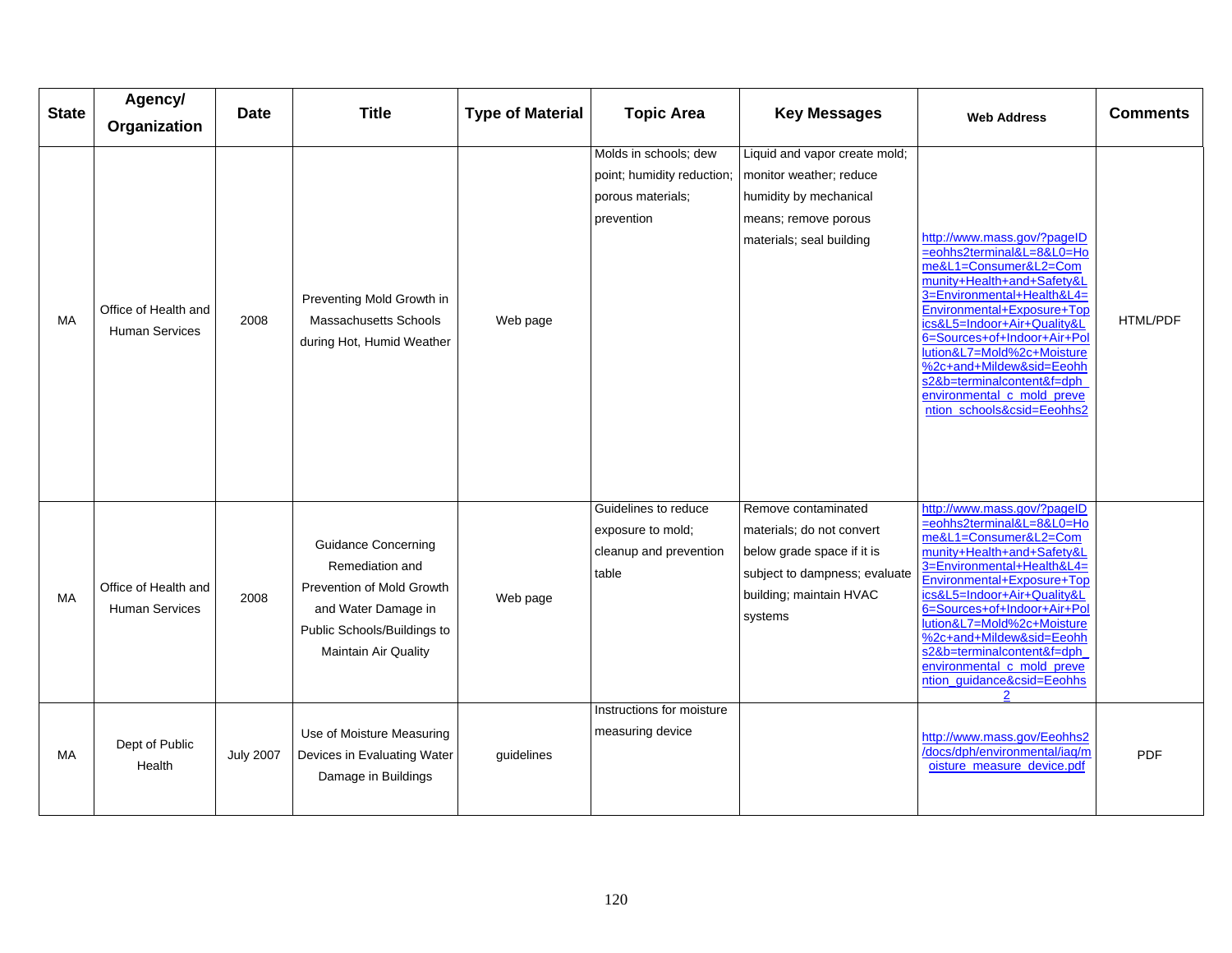| State | Agency/ Organization | Date | Title | Type of Material | Topic Area | Key Messages | Web Address | Comments |
|---|---|---|---|---|---|---|---|---|
| MA | Office of Health and Human Services | 2008 | Preventing Mold Growth in Massachusetts Schools during Hot, Humid Weather | Web page | Molds in schools; dew point; humidity reduction; porous materials; prevention | Liquid and vapor create mold; monitor weather; reduce humidity by mechanical means; remove porous materials; seal building | http://www.mass.gov/?pageID=eohhs2terminal&L=8&L0=Home&L1=Consumer&L2=Community+Health+and+Safety&L3=Environmental+Health&L4=Environmental+Exposure+Topics&L5=Indoor+Air+Quality&L6=Sources+of+Indoor+Air+Pollution&L7=Mold%2c+Moisture%2c+and+Mildew&sid=Eeohhs2&b=terminalcontent&f=dph_environmental_c_mold_prevention_schools&csid=Eeohhs2 | HTML/PDF |
| MA | Office of Health and Human Services | 2008 | Guidance Concerning Remediation and Prevention of Mold Growth and Water Damage in Public Schools/Buildings to Maintain Air Quality | Web page | Guidelines to reduce exposure to mold; cleanup and prevention table | Remove contaminated materials; do not convert below grade space if it is subject to dampness; evaluate building; maintain HVAC systems | http://www.mass.gov/?pageID=eohhs2terminal&L=8&L0=Home&L1=Consumer&L2=Community+Health+and+Safety&L3=Environmental+Health&L4=Environmental+Exposure+Topics&L5=Indoor+Air+Quality&L6=Sources+of+Indoor+Air+Pollution&L7=Mold%2c+Moisture%2c+and+Mildew&sid=Eeohhs2&b=terminalcontent&f=dph_environmental_c_mold_prevention_guidance&csid=Eeohhs2 | |
| MA | Dept of Public Health | July 2007 | Use of Moisture Measuring Devices in Evaluating Water Damage in Buildings | guidelines | Instructions for moisture measuring device | | http://www.mass.gov/Eeohhs2/docs/dph/environmental/iaq/moisture_measure_device.pdf | PDF |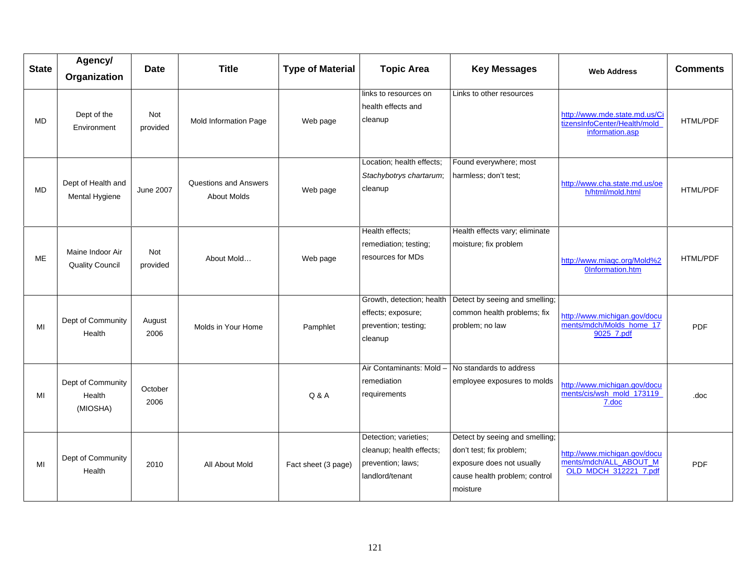| State | Agency/ Organization | Date | Title | Type of Material | Topic Area | Key Messages | Web Address | Comments |
|---|---|---|---|---|---|---|---|---|
| MD | Dept of the Environment | Not provided | Mold Information Page | Web page | links to resources on health effects and cleanup | Links to other resources | http://www.mde.state.md.us/CitizensInfoCenter/Health/mold_information.asp | HTML/PDF |
| MD | Dept of Health and Mental Hygiene | June 2007 | Questions and Answers About Molds | Web page | Location; health effects; *Stachybotrys chartarum*; cleanup | Found everywhere; most harmless; don't test; | http://www.cha.state.md.us/oeh/html/mold.html | HTML/PDF |
| ME | Maine Indoor Air Quality Council | Not provided | About Mold… | Web page | Health effects; remediation; testing; resources for MDs | Health effects vary; eliminate moisture; fix problem | http://www.miaqc.org/Mold%20Information.htm | HTML/PDF |
| MI | Dept of Community Health | August 2006 | Molds in Your Home | Pamphlet | Growth, detection; health effects; exposure; prevention; testing; cleanup | Detect by seeing and smelling; common health problems; fix problem; no law | http://www.michigan.gov/documents/mdch/Molds_home_179025_7.pdf | PDF |
| MI | Dept of Community Health (MIOSHA) | October 2006 | | Q & A | Air Contaminants: Mold – remediation requirements | No standards to address employee exposures to molds | http://www.michigan.gov/documents/cis/wsh_mold_173119_7.doc | .doc |
| MI | Dept of Community Health | 2010 | All About Mold | Fact sheet (3 page) | Detection; varieties; cleanup; health effects; prevention; laws; landlord/tenant | Detect by seeing and smelling; don't test; fix problem; exposure does not usually cause health problem; control moisture | http://www.michigan.gov/documents/mdch/ALL_ABOUT_MOLD_MDCH_312221_7.pdf | PDF |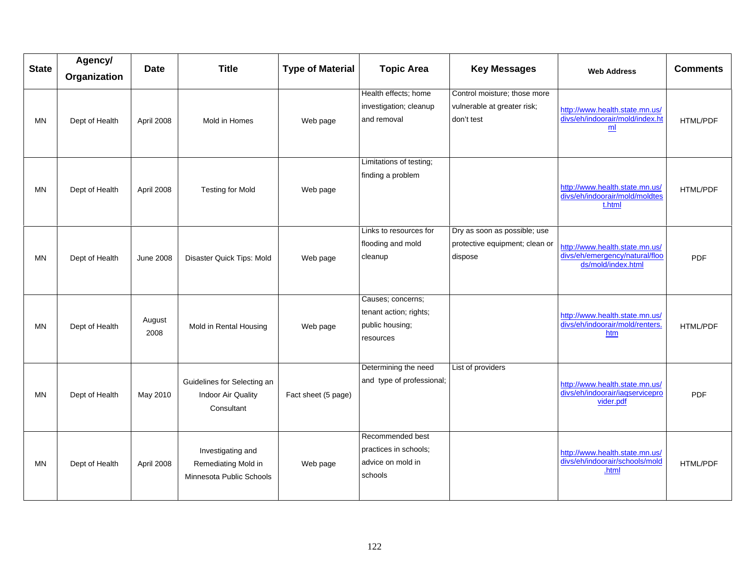| State | Agency/ Organization | Date | Title | Type of Material | Topic Area | Key Messages | Web Address | Comments |
|---|---|---|---|---|---|---|---|---|
| MN | Dept of Health | April 2008 | Mold in Homes | Web page | Health effects; home investigation; cleanup and removal | Control moisture; those more vulnerable at greater risk; don't test | http://www.health.state.mn.us/divs/eh/indoorair/mold/index.html | HTML/PDF |
| MN | Dept of Health | April 2008 | Testing for Mold | Web page | Limitations of testing; finding a problem | | http://www.health.state.mn.us/divs/eh/indoorair/mold/moldtest.html | HTML/PDF |
| MN | Dept of Health | June 2008 | Disaster Quick Tips: Mold | Web page | Links to resources for flooding and mold cleanup | Dry as soon as possible; use protective equipment; clean or dispose | http://www.health.state.mn.us/divs/eh/emergency/natural/floods/mold/index.html | PDF |
| MN | Dept of Health | August 2008 | Mold in Rental Housing | Web page | Causes; concerns; tenant action; rights; public housing; resources | | http://www.health.state.mn.us/divs/eh/indoorair/mold/renters.htm | HTML/PDF |
| MN | Dept of Health | May 2010 | Guidelines for Selecting an Indoor Air Quality Consultant | Fact sheet (5 page) | Determining the need and type of professional; | List of providers | http://www.health.state.mn.us/divs/eh/indoorair/iaqserviceprovider.pdf | PDF |
| MN | Dept of Health | April 2008 | Investigating and Remediating Mold in Minnesota Public Schools | Web page | Recommended best practices in schools; advice on mold in schools | | http://www.health.state.mn.us/divs/eh/indoorair/schools/mold.html | HTML/PDF |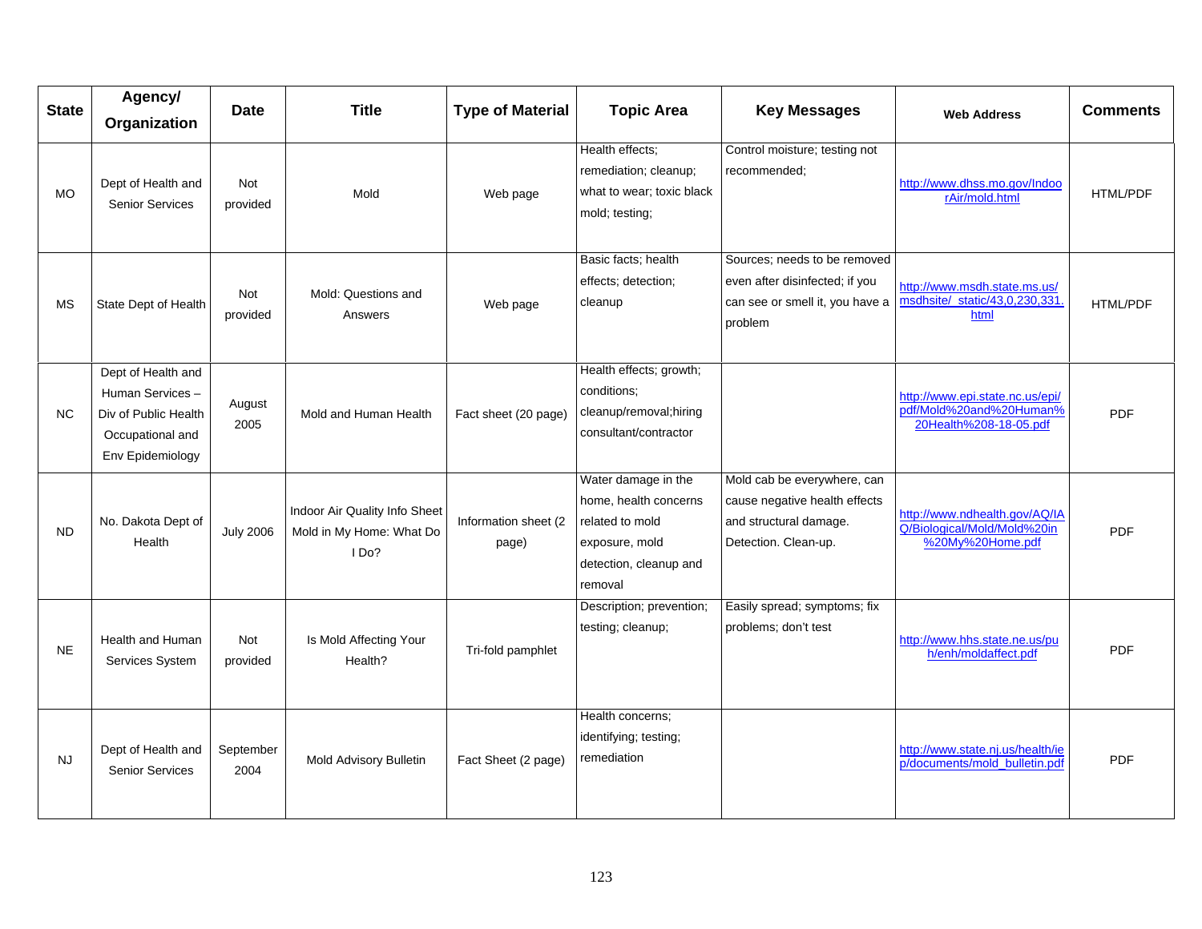| State | Agency/ Organization | Date | Title | Type of Material | Topic Area | Key Messages | Web Address | Comments |
|---|---|---|---|---|---|---|---|---|
| MO | Dept of Health and Senior Services | Not provided | Mold | Web page | Health effects; remediation; cleanup; what to wear; toxic black mold; testing; | Control moisture; testing not recommended; | http://www.dhss.mo.gov/IndoorAir/mold.html | HTML/PDF |
| MS | State Dept of Health | Not provided | Mold: Questions and Answers | Web page | Basic facts; health effects; detection; cleanup | Sources; needs to be removed even after disinfected; if you can see or smell it, you have a problem | http://www.msdh.state.ms.us/msdhsite/_static/43,0,230,331.html | HTML/PDF |
| NC | Dept of Health and Human Services – Div of Public Health Occupational and Env Epidemiology | August 2005 | Mold and Human Health | Fact sheet (20 page) | Health effects; growth; conditions; cleanup/removal;hiring consultant/contractor | | http://www.epi.state.nc.us/epi/pdf/Mold%20and%20Human%20Health%208-18-05.pdf | PDF |
| ND | No. Dakota Dept of Health | July 2006 | Indoor Air Quality Info Sheet Mold in My Home: What Do I Do? | Information sheet (2 page) | Water damage in the home, health concerns related to mold exposure, mold detection, cleanup and removal | Mold cab be everywhere, can cause negative health effects and structural damage. Detection. Clean-up. | http://www.ndhealth.gov/AQ/IAQ/Biological/Mold/Mold%20in%20My%20Home.pdf | PDF |
| NE | Health and Human Services System | Not provided | Is Mold Affecting Your Health? | Tri-fold pamphlet | Description; prevention; testing; cleanup; | Easily spread; symptoms; fix problems; don't test | http://www.hhs.state.ne.us/puh/enh/moldaffect.pdf | PDF |
| NJ | Dept of Health and Senior Services | September 2004 | Mold Advisory Bulletin | Fact Sheet (2 page) | Health concerns; identifying; testing; remediation | | http://www.state.nj.us/health/ieh/documents/mold_bulletin.pdf | PDF |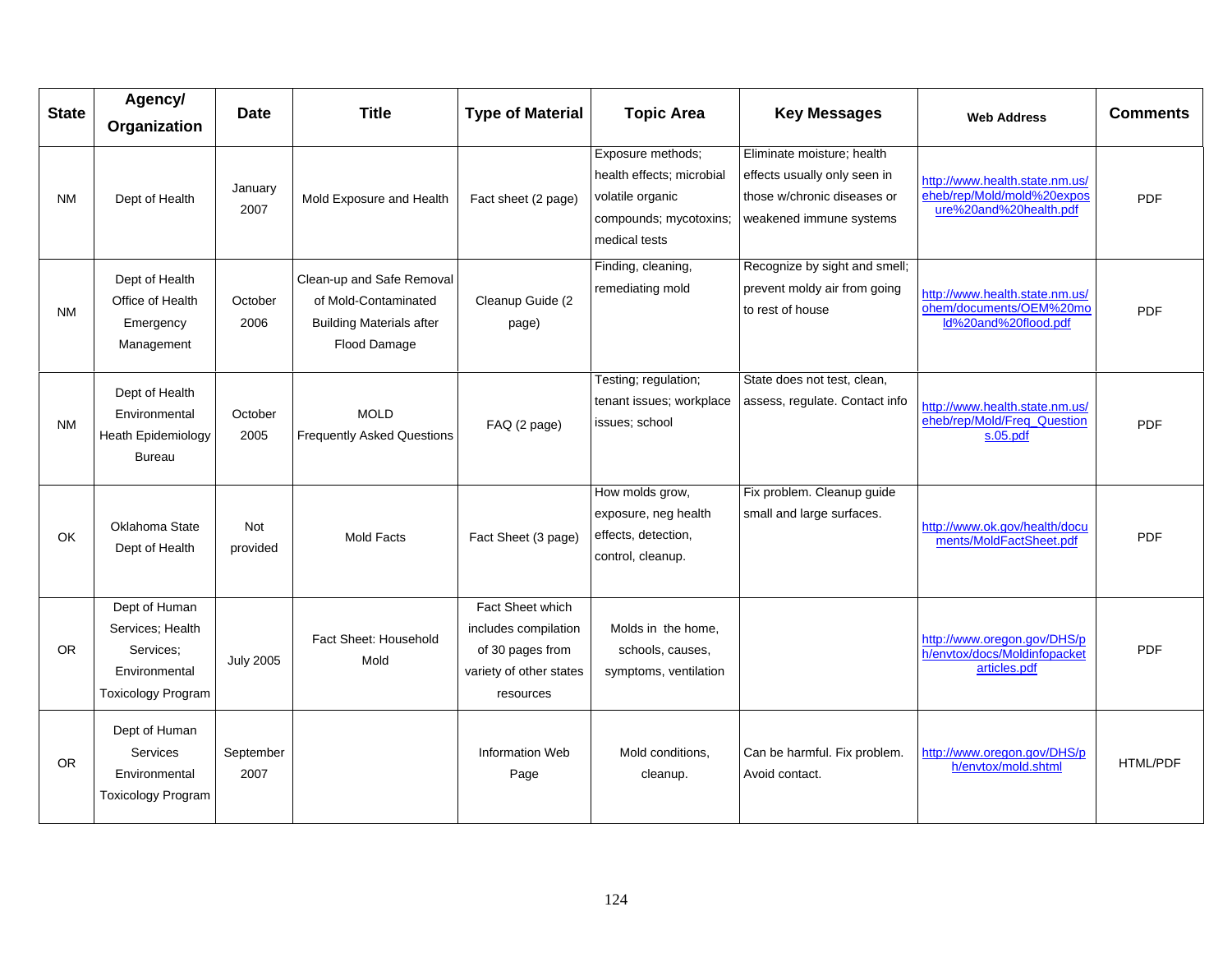| State | Agency/ Organization | Date | Title | Type of Material | Topic Area | Key Messages | Web Address | Comments |
|---|---|---|---|---|---|---|---|---|
| NM | Dept of Health | January 2007 | Mold Exposure and Health | Fact sheet (2 page) | Exposure methods; health effects; microbial volatile organic compounds; mycotoxins; medical tests | Eliminate moisture; health effects usually only seen in those w/chronic diseases or weakened immune systems | http://www.health.state.nm.us/eheb/rep/Mold/mold%20exposure%20and%20health.pdf | PDF |
| NM | Dept of Health Office of Health Emergency Management | October 2006 | Clean-up and Safe Removal of Mold-Contaminated Building Materials after Flood Damage | Cleanup Guide (2 page) | Finding, cleaning, remediating mold | Recognize by sight and smell; prevent moldy air from going to rest of house | http://www.health.state.nm.us/ohem/documents/OEM%20mold%20and%20flood.pdf | PDF |
| NM | Dept of Health Environmental Heath Epidemiology Bureau | October 2005 | MOLD Frequently Asked Questions | FAQ (2 page) | Testing; regulation; tenant issues; workplace issues; school | State does not test, clean, assess, regulate. Contact info | http://www.health.state.nm.us/eheb/rep/Mold/Freq_Questions.05.pdf | PDF |
| OK | Oklahoma State Dept of Health | Not provided | Mold Facts | Fact Sheet (3 page) | How molds grow, exposure, neg health effects, detection, control, cleanup. | Fix problem. Cleanup guide small and large surfaces. | http://www.ok.gov/health/documents/MoldFactSheet.pdf | PDF |
| OR | Dept of Human Services; Health Services; Environmental Toxicology Program | July 2005 | Fact Sheet: Household Mold | Fact Sheet which includes compilation of 30 pages from variety of other states resources | Molds in the home, schools, causes, symptoms, ventilation | | http://www.oregon.gov/DHS/ph/envtox/docs/Moldinfopacketarticles.pdf | PDF |
| OR | Dept of Human Services Environmental Toxicology Program | September 2007 | | Information Web Page | Mold conditions, cleanup. | Can be harmful. Fix problem. Avoid contact. | http://www.oregon.gov/DHS/ph/envtox/mold.shtml | HTML/PDF |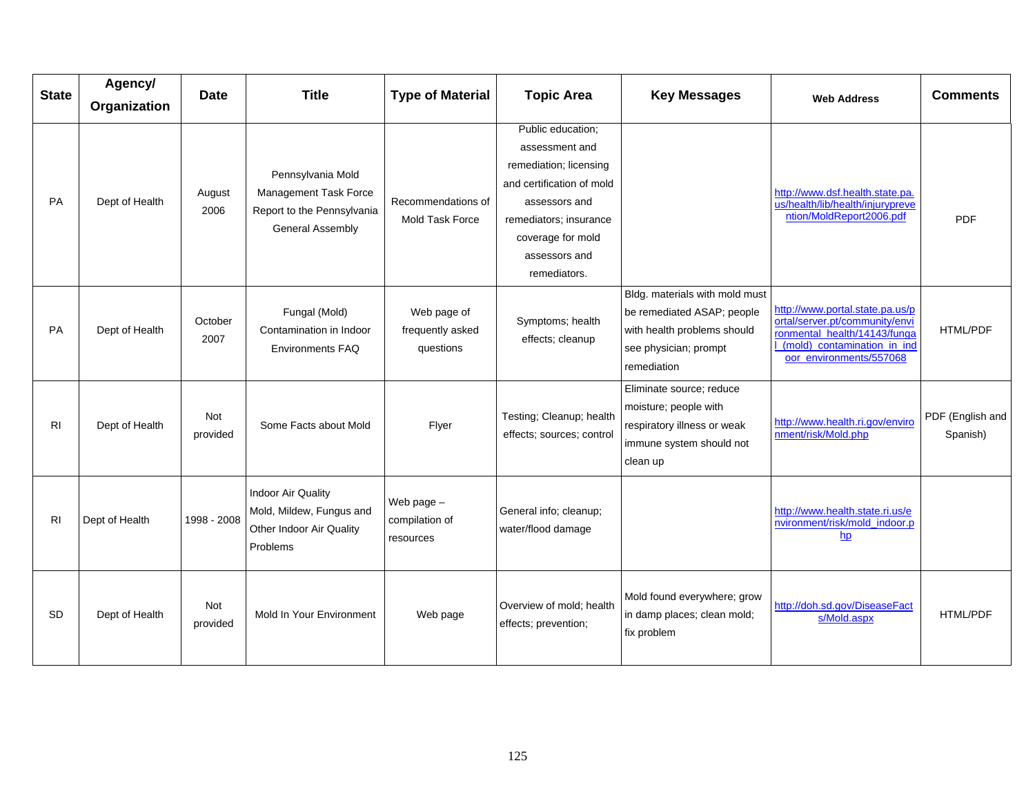| State | Agency/ Organization | Date | Title | Type of Material | Topic Area | Key Messages | Web Address | Comments |
|---|---|---|---|---|---|---|---|---|
| PA | Dept of Health | August 2006 | Pennsylvania Mold Management Task Force Report to the Pennsylvania General Assembly | Recommendations of Mold Task Force | Public education; assessment and remediation; licensing and certification of mold assessors and remediators; insurance coverage for mold assessors and remediators. | | http://www.dsf.health.state.pa.us/health/lib/health/injuryprevention/MoldReport2006.pdf | PDF |
| PA | Dept of Health | October 2007 | Fungal (Mold) Contamination in Indoor Environments FAQ | Web page of frequently asked questions | Symptoms; health effects; cleanup | Bldg. materials with mold must be remediated ASAP; people with health problems should see physician; prompt remediation | http://www.portal.state.pa.us/portal/server.pt/community/environmental_health/14143/fungal_(mold)_contamination_in_indoor_environments/557068 | HTML/PDF |
| RI | Dept of Health | Not provided | Some Facts about Mold | Flyer | Testing; Cleanup; health effects; sources; control | Eliminate source; reduce moisture; people with respiratory illness or weak immune system should not clean up | http://www.health.ri.gov/environment/risk/Mold.php | PDF (English and Spanish) |
| RI | Dept of Health | 1998 - 2008 | Indoor Air Quality Mold, Mildew, Fungus and Other Indoor Air Quality Problems | Web page – compilation of resources | General info; cleanup; water/flood damage | | http://www.health.state.ri.us/environment/risk/mold_indoor.php | |
| SD | Dept of Health | Not provided | Mold In Your Environment | Web page | Overview of mold; health effects; prevention; | Mold found everywhere; grow in damp places; clean mold; fix problem | http://doh.sd.gov/DiseaseFacts/Mold.aspx | HTML/PDF |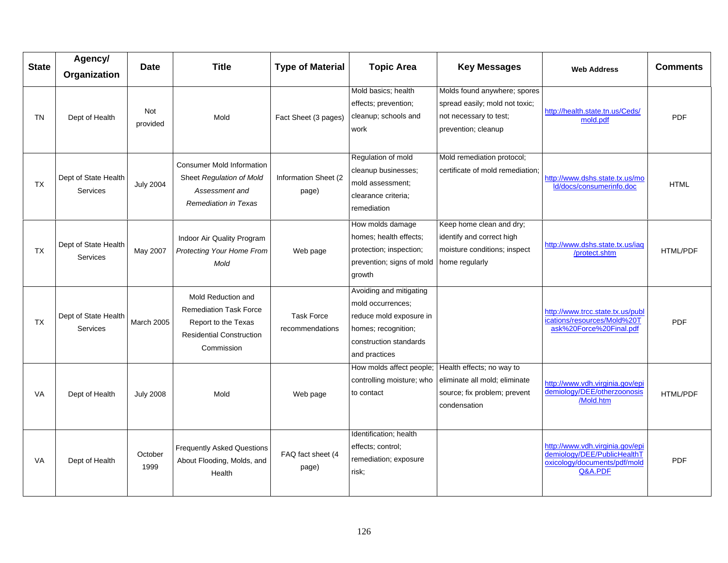| State | Agency/ Organization | Date | Title | Type of Material | Topic Area | Key Messages | Web Address | Comments |
|---|---|---|---|---|---|---|---|---|
| TN | Dept of Health | Not provided | Mold | Fact Sheet (3 pages) | Mold basics; health effects; prevention; cleanup; schools and work | Molds found anywhere; spores spread easily; mold not toxic; not necessary to test; prevention; cleanup | http://health.state.tn.us/Ceds/mold.pdf | PDF |
| TX | Dept of State Health Services | July 2004 | Consumer Mold Information Sheet *Regulation of Mold Assessment and Remediation in Texas* | Information Sheet (2 page) | Regulation of mold cleanup businesses; mold assessment; clearance criteria; remediation | Mold remediation protocol; certificate of mold remediation; | http://www.dshs.state.tx.us/mold/docs/consumerinfo.doc | HTML |
| TX | Dept of State Health Services | May 2007 | Indoor Air Quality Program *Protecting Your Home From Mold* | Web page | How molds damage homes; health effects; protection; inspection; prevention; signs of mold growth | Keep home clean and dry; identify and correct high moisture conditions; inspect home regularly | http://www.dshs.state.tx.us/iaq/protect.shtm | HTML/PDF |
| TX | Dept of State Health Services | March 2005 | Mold Reduction and Remediation Task Force Report to the Texas Residential Construction Commission | Task Force recommendations | Avoiding and mitigating mold occurrences; reduce mold exposure in homes; recognition; construction standards and practices | | http://www.trcc.state.tx.us/publications/resources/Mold%20Task%20Force%20Final.pdf | PDF |
| VA | Dept of Health | July 2008 | Mold | Web page | How molds affect people; controlling moisture; who to contact | Health effects; no way to eliminate all mold; eliminate source; fix problem; prevent condensation | http://www.vdh.virginia.gov/epidemiology/DEE/otherzoonosis/Mold.htm | HTML/PDF |
| VA | Dept of Health | October 1999 | Frequently Asked Questions About Flooding, Molds, and Health | FAQ fact sheet (4 page) | Identification; health effects; control; remediation; exposure risk; | | http://www.vdh.virginia.gov/epidemiology/DEE/PublicHealthToxicology/documents/pdf/moldQ&A.PDF | PDF |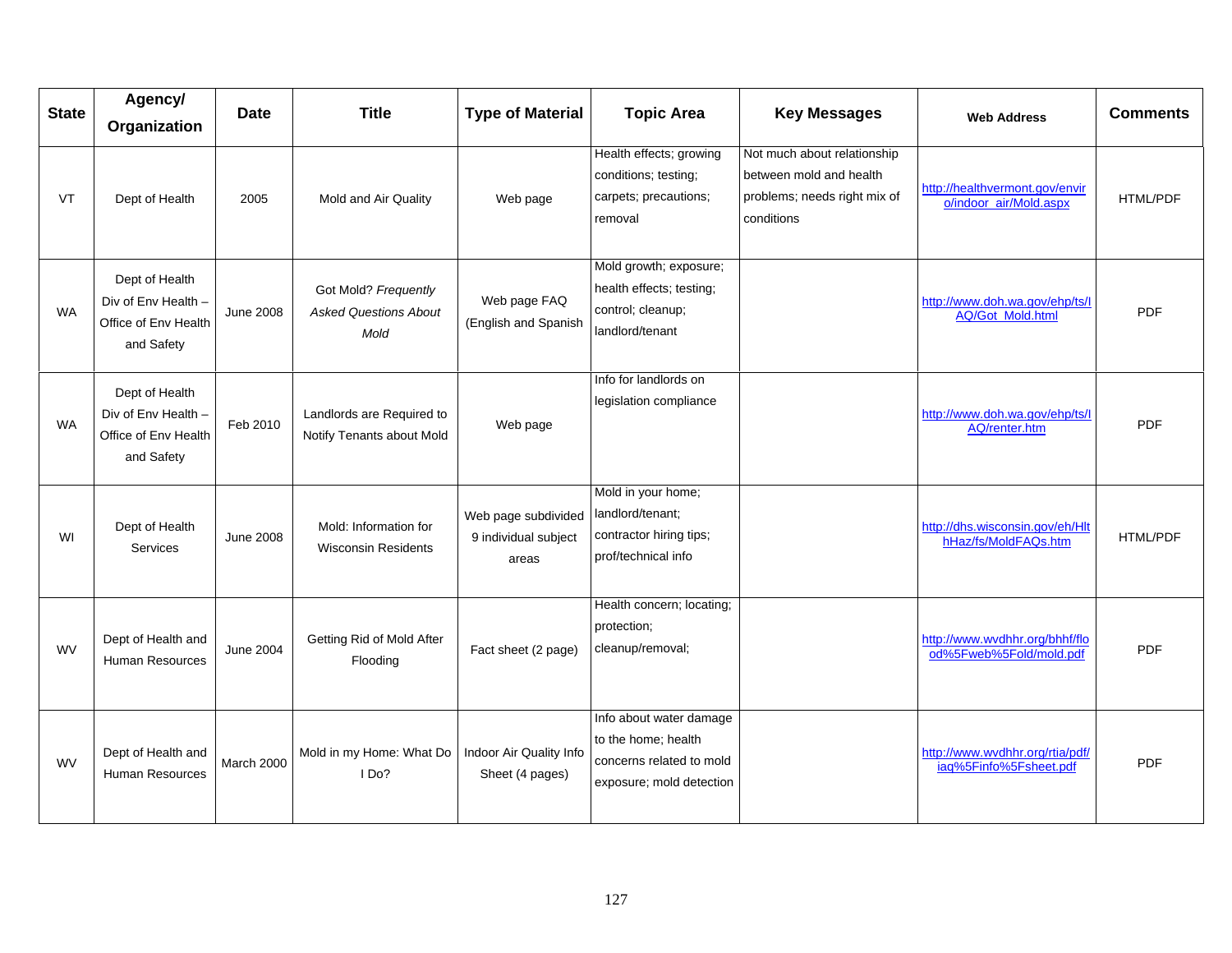| State | Agency/ Organization | Date | Title | Type of Material | Topic Area | Key Messages | Web Address | Comments |
|---|---|---|---|---|---|---|---|---|
| VT | Dept of Health | 2005 | Mold and Air Quality | Web page | Health effects; growing conditions; testing; carpets; precautions; removal | Not much about relationship between mold and health problems; needs right mix of conditions | http://healthvermont.gov/enviro/indoor_air/Mold.aspx | HTML/PDF |
| WA | Dept of Health Div of Env Health – Office of Env Health and Safety | June 2008 | Got Mold? *Frequently Asked Questions About Mold* | Web page FAQ (English and Spanish | Mold growth; exposure; health effects; testing; control; cleanup; landlord/tenant | | http://www.doh.wa.gov/ehp/ts/IAQ/Got_Mold.html | PDF |
| WA | Dept of Health Div of Env Health – Office of Env Health and Safety | Feb 2010 | Landlords are Required to Notify Tenants about Mold | Web page | Info for landlords on legislation compliance | | http://www.doh.wa.gov/ehp/ts/IAQ/renter.htm | PDF |
| WI | Dept of Health Services | June 2008 | Mold: Information for Wisconsin Residents | Web page subdivided 9 individual subject areas | Mold in your home; landlord/tenant; contractor hiring tips; prof/technical info | | http://dhs.wisconsin.gov/eh/HlthHaz/fs/MoldFAQs.htm | HTML/PDF |
| WV | Dept of Health and Human Resources | June 2004 | Getting Rid of Mold After Flooding | Fact sheet (2 page) | Health concern; locating; protection; cleanup/removal; | | http://www.wvdhhr.org/bhhf/flood%5Fweb%5Fold/mold.pdf | PDF |
| WV | Dept of Health and Human Resources | March 2000 | Mold in my Home: What Do I Do? | Indoor Air Quality Info Sheet (4 pages) | Info about water damage to the home; health concerns related to mold exposure; mold detection | | http://www.wvdhhr.org/rtia/pdf/iaq%5Finfo%5Fsheet.pdf | PDF |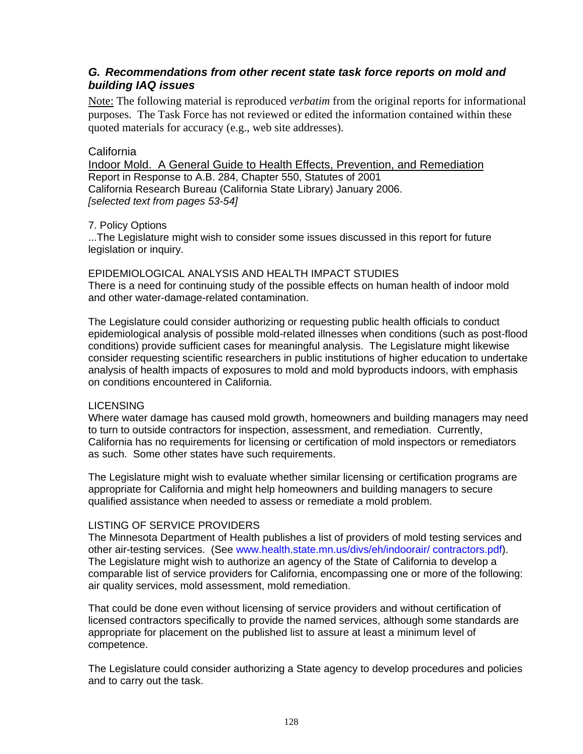### *G. Recommendations from other recent state task force reports on mold and building IAQ issues*

Note: The following material is reproduced *verbatim* from the original reports for informational purposes. The Task Force has not reviewed or edited the information contained within these quoted materials for accuracy (e.g., web site addresses).

California

Indoor Mold. A General Guide to Health Effects, Prevention, and Remediation
Report in Response to A.B. 284, Chapter 550, Statutes of 2001
California Research Bureau (California State Library) January 2006.
*[selected text from pages 53-54]*

7. Policy Options
...The Legislature might wish to consider some issues discussed in this report for future legislation or inquiry.

EPIDEMIOLOGICAL ANALYSIS AND HEALTH IMPACT STUDIES
There is a need for continuing study of the possible effects on human health of indoor mold and other water-damage-related contamination.

The Legislature could consider authorizing or requesting public health officials to conduct epidemiological analysis of possible mold-related illnesses when conditions (such as post-flood conditions) provide sufficient cases for meaningful analysis. The Legislature might likewise consider requesting scientific researchers in public institutions of higher education to undertake analysis of health impacts of exposures to mold and mold byproducts indoors, with emphasis on conditions encountered in California.

LICENSING
Where water damage has caused mold growth, homeowners and building managers may need to turn to outside contractors for inspection, assessment, and remediation. Currently, California has no requirements for licensing or certification of mold inspectors or remediators as such. Some other states have such requirements.

The Legislature might wish to evaluate whether similar licensing or certification programs are appropriate for California and might help homeowners and building managers to secure qualified assistance when needed to assess or remediate a mold problem.

LISTING OF SERVICE PROVIDERS
The Minnesota Department of Health publishes a list of providers of mold testing services and other air-testing services. (See www.health.state.mn.us/divs/eh/indoorair/ contractors.pdf). The Legislature might wish to authorize an agency of the State of California to develop a comparable list of service providers for California, encompassing one or more of the following: air quality services, mold assessment, mold remediation.

That could be done even without licensing of service providers and without certification of licensed contractors specifically to provide the named services, although some standards are appropriate for placement on the published list to assure at least a minimum level of competence.

The Legislature could consider authorizing a State agency to develop procedures and policies and to carry out the task.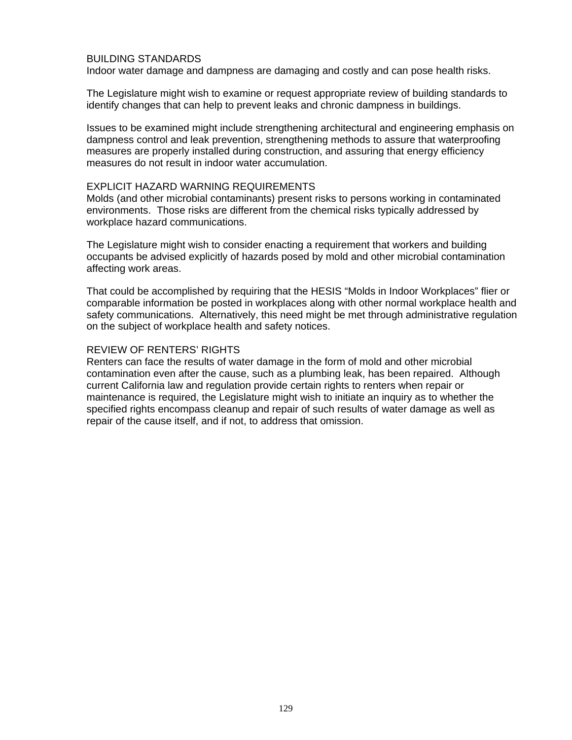### BUILDING STANDARDS

Indoor water damage and dampness are damaging and costly and can pose health risks.

The Legislature might wish to examine or request appropriate review of building standards to identify changes that can help to prevent leaks and chronic dampness in buildings.

Issues to be examined might include strengthening architectural and engineering emphasis on dampness control and leak prevention, strengthening methods to assure that waterproofing measures are properly installed during construction, and assuring that energy efficiency measures do not result in indoor water accumulation.

### EXPLICIT HAZARD WARNING REQUIREMENTS

Molds (and other microbial contaminants) present risks to persons working in contaminated environments. Those risks are different from the chemical risks typically addressed by workplace hazard communications.

The Legislature might wish to consider enacting a requirement that workers and building occupants be advised explicitly of hazards posed by mold and other microbial contamination affecting work areas.

That could be accomplished by requiring that the HESIS "Molds in Indoor Workplaces" flier or comparable information be posted in workplaces along with other normal workplace health and safety communications. Alternatively, this need might be met through administrative regulation on the subject of workplace health and safety notices.

### REVIEW OF RENTERS' RIGHTS

Renters can face the results of water damage in the form of mold and other microbial contamination even after the cause, such as a plumbing leak, has been repaired. Although current California law and regulation provide certain rights to renters when repair or maintenance is required, the Legislature might wish to initiate an inquiry as to whether the specified rights encompass cleanup and repair of such results of water damage as well as repair of the cause itself, and if not, to address that omission.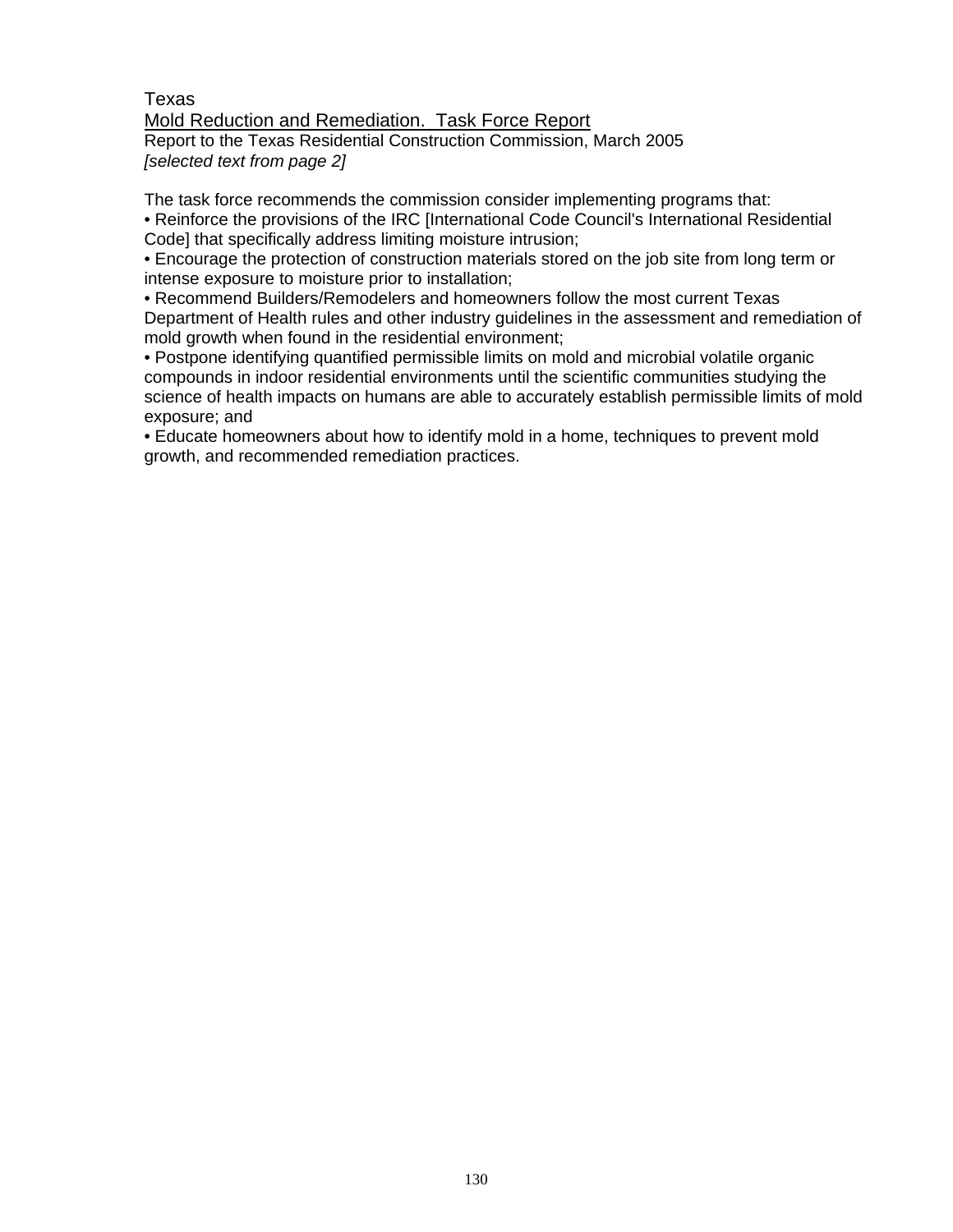Texas

Mold Reduction and Remediation. Task Force Report

Report to the Texas Residential Construction Commission, March 2005

*[selected text from page 2]*

The task force recommends the commission consider implementing programs that:

- Reinforce the provisions of the IRC [International Code Council's International Residential Code] that specifically address limiting moisture intrusion;
- Encourage the protection of construction materials stored on the job site from long term or intense exposure to moisture prior to installation;
- Recommend Builders/Remodelers and homeowners follow the most current Texas Department of Health rules and other industry guidelines in the assessment and remediation of mold growth when found in the residential environment;
- Postpone identifying quantified permissible limits on mold and microbial volatile organic compounds in indoor residential environments until the scientific communities studying the science of health impacts on humans are able to accurately establish permissible limits of mold exposure; and
- Educate homeowners about how to identify mold in a home, techniques to prevent mold growth, and recommended remediation practices.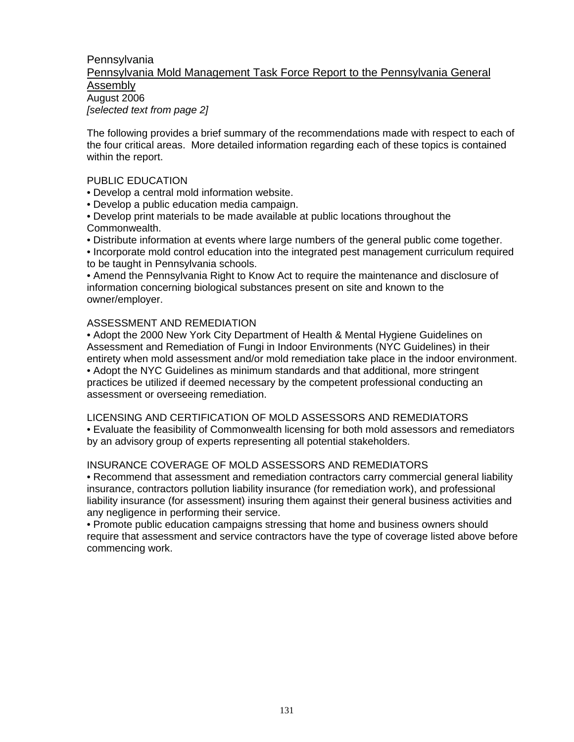Pennsylvania

Pennsylvania Mold Management Task Force Report to the Pennsylvania General Assembly

August 2006

*[selected text from page 2]*

The following provides a brief summary of the recommendations made with respect to each of the four critical areas. More detailed information regarding each of these topics is contained within the report.

PUBLIC EDUCATION

- Develop a central mold information website.
- Develop a public education media campaign.
- Develop print materials to be made available at public locations throughout the Commonwealth.
- Distribute information at events where large numbers of the general public come together.
- Incorporate mold control education into the integrated pest management curriculum required to be taught in Pennsylvania schools.
- Amend the Pennsylvania Right to Know Act to require the maintenance and disclosure of information concerning biological substances present on site and known to the owner/employer.

ASSESSMENT AND REMEDIATION

- Adopt the 2000 New York City Department of Health & Mental Hygiene Guidelines on Assessment and Remediation of Fungi in Indoor Environments (NYC Guidelines) in their entirety when mold assessment and/or mold remediation take place in the indoor environment.
- Adopt the NYC Guidelines as minimum standards and that additional, more stringent practices be utilized if deemed necessary by the competent professional conducting an assessment or overseeing remediation.

LICENSING AND CERTIFICATION OF MOLD ASSESSORS AND REMEDIATORS

- Evaluate the feasibility of Commonwealth licensing for both mold assessors and remediators by an advisory group of experts representing all potential stakeholders.

INSURANCE COVERAGE OF MOLD ASSESSORS AND REMEDIATORS

- Recommend that assessment and remediation contractors carry commercial general liability insurance, contractors pollution liability insurance (for remediation work), and professional liability insurance (for assessment) insuring them against their general business activities and any negligence in performing their service.
- Promote public education campaigns stressing that home and business owners should require that assessment and service contractors have the type of coverage listed above before commencing work.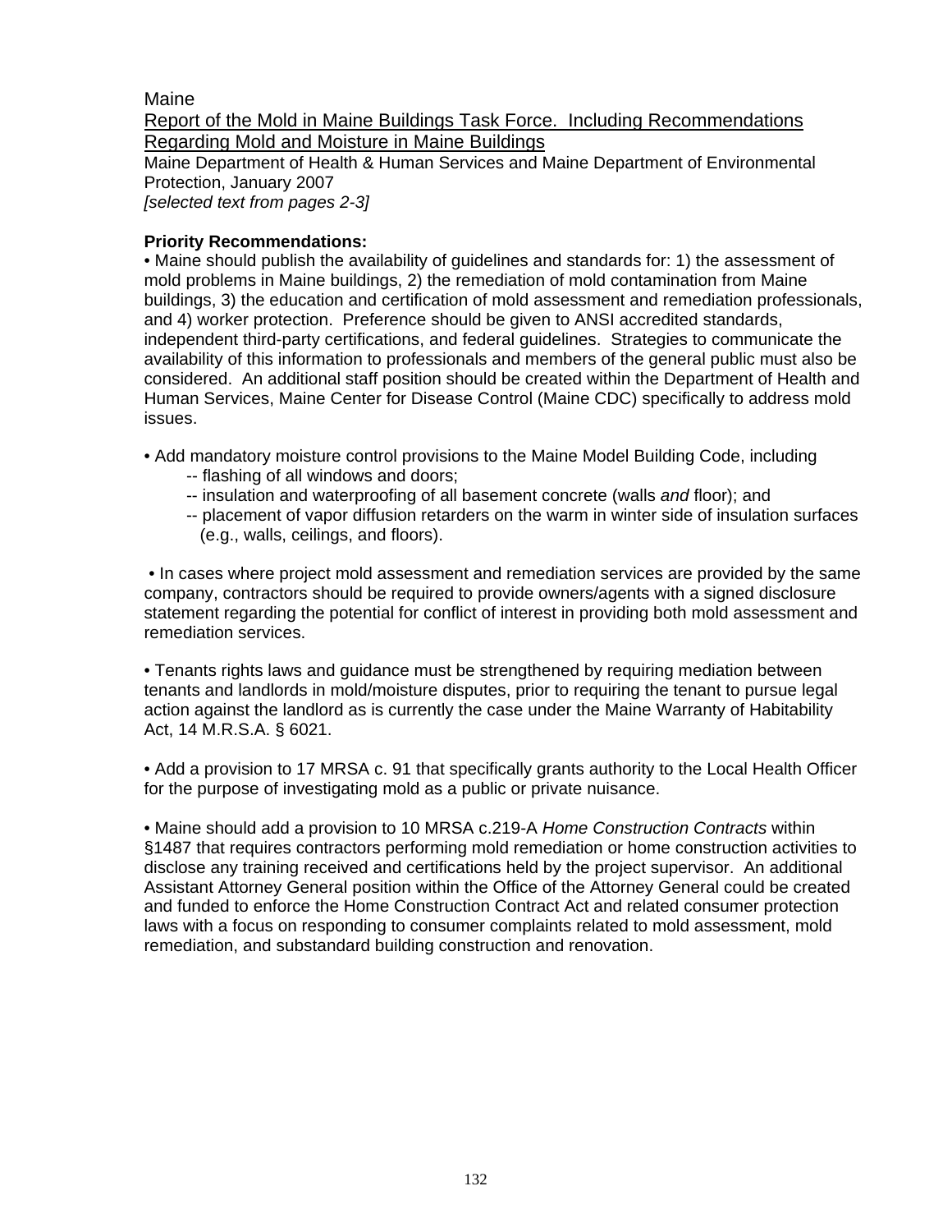Maine

Report of the Mold in Maine Buildings Task Force. Including Recommendations Regarding Mold and Moisture in Maine Buildings

Maine Department of Health & Human Services and Maine Department of Environmental Protection, January 2007

*[selected text from pages 2-3]*

**Priority Recommendations:**

- Maine should publish the availability of guidelines and standards for: 1) the assessment of mold problems in Maine buildings, 2) the remediation of mold contamination from Maine buildings, 3) the education and certification of mold assessment and remediation professionals, and 4) worker protection. Preference should be given to ANSI accredited standards, independent third-party certifications, and federal guidelines. Strategies to communicate the availability of this information to professionals and members of the general public must also be considered. An additional staff position should be created within the Department of Health and Human Services, Maine Center for Disease Control (Maine CDC) specifically to address mold issues.

- Add mandatory moisture control provisions to the Maine Model Building Code, including
  - -- flashing of all windows and doors;
  - -- insulation and waterproofing of all basement concrete (walls *and* floor); and
  - -- placement of vapor diffusion retarders on the warm in winter side of insulation surfaces (e.g., walls, ceilings, and floors).

- In cases where project mold assessment and remediation services are provided by the same company, contractors should be required to provide owners/agents with a signed disclosure statement regarding the potential for conflict of interest in providing both mold assessment and remediation services.

- Tenants rights laws and guidance must be strengthened by requiring mediation between tenants and landlords in mold/moisture disputes, prior to requiring the tenant to pursue legal action against the landlord as is currently the case under the Maine Warranty of Habitability Act, 14 M.R.S.A. § 6021.

- Add a provision to 17 MRSA c. 91 that specifically grants authority to the Local Health Officer for the purpose of investigating mold as a public or private nuisance.

- Maine should add a provision to 10 MRSA c.219-A *Home Construction Contracts* within §1487 that requires contractors performing mold remediation or home construction activities to disclose any training received and certifications held by the project supervisor. An additional Assistant Attorney General position within the Office of the Attorney General could be created and funded to enforce the Home Construction Contract Act and related consumer protection laws with a focus on responding to consumer complaints related to mold assessment, mold remediation, and substandard building construction and renovation.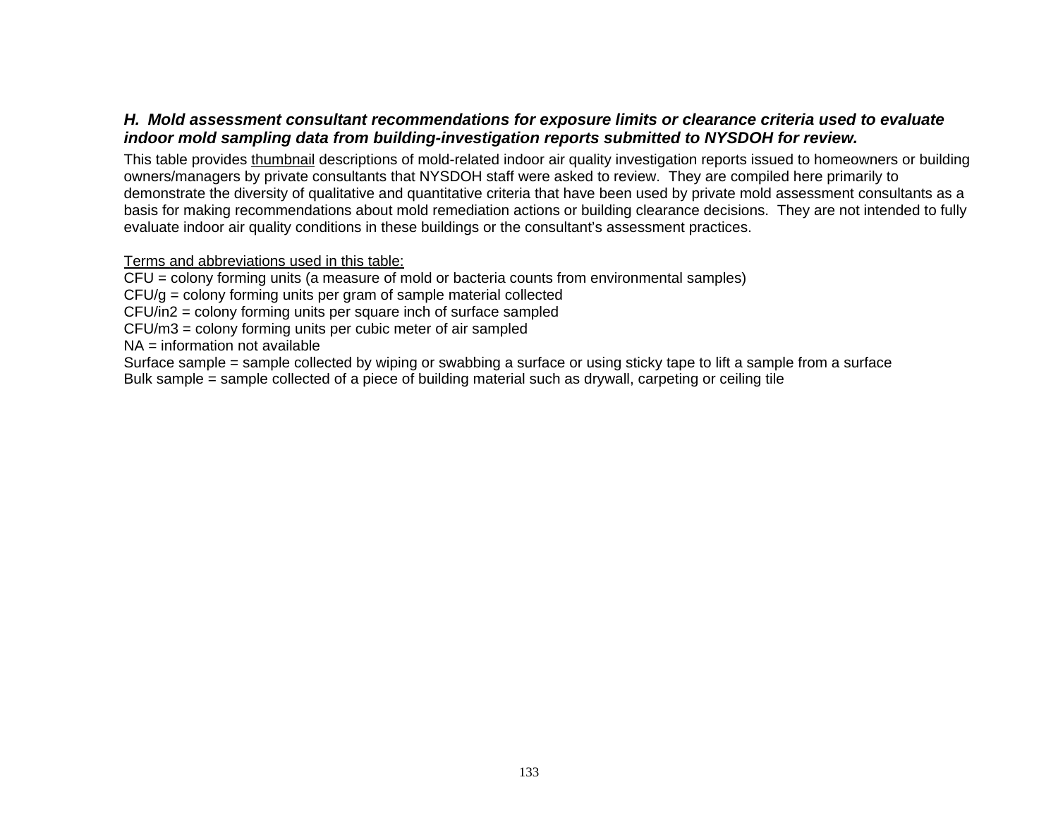### *H. Mold assessment consultant recommendations for exposure limits or clearance criteria used to evaluate indoor mold sampling data from building-investigation reports submitted to NYSDOH for review.*

This table provides thumbnail descriptions of mold-related indoor air quality investigation reports issued to homeowners or building owners/managers by private consultants that NYSDOH staff were asked to review. They are compiled here primarily to demonstrate the diversity of qualitative and quantitative criteria that have been used by private mold assessment consultants as a basis for making recommendations about mold remediation actions or building clearance decisions. They are not intended to fully evaluate indoor air quality conditions in these buildings or the consultant's assessment practices.

Terms and abbreviations used in this table:

CFU = colony forming units (a measure of mold or bacteria counts from environmental samples)
CFU/g = colony forming units per gram of sample material collected
CFU/in2 = colony forming units per square inch of surface sampled
CFU/m3 = colony forming units per cubic meter of air sampled
NA = information not available
Surface sample = sample collected by wiping or swabbing a surface or using sticky tape to lift a sample from a surface
Bulk sample = sample collected of a piece of building material such as drywall, carpeting or ceiling tile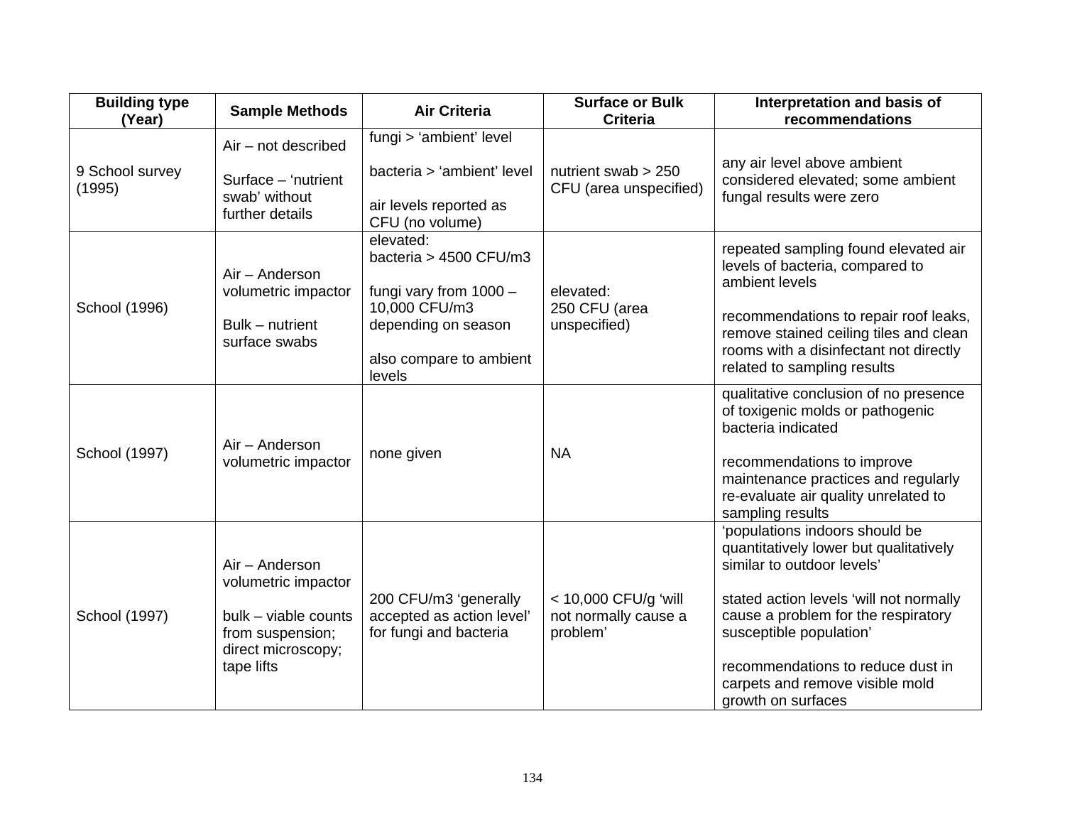| Building type (Year) | Sample Methods | Air Criteria | Surface or Bulk Criteria | Interpretation and basis of recommendations |
|---|---|---|---|---|
| 9 School survey (1995) | Air – not described<br><br>Surface – 'nutrient swab' without further details | fungi > 'ambient' level<br><br>bacteria > 'ambient' level<br><br>air levels reported as CFU (no volume) | nutrient swab > 250 CFU (area unspecified) | any air level above ambient considered elevated; some ambient fungal results were zero |
| School (1996) | Air – Anderson volumetric impactor<br><br>Bulk – nutrient surface swabs | elevated:<br>bacteria > 4500 CFU/m3<br><br>fungi vary from 1000 – 10,000 CFU/m3 depending on season<br><br>also compare to ambient levels | elevated:<br>250 CFU (area unspecified) | repeated sampling found elevated air levels of bacteria, compared to ambient levels<br><br>recommendations to repair roof leaks, remove stained ceiling tiles and clean rooms with a disinfectant not directly related to sampling results |
| School (1997) | Air – Anderson volumetric impactor | none given | NA | qualitative conclusion of no presence of toxigenic molds or pathogenic bacteria indicated<br><br>recommendations to improve maintenance practices and regularly re-evaluate air quality unrelated to sampling results |
| School (1997) | Air – Anderson volumetric impactor<br><br>bulk – viable counts from suspension; direct microscopy; tape lifts | 200 CFU/m3 'generally accepted as action level' for fungi and bacteria | < 10,000 CFU/g 'will not normally cause a problem' | 'populations indoors should be quantitatively lower but qualitatively similar to outdoor levels'<br><br>stated action levels 'will not normally cause a problem for the respiratory susceptible population'<br><br>recommendations to reduce dust in carpets and remove visible mold growth on surfaces |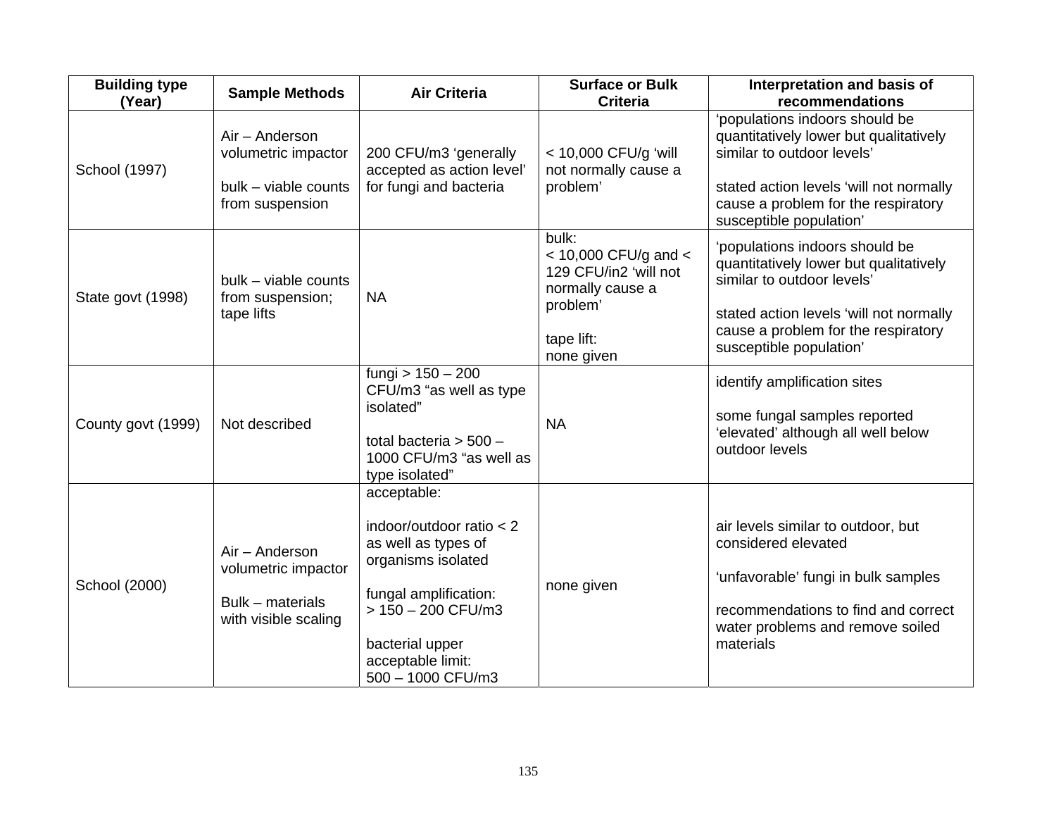| Building type (Year) | Sample Methods | Air Criteria | Surface or Bulk Criteria | Interpretation and basis of recommendations |
|---|---|---|---|---|
| School (1997) | Air – Anderson volumetric impactor<br><br>bulk – viable counts from suspension | 200 CFU/m3 ‘generally accepted as action level’ for fungi and bacteria | < 10,000 CFU/g ‘will not normally cause a problem’ | ‘populations indoors should be quantitatively lower but qualitatively similar to outdoor levels’<br><br>stated action levels ‘will not normally cause a problem for the respiratory susceptible population’ |
| State govt (1998) | bulk – viable counts from suspension; tape lifts | NA | bulk:<br>< 10,000 CFU/g and < 129 CFU/in2 ‘will not normally cause a problem’<br><br>tape lift:<br>none given | ‘populations indoors should be quantitatively lower but qualitatively similar to outdoor levels’<br><br>stated action levels ‘will not normally cause a problem for the respiratory susceptible population’ |
| County govt (1999) | Not described | fungi > 150 – 200 CFU/m3 “as well as type isolated”<br><br>total bacteria > 500 – 1000 CFU/m3 “as well as type isolated” | NA | identify amplification sites<br><br>some fungal samples reported ‘elevated’ although all well below outdoor levels |
| School (2000) | Air – Anderson volumetric impactor<br><br>Bulk – materials with visible scaling | acceptable:<br><br>indoor/outdoor ratio < 2 as well as types of organisms isolated<br><br>fungal amplification:<br>> 150 – 200 CFU/m3<br><br>bacterial upper acceptable limit:<br>500 – 1000 CFU/m3 | none given | air levels similar to outdoor, but considered elevated<br><br>‘unfavorable’ fungi in bulk samples<br><br>recommendations to find and correct water problems and remove soiled materials |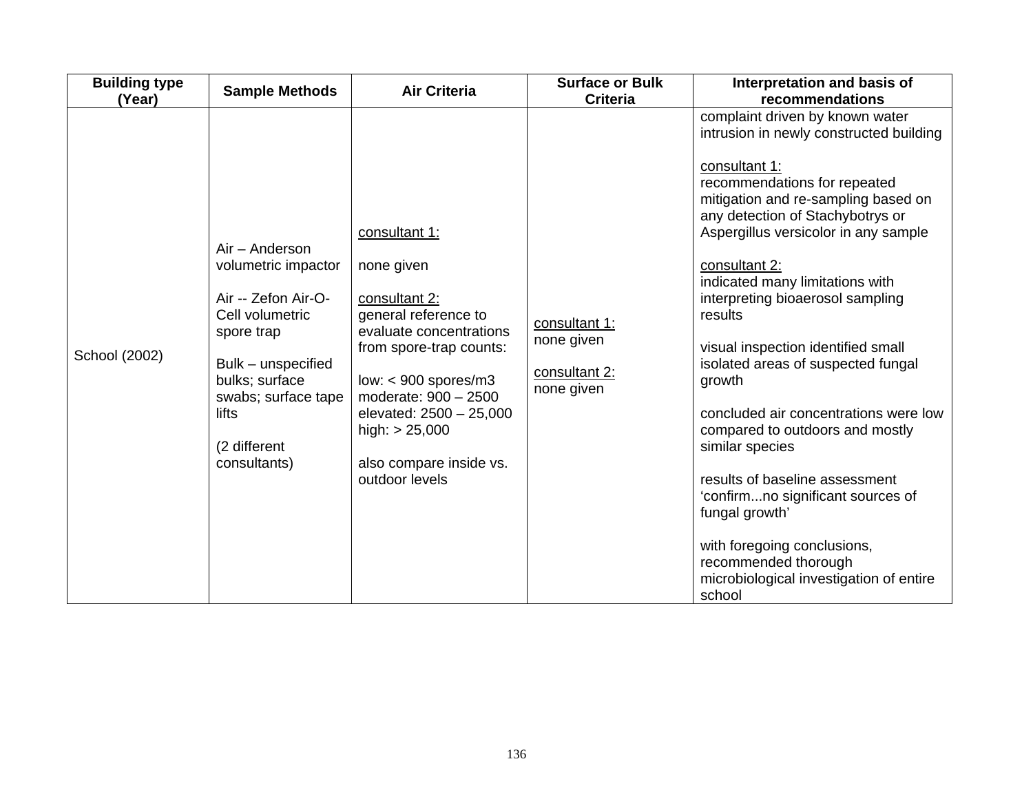| Building type (Year) | Sample Methods | Air Criteria | Surface or Bulk Criteria | Interpretation and basis of recommendations |
|---|---|---|---|---|
| School (2002) | Air – Anderson volumetric impactor<br><br>Air -- Zefon Air-O-Cell volumetric spore trap<br><br>Bulk – unspecified bulks; surface swabs; surface tape lifts<br><br>(2 different consultants) | consultant 1:<br><br>none given<br><br>consultant 2:<br>general reference to evaluate concentrations from spore-trap counts:<br><br>low: < 900 spores/m3<br>moderate: 900 – 2500<br>elevated: 2500 – 25,000<br>high: > 25,000<br><br>also compare inside vs. outdoor levels | consultant 1:<br>none given<br><br>consultant 2:<br>none given | complaint driven by known water intrusion in newly constructed building<br><br>consultant 1:<br>recommendations for repeated mitigation and re-sampling based on any detection of Stachybotrys or Aspergillus versicolor in any sample<br><br>consultant 2:<br>indicated many limitations with interpreting bioaerosol sampling results<br><br>visual inspection identified small isolated areas of suspected fungal growth<br><br>concluded air concentrations were low compared to outdoors and mostly similar species<br><br>results of baseline assessment 'confirm...no significant sources of fungal growth'<br><br>with foregoing conclusions, recommended thorough microbiological investigation of entire school |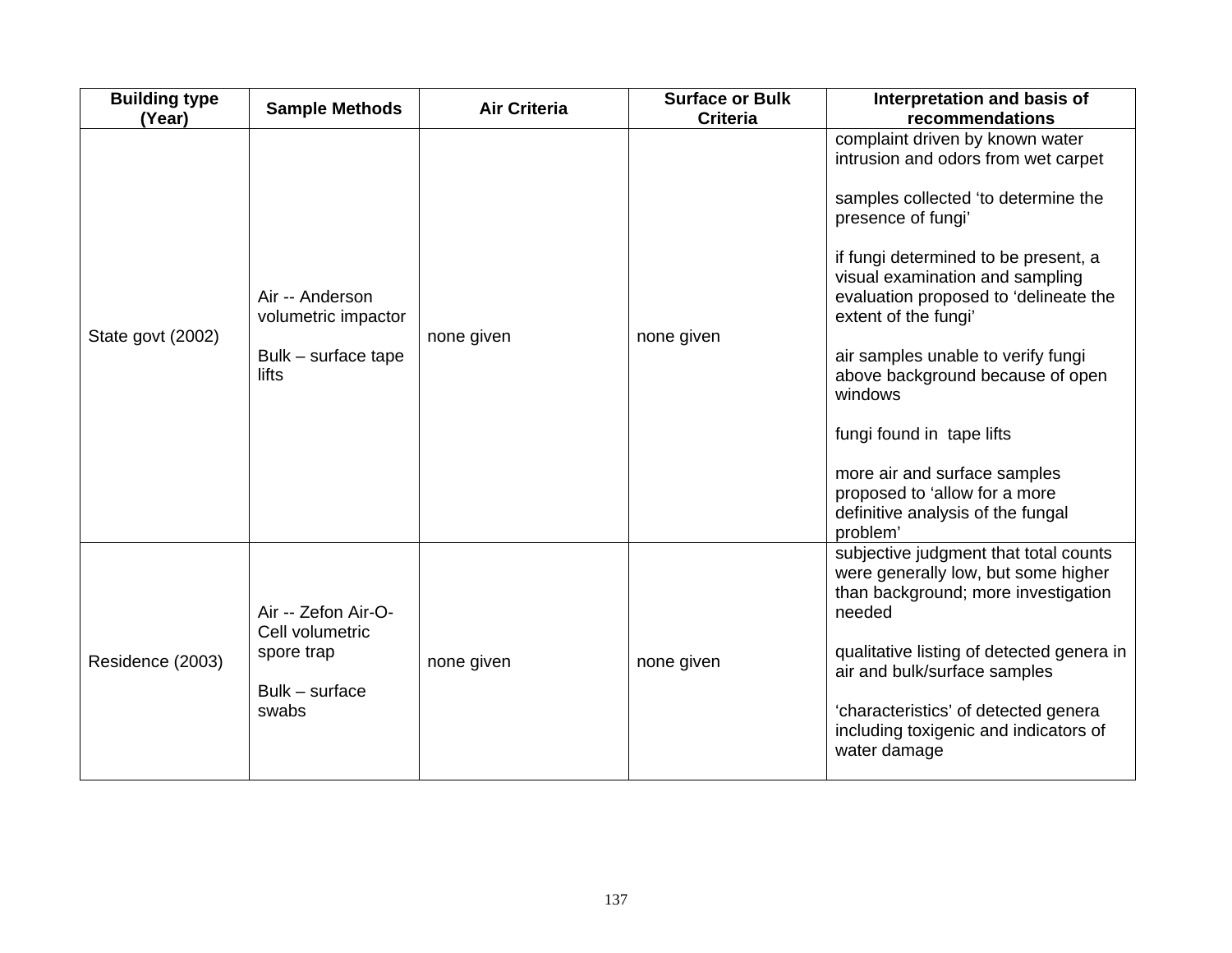| Building type (Year) | Sample Methods | Air Criteria | Surface or Bulk Criteria | Interpretation and basis of recommendations |
|---|---|---|---|---|
| State govt (2002) | Air -- Anderson volumetric impactor<br><br>Bulk – surface tape lifts | none given | none given | complaint driven by known water intrusion and odors from wet carpet<br><br>samples collected 'to determine the presence of fungi'<br><br>if fungi determined to be present, a visual examination and sampling evaluation proposed to 'delineate the extent of the fungi'<br><br>air samples unable to verify fungi above background because of open windows<br><br>fungi found in tape lifts<br><br>more air and surface samples proposed to 'allow for a more definitive analysis of the fungal problem' |
| Residence (2003) | Air -- Zefon Air-O-Cell volumetric spore trap<br><br>Bulk – surface swabs | none given | none given | subjective judgment that total counts were generally low, but some higher than background; more investigation needed<br><br>qualitative listing of detected genera in air and bulk/surface samples<br><br>'characteristics' of detected genera including toxigenic and indicators of water damage |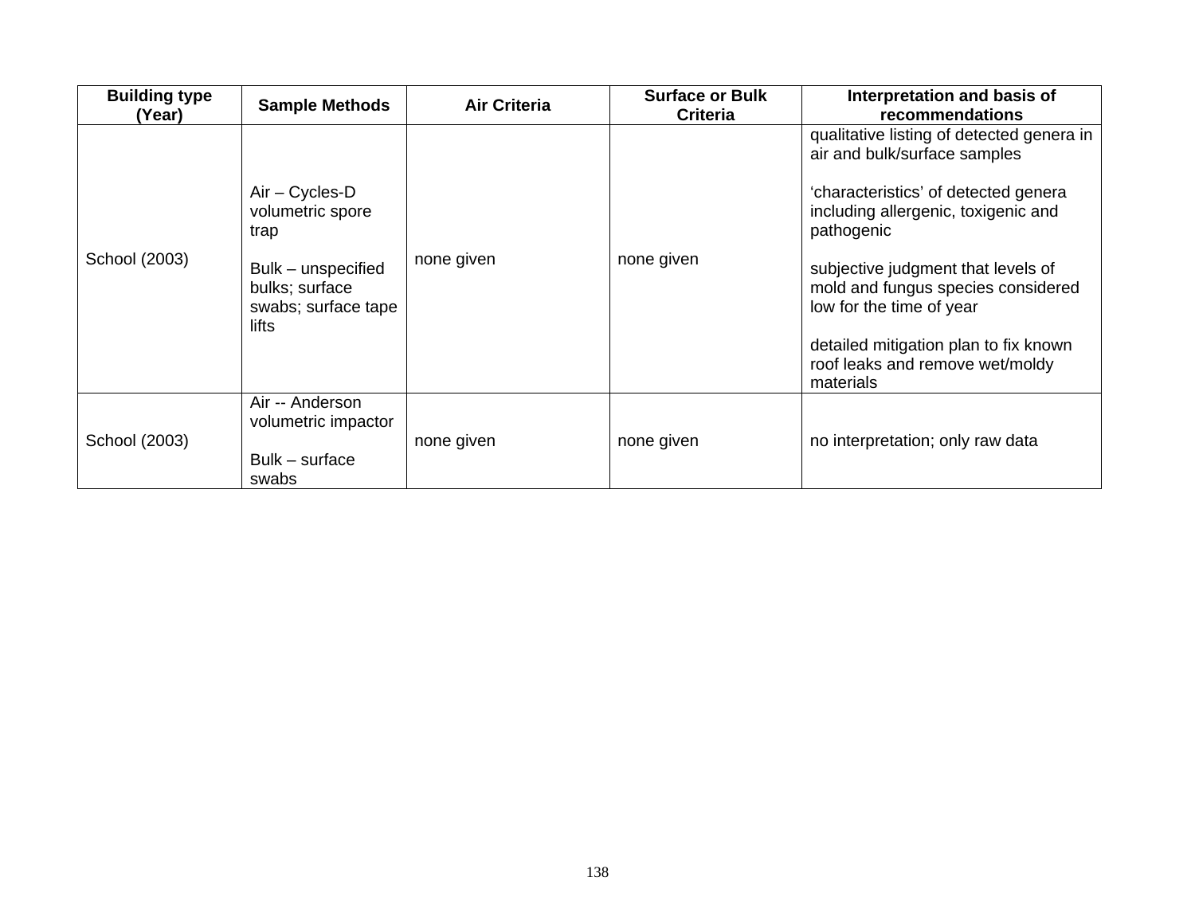| Building type (Year) | Sample Methods | Air Criteria | Surface or Bulk Criteria | Interpretation and basis of recommendations |
|---|---|---|---|---|
| School (2003) | Air – Cycles-D volumetric spore trap<br><br>Bulk – unspecified bulks; surface swabs; surface tape lifts | none given | none given | qualitative listing of detected genera in air and bulk/surface samples<br><br>'characteristics' of detected genera including allergenic, toxigenic and pathogenic<br><br>subjective judgment that levels of mold and fungus species considered low for the time of year<br><br>detailed mitigation plan to fix known roof leaks and remove wet/moldy materials |
| School (2003) | Air -- Anderson volumetric impactor<br><br>Bulk – surface swabs | none given | none given | no interpretation; only raw data |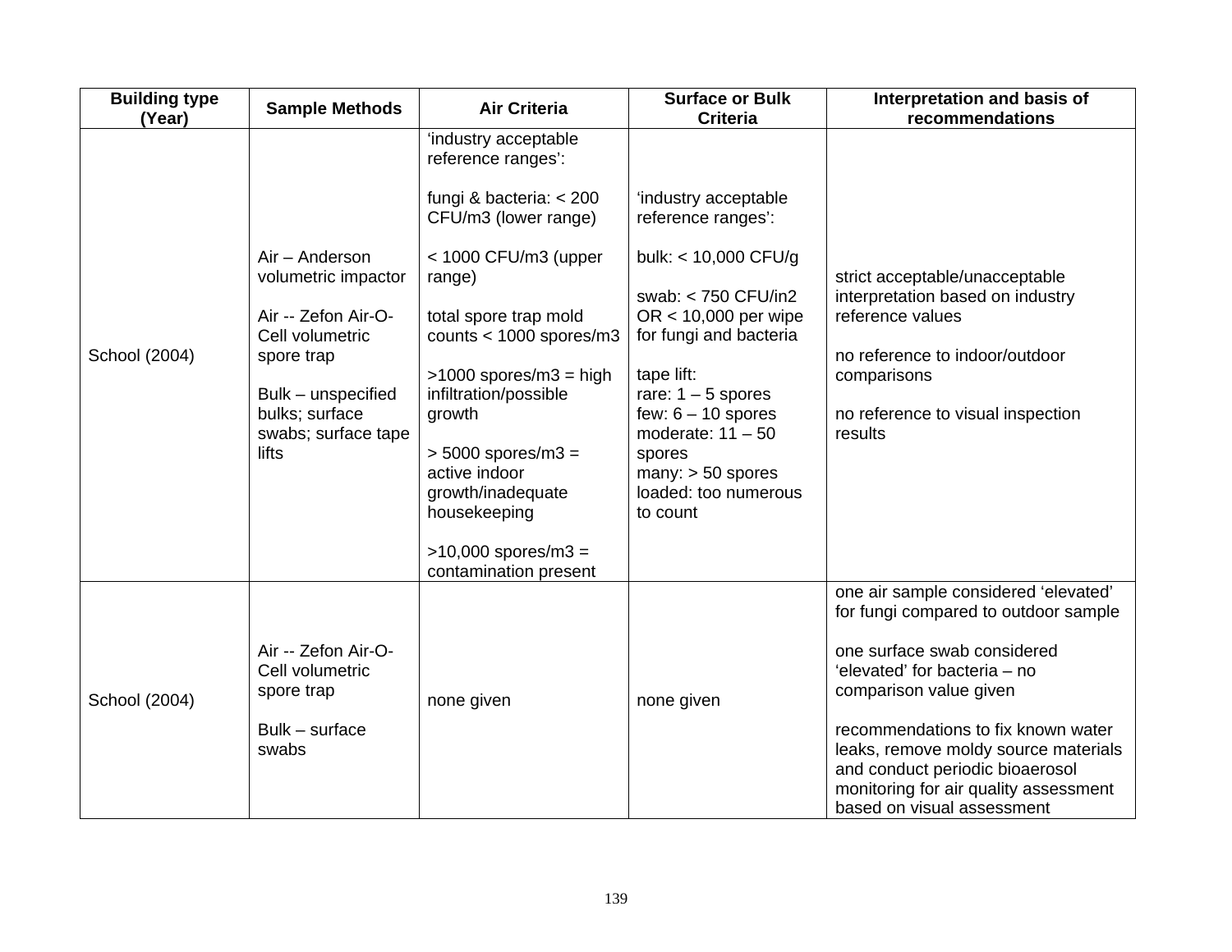| Building type (Year) | Sample Methods | Air Criteria | Surface or Bulk Criteria | Interpretation and basis of recommendations |
|---|---|---|---|---|
| School (2004) | Air – Anderson volumetric impactor<br><br>Air -- Zefon Air-O-Cell volumetric spore trap<br><br>Bulk – unspecified bulks; surface swabs; surface tape lifts | ‘industry acceptable reference ranges’:<br><br>fungi & bacteria: < 200 CFU/m3 (lower range)<br><br>< 1000 CFU/m3 (upper range)<br><br>total spore trap mold counts < 1000 spores/m3<br><br>>1000 spores/m3 = high infiltration/possible growth<br><br>> 5000 spores/m3 = active indoor growth/inadequate housekeeping<br><br>>10,000 spores/m3 = contamination present | ‘industry acceptable reference ranges’:<br><br>bulk: < 10,000 CFU/g<br><br>swab: < 750 CFU/in2 OR < 10,000 per wipe for fungi and bacteria<br><br>tape lift:<br>rare: 1 – 5 spores<br>few: 6 – 10 spores<br>moderate: 11 – 50 spores<br>many: > 50 spores<br>loaded: too numerous to count | strict acceptable/unacceptable interpretation based on industry reference values<br><br>no reference to indoor/outdoor comparisons<br><br>no reference to visual inspection results |
| School (2004) | Air -- Zefon Air-O-Cell volumetric spore trap<br><br>Bulk – surface swabs | none given | none given | one air sample considered ‘elevated’ for fungi compared to outdoor sample<br><br>one surface swab considered ‘elevated’ for bacteria – no comparison value given<br><br>recommendations to fix known water leaks, remove moldy source materials and conduct periodic bioaerosol monitoring for air quality assessment based on visual assessment |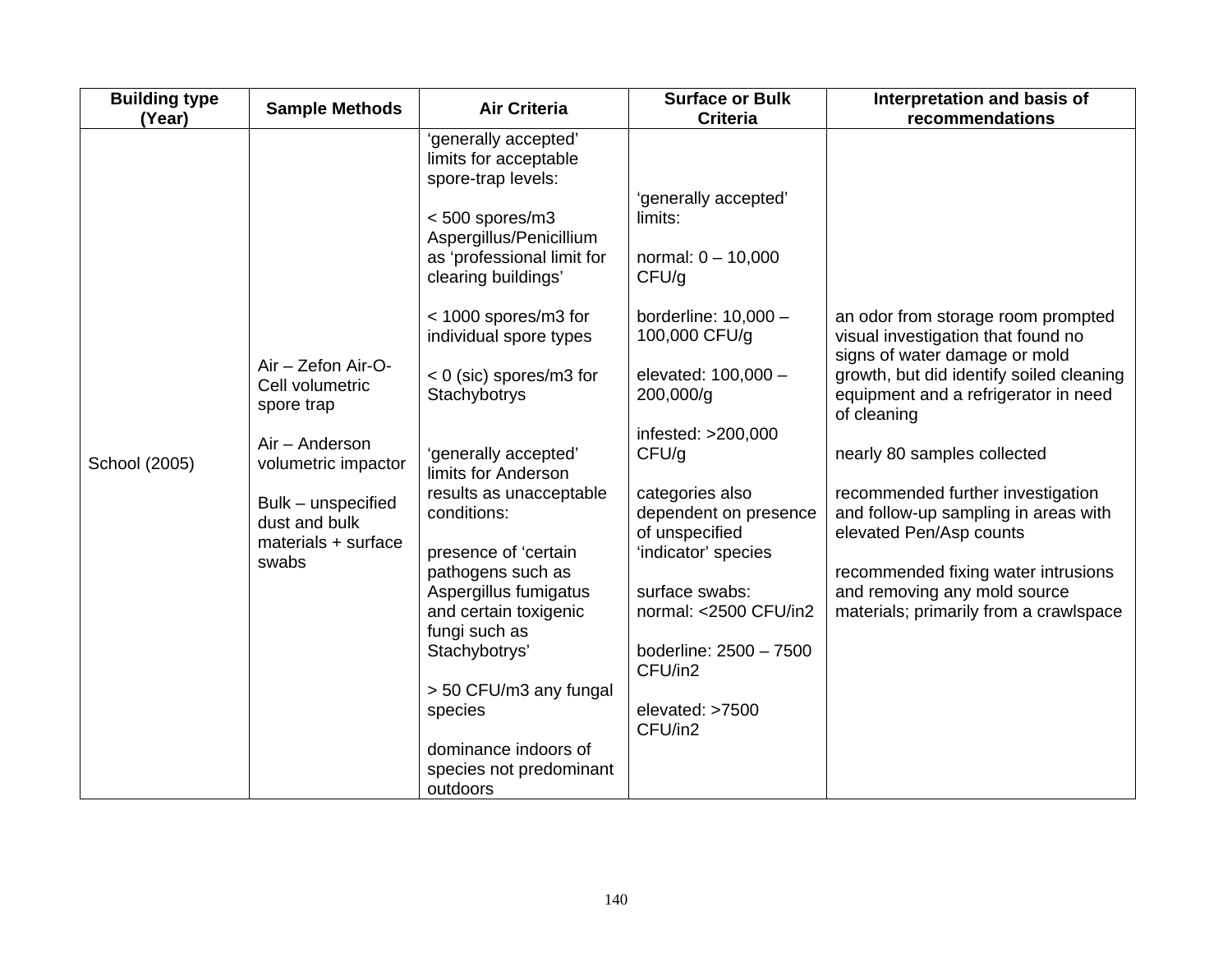| Building type (Year) | Sample Methods | Air Criteria | Surface or Bulk Criteria | Interpretation and basis of recommendations |
|---|---|---|---|---|
| School (2005) | Air – Zefon Air-O-Cell volumetric spore trap<br><br>Air – Anderson volumetric impactor<br><br>Bulk – unspecified dust and bulk materials + surface swabs | ‘generally accepted’ limits for acceptable spore-trap levels:<br><br>< 500 spores/m3 Aspergillus/Penicillium as ‘professional limit for clearing buildings’<br><br>< 1000 spores/m3 for individual spore types<br><br>< 0 (sic) spores/m3 for Stachybotrys<br><br>‘generally accepted’ limits for Anderson results as unacceptable conditions:<br><br>presence of ‘certain pathogens such as Aspergillus fumigatus and certain toxigenic fungi such as Stachybotrys’<br><br>> 50 CFU/m3 any fungal species<br><br>dominance indoors of species not predominant outdoors | ‘generally accepted’ limits:<br><br>normal: 0 – 10,000 CFU/g<br><br>borderline: 10,000 – 100,000 CFU/g<br><br>elevated: 100,000 – 200,000/g<br><br>infested: >200,000 CFU/g<br><br>categories also dependent on presence of unspecified ‘indicator’ species<br><br>surface swabs: normal: <2500 CFU/in2<br><br>boderline: 2500 – 7500 CFU/in2<br><br>elevated: >7500 CFU/in2 | an odor from storage room prompted visual investigation that found no signs of water damage or mold growth, but did identify soiled cleaning equipment and a refrigerator in need of cleaning<br><br>nearly 80 samples collected<br><br>recommended further investigation and follow-up sampling in areas with elevated Pen/Asp counts<br><br>recommended fixing water intrusions and removing any mold source materials; primarily from a crawlspace |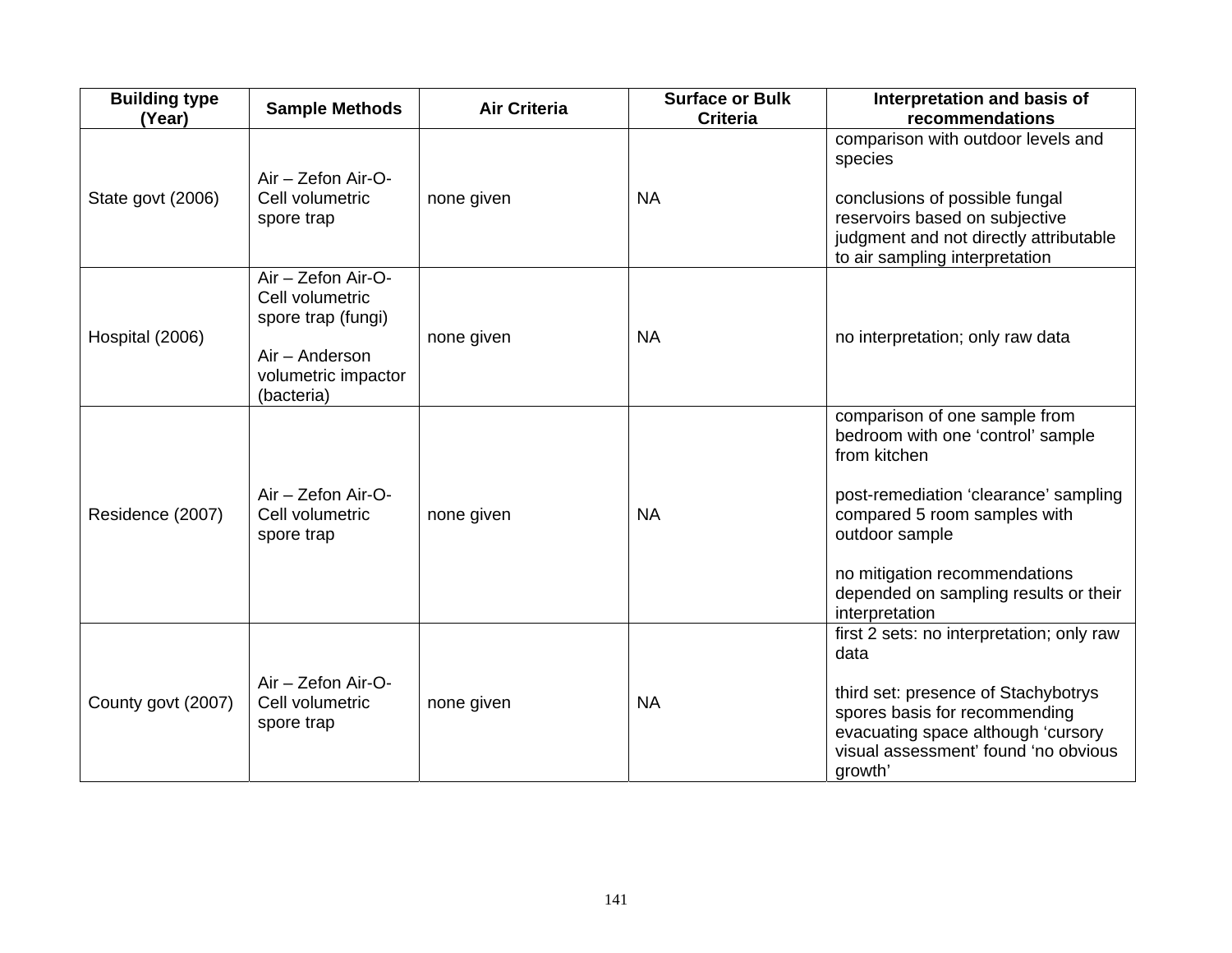| Building type (Year) | Sample Methods | Air Criteria | Surface or Bulk Criteria | Interpretation and basis of recommendations |
|---|---|---|---|---|
| State govt (2006) | Air – Zefon Air-O-Cell volumetric spore trap | none given | NA | comparison with outdoor levels and species<br><br>conclusions of possible fungal reservoirs based on subjective judgment and not directly attributable to air sampling interpretation |
| Hospital (2006) | Air – Zefon Air-O-Cell volumetric spore trap (fungi)<br><br>Air – Anderson volumetric impactor (bacteria) | none given | NA | no interpretation; only raw data |
| Residence (2007) | Air – Zefon Air-O-Cell volumetric spore trap | none given | NA | comparison of one sample from bedroom with one 'control' sample from kitchen<br><br>post-remediation 'clearance' sampling compared 5 room samples with outdoor sample<br><br>no mitigation recommendations depended on sampling results or their interpretation |
| County govt (2007) | Air – Zefon Air-O-Cell volumetric spore trap | none given | NA | first 2 sets: no interpretation; only raw data<br><br>third set: presence of Stachybotrys spores basis for recommending evacuating space although 'cursory visual assessment' found 'no obvious growth' |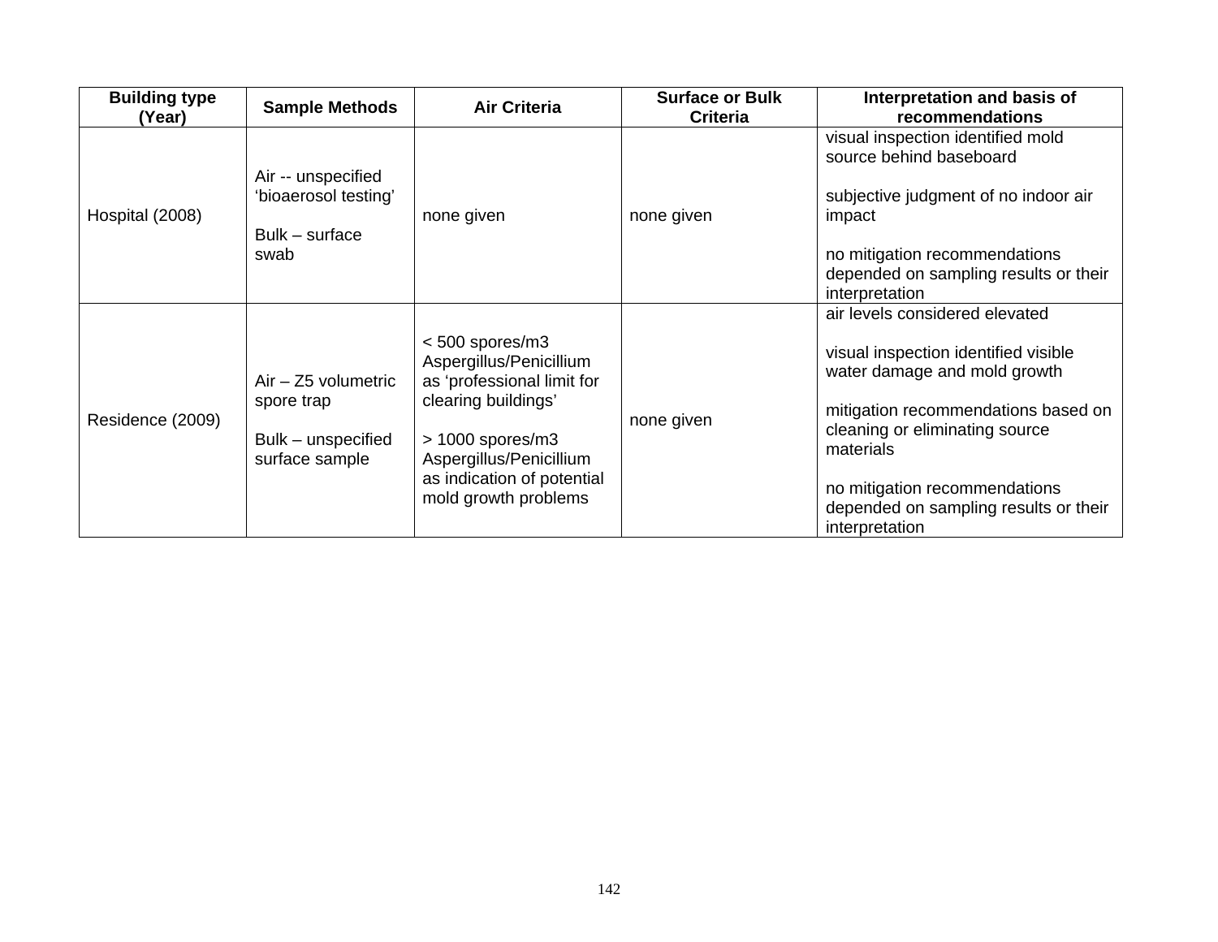| Building type (Year) | Sample Methods | Air Criteria | Surface or Bulk Criteria | Interpretation and basis of recommendations |
|---|---|---|---|---|
| Hospital (2008) | Air -- unspecified ‘bioaerosol testing’<br><br>Bulk – surface swab | none given | none given | visual inspection identified mold source behind baseboard<br><br>subjective judgment of no indoor air impact<br><br>no mitigation recommendations depended on sampling results or their interpretation |
| Residence (2009) | Air – Z5 volumetric spore trap<br><br>Bulk – unspecified surface sample | < 500 spores/m3 Aspergillus/Penicillium as ‘professional limit for clearing buildings’<br><br>> 1000 spores/m3 Aspergillus/Penicillium as indication of potential mold growth problems | none given | air levels considered elevated<br><br>visual inspection identified visible water damage and mold growth<br><br>mitigation recommendations based on cleaning or eliminating source materials<br><br>no mitigation recommendations depended on sampling results or their interpretation |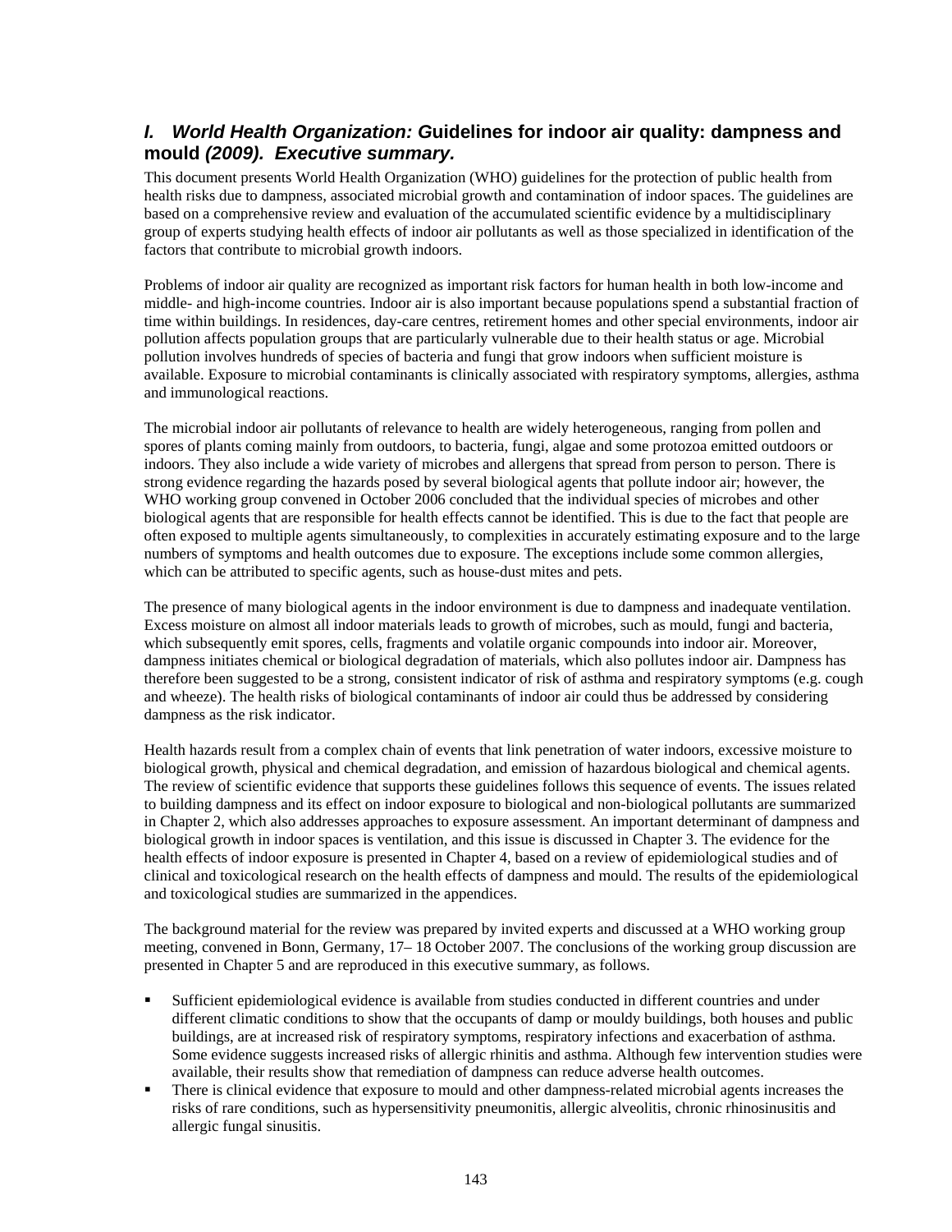## *I. World Health Organization: G*uidelines for indoor air quality: dampness and mould *(2009). Executive summary.*

This document presents World Health Organization (WHO) guidelines for the protection of public health from health risks due to dampness, associated microbial growth and contamination of indoor spaces. The guidelines are based on a comprehensive review and evaluation of the accumulated scientific evidence by a multidisciplinary group of experts studying health effects of indoor air pollutants as well as those specialized in identification of the factors that contribute to microbial growth indoors.

Problems of indoor air quality are recognized as important risk factors for human health in both low-income and middle- and high-income countries. Indoor air is also important because populations spend a substantial fraction of time within buildings. In residences, day-care centres, retirement homes and other special environments, indoor air pollution affects population groups that are particularly vulnerable due to their health status or age. Microbial pollution involves hundreds of species of bacteria and fungi that grow indoors when sufficient moisture is available. Exposure to microbial contaminants is clinically associated with respiratory symptoms, allergies, asthma and immunological reactions.

The microbial indoor air pollutants of relevance to health are widely heterogeneous, ranging from pollen and spores of plants coming mainly from outdoors, to bacteria, fungi, algae and some protozoa emitted outdoors or indoors. They also include a wide variety of microbes and allergens that spread from person to person. There is strong evidence regarding the hazards posed by several biological agents that pollute indoor air; however, the WHO working group convened in October 2006 concluded that the individual species of microbes and other biological agents that are responsible for health effects cannot be identified. This is due to the fact that people are often exposed to multiple agents simultaneously, to complexities in accurately estimating exposure and to the large numbers of symptoms and health outcomes due to exposure. The exceptions include some common allergies, which can be attributed to specific agents, such as house-dust mites and pets.

The presence of many biological agents in the indoor environment is due to dampness and inadequate ventilation. Excess moisture on almost all indoor materials leads to growth of microbes, such as mould, fungi and bacteria, which subsequently emit spores, cells, fragments and volatile organic compounds into indoor air. Moreover, dampness initiates chemical or biological degradation of materials, which also pollutes indoor air. Dampness has therefore been suggested to be a strong, consistent indicator of risk of asthma and respiratory symptoms (e.g. cough and wheeze). The health risks of biological contaminants of indoor air could thus be addressed by considering dampness as the risk indicator.

Health hazards result from a complex chain of events that link penetration of water indoors, excessive moisture to biological growth, physical and chemical degradation, and emission of hazardous biological and chemical agents. The review of scientific evidence that supports these guidelines follows this sequence of events. The issues related to building dampness and its effect on indoor exposure to biological and non-biological pollutants are summarized in Chapter 2, which also addresses approaches to exposure assessment. An important determinant of dampness and biological growth in indoor spaces is ventilation, and this issue is discussed in Chapter 3. The evidence for the health effects of indoor exposure is presented in Chapter 4, based on a review of epidemiological studies and of clinical and toxicological research on the health effects of dampness and mould. The results of the epidemiological and toxicological studies are summarized in the appendices.

The background material for the review was prepared by invited experts and discussed at a WHO working group meeting, convened in Bonn, Germany, 17– 18 October 2007. The conclusions of the working group discussion are presented in Chapter 5 and are reproduced in this executive summary, as follows.

- Sufficient epidemiological evidence is available from studies conducted in different countries and under different climatic conditions to show that the occupants of damp or mouldy buildings, both houses and public buildings, are at increased risk of respiratory symptoms, respiratory infections and exacerbation of asthma. Some evidence suggests increased risks of allergic rhinitis and asthma. Although few intervention studies were available, their results show that remediation of dampness can reduce adverse health outcomes.
- There is clinical evidence that exposure to mould and other dampness-related microbial agents increases the risks of rare conditions, such as hypersensitivity pneumonitis, allergic alveolitis, chronic rhinosinusitis and allergic fungal sinusitis.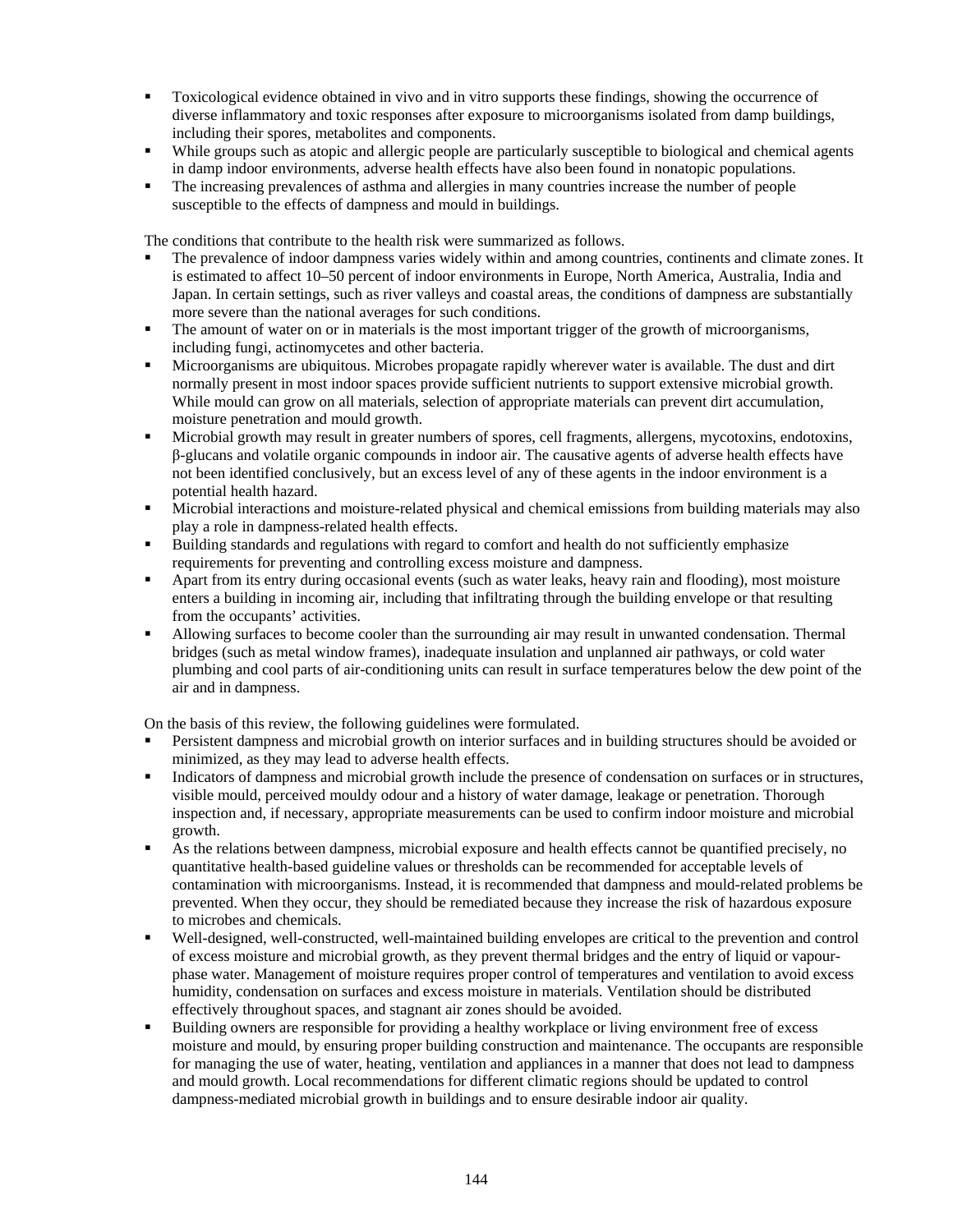- Toxicological evidence obtained in vivo and in vitro supports these findings, showing the occurrence of diverse inflammatory and toxic responses after exposure to microorganisms isolated from damp buildings, including their spores, metabolites and components.
- While groups such as atopic and allergic people are particularly susceptible to biological and chemical agents in damp indoor environments, adverse health effects have also been found in nonatopic populations.
- The increasing prevalences of asthma and allergies in many countries increase the number of people susceptible to the effects of dampness and mould in buildings.

The conditions that contribute to the health risk were summarized as follows.

- The prevalence of indoor dampness varies widely within and among countries, continents and climate zones. It is estimated to affect 10–50 percent of indoor environments in Europe, North America, Australia, India and Japan. In certain settings, such as river valleys and coastal areas, the conditions of dampness are substantially more severe than the national averages for such conditions.
- The amount of water on or in materials is the most important trigger of the growth of microorganisms, including fungi, actinomycetes and other bacteria.
- Microorganisms are ubiquitous. Microbes propagate rapidly wherever water is available. The dust and dirt normally present in most indoor spaces provide sufficient nutrients to support extensive microbial growth. While mould can grow on all materials, selection of appropriate materials can prevent dirt accumulation, moisture penetration and mould growth.
- Microbial growth may result in greater numbers of spores, cell fragments, allergens, mycotoxins, endotoxins, β-glucans and volatile organic compounds in indoor air. The causative agents of adverse health effects have not been identified conclusively, but an excess level of any of these agents in the indoor environment is a potential health hazard.
- Microbial interactions and moisture-related physical and chemical emissions from building materials may also play a role in dampness-related health effects.
- Building standards and regulations with regard to comfort and health do not sufficiently emphasize requirements for preventing and controlling excess moisture and dampness.
- Apart from its entry during occasional events (such as water leaks, heavy rain and flooding), most moisture enters a building in incoming air, including that infiltrating through the building envelope or that resulting from the occupants' activities.
- Allowing surfaces to become cooler than the surrounding air may result in unwanted condensation. Thermal bridges (such as metal window frames), inadequate insulation and unplanned air pathways, or cold water plumbing and cool parts of air-conditioning units can result in surface temperatures below the dew point of the air and in dampness.

On the basis of this review, the following guidelines were formulated.

- Persistent dampness and microbial growth on interior surfaces and in building structures should be avoided or minimized, as they may lead to adverse health effects.
- Indicators of dampness and microbial growth include the presence of condensation on surfaces or in structures, visible mould, perceived mouldy odour and a history of water damage, leakage or penetration. Thorough inspection and, if necessary, appropriate measurements can be used to confirm indoor moisture and microbial growth.
- As the relations between dampness, microbial exposure and health effects cannot be quantified precisely, no quantitative health-based guideline values or thresholds can be recommended for acceptable levels of contamination with microorganisms. Instead, it is recommended that dampness and mould-related problems be prevented. When they occur, they should be remediated because they increase the risk of hazardous exposure to microbes and chemicals.
- Well-designed, well-constructed, well-maintained building envelopes are critical to the prevention and control of excess moisture and microbial growth, as they prevent thermal bridges and the entry of liquid or vapour-phase water. Management of moisture requires proper control of temperatures and ventilation to avoid excess humidity, condensation on surfaces and excess moisture in materials. Ventilation should be distributed effectively throughout spaces, and stagnant air zones should be avoided.
- Building owners are responsible for providing a healthy workplace or living environment free of excess moisture and mould, by ensuring proper building construction and maintenance. The occupants are responsible for managing the use of water, heating, ventilation and appliances in a manner that does not lead to dampness and mould growth. Local recommendations for different climatic regions should be updated to control dampness-mediated microbial growth in buildings and to ensure desirable indoor air quality.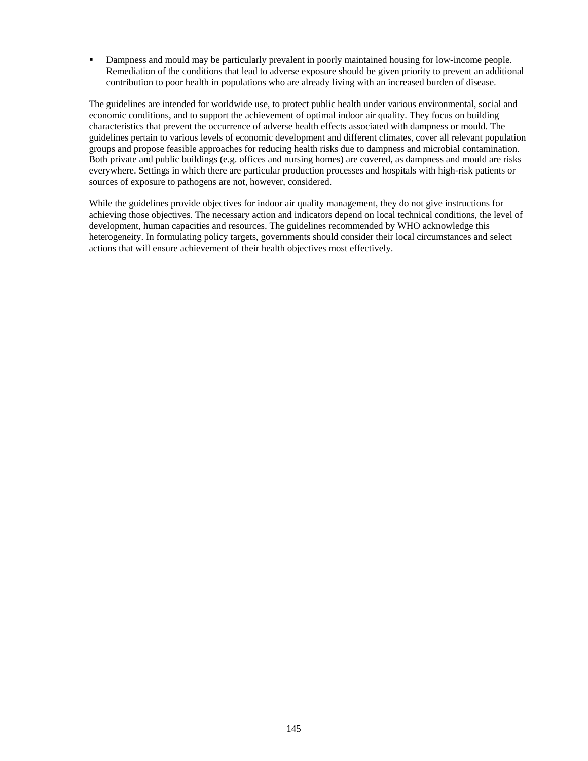- Dampness and mould may be particularly prevalent in poorly maintained housing for low-income people. Remediation of the conditions that lead to adverse exposure should be given priority to prevent an additional contribution to poor health in populations who are already living with an increased burden of disease.

The guidelines are intended for worldwide use, to protect public health under various environmental, social and economic conditions, and to support the achievement of optimal indoor air quality. They focus on building characteristics that prevent the occurrence of adverse health effects associated with dampness or mould. The guidelines pertain to various levels of economic development and different climates, cover all relevant population groups and propose feasible approaches for reducing health risks due to dampness and microbial contamination. Both private and public buildings (e.g. offices and nursing homes) are covered, as dampness and mould are risks everywhere. Settings in which there are particular production processes and hospitals with high-risk patients or sources of exposure to pathogens are not, however, considered.

While the guidelines provide objectives for indoor air quality management, they do not give instructions for achieving those objectives. The necessary action and indicators depend on local technical conditions, the level of development, human capacities and resources. The guidelines recommended by WHO acknowledge this heterogeneity. In formulating policy targets, governments should consider their local circumstances and select actions that will ensure achievement of their health objectives most effectively.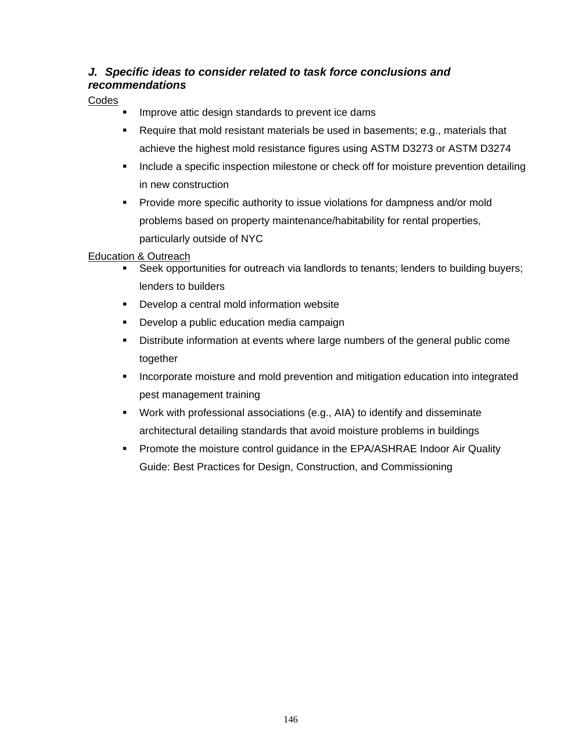### *J. Specific ideas to consider related to task force conclusions and recommendations*

Codes

- Improve attic design standards to prevent ice dams
- Require that mold resistant materials be used in basements; e.g., materials that achieve the highest mold resistance figures using ASTM D3273 or ASTM D3274
- Include a specific inspection milestone or check off for moisture prevention detailing in new construction
- Provide more specific authority to issue violations for dampness and/or mold problems based on property maintenance/habitability for rental properties, particularly outside of NYC

Education & Outreach

- Seek opportunities for outreach via landlords to tenants; lenders to building buyers; lenders to builders
- Develop a central mold information website
- Develop a public education media campaign
- Distribute information at events where large numbers of the general public come together
- Incorporate moisture and mold prevention and mitigation education into integrated pest management training
- Work with professional associations (e.g., AIA) to identify and disseminate architectural detailing standards that avoid moisture problems in buildings
- Promote the moisture control guidance in the EPA/ASHRAE Indoor Air Quality Guide: Best Practices for Design, Construction, and Commissioning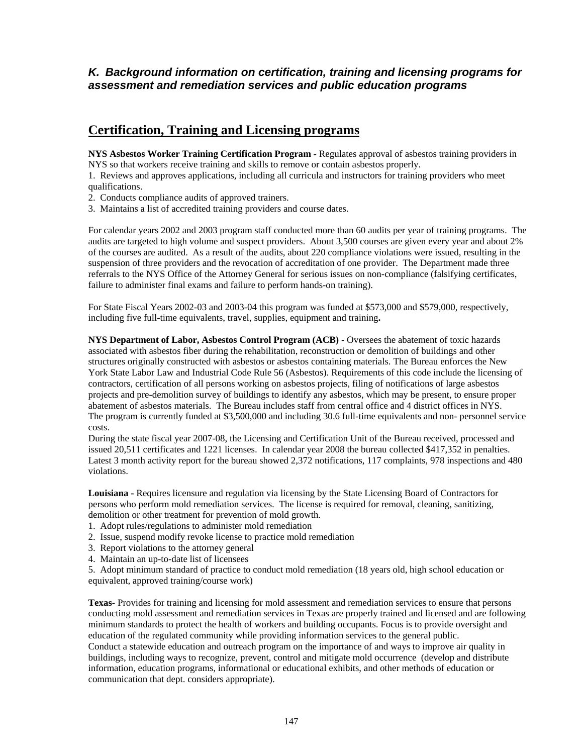### *K. Background information on certification, training and licensing programs for assessment and remediation services and public education programs*

## Certification, Training and Licensing programs

**NYS Asbestos Worker Training Certification Program -** Regulates approval of asbestos training providers in NYS so that workers receive training and skills to remove or contain asbestos properly.

1. Reviews and approves applications, including all curricula and instructors for training providers who meet qualifications.
2. Conducts compliance audits of approved trainers.
3. Maintains a list of accredited training providers and course dates.

For calendar years 2002 and 2003 program staff conducted more than 60 audits per year of training programs. The audits are targeted to high volume and suspect providers. About 3,500 courses are given every year and about 2% of the courses are audited. As a result of the audits, about 220 compliance violations were issued, resulting in the suspension of three providers and the revocation of accreditation of one provider. The Department made three referrals to the NYS Office of the Attorney General for serious issues on non-compliance (falsifying certificates, failure to administer final exams and failure to perform hands-on training).

For State Fiscal Years 2002-03 and 2003-04 this program was funded at $573,000 and $579,000, respectively, including five full-time equivalents, travel, supplies, equipment and training**.**

**NYS Department of Labor, Asbestos Control Program (ACB)** - Oversees the abatement of toxic hazards associated with asbestos fiber during the rehabilitation, reconstruction or demolition of buildings and other structures originally constructed with asbestos or asbestos containing materials. The Bureau enforces the New York State Labor Law and Industrial Code Rule 56 (Asbestos). Requirements of this code include the licensing of contractors, certification of all persons working on asbestos projects, filing of notifications of large asbestos projects and pre-demolition survey of buildings to identify any asbestos, which may be present, to ensure proper abatement of asbestos materials. The Bureau includes staff from central office and 4 district offices in NYS. The program is currently funded at $3,500,000 and including 30.6 full-time equivalents and non- personnel service costs.
During the state fiscal year 2007-08, the Licensing and Certification Unit of the Bureau received, processed and issued 20,511 certificates and 1221 licenses. In calendar year 2008 the bureau collected $417,352 in penalties. Latest 3 month activity report for the bureau showed 2,372 notifications, 117 complaints, 978 inspections and 480 violations.

**Louisiana -** Requires licensure and regulation via licensing by the State Licensing Board of Contractors for persons who perform mold remediation services. The license is required for removal, cleaning, sanitizing, demolition or other treatment for prevention of mold growth.

1. Adopt rules/regulations to administer mold remediation
2. Issue, suspend modify revoke license to practice mold remediation
3. Report violations to the attorney general
4. Maintain an up-to-date list of licensees
5. Adopt minimum standard of practice to conduct mold remediation (18 years old, high school education or equivalent, approved training/course work)

**Texas-** Provides for training and licensing for mold assessment and remediation services to ensure that persons conducting mold assessment and remediation services in Texas are properly trained and licensed and are following minimum standards to protect the health of workers and building occupants. Focus is to provide oversight and education of the regulated community while providing information services to the general public.
Conduct a statewide education and outreach program on the importance of and ways to improve air quality in buildings, including ways to recognize, prevent, control and mitigate mold occurrence (develop and distribute information, education programs, informational or educational exhibits, and other methods of education or communication that dept. considers appropriate).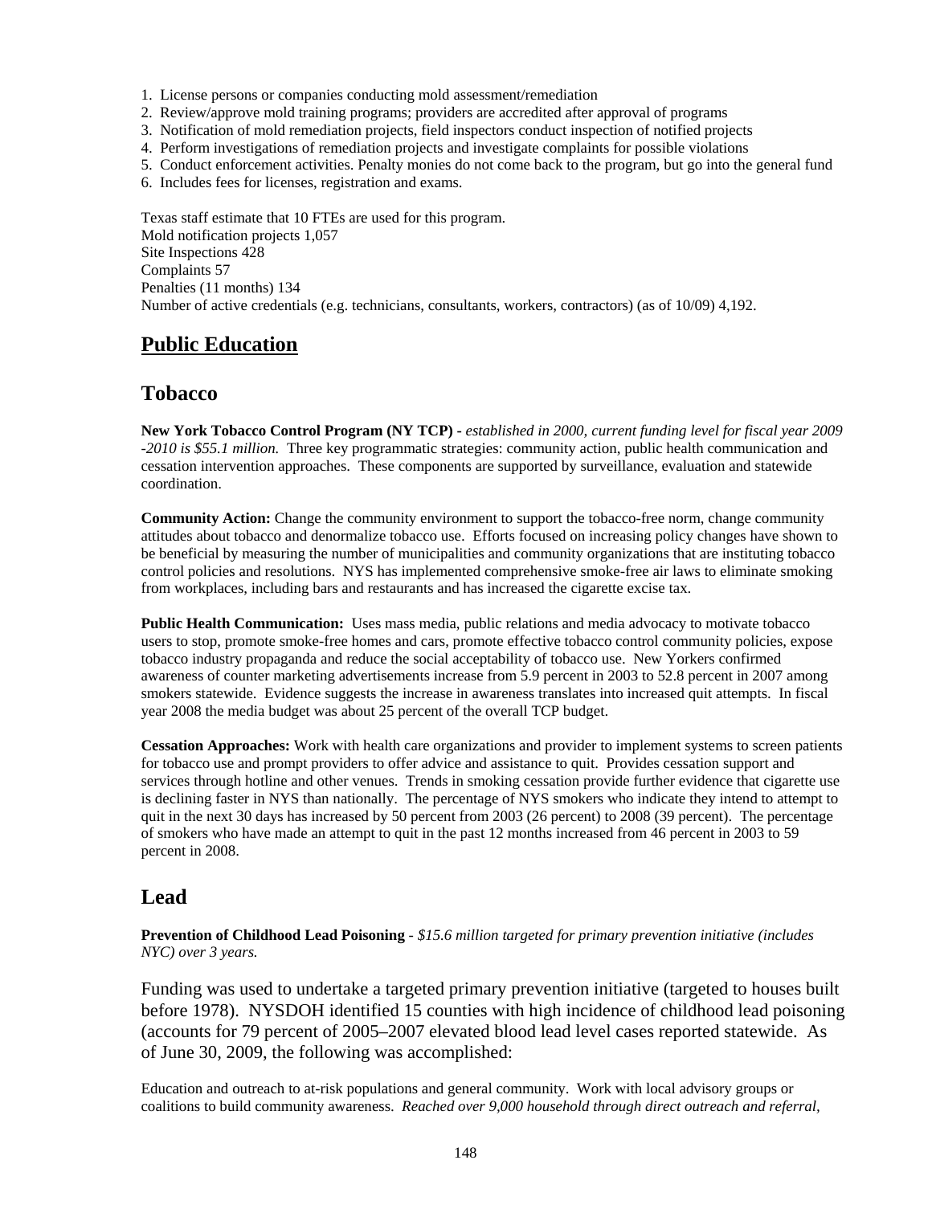1. License persons or companies conducting mold assessment/remediation
2. Review/approve mold training programs; providers are accredited after approval of programs
3. Notification of mold remediation projects, field inspectors conduct inspection of notified projects
4. Perform investigations of remediation projects and investigate complaints for possible violations
5. Conduct enforcement activities. Penalty monies do not come back to the program, but go into the general fund
6. Includes fees for licenses, registration and exams.

Texas staff estimate that 10 FTEs are used for this program.
Mold notification projects 1,057
Site Inspections 428
Complaints 57
Penalties (11 months) 134
Number of active credentials (e.g. technicians, consultants, workers, contractors) (as of 10/09) 4,192.

# Public Education

## Tobacco

**New York Tobacco Control Program (NY TCP)** - *established in 2000, current funding level for fiscal year 2009 -2010 is $55.1 million.* Three key programmatic strategies: community action, public health communication and cessation intervention approaches. These components are supported by surveillance, evaluation and statewide coordination.

**Community Action:** Change the community environment to support the tobacco-free norm, change community attitudes about tobacco and denormalize tobacco use. Efforts focused on increasing policy changes have shown to be beneficial by measuring the number of municipalities and community organizations that are instituting tobacco control policies and resolutions. NYS has implemented comprehensive smoke-free air laws to eliminate smoking from workplaces, including bars and restaurants and has increased the cigarette excise tax.

**Public Health Communication:** Uses mass media, public relations and media advocacy to motivate tobacco users to stop, promote smoke-free homes and cars, promote effective tobacco control community policies, expose tobacco industry propaganda and reduce the social acceptability of tobacco use. New Yorkers confirmed awareness of counter marketing advertisements increase from 5.9 percent in 2003 to 52.8 percent in 2007 among smokers statewide. Evidence suggests the increase in awareness translates into increased quit attempts. In fiscal year 2008 the media budget was about 25 percent of the overall TCP budget.

**Cessation Approaches:** Work with health care organizations and provider to implement systems to screen patients for tobacco use and prompt providers to offer advice and assistance to quit. Provides cessation support and services through hotline and other venues. Trends in smoking cessation provide further evidence that cigarette use is declining faster in NYS than nationally. The percentage of NYS smokers who indicate they intend to attempt to quit in the next 30 days has increased by 50 percent from 2003 (26 percent) to 2008 (39 percent). The percentage of smokers who have made an attempt to quit in the past 12 months increased from 46 percent in 2003 to 59 percent in 2008.

## Lead

**Prevention of Childhood Lead Poisoning** - *$15.6 million targeted for primary prevention initiative (includes NYC) over 3 years.*

Funding was used to undertake a targeted primary prevention initiative (targeted to houses built before 1978). NYSDOH identified 15 counties with high incidence of childhood lead poisoning (accounts for 79 percent of 2005–2007 elevated blood lead level cases reported statewide. As of June 30, 2009, the following was accomplished:

Education and outreach to at-risk populations and general community. Work with local advisory groups or coalitions to build community awareness. *Reached over 9,000 household through direct outreach and referral,*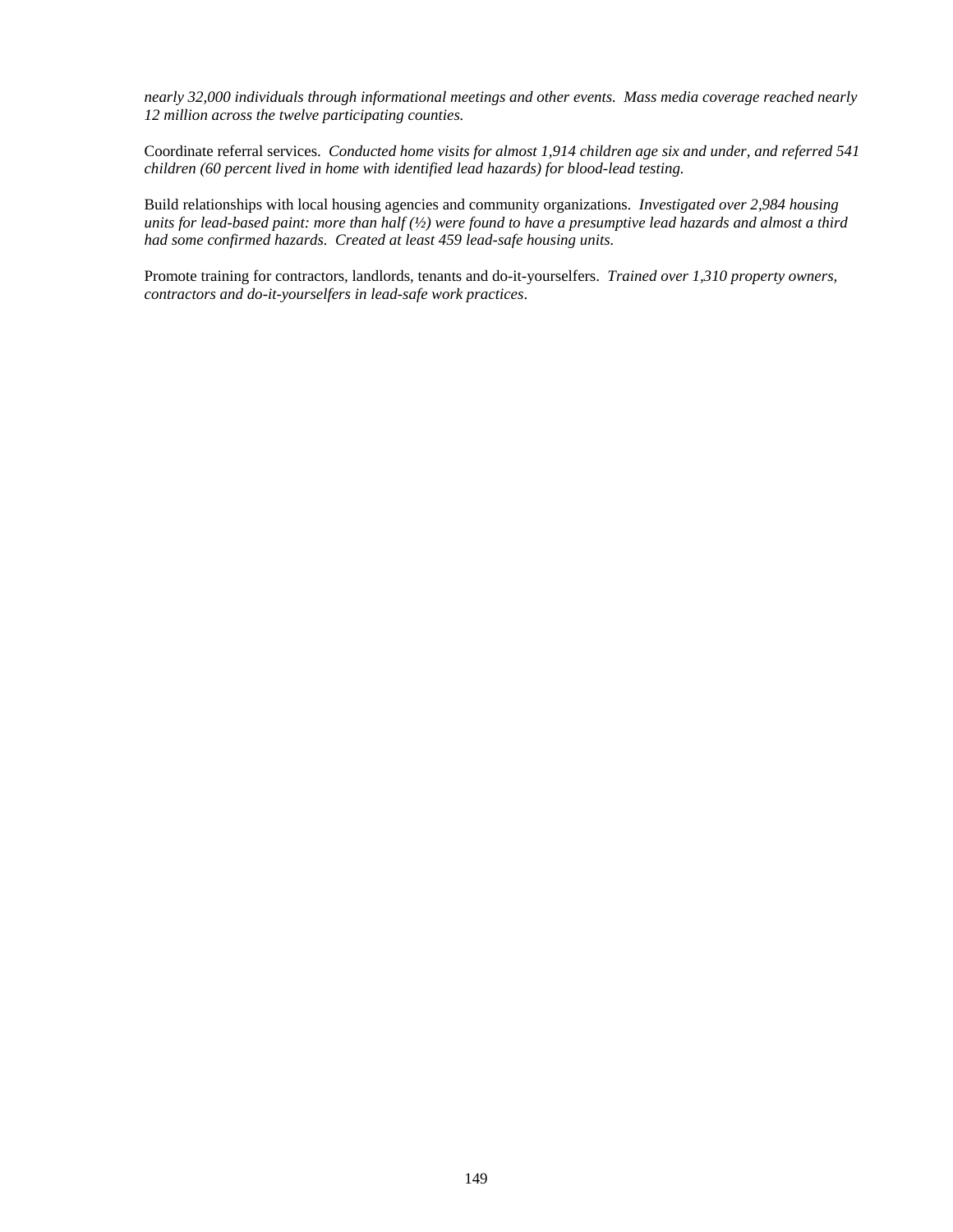*nearly 32,000 individuals through informational meetings and other events. Mass media coverage reached nearly 12 million across the twelve participating counties.*

Coordinate referral services. *Conducted home visits for almost 1,914 children age six and under, and referred 541 children (60 percent lived in home with identified lead hazards) for blood-lead testing.*

Build relationships with local housing agencies and community organizations. *Investigated over 2,984 housing units for lead-based paint: more than half (½) were found to have a presumptive lead hazards and almost a third had some confirmed hazards. Created at least 459 lead-safe housing units.*

Promote training for contractors, landlords, tenants and do-it-yourselfers. *Trained over 1,310 property owners, contractors and do-it-yourselfers in lead-safe work practices*.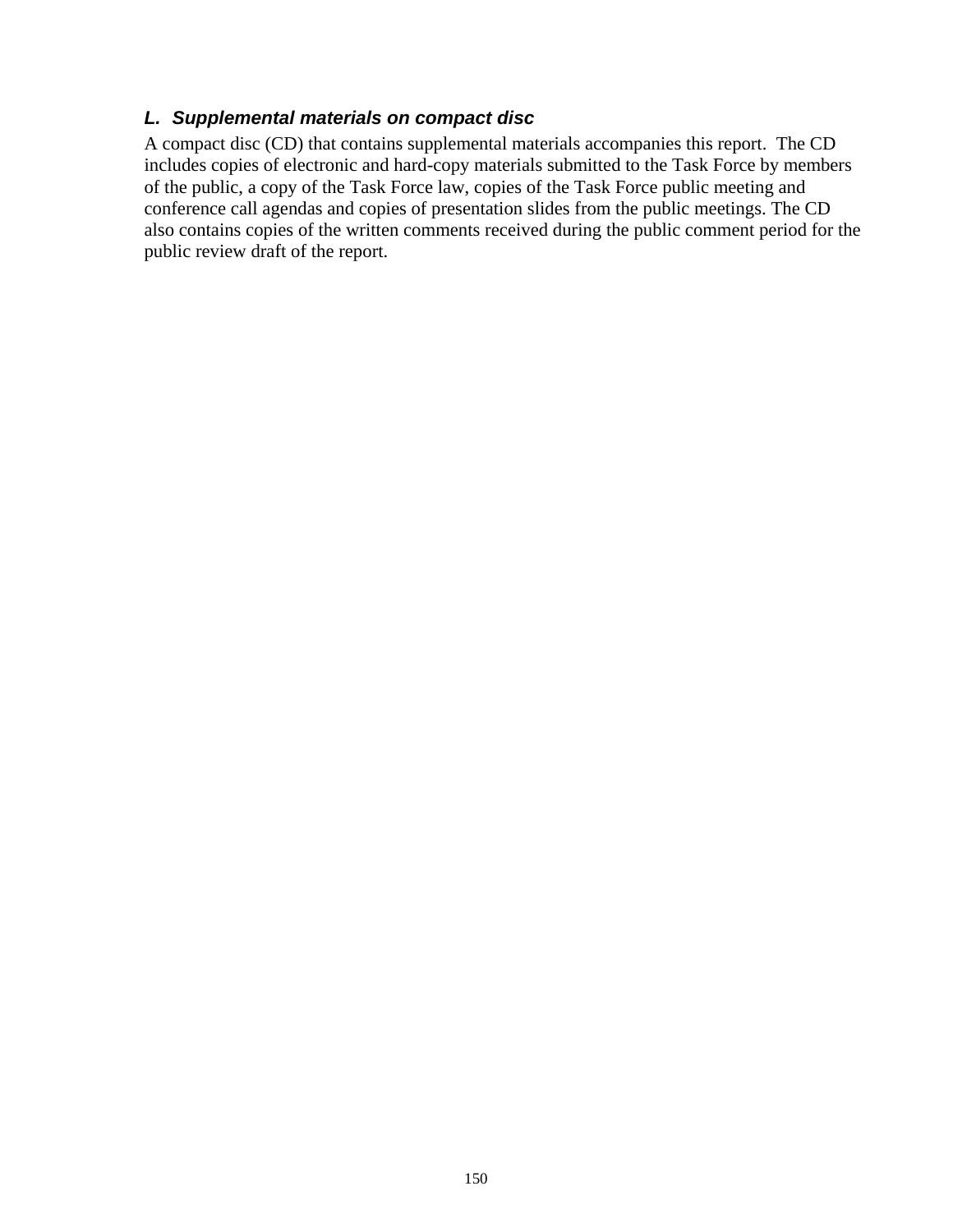### *L. Supplemental materials on compact disc*

A compact disc (CD) that contains supplemental materials accompanies this report. The CD includes copies of electronic and hard-copy materials submitted to the Task Force by members of the public, a copy of the Task Force law, copies of the Task Force public meeting and conference call agendas and copies of presentation slides from the public meetings. The CD also contains copies of the written comments received during the public comment period for the public review draft of the report.